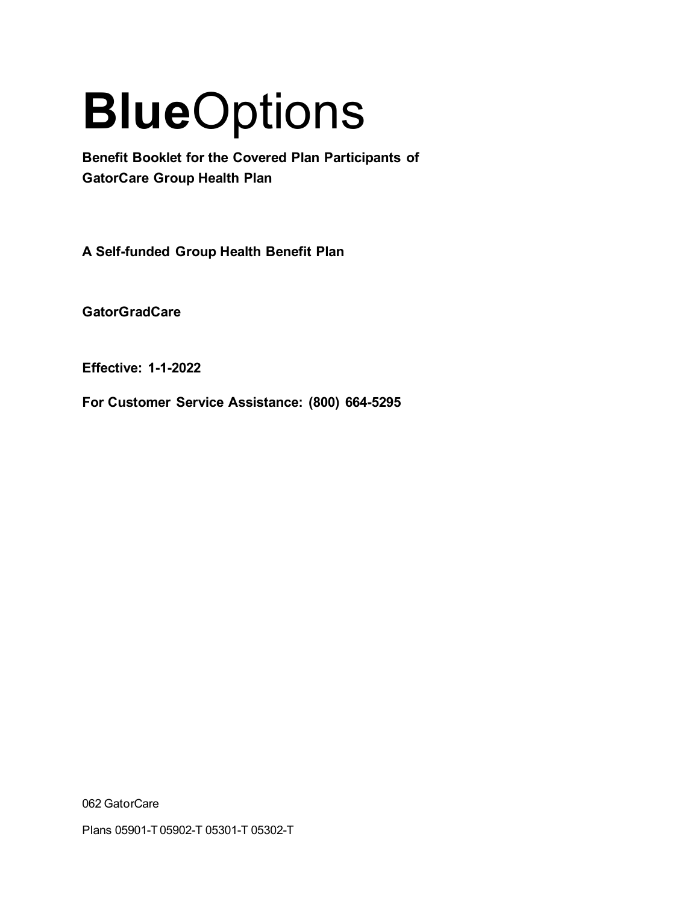# **Blue**Options

**Benefit Booklet for the Covered Plan Participants of GatorCare Group Health Plan**

**A Self-funded Group Health Benefit Plan**

**GatorGradCare**

**Effective: 1-1-2022**

**For Customer Service Assistance: (800) 664-5295**

062 GatorCare

Plans 05901-T 05902-T 05301-T 05302-T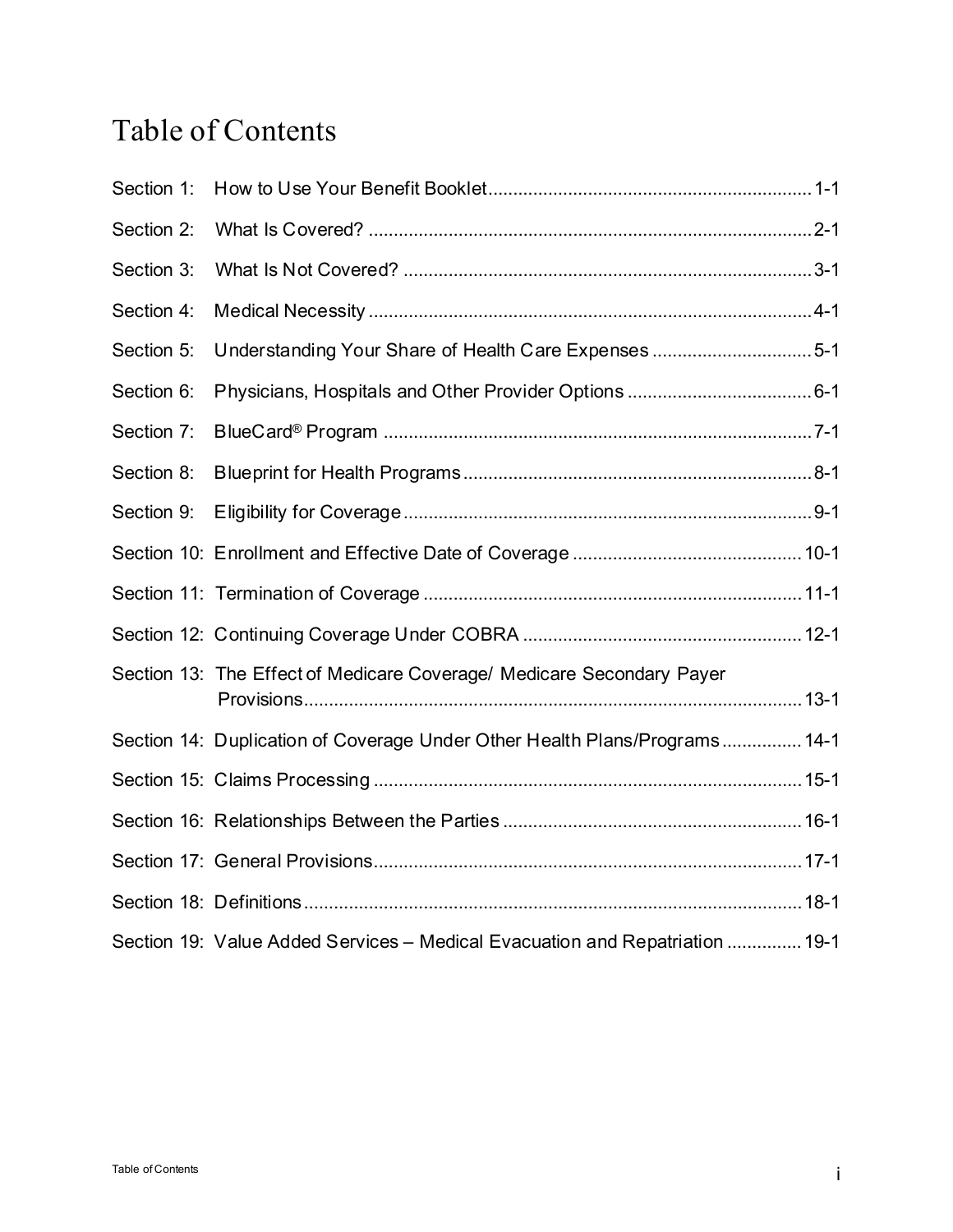# Table of Contents

| | | |
|---|---|---|
| Section 1: | How to Use Your Benefit Booklet | 1-1 |
| Section 2: | What Is Covered? | 2-1 |
| Section 3: | What Is Not Covered? | 3-1 |
| Section 4: | Medical Necessity | 4-1 |
| Section 5: | Understanding Your Share of Health Care Expenses | 5-1 |
| Section 6: | Physicians, Hospitals and Other Provider Options | 6-1 |
| Section 7: | BlueCard® Program | 7-1 |
| Section 8: | Blueprint for Health Programs | 8-1 |
| Section 9: | Eligibility for Coverage | 9-1 |
| Section 10: | Enrollment and Effective Date of Coverage | 10-1 |
| Section 11: | Termination of Coverage | 11-1 |
| Section 12: | Continuing Coverage Under COBRA | 12-1 |
| Section 13: | The Effect of Medicare Coverage/ Medicare Secondary Payer Provisions | 13-1 |
| Section 14: | Duplication of Coverage Under Other Health Plans/Programs | 14-1 |
| Section 15: | Claims Processing | 15-1 |
| Section 16: | Relationships Between the Parties | 16-1 |
| Section 17: | General Provisions | 17-1 |
| Section 18: | Definitions | 18-1 |
| Section 19: | Value Added Services – Medical Evacuation and Repatriation | 19-1 |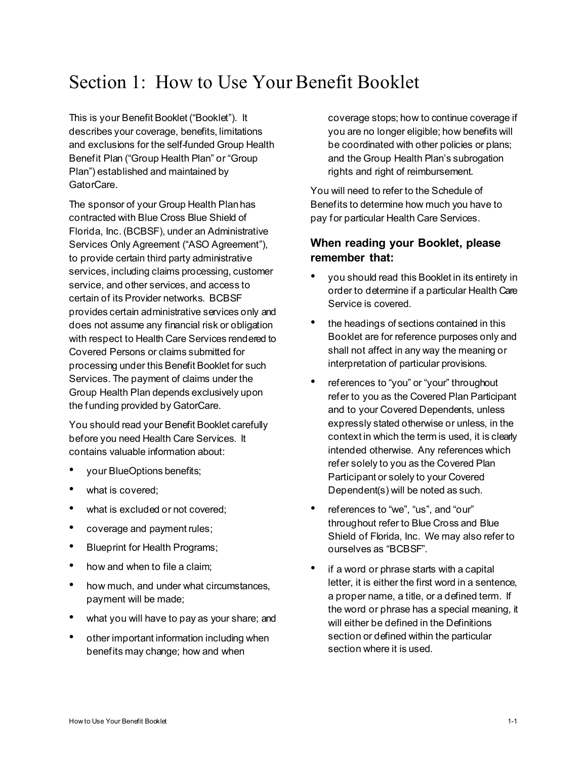# Section 1: How to Use Your Benefit Booklet

This is your Benefit Booklet ("Booklet"). It describes your coverage, benefits, limitations and exclusions for the self-funded Group Health Benefit Plan ("Group Health Plan" or "Group Plan") established and maintained by GatorCare.

The sponsor of your Group Health Plan has contracted with Blue Cross Blue Shield of Florida, Inc. (BCBSF), under an Administrative Services Only Agreement ("ASO Agreement"), to provide certain third party administrative services, including claims processing, customer service, and other services, and access to certain of its Provider networks. BCBSF provides certain administrative services only and does not assume any financial risk or obligation with respect to Health Care Services rendered to Covered Persons or claims submitted for processing under this Benefit Booklet for such Services. The payment of claims under the Group Health Plan depends exclusively upon the funding provided by GatorCare.

You should read your Benefit Booklet carefully before you need Health Care Services. It contains valuable information about:

- your BlueOptions benefits;
- what is covered;
- what is excluded or not covered;
- coverage and payment rules;
- Blueprint for Health Programs;
- how and when to file a claim;
- how much, and under what circumstances, payment will be made;
- what you will have to pay as your share; and
- other important information including when benefits may change; how and when coverage stops; how to continue coverage if you are no longer eligible; how benefits will be coordinated with other policies or plans; and the Group Health Plan's subrogation rights and right of reimbursement.

You will need to refer to the Schedule of Benefits to determine how much you have to pay for particular Health Care Services.

### When reading your Booklet, please remember that:

- you should read this Booklet in its entirety in order to determine if a particular Health Care Service is covered.
- the headings of sections contained in this Booklet are for reference purposes only and shall not affect in any way the meaning or interpretation of particular provisions.
- references to "you" or "your" throughout refer to you as the Covered Plan Participant and to your Covered Dependents, unless expressly stated otherwise or unless, in the context in which the term is used, it is clearly intended otherwise. Any references which refer solely to you as the Covered Plan Participant or solely to your Covered Dependent(s) will be noted as such.
- references to "we", "us", and "our" throughout refer to Blue Cross and Blue Shield of Florida, Inc. We may also refer to ourselves as "BCBSF".
- if a word or phrase starts with a capital letter, it is either the first word in a sentence, a proper name, a title, or a defined term. If the word or phrase has a special meaning, it will either be defined in the Definitions section or defined within the particular section where it is used.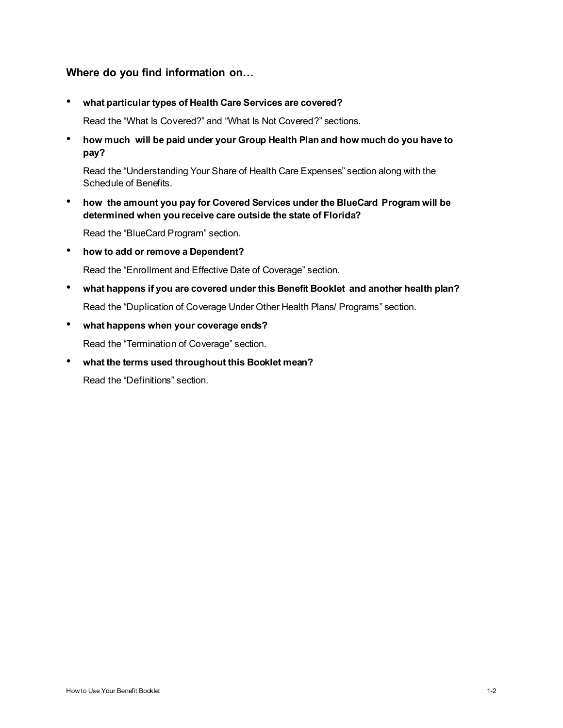### Where do you find information on…

- **what particular types of Health Care Services are covered?**

  Read the "What Is Covered?" and "What Is Not Covered?" sections.

- **how much will be paid under your Group Health Plan and how much do you have to pay?**

  Read the "Understanding Your Share of Health Care Expenses" section along with the Schedule of Benefits.

- **how the amount you pay for Covered Services under the BlueCard Program will be determined when you receive care outside the state of Florida?**

  Read the "BlueCard Program" section.

- **how to add or remove a Dependent?**

  Read the "Enrollment and Effective Date of Coverage" section.

- **what happens if you are covered under this Benefit Booklet and another health plan?**

  Read the "Duplication of Coverage Under Other Health Plans/ Programs" section.

- **what happens when your coverage ends?**

  Read the "Termination of Coverage" section.

- **what the terms used throughout this Booklet mean?**

  Read the "Definitions" section.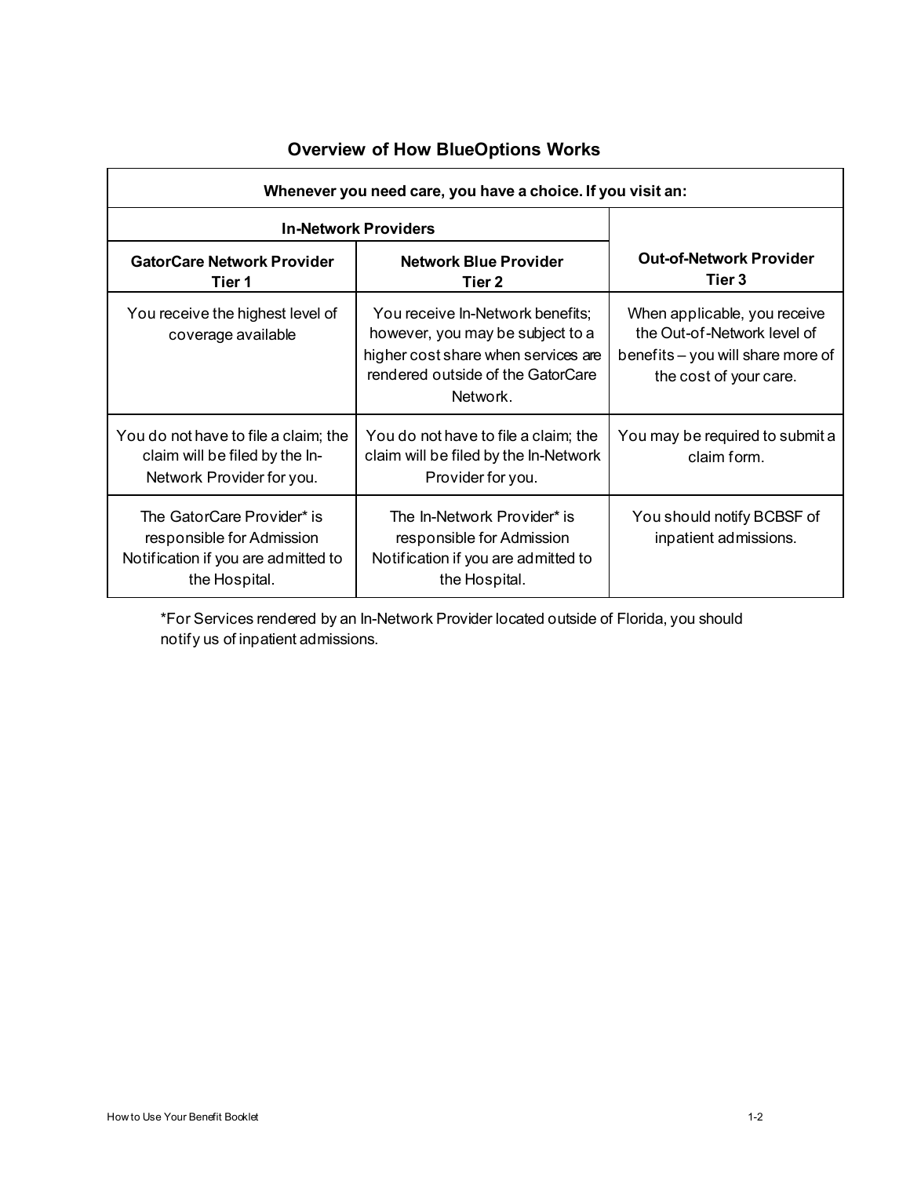## Overview of How BlueOptions Works

| Whenever you need care, you have a choice. If you visit an: | | |
|---|---|---|
| **In-Network Providers** | | |
| **GatorCare Network Provider Tier 1** | **Network Blue Provider Tier 2** | **Out-of-Network Provider Tier 3** |
| You receive the highest level of coverage available | You receive In-Network benefits; however, you may be subject to a higher cost share when services are rendered outside of the GatorCare Network. | When applicable, you receive the Out-of-Network level of benefits – you will share more of the cost of your care. |
| You do not have to file a claim; the claim will be filed by the In-Network Provider for you. | You do not have to file a claim; the claim will be filed by the In-Network Provider for you. | You may be required to submit a claim form. |
| The GatorCare Provider* is responsible for Admission Notification if you are admitted to the Hospital. | The In-Network Provider* is responsible for Admission Notification if you are admitted to the Hospital. | You should notify BCBSF of inpatient admissions. |

*For Services rendered by an In-Network Provider located outside of Florida, you should notify us of inpatient admissions.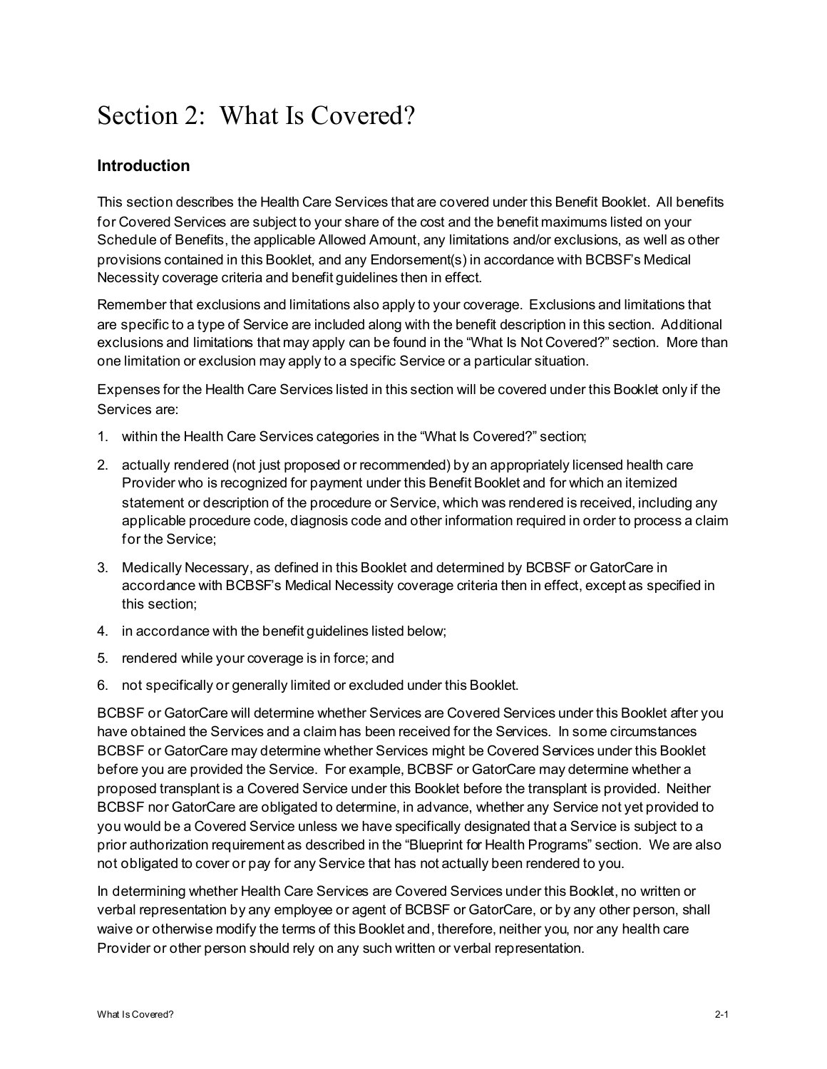# Section 2: What Is Covered?

## Introduction

This section describes the Health Care Services that are covered under this Benefit Booklet. All benefits for Covered Services are subject to your share of the cost and the benefit maximums listed on your Schedule of Benefits, the applicable Allowed Amount, any limitations and/or exclusions, as well as other provisions contained in this Booklet, and any Endorsement(s) in accordance with BCBSF's Medical Necessity coverage criteria and benefit guidelines then in effect.

Remember that exclusions and limitations also apply to your coverage. Exclusions and limitations that are specific to a type of Service are included along with the benefit description in this section. Additional exclusions and limitations that may apply can be found in the "What Is Not Covered?" section. More than one limitation or exclusion may apply to a specific Service or a particular situation.

Expenses for the Health Care Services listed in this section will be covered under this Booklet only if the Services are:

1. within the Health Care Services categories in the "What Is Covered?" section;
2. actually rendered (not just proposed or recommended) by an appropriately licensed health care Provider who is recognized for payment under this Benefit Booklet and for which an itemized statement or description of the procedure or Service, which was rendered is received, including any applicable procedure code, diagnosis code and other information required in order to process a claim for the Service;
3. Medically Necessary, as defined in this Booklet and determined by BCBSF or GatorCare in accordance with BCBSF's Medical Necessity coverage criteria then in effect, except as specified in this section;
4. in accordance with the benefit guidelines listed below;
5. rendered while your coverage is in force; and
6. not specifically or generally limited or excluded under this Booklet.

BCBSF or GatorCare will determine whether Services are Covered Services under this Booklet after you have obtained the Services and a claim has been received for the Services. In some circumstances BCBSF or GatorCare may determine whether Services might be Covered Services under this Booklet before you are provided the Service. For example, BCBSF or GatorCare may determine whether a proposed transplant is a Covered Service under this Booklet before the transplant is provided. Neither BCBSF nor GatorCare are obligated to determine, in advance, whether any Service not yet provided to you would be a Covered Service unless we have specifically designated that a Service is subject to a prior authorization requirement as described in the "Blueprint for Health Programs" section. We are also not obligated to cover or pay for any Service that has not actually been rendered to you.

In determining whether Health Care Services are Covered Services under this Booklet, no written or verbal representation by any employee or agent of BCBSF or GatorCare, or by any other person, shall waive or otherwise modify the terms of this Booklet and, therefore, neither you, nor any health care Provider or other person should rely on any such written or verbal representation.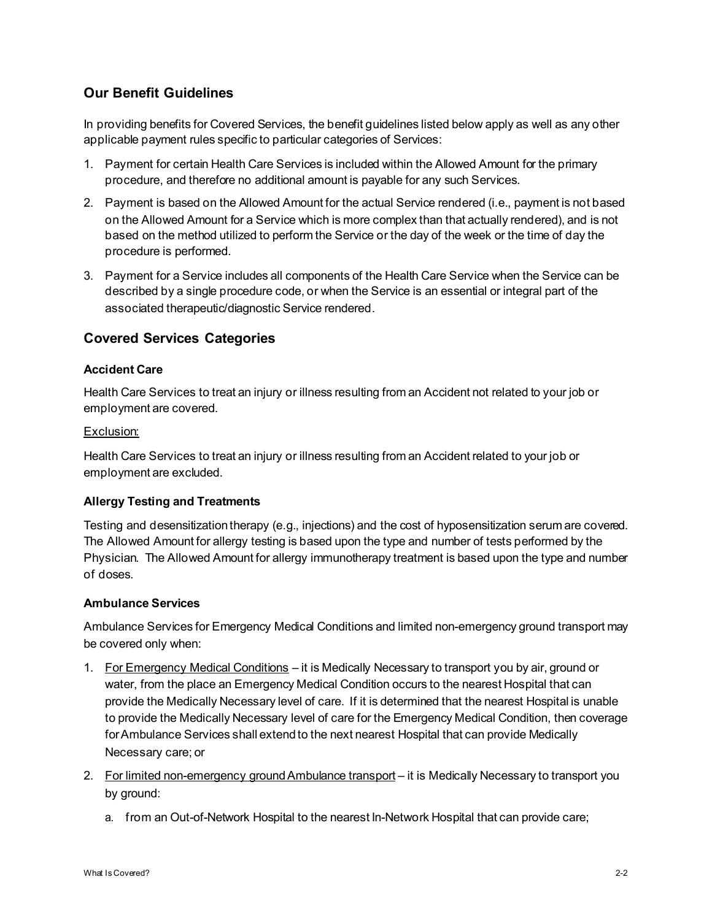## Our Benefit Guidelines

In providing benefits for Covered Services, the benefit guidelines listed below apply as well as any other applicable payment rules specific to particular categories of Services:

1. Payment for certain Health Care Services is included within the Allowed Amount for the primary procedure, and therefore no additional amount is payable for any such Services.
2. Payment is based on the Allowed Amount for the actual Service rendered (i.e., payment is not based on the Allowed Amount for a Service which is more complex than that actually rendered), and is not based on the method utilized to perform the Service or the day of the week or the time of day the procedure is performed.
3. Payment for a Service includes all components of the Health Care Service when the Service can be described by a single procedure code, or when the Service is an essential or integral part of the associated therapeutic/diagnostic Service rendered.

## Covered Services Categories

### Accident Care

Health Care Services to treat an injury or illness resulting from an Accident not related to your job or employment are covered.

Exclusion:

Health Care Services to treat an injury or illness resulting from an Accident related to your job or employment are excluded.

### Allergy Testing and Treatments

Testing and desensitization therapy (e.g., injections) and the cost of hyposensitization serum are covered. The Allowed Amount for allergy testing is based upon the type and number of tests performed by the Physician. The Allowed Amount for allergy immunotherapy treatment is based upon the type and number of doses.

### Ambulance Services

Ambulance Services for Emergency Medical Conditions and limited non-emergency ground transport may be covered only when:

1. For Emergency Medical Conditions – it is Medically Necessary to transport you by air, ground or water, from the place an Emergency Medical Condition occurs to the nearest Hospital that can provide the Medically Necessary level of care. If it is determined that the nearest Hospital is unable to provide the Medically Necessary level of care for the Emergency Medical Condition, then coverage for Ambulance Services shall extend to the next nearest Hospital that can provide Medically Necessary care; or
2. For limited non-emergency ground Ambulance transport – it is Medically Necessary to transport you by ground:
   a. from an Out-of-Network Hospital to the nearest In-Network Hospital that can provide care;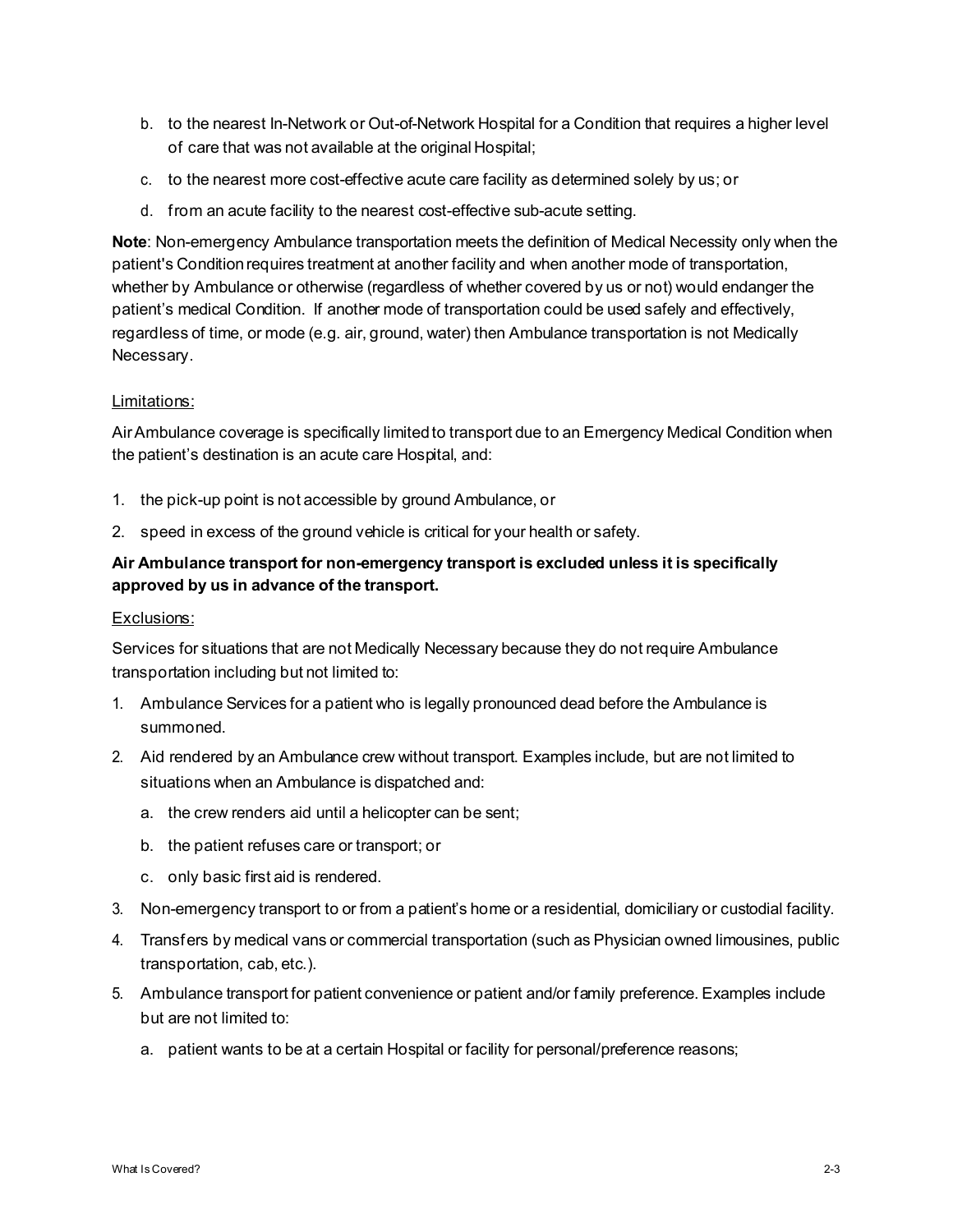b. to the nearest In-Network or Out-of-Network Hospital for a Condition that requires a higher level of care that was not available at the original Hospital;

c. to the nearest more cost-effective acute care facility as determined solely by us; or

d. from an acute facility to the nearest cost-effective sub-acute setting.

**Note**: Non-emergency Ambulance transportation meets the definition of Medical Necessity only when the patient's Condition requires treatment at another facility and when another mode of transportation, whether by Ambulance or otherwise (regardless of whether covered by us or not) would endanger the patient's medical Condition. If another mode of transportation could be used safely and effectively, regardless of time, or mode (e.g. air, ground, water) then Ambulance transportation is not Medically Necessary.

Limitations:

Air Ambulance coverage is specifically limited to transport due to an Emergency Medical Condition when the patient's destination is an acute care Hospital, and:

1. the pick-up point is not accessible by ground Ambulance, or
2. speed in excess of the ground vehicle is critical for your health or safety.

**Air Ambulance transport for non-emergency transport is excluded unless it is specifically approved by us in advance of the transport.**

Exclusions:

Services for situations that are not Medically Necessary because they do not require Ambulance transportation including but not limited to:

1. Ambulance Services for a patient who is legally pronounced dead before the Ambulance is summoned.
2. Aid rendered by an Ambulance crew without transport. Examples include, but are not limited to situations when an Ambulance is dispatched and:
   a. the crew renders aid until a helicopter can be sent;
   b. the patient refuses care or transport; or
   c. only basic first aid is rendered.
3. Non-emergency transport to or from a patient's home or a residential, domiciliary or custodial facility.
4. Transfers by medical vans or commercial transportation (such as Physician owned limousines, public transportation, cab, etc.).
5. Ambulance transport for patient convenience or patient and/or family preference. Examples include but are not limited to:
   a. patient wants to be at a certain Hospital or facility for personal/preference reasons;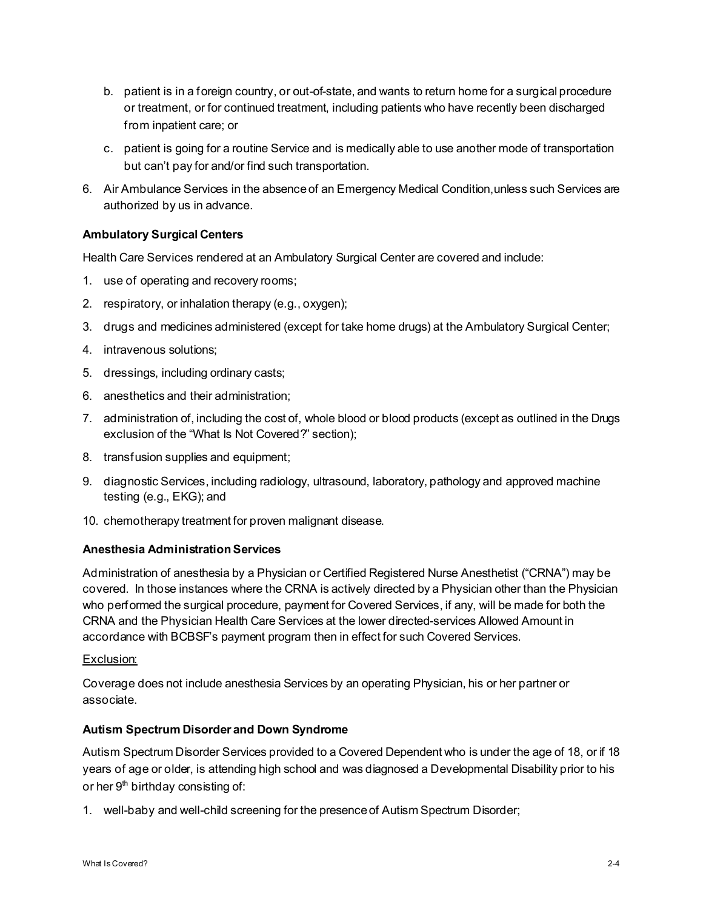b. patient is in a foreign country, or out-of-state, and wants to return home for a surgical procedure or treatment, or for continued treatment, including patients who have recently been discharged from inpatient care; or

c. patient is going for a routine Service and is medically able to use another mode of transportation but can't pay for and/or find such transportation.

6. Air Ambulance Services in the absence of an Emergency Medical Condition, unless such Services are authorized by us in advance.

**Ambulatory Surgical Centers**

Health Care Services rendered at an Ambulatory Surgical Center are covered and include:

1. use of operating and recovery rooms;
2. respiratory, or inhalation therapy (e.g., oxygen);
3. drugs and medicines administered (except for take home drugs) at the Ambulatory Surgical Center;
4. intravenous solutions;
5. dressings, including ordinary casts;
6. anesthetics and their administration;
7. administration of, including the cost of, whole blood or blood products (except as outlined in the Drugs exclusion of the "What Is Not Covered?" section);
8. transfusion supplies and equipment;
9. diagnostic Services, including radiology, ultrasound, laboratory, pathology and approved machine testing (e.g., EKG); and
10. chemotherapy treatment for proven malignant disease.

**Anesthesia Administration Services**

Administration of anesthesia by a Physician or Certified Registered Nurse Anesthetist ("CRNA") may be covered. In those instances where the CRNA is actively directed by a Physician other than the Physician who performed the surgical procedure, payment for Covered Services, if any, will be made for both the CRNA and the Physician Health Care Services at the lower directed-services Allowed Amount in accordance with BCBSF's payment program then in effect for such Covered Services.

Exclusion:

Coverage does not include anesthesia Services by an operating Physician, his or her partner or associate.

**Autism Spectrum Disorder and Down Syndrome**

Autism Spectrum Disorder Services provided to a Covered Dependent who is under the age of 18, or if 18 years of age or older, is attending high school and was diagnosed a Developmental Disability prior to his or her 9th birthday consisting of:

1. well-baby and well-child screening for the presence of Autism Spectrum Disorder;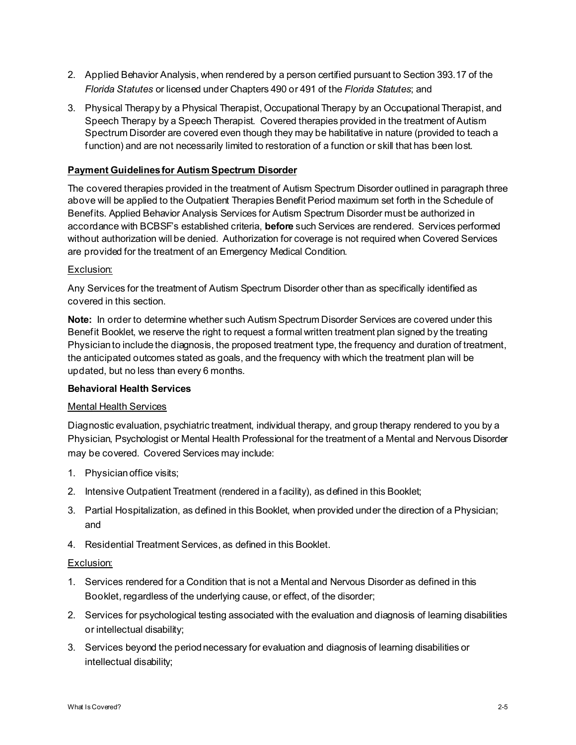2. Applied Behavior Analysis, when rendered by a person certified pursuant to Section 393.17 of the *Florida Statutes* or licensed under Chapters 490 or 491 of the *Florida Statutes*; and

3. Physical Therapy by a Physical Therapist, Occupational Therapy by an Occupational Therapist, and Speech Therapy by a Speech Therapist. Covered therapies provided in the treatment of Autism Spectrum Disorder are covered even though they may be habilitative in nature (provided to teach a function) and are not necessarily limited to restoration of a function or skill that has been lost.

**Payment Guidelines for Autism Spectrum Disorder**

The covered therapies provided in the treatment of Autism Spectrum Disorder outlined in paragraph three above will be applied to the Outpatient Therapies Benefit Period maximum set forth in the Schedule of Benefits. Applied Behavior Analysis Services for Autism Spectrum Disorder must be authorized in accordance with BCBSF's established criteria, **before** such Services are rendered. Services performed without authorization will be denied. Authorization for coverage is not required when Covered Services are provided for the treatment of an Emergency Medical Condition.

Exclusion:

Any Services for the treatment of Autism Spectrum Disorder other than as specifically identified as covered in this section.

**Note:** In order to determine whether such Autism Spectrum Disorder Services are covered under this Benefit Booklet, we reserve the right to request a formal written treatment plan signed by the treating Physician to include the diagnosis, the proposed treatment type, the frequency and duration of treatment, the anticipated outcomes stated as goals, and the frequency with which the treatment plan will be updated, but no less than every 6 months.

**Behavioral Health Services**

Mental Health Services

Diagnostic evaluation, psychiatric treatment, individual therapy, and group therapy rendered to you by a Physician, Psychologist or Mental Health Professional for the treatment of a Mental and Nervous Disorder may be covered. Covered Services may include:

1. Physician office visits;
2. Intensive Outpatient Treatment (rendered in a facility), as defined in this Booklet;
3. Partial Hospitalization, as defined in this Booklet, when provided under the direction of a Physician; and
4. Residential Treatment Services, as defined in this Booklet.

Exclusion:

1. Services rendered for a Condition that is not a Mental and Nervous Disorder as defined in this Booklet, regardless of the underlying cause, or effect, of the disorder;
2. Services for psychological testing associated with the evaluation and diagnosis of learning disabilities or intellectual disability;
3. Services beyond the period necessary for evaluation and diagnosis of learning disabilities or intellectual disability;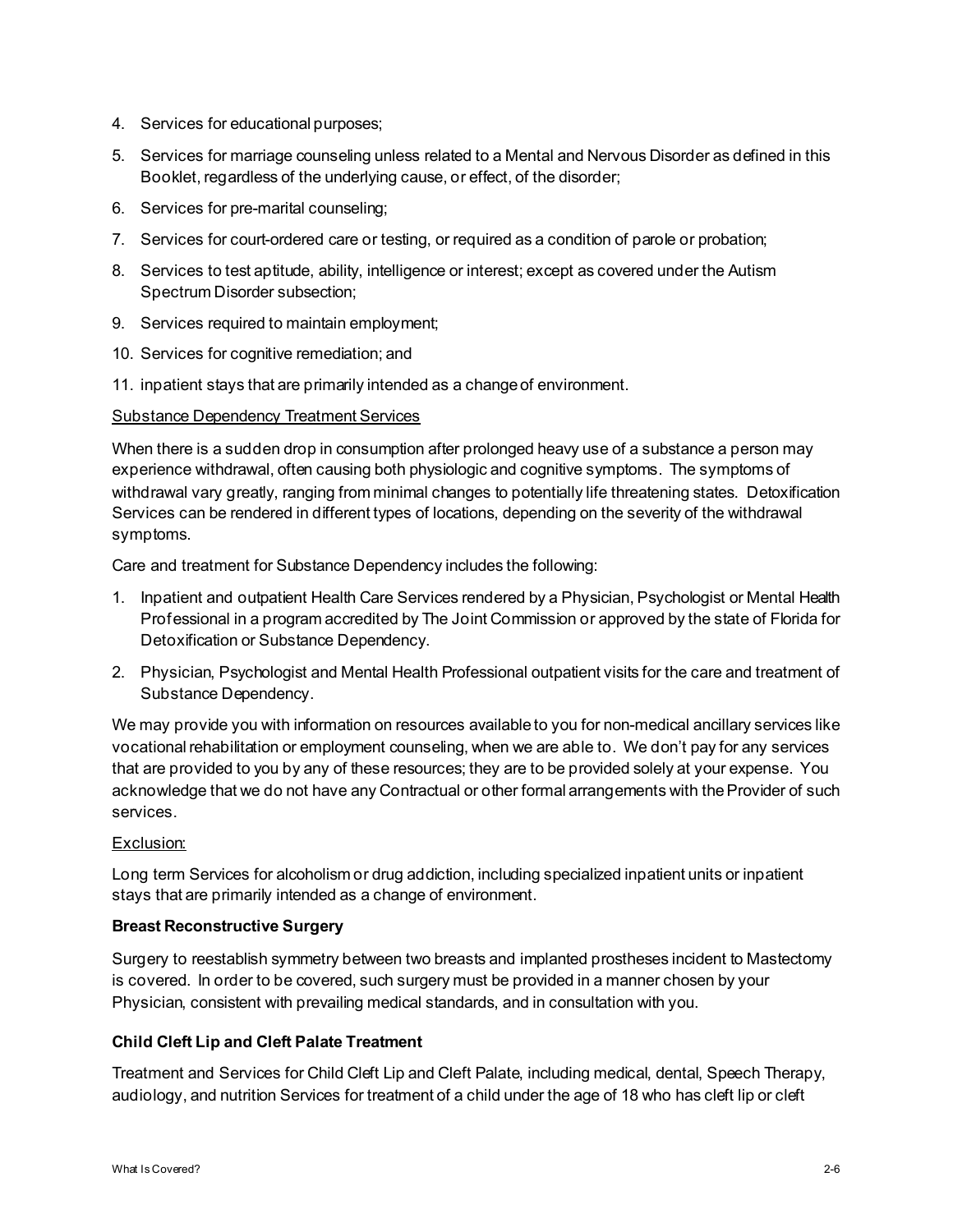4. Services for educational purposes;
5. Services for marriage counseling unless related to a Mental and Nervous Disorder as defined in this Booklet, regardless of the underlying cause, or effect, of the disorder;
6. Services for pre-marital counseling;
7. Services for court-ordered care or testing, or required as a condition of parole or probation;
8. Services to test aptitude, ability, intelligence or interest; except as covered under the Autism Spectrum Disorder subsection;
9. Services required to maintain employment;
10. Services for cognitive remediation; and
11. inpatient stays that are primarily intended as a change of environment.

<u>Substance Dependency Treatment Services</u>

When there is a sudden drop in consumption after prolonged heavy use of a substance a person may experience withdrawal, often causing both physiologic and cognitive symptoms. The symptoms of withdrawal vary greatly, ranging from minimal changes to potentially life threatening states. Detoxification Services can be rendered in different types of locations, depending on the severity of the withdrawal symptoms.

Care and treatment for Substance Dependency includes the following:

1. Inpatient and outpatient Health Care Services rendered by a Physician, Psychologist or Mental Health Professional in a program accredited by The Joint Commission or approved by the state of Florida for Detoxification or Substance Dependency.
2. Physician, Psychologist and Mental Health Professional outpatient visits for the care and treatment of Substance Dependency.

We may provide you with information on resources available to you for non-medical ancillary services like vocational rehabilitation or employment counseling, when we are able to. We don't pay for any services that are provided to you by any of these resources; they are to be provided solely at your expense. You acknowledge that we do not have any Contractual or other formal arrangements with the Provider of such services.

<u>Exclusion:</u>

Long term Services for alcoholism or drug addiction, including specialized inpatient units or inpatient stays that are primarily intended as a change of environment.

**Breast Reconstructive Surgery**

Surgery to reestablish symmetry between two breasts and implanted prostheses incident to Mastectomy is covered. In order to be covered, such surgery must be provided in a manner chosen by your Physician, consistent with prevailing medical standards, and in consultation with you.

**Child Cleft Lip and Cleft Palate Treatment**

Treatment and Services for Child Cleft Lip and Cleft Palate, including medical, dental, Speech Therapy, audiology, and nutrition Services for treatment of a child under the age of 18 who has cleft lip or cleft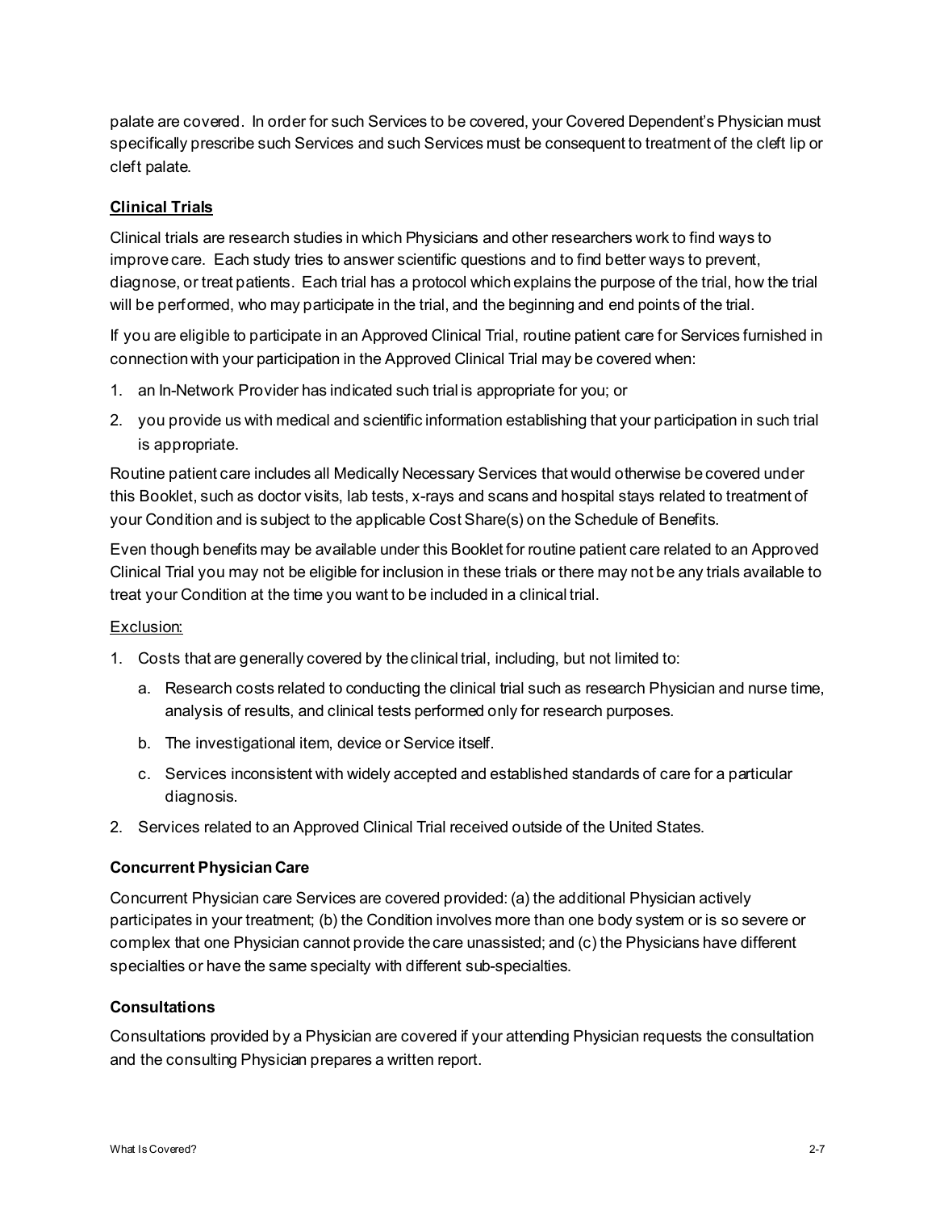palate are covered. In order for such Services to be covered, your Covered Dependent's Physician must specifically prescribe such Services and such Services must be consequent to treatment of the cleft lip or cleft palate.

**Clinical Trials**

Clinical trials are research studies in which Physicians and other researchers work to find ways to improve care. Each study tries to answer scientific questions and to find better ways to prevent, diagnose, or treat patients. Each trial has a protocol which explains the purpose of the trial, how the trial will be performed, who may participate in the trial, and the beginning and end points of the trial.

If you are eligible to participate in an Approved Clinical Trial, routine patient care for Services furnished in connection with your participation in the Approved Clinical Trial may be covered when:

1. an In-Network Provider has indicated such trial is appropriate for you; or
2. you provide us with medical and scientific information establishing that your participation in such trial is appropriate.

Routine patient care includes all Medically Necessary Services that would otherwise be covered under this Booklet, such as doctor visits, lab tests, x-rays and scans and hospital stays related to treatment of your Condition and is subject to the applicable Cost Share(s) on the Schedule of Benefits.

Even though benefits may be available under this Booklet for routine patient care related to an Approved Clinical Trial you may not be eligible for inclusion in these trials or there may not be any trials available to treat your Condition at the time you want to be included in a clinical trial.

Exclusion:

1. Costs that are generally covered by the clinical trial, including, but not limited to:
   a. Research costs related to conducting the clinical trial such as research Physician and nurse time, analysis of results, and clinical tests performed only for research purposes.
   b. The investigational item, device or Service itself.
   c. Services inconsistent with widely accepted and established standards of care for a particular diagnosis.
2. Services related to an Approved Clinical Trial received outside of the United States.

**Concurrent Physician Care**

Concurrent Physician care Services are covered provided: (a) the additional Physician actively participates in your treatment; (b) the Condition involves more than one body system or is so severe or complex that one Physician cannot provide the care unassisted; and (c) the Physicians have different specialties or have the same specialty with different sub-specialties.

**Consultations**

Consultations provided by a Physician are covered if your attending Physician requests the consultation and the consulting Physician prepares a written report.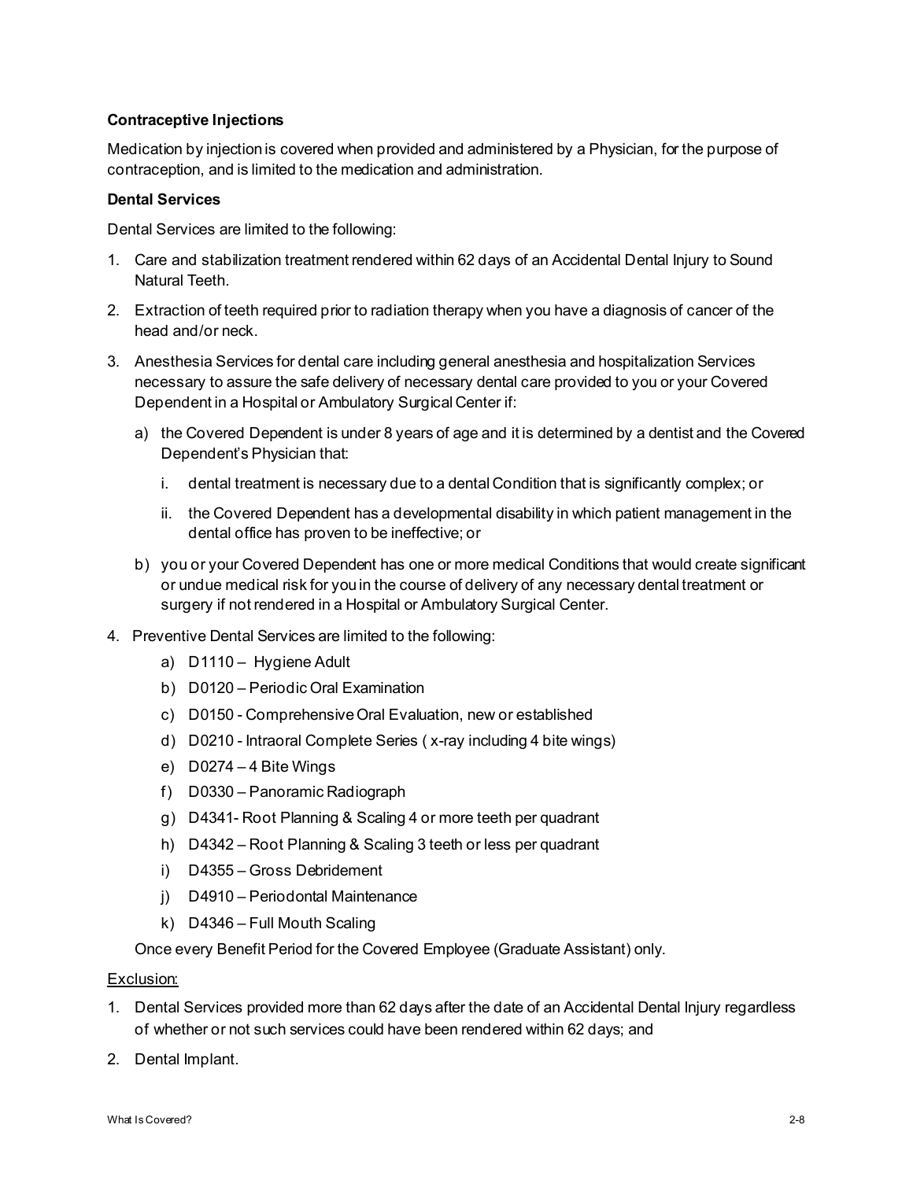**Contraceptive Injections**

Medication by injection is covered when provided and administered by a Physician, for the purpose of contraception, and is limited to the medication and administration.

**Dental Services**

Dental Services are limited to the following:

1. Care and stabilization treatment rendered within 62 days of an Accidental Dental Injury to Sound Natural Teeth.
2. Extraction of teeth required prior to radiation therapy when you have a diagnosis of cancer of the head and/or neck.
3. Anesthesia Services for dental care including general anesthesia and hospitalization Services necessary to assure the safe delivery of necessary dental care provided to you or your Covered Dependent in a Hospital or Ambulatory Surgical Center if:
   a) the Covered Dependent is under 8 years of age and it is determined by a dentist and the Covered Dependent's Physician that:
      i. dental treatment is necessary due to a dental Condition that is significantly complex; or
      ii. the Covered Dependent has a developmental disability in which patient management in the dental office has proven to be ineffective; or
   b) you or your Covered Dependent has one or more medical Conditions that would create significant or undue medical risk for you in the course of delivery of any necessary dental treatment or surgery if not rendered in a Hospital or Ambulatory Surgical Center.
4. Preventive Dental Services are limited to the following:
   a) D1110 – Hygiene Adult
   b) D0120 – Periodic Oral Examination
   c) D0150 - Comprehensive Oral Evaluation, new or established
   d) D0210 - Intraoral Complete Series ( x-ray including 4 bite wings)
   e) D0274 – 4 Bite Wings
   f) D0330 – Panoramic Radiograph
   g) D4341- Root Planning & Scaling 4 or more teeth per quadrant
   h) D4342 – Root Planning & Scaling 3 teeth or less per quadrant
   i) D4355 – Gross Debridement
   j) D4910 – Periodontal Maintenance
   k) D4346 – Full Mouth Scaling

   Once every Benefit Period for the Covered Employee (Graduate Assistant) only.

Exclusion:

1. Dental Services provided more than 62 days after the date of an Accidental Dental Injury regardless of whether or not such services could have been rendered within 62 days; and
2. Dental Implant.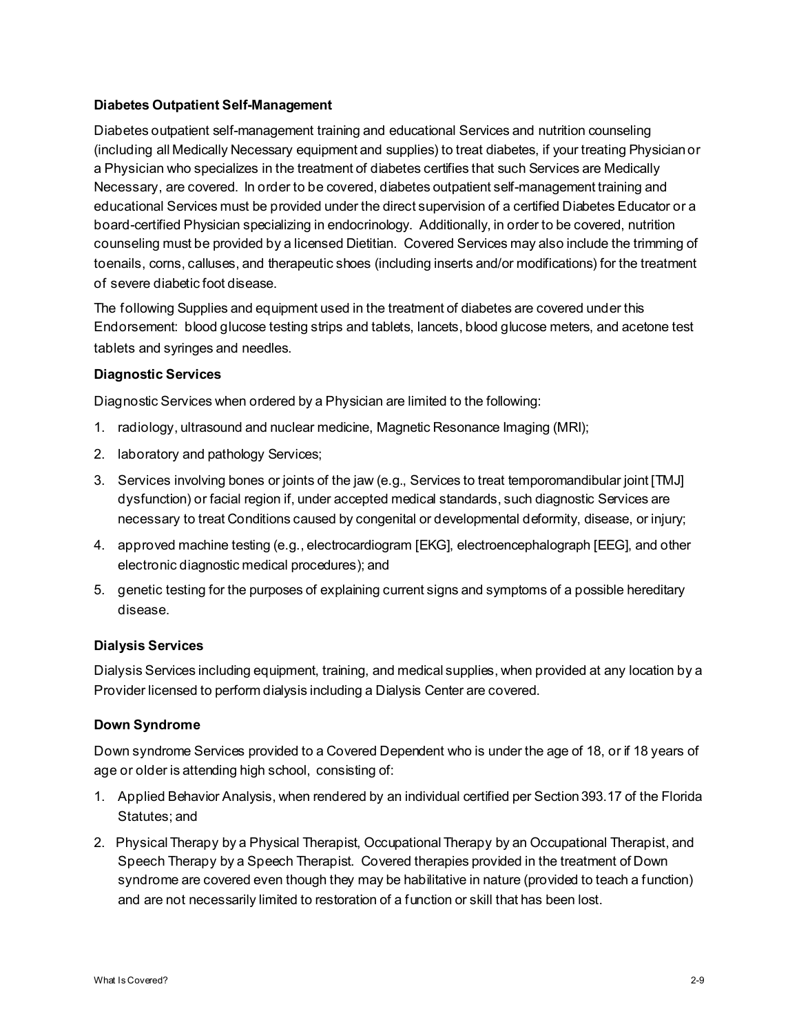**Diabetes Outpatient Self-Management**

Diabetes outpatient self-management training and educational Services and nutrition counseling (including all Medically Necessary equipment and supplies) to treat diabetes, if your treating Physician or a Physician who specializes in the treatment of diabetes certifies that such Services are Medically Necessary, are covered. In order to be covered, diabetes outpatient self-management training and educational Services must be provided under the direct supervision of a certified Diabetes Educator or a board-certified Physician specializing in endocrinology. Additionally, in order to be covered, nutrition counseling must be provided by a licensed Dietitian. Covered Services may also include the trimming of toenails, corns, calluses, and therapeutic shoes (including inserts and/or modifications) for the treatment of severe diabetic foot disease.

The following Supplies and equipment used in the treatment of diabetes are covered under this Endorsement: blood glucose testing strips and tablets, lancets, blood glucose meters, and acetone test tablets and syringes and needles.

**Diagnostic Services**

Diagnostic Services when ordered by a Physician are limited to the following:

1. radiology, ultrasound and nuclear medicine, Magnetic Resonance Imaging (MRI);
2. laboratory and pathology Services;
3. Services involving bones or joints of the jaw (e.g., Services to treat temporomandibular joint [TMJ] dysfunction) or facial region if, under accepted medical standards, such diagnostic Services are necessary to treat Conditions caused by congenital or developmental deformity, disease, or injury;
4. approved machine testing (e.g., electrocardiogram [EKG], electroencephalograph [EEG], and other electronic diagnostic medical procedures); and
5. genetic testing for the purposes of explaining current signs and symptoms of a possible hereditary disease.

**Dialysis Services**

Dialysis Services including equipment, training, and medical supplies, when provided at any location by a Provider licensed to perform dialysis including a Dialysis Center are covered.

**Down Syndrome**

Down syndrome Services provided to a Covered Dependent who is under the age of 18, or if 18 years of age or older is attending high school, consisting of:

1. Applied Behavior Analysis, when rendered by an individual certified per Section 393.17 of the Florida Statutes; and
2. Physical Therapy by a Physical Therapist, Occupational Therapy by an Occupational Therapist, and Speech Therapy by a Speech Therapist. Covered therapies provided in the treatment of Down syndrome are covered even though they may be habilitative in nature (provided to teach a function) and are not necessarily limited to restoration of a function or skill that has been lost.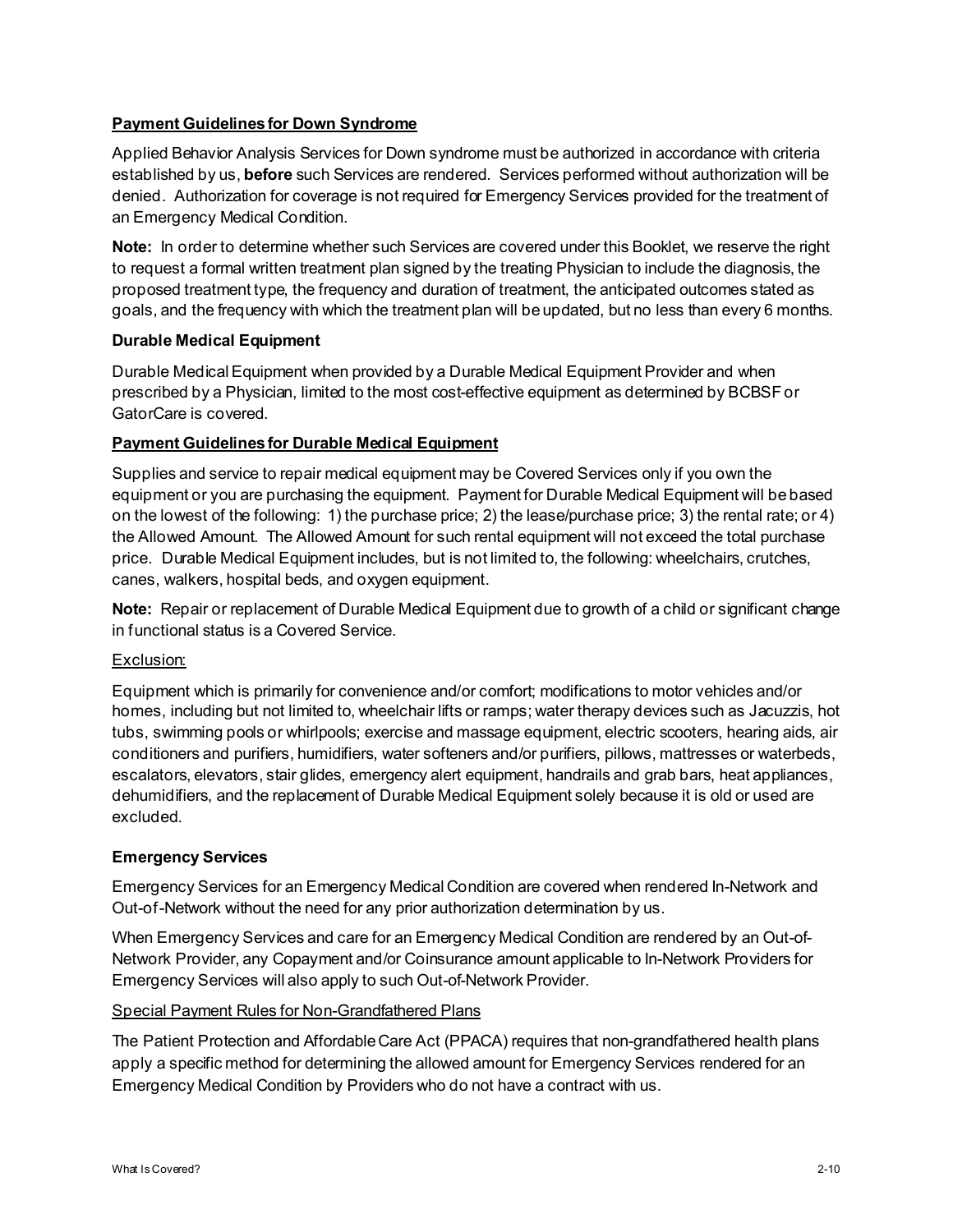**Payment Guidelines for Down Syndrome**

Applied Behavior Analysis Services for Down syndrome must be authorized in accordance with criteria established by us, **before** such Services are rendered. Services performed without authorization will be denied. Authorization for coverage is not required for Emergency Services provided for the treatment of an Emergency Medical Condition.

**Note:** In order to determine whether such Services are covered under this Booklet, we reserve the right to request a formal written treatment plan signed by the treating Physician to include the diagnosis, the proposed treatment type, the frequency and duration of treatment, the anticipated outcomes stated as goals, and the frequency with which the treatment plan will be updated, but no less than every 6 months.

### Durable Medical Equipment

Durable Medical Equipment when provided by a Durable Medical Equipment Provider and when prescribed by a Physician, limited to the most cost-effective equipment as determined by BCBSF or GatorCare is covered.

**Payment Guidelines for Durable Medical Equipment**

Supplies and service to repair medical equipment may be Covered Services only if you own the equipment or you are purchasing the equipment. Payment for Durable Medical Equipment will be based on the lowest of the following: 1) the purchase price; 2) the lease/purchase price; 3) the rental rate; or 4) the Allowed Amount. The Allowed Amount for such rental equipment will not exceed the total purchase price. Durable Medical Equipment includes, but is not limited to, the following: wheelchairs, crutches, canes, walkers, hospital beds, and oxygen equipment.

**Note:** Repair or replacement of Durable Medical Equipment due to growth of a child or significant change in functional status is a Covered Service.

Exclusion:

Equipment which is primarily for convenience and/or comfort; modifications to motor vehicles and/or homes, including but not limited to, wheelchair lifts or ramps; water therapy devices such as Jacuzzis, hot tubs, swimming pools or whirlpools; exercise and massage equipment, electric scooters, hearing aids, air conditioners and purifiers, humidifiers, water softeners and/or purifiers, pillows, mattresses or waterbeds, escalators, elevators, stair glides, emergency alert equipment, handrails and grab bars, heat appliances, dehumidifiers, and the replacement of Durable Medical Equipment solely because it is old or used are excluded.

### Emergency Services

Emergency Services for an Emergency Medical Condition are covered when rendered In-Network and Out-of-Network without the need for any prior authorization determination by us.

When Emergency Services and care for an Emergency Medical Condition are rendered by an Out-of-Network Provider, any Copayment and/or Coinsurance amount applicable to In-Network Providers for Emergency Services will also apply to such Out-of-Network Provider.

Special Payment Rules for Non-Grandfathered Plans

The Patient Protection and Affordable Care Act (PPACA) requires that non-grandfathered health plans apply a specific method for determining the allowed amount for Emergency Services rendered for an Emergency Medical Condition by Providers who do not have a contract with us.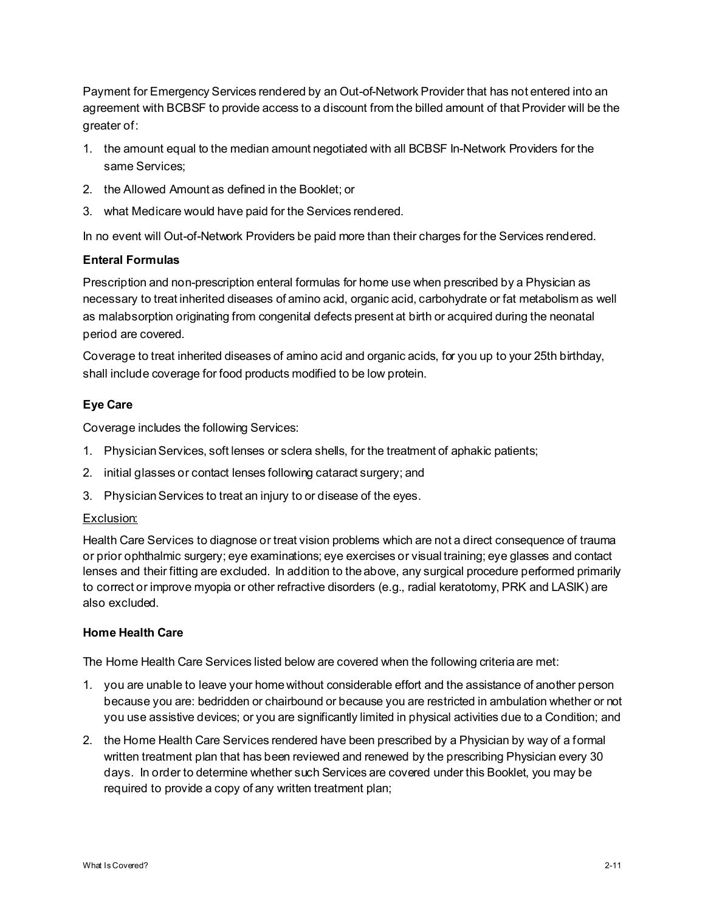Payment for Emergency Services rendered by an Out-of-Network Provider that has not entered into an agreement with BCBSF to provide access to a discount from the billed amount of that Provider will be the greater of:

1. the amount equal to the median amount negotiated with all BCBSF In-Network Providers for the same Services;
2. the Allowed Amount as defined in the Booklet; or
3. what Medicare would have paid for the Services rendered.

In no event will Out-of-Network Providers be paid more than their charges for the Services rendered.

### Enteral Formulas

Prescription and non-prescription enteral formulas for home use when prescribed by a Physician as necessary to treat inherited diseases of amino acid, organic acid, carbohydrate or fat metabolism as well as malabsorption originating from congenital defects present at birth or acquired during the neonatal period are covered.

Coverage to treat inherited diseases of amino acid and organic acids, for you up to your 25th birthday, shall include coverage for food products modified to be low protein.

### Eye Care

Coverage includes the following Services:

1. Physician Services, soft lenses or sclera shells, for the treatment of aphakic patients;
2. initial glasses or contact lenses following cataract surgery; and
3. Physician Services to treat an injury to or disease of the eyes.

Exclusion:

Health Care Services to diagnose or treat vision problems which are not a direct consequence of trauma or prior ophthalmic surgery; eye examinations; eye exercises or visual training; eye glasses and contact lenses and their fitting are excluded. In addition to the above, any surgical procedure performed primarily to correct or improve myopia or other refractive disorders (e.g., radial keratotomy, PRK and LASIK) are also excluded.

### Home Health Care

The Home Health Care Services listed below are covered when the following criteria are met:

1. you are unable to leave your home without considerable effort and the assistance of another person because you are: bedridden or chairbound or because you are restricted in ambulation whether or not you use assistive devices; or you are significantly limited in physical activities due to a Condition; and
2. the Home Health Care Services rendered have been prescribed by a Physician by way of a formal written treatment plan that has been reviewed and renewed by the prescribing Physician every 30 days. In order to determine whether such Services are covered under this Booklet, you may be required to provide a copy of any written treatment plan;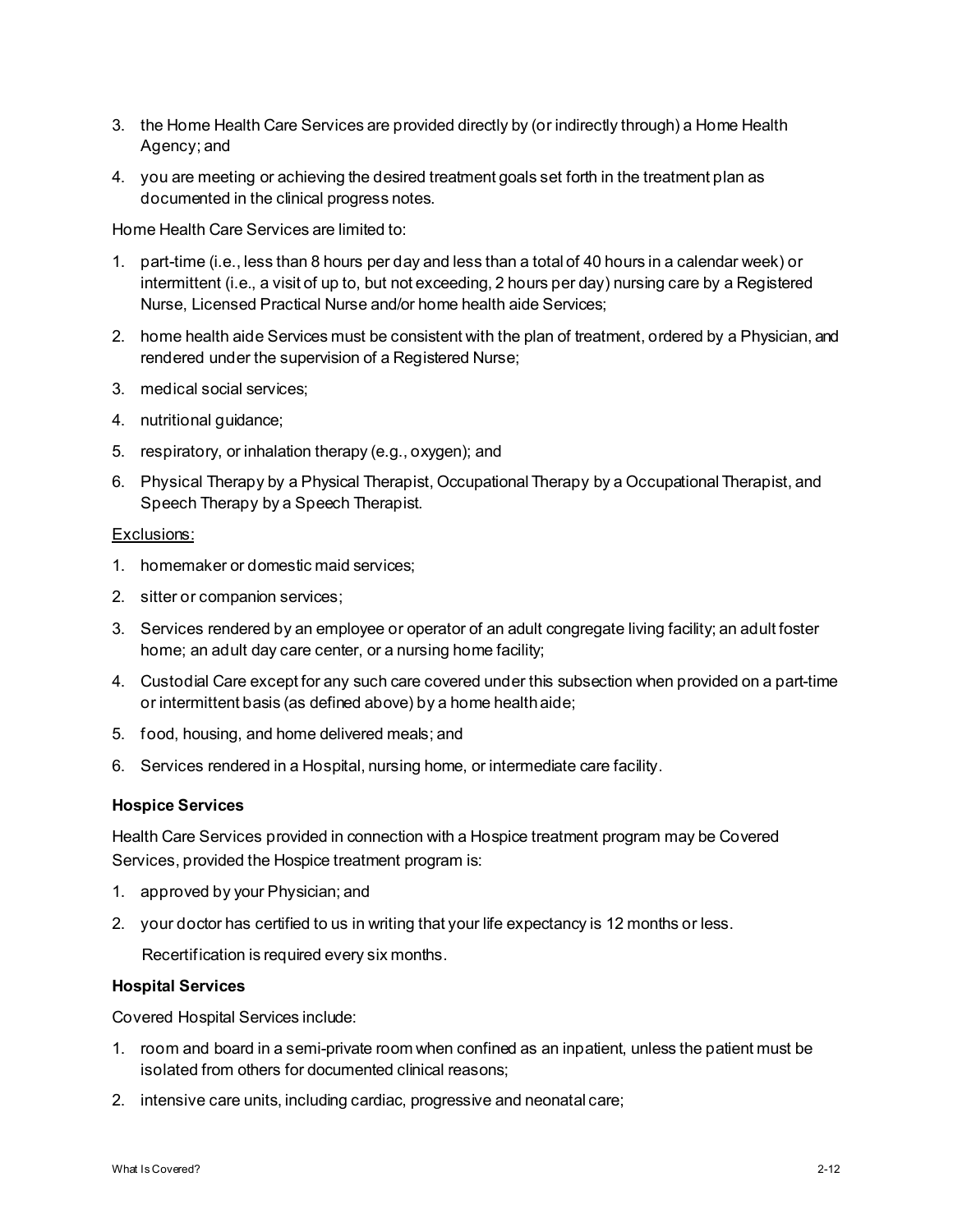3. the Home Health Care Services are provided directly by (or indirectly through) a Home Health Agency; and
4. you are meeting or achieving the desired treatment goals set forth in the treatment plan as documented in the clinical progress notes.

Home Health Care Services are limited to:

1. part-time (i.e., less than 8 hours per day and less than a total of 40 hours in a calendar week) or intermittent (i.e., a visit of up to, but not exceeding, 2 hours per day) nursing care by a Registered Nurse, Licensed Practical Nurse and/or home health aide Services;
2. home health aide Services must be consistent with the plan of treatment, ordered by a Physician, and rendered under the supervision of a Registered Nurse;
3. medical social services;
4. nutritional guidance;
5. respiratory, or inhalation therapy (e.g., oxygen); and
6. Physical Therapy by a Physical Therapist, Occupational Therapy by a Occupational Therapist, and Speech Therapy by a Speech Therapist.

Exclusions:

1. homemaker or domestic maid services;
2. sitter or companion services;
3. Services rendered by an employee or operator of an adult congregate living facility; an adult foster home; an adult day care center, or a nursing home facility;
4. Custodial Care except for any such care covered under this subsection when provided on a part-time or intermittent basis (as defined above) by a home health aide;
5. food, housing, and home delivered meals; and
6. Services rendered in a Hospital, nursing home, or intermediate care facility.

**Hospice Services**

Health Care Services provided in connection with a Hospice treatment program may be Covered Services, provided the Hospice treatment program is:

1. approved by your Physician; and
2. your doctor has certified to us in writing that your life expectancy is 12 months or less.

   Recertification is required every six months.

**Hospital Services**

Covered Hospital Services include:

1. room and board in a semi-private room when confined as an inpatient, unless the patient must be isolated from others for documented clinical reasons;
2. intensive care units, including cardiac, progressive and neonatal care;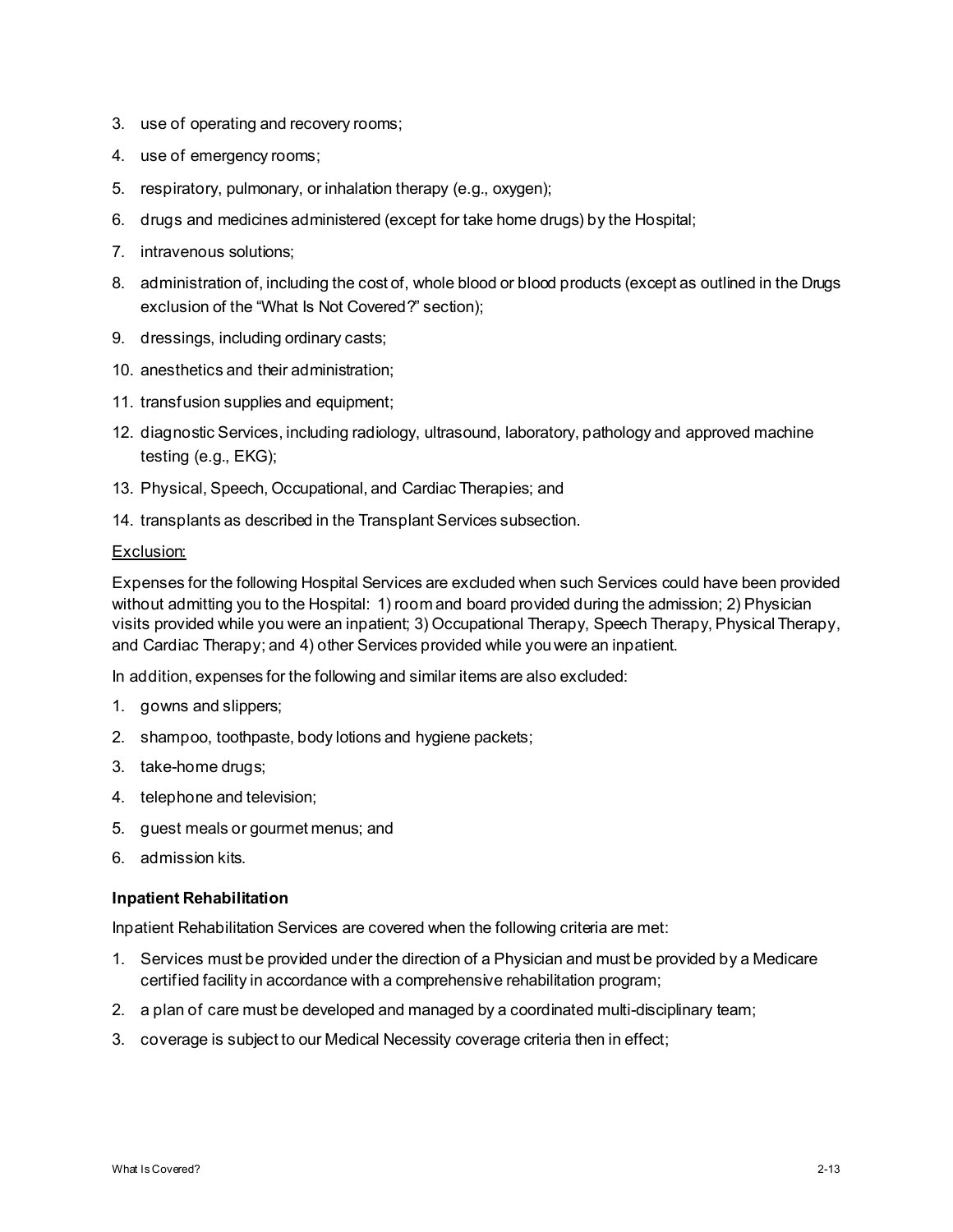3. use of operating and recovery rooms;
4. use of emergency rooms;
5. respiratory, pulmonary, or inhalation therapy (e.g., oxygen);
6. drugs and medicines administered (except for take home drugs) by the Hospital;
7. intravenous solutions;
8. administration of, including the cost of, whole blood or blood products (except as outlined in the Drugs exclusion of the "What Is Not Covered?" section);
9. dressings, including ordinary casts;
10. anesthetics and their administration;
11. transfusion supplies and equipment;
12. diagnostic Services, including radiology, ultrasound, laboratory, pathology and approved machine testing (e.g., EKG);
13. Physical, Speech, Occupational, and Cardiac Therapies; and
14. transplants as described in the Transplant Services subsection.

Exclusion:

Expenses for the following Hospital Services are excluded when such Services could have been provided without admitting you to the Hospital: 1) room and board provided during the admission; 2) Physician visits provided while you were an inpatient; 3) Occupational Therapy, Speech Therapy, Physical Therapy, and Cardiac Therapy; and 4) other Services provided while you were an inpatient.

In addition, expenses for the following and similar items are also excluded:

1. gowns and slippers;
2. shampoo, toothpaste, body lotions and hygiene packets;
3. take-home drugs;
4. telephone and television;
5. guest meals or gourmet menus; and
6. admission kits.

**Inpatient Rehabilitation**

Inpatient Rehabilitation Services are covered when the following criteria are met:

1. Services must be provided under the direction of a Physician and must be provided by a Medicare certified facility in accordance with a comprehensive rehabilitation program;
2. a plan of care must be developed and managed by a coordinated multi-disciplinary team;
3. coverage is subject to our Medical Necessity coverage criteria then in effect;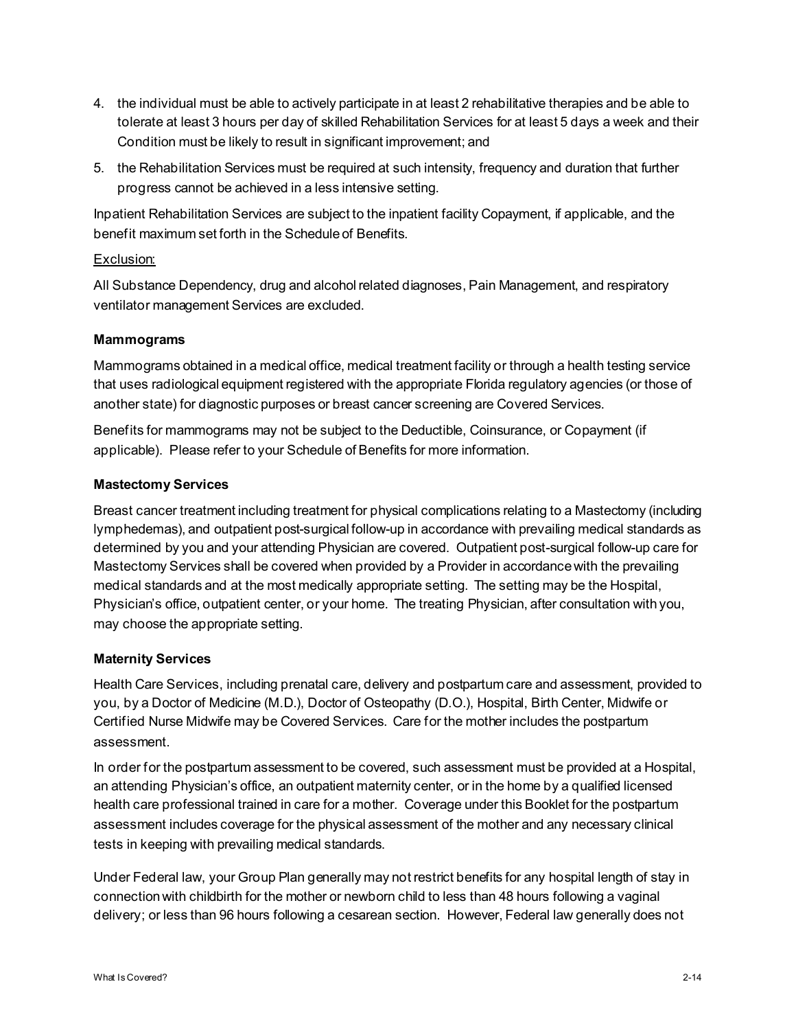4. the individual must be able to actively participate in at least 2 rehabilitative therapies and be able to tolerate at least 3 hours per day of skilled Rehabilitation Services for at least 5 days a week and their Condition must be likely to result in significant improvement; and
5. the Rehabilitation Services must be required at such intensity, frequency and duration that further progress cannot be achieved in a less intensive setting.

Inpatient Rehabilitation Services are subject to the inpatient facility Copayment, if applicable, and the benefit maximum set forth in the Schedule of Benefits.

Exclusion:

All Substance Dependency, drug and alcohol related diagnoses, Pain Management, and respiratory ventilator management Services are excluded.

**Mammograms**

Mammograms obtained in a medical office, medical treatment facility or through a health testing service that uses radiological equipment registered with the appropriate Florida regulatory agencies (or those of another state) for diagnostic purposes or breast cancer screening are Covered Services.

Benefits for mammograms may not be subject to the Deductible, Coinsurance, or Copayment (if applicable). Please refer to your Schedule of Benefits for more information.

**Mastectomy Services**

Breast cancer treatment including treatment for physical complications relating to a Mastectomy (including lymphedemas), and outpatient post-surgical follow-up in accordance with prevailing medical standards as determined by you and your attending Physician are covered. Outpatient post-surgical follow-up care for Mastectomy Services shall be covered when provided by a Provider in accordance with the prevailing medical standards and at the most medically appropriate setting. The setting may be the Hospital, Physician's office, outpatient center, or your home. The treating Physician, after consultation with you, may choose the appropriate setting.

**Maternity Services**

Health Care Services, including prenatal care, delivery and postpartum care and assessment, provided to you, by a Doctor of Medicine (M.D.), Doctor of Osteopathy (D.O.), Hospital, Birth Center, Midwife or Certified Nurse Midwife may be Covered Services. Care for the mother includes the postpartum assessment.

In order for the postpartum assessment to be covered, such assessment must be provided at a Hospital, an attending Physician's office, an outpatient maternity center, or in the home by a qualified licensed health care professional trained in care for a mother. Coverage under this Booklet for the postpartum assessment includes coverage for the physical assessment of the mother and any necessary clinical tests in keeping with prevailing medical standards.

Under Federal law, your Group Plan generally may not restrict benefits for any hospital length of stay in connection with childbirth for the mother or newborn child to less than 48 hours following a vaginal delivery; or less than 96 hours following a cesarean section. However, Federal law generally does not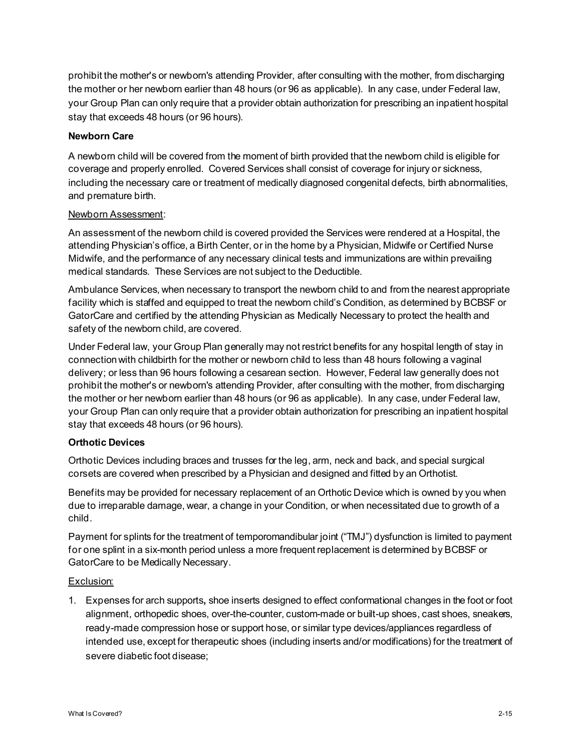prohibit the mother's or newborn's attending Provider, after consulting with the mother, from discharging the mother or her newborn earlier than 48 hours (or 96 as applicable). In any case, under Federal law, your Group Plan can only require that a provider obtain authorization for prescribing an inpatient hospital stay that exceeds 48 hours (or 96 hours).

**Newborn Care**

A newborn child will be covered from the moment of birth provided that the newborn child is eligible for coverage and properly enrolled. Covered Services shall consist of coverage for injury or sickness, including the necessary care or treatment of medically diagnosed congenital defects, birth abnormalities, and premature birth.

<u>Newborn Assessment</u>:

An assessment of the newborn child is covered provided the Services were rendered at a Hospital, the attending Physician's office, a Birth Center, or in the home by a Physician, Midwife or Certified Nurse Midwife, and the performance of any necessary clinical tests and immunizations are within prevailing medical standards. These Services are not subject to the Deductible.

Ambulance Services, when necessary to transport the newborn child to and from the nearest appropriate facility which is staffed and equipped to treat the newborn child's Condition, as determined by BCBSF or GatorCare and certified by the attending Physician as Medically Necessary to protect the health and safety of the newborn child, are covered.

Under Federal law, your Group Plan generally may not restrict benefits for any hospital length of stay in connection with childbirth for the mother or newborn child to less than 48 hours following a vaginal delivery; or less than 96 hours following a cesarean section. However, Federal law generally does not prohibit the mother's or newborn's attending Provider, after consulting with the mother, from discharging the mother or her newborn earlier than 48 hours (or 96 as applicable). In any case, under Federal law, your Group Plan can only require that a provider obtain authorization for prescribing an inpatient hospital stay that exceeds 48 hours (or 96 hours).

**Orthotic Devices**

Orthotic Devices including braces and trusses for the leg, arm, neck and back, and special surgical corsets are covered when prescribed by a Physician and designed and fitted by an Orthotist.

Benefits may be provided for necessary replacement of an Orthotic Device which is owned by you when due to irreparable damage, wear, a change in your Condition, or when necessitated due to growth of a child.

Payment for splints for the treatment of temporomandibular joint ("TMJ") dysfunction is limited to payment for one splint in a six-month period unless a more frequent replacement is determined by BCBSF or GatorCare to be Medically Necessary.

<u>Exclusion:</u>

1. Expenses for arch supports**,** shoe inserts designed to effect conformational changes in the foot or foot alignment, orthopedic shoes, over-the-counter, custom-made or built-up shoes, cast shoes, sneakers, ready-made compression hose or support hose, or similar type devices/appliances regardless of intended use, except for therapeutic shoes (including inserts and/or modifications) for the treatment of severe diabetic foot disease;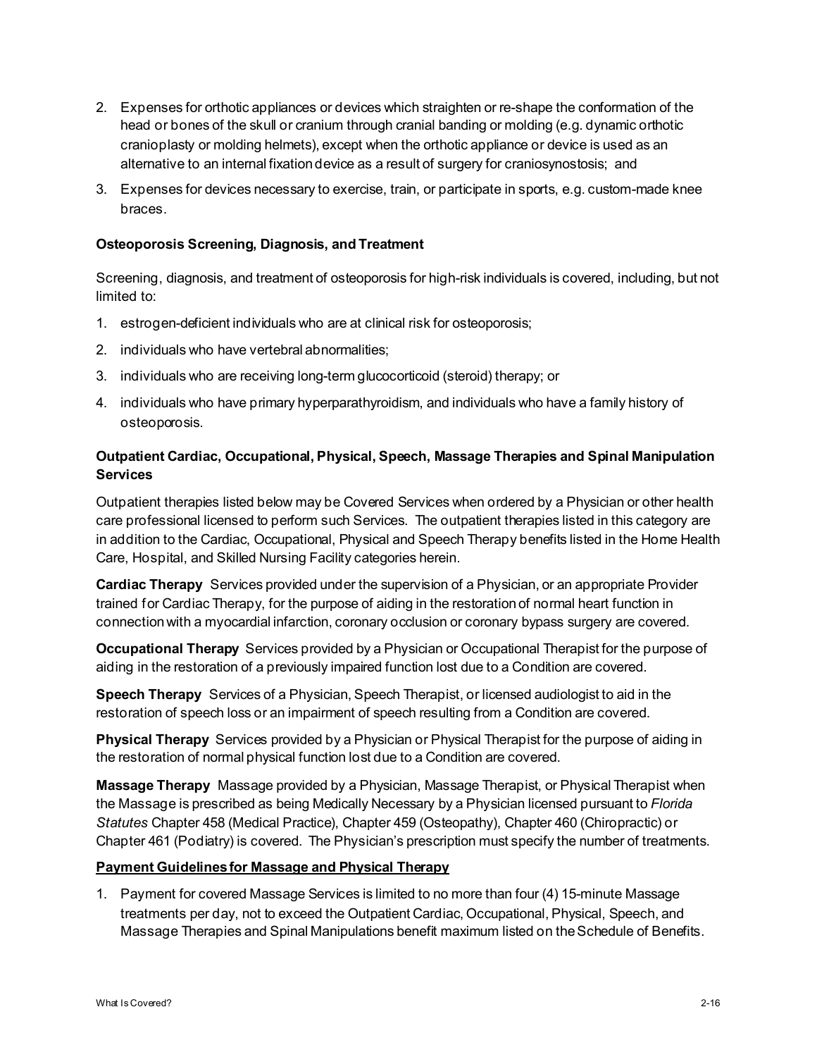2. Expenses for orthotic appliances or devices which straighten or re-shape the conformation of the head or bones of the skull or cranium through cranial banding or molding (e.g. dynamic orthotic cranioplasty or molding helmets), except when the orthotic appliance or device is used as an alternative to an internal fixation device as a result of surgery for craniosynostosis; and
3. Expenses for devices necessary to exercise, train, or participate in sports, e.g. custom-made knee braces.

**Osteoporosis Screening, Diagnosis, and Treatment**

Screening, diagnosis, and treatment of osteoporosis for high-risk individuals is covered, including, but not limited to:

1. estrogen-deficient individuals who are at clinical risk for osteoporosis;
2. individuals who have vertebral abnormalities;
3. individuals who are receiving long-term glucocorticoid (steroid) therapy; or
4. individuals who have primary hyperparathyroidism, and individuals who have a family history of osteoporosis.

**Outpatient Cardiac, Occupational, Physical, Speech, Massage Therapies and Spinal Manipulation Services**

Outpatient therapies listed below may be Covered Services when ordered by a Physician or other health care professional licensed to perform such Services. The outpatient therapies listed in this category are in addition to the Cardiac, Occupational, Physical and Speech Therapy benefits listed in the Home Health Care, Hospital, and Skilled Nursing Facility categories herein.

**Cardiac Therapy** Services provided under the supervision of a Physician, or an appropriate Provider trained for Cardiac Therapy, for the purpose of aiding in the restoration of normal heart function in connection with a myocardial infarction, coronary occlusion or coronary bypass surgery are covered.

**Occupational Therapy** Services provided by a Physician or Occupational Therapist for the purpose of aiding in the restoration of a previously impaired function lost due to a Condition are covered.

**Speech Therapy** Services of a Physician, Speech Therapist, or licensed audiologist to aid in the restoration of speech loss or an impairment of speech resulting from a Condition are covered.

**Physical Therapy** Services provided by a Physician or Physical Therapist for the purpose of aiding in the restoration of normal physical function lost due to a Condition are covered.

**Massage Therapy** Massage provided by a Physician, Massage Therapist, or Physical Therapist when the Massage is prescribed as being Medically Necessary by a Physician licensed pursuant to *Florida Statutes* Chapter 458 (Medical Practice), Chapter 459 (Osteopathy), Chapter 460 (Chiropractic) or Chapter 461 (Podiatry) is covered. The Physician's prescription must specify the number of treatments.

**Payment Guidelines for Massage and Physical Therapy**

1. Payment for covered Massage Services is limited to no more than four (4) 15-minute Massage treatments per day, not to exceed the Outpatient Cardiac, Occupational, Physical, Speech, and Massage Therapies and Spinal Manipulations benefit maximum listed on the Schedule of Benefits.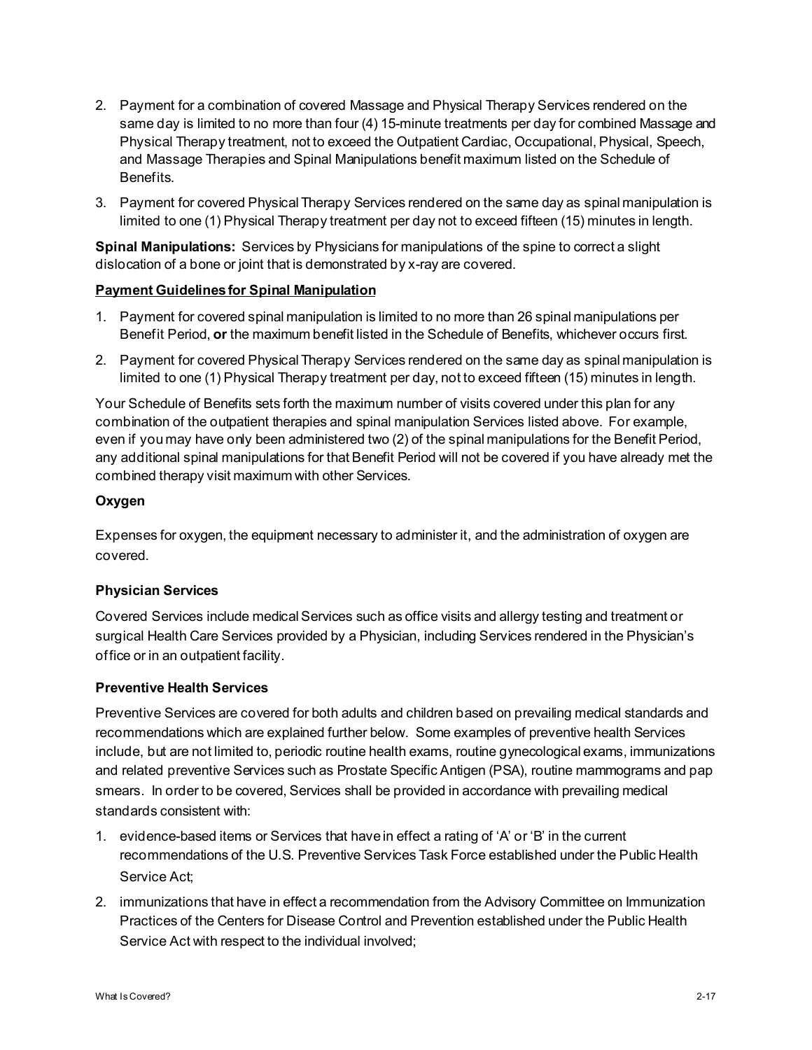2. Payment for a combination of covered Massage and Physical Therapy Services rendered on the same day is limited to no more than four (4) 15-minute treatments per day for combined Massage and Physical Therapy treatment, not to exceed the Outpatient Cardiac, Occupational, Physical, Speech, and Massage Therapies and Spinal Manipulations benefit maximum listed on the Schedule of Benefits.
3. Payment for covered Physical Therapy Services rendered on the same day as spinal manipulation is limited to one (1) Physical Therapy treatment per day not to exceed fifteen (15) minutes in length.

**Spinal Manipulations:** Services by Physicians for manipulations of the spine to correct a slight dislocation of a bone or joint that is demonstrated by x-ray are covered.

**Payment Guidelines for Spinal Manipulation**

1. Payment for covered spinal manipulation is limited to no more than 26 spinal manipulations per Benefit Period, **or** the maximum benefit listed in the Schedule of Benefits, whichever occurs first.
2. Payment for covered Physical Therapy Services rendered on the same day as spinal manipulation is limited to one (1) Physical Therapy treatment per day, not to exceed fifteen (15) minutes in length.

Your Schedule of Benefits sets forth the maximum number of visits covered under this plan for any combination of the outpatient therapies and spinal manipulation Services listed above. For example, even if you may have only been administered two (2) of the spinal manipulations for the Benefit Period, any additional spinal manipulations for that Benefit Period will not be covered if you have already met the combined therapy visit maximum with other Services.

### Oxygen

Expenses for oxygen, the equipment necessary to administer it, and the administration of oxygen are covered.

### Physician Services

Covered Services include medical Services such as office visits and allergy testing and treatment or surgical Health Care Services provided by a Physician, including Services rendered in the Physician's office or in an outpatient facility.

### Preventive Health Services

Preventive Services are covered for both adults and children based on prevailing medical standards and recommendations which are explained further below. Some examples of preventive health Services include, but are not limited to, periodic routine health exams, routine gynecological exams, immunizations and related preventive Services such as Prostate Specific Antigen (PSA), routine mammograms and pap smears. In order to be covered, Services shall be provided in accordance with prevailing medical standards consistent with:

1. evidence-based items or Services that have in effect a rating of 'A' or 'B' in the current recommendations of the U.S. Preventive Services Task Force established under the Public Health Service Act;
2. immunizations that have in effect a recommendation from the Advisory Committee on Immunization Practices of the Centers for Disease Control and Prevention established under the Public Health Service Act with respect to the individual involved;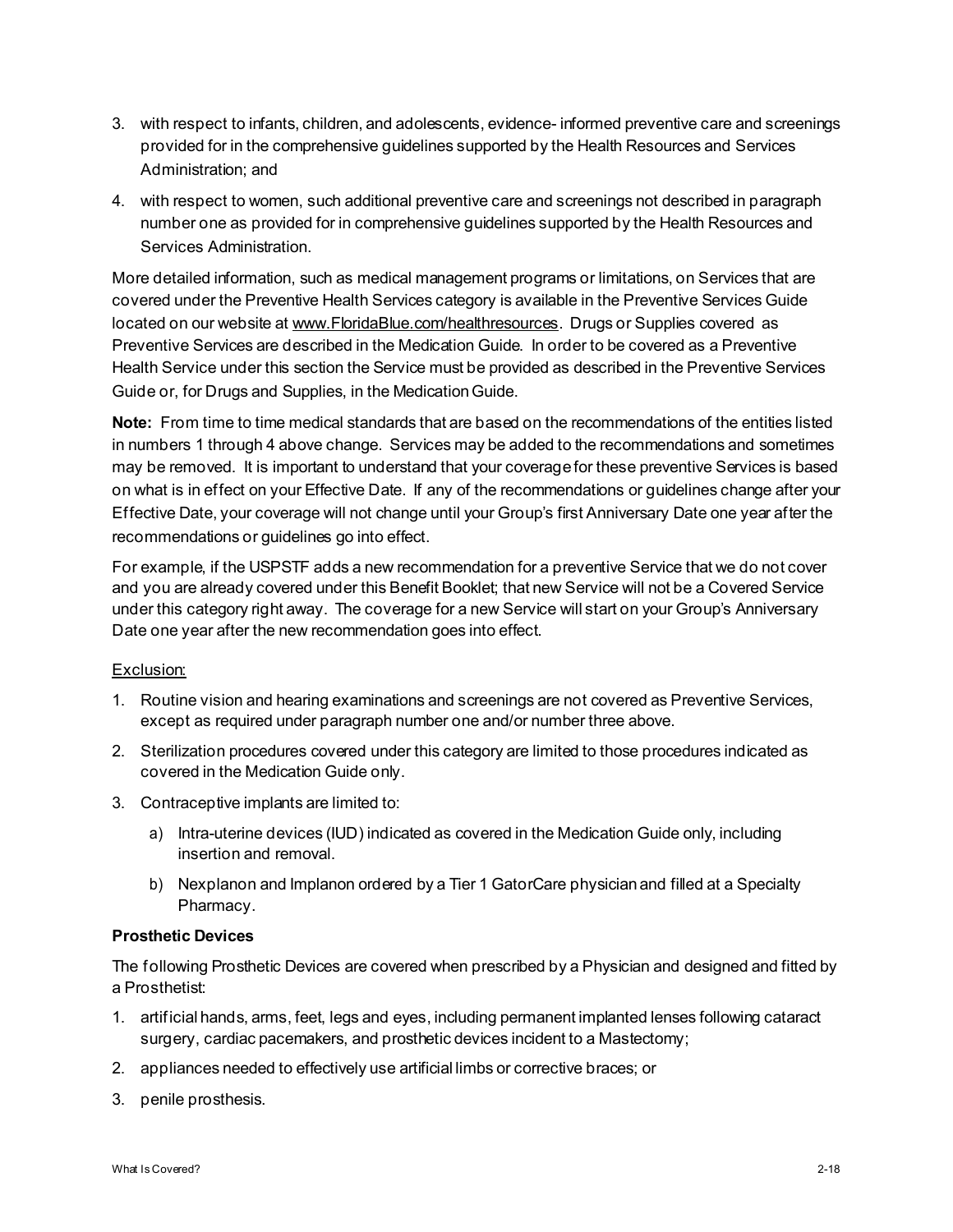3. with respect to infants, children, and adolescents, evidence- informed preventive care and screenings provided for in the comprehensive guidelines supported by the Health Resources and Services Administration; and
4. with respect to women, such additional preventive care and screenings not described in paragraph number one as provided for in comprehensive guidelines supported by the Health Resources and Services Administration.

More detailed information, such as medical management programs or limitations, on Services that are covered under the Preventive Health Services category is available in the Preventive Services Guide located on our website at www.FloridaBlue.com/healthresources. Drugs or Supplies covered as Preventive Services are described in the Medication Guide. In order to be covered as a Preventive Health Service under this section the Service must be provided as described in the Preventive Services Guide or, for Drugs and Supplies, in the Medication Guide.

**Note:** From time to time medical standards that are based on the recommendations of the entities listed in numbers 1 through 4 above change. Services may be added to the recommendations and sometimes may be removed. It is important to understand that your coverage for these preventive Services is based on what is in effect on your Effective Date. If any of the recommendations or guidelines change after your Effective Date, your coverage will not change until your Group's first Anniversary Date one year after the recommendations or guidelines go into effect.

For example, if the USPSTF adds a new recommendation for a preventive Service that we do not cover and you are already covered under this Benefit Booklet; that new Service will not be a Covered Service under this category right away. The coverage for a new Service will start on your Group's Anniversary Date one year after the new recommendation goes into effect.

Exclusion:

1. Routine vision and hearing examinations and screenings are not covered as Preventive Services, except as required under paragraph number one and/or number three above.
2. Sterilization procedures covered under this category are limited to those procedures indicated as covered in the Medication Guide only.
3. Contraceptive implants are limited to:
   a) Intra-uterine devices (IUD) indicated as covered in the Medication Guide only, including insertion and removal.
   b) Nexplanon and Implanon ordered by a Tier 1 GatorCare physician and filled at a Specialty Pharmacy.

**Prosthetic Devices**

The following Prosthetic Devices are covered when prescribed by a Physician and designed and fitted by a Prosthetist:

1. artificial hands, arms, feet, legs and eyes, including permanent implanted lenses following cataract surgery, cardiac pacemakers, and prosthetic devices incident to a Mastectomy;
2. appliances needed to effectively use artificial limbs or corrective braces; or
3. penile prosthesis.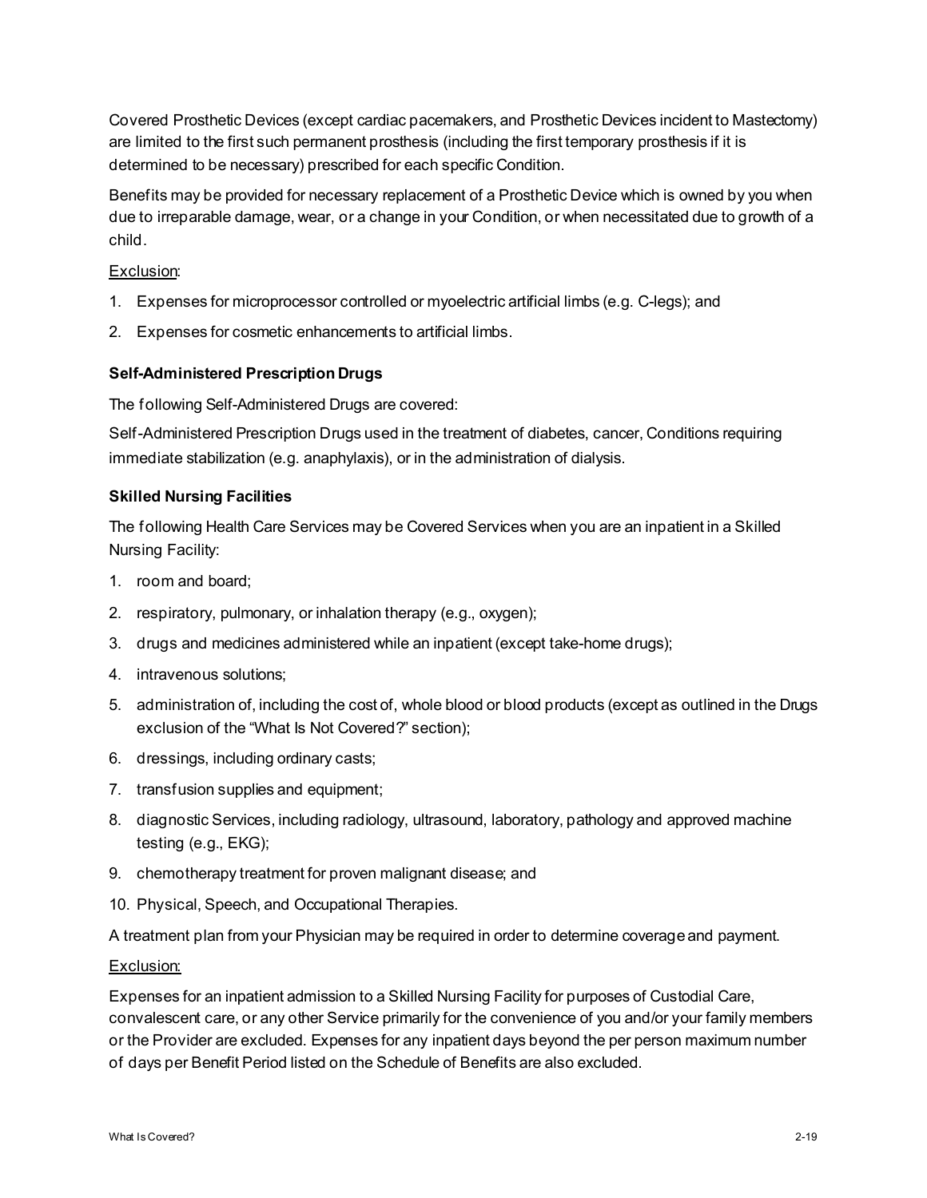Covered Prosthetic Devices (except cardiac pacemakers, and Prosthetic Devices incident to Mastectomy) are limited to the first such permanent prosthesis (including the first temporary prosthesis if it is determined to be necessary) prescribed for each specific Condition.

Benefits may be provided for necessary replacement of a Prosthetic Device which is owned by you when due to irreparable damage, wear, or a change in your Condition, or when necessitated due to growth of a child.

Exclusion:

1. Expenses for microprocessor controlled or myoelectric artificial limbs (e.g. C-legs); and
2. Expenses for cosmetic enhancements to artificial limbs.

**Self-Administered Prescription Drugs**

The following Self-Administered Drugs are covered:

Self-Administered Prescription Drugs used in the treatment of diabetes, cancer, Conditions requiring immediate stabilization (e.g. anaphylaxis), or in the administration of dialysis.

**Skilled Nursing Facilities**

The following Health Care Services may be Covered Services when you are an inpatient in a Skilled Nursing Facility:

1. room and board;
2. respiratory, pulmonary, or inhalation therapy (e.g., oxygen);
3. drugs and medicines administered while an inpatient (except take-home drugs);
4. intravenous solutions;
5. administration of, including the cost of, whole blood or blood products (except as outlined in the Drugs exclusion of the "What Is Not Covered?" section);
6. dressings, including ordinary casts;
7. transfusion supplies and equipment;
8. diagnostic Services, including radiology, ultrasound, laboratory, pathology and approved machine testing (e.g., EKG);
9. chemotherapy treatment for proven malignant disease; and
10. Physical, Speech, and Occupational Therapies.

A treatment plan from your Physician may be required in order to determine coverage and payment.

Exclusion:

Expenses for an inpatient admission to a Skilled Nursing Facility for purposes of Custodial Care, convalescent care, or any other Service primarily for the convenience of you and/or your family members or the Provider are excluded. Expenses for any inpatient days beyond the per person maximum number of days per Benefit Period listed on the Schedule of Benefits are also excluded.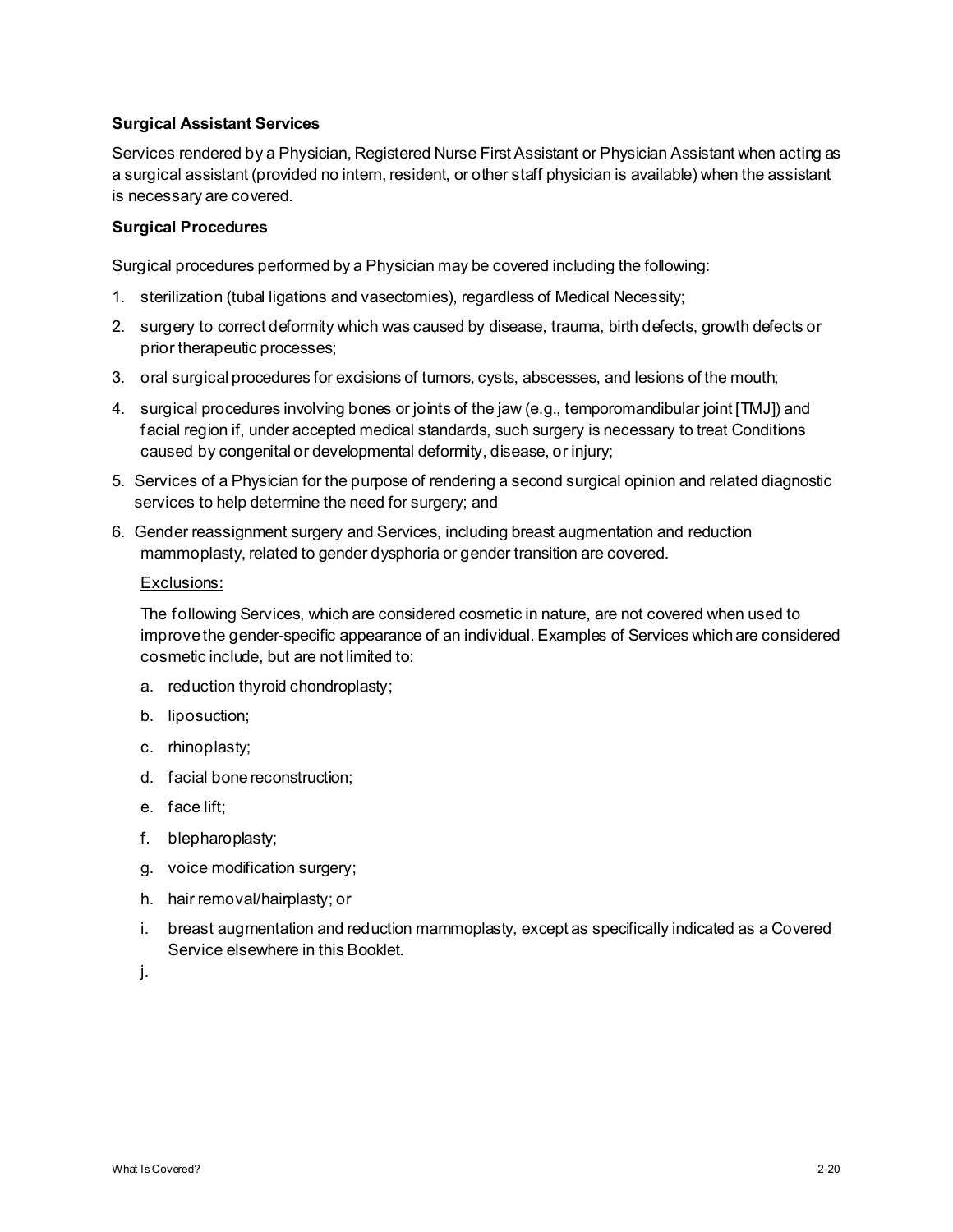**Surgical Assistant Services**

Services rendered by a Physician, Registered Nurse First Assistant or Physician Assistant when acting as a surgical assistant (provided no intern, resident, or other staff physician is available) when the assistant is necessary are covered.

**Surgical Procedures**

Surgical procedures performed by a Physician may be covered including the following:

1. sterilization (tubal ligations and vasectomies), regardless of Medical Necessity;
2. surgery to correct deformity which was caused by disease, trauma, birth defects, growth defects or prior therapeutic processes;
3. oral surgical procedures for excisions of tumors, cysts, abscesses, and lesions of the mouth;
4. surgical procedures involving bones or joints of the jaw (e.g., temporomandibular joint [TMJ]) and facial region if, under accepted medical standards, such surgery is necessary to treat Conditions caused by congenital or developmental deformity, disease, or injury;
5. Services of a Physician for the purpose of rendering a second surgical opinion and related diagnostic services to help determine the need for surgery; and
6. Gender reassignment surgery and Services, including breast augmentation and reduction mammoplasty, related to gender dysphoria or gender transition are covered.

   Exclusions:

   The following Services, which are considered cosmetic in nature, are not covered when used to improve the gender-specific appearance of an individual. Examples of Services which are considered cosmetic include, but are not limited to:

   a. reduction thyroid chondroplasty;
   b. liposuction;
   c. rhinoplasty;
   d. facial bone reconstruction;
   e. face lift;
   f. blepharoplasty;
   g. voice modification surgery;
   h. hair removal/hairplasty; or
   i. breast augmentation and reduction mammoplasty, except as specifically indicated as a Covered Service elsewhere in this Booklet.
   j.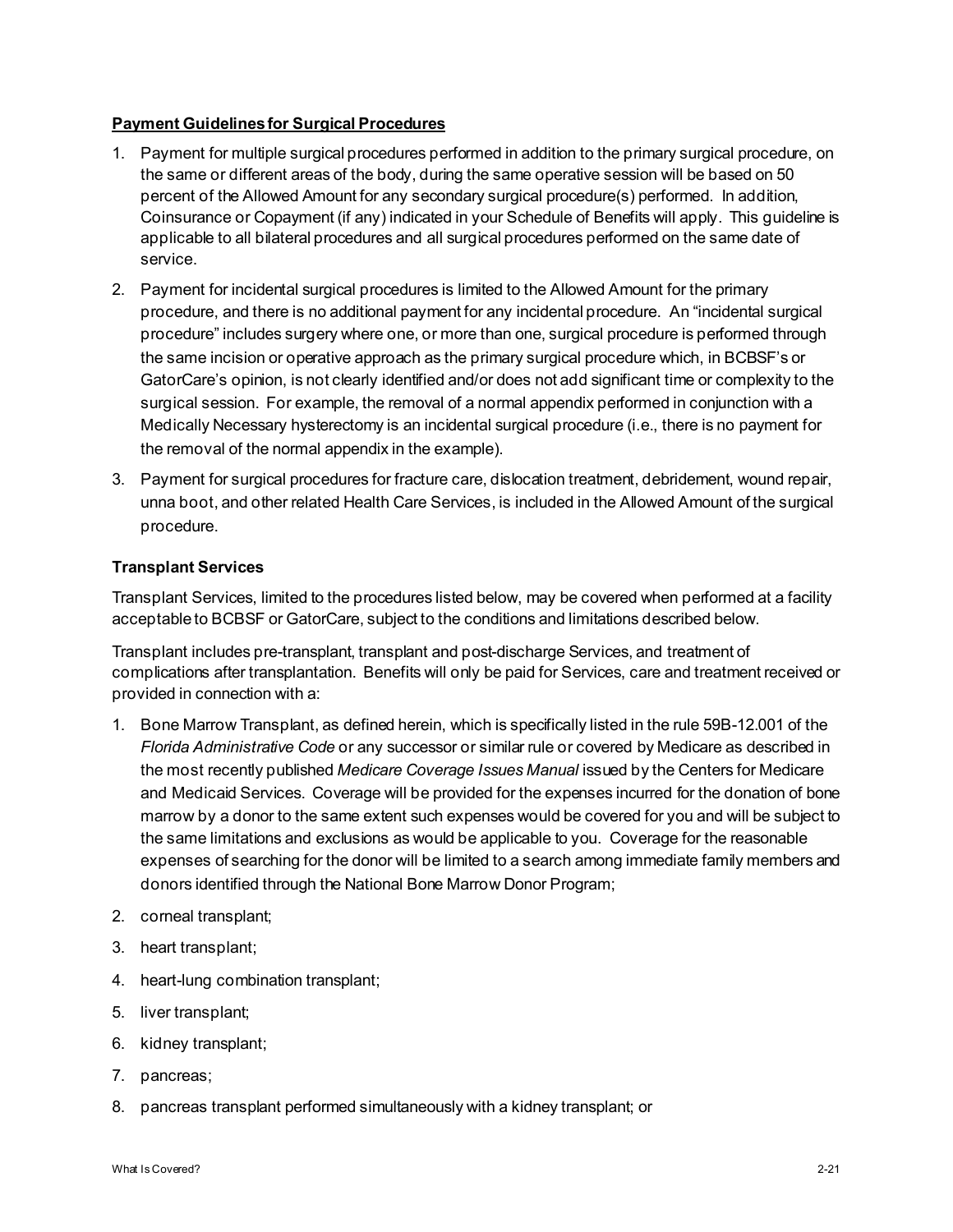**Payment Guidelines for Surgical Procedures**

1. Payment for multiple surgical procedures performed in addition to the primary surgical procedure, on the same or different areas of the body, during the same operative session will be based on 50 percent of the Allowed Amount for any secondary surgical procedure(s) performed. In addition, Coinsurance or Copayment (if any) indicated in your Schedule of Benefits will apply. This guideline is applicable to all bilateral procedures and all surgical procedures performed on the same date of service.
2. Payment for incidental surgical procedures is limited to the Allowed Amount for the primary procedure, and there is no additional payment for any incidental procedure. An "incidental surgical procedure" includes surgery where one, or more than one, surgical procedure is performed through the same incision or operative approach as the primary surgical procedure which, in BCBSF's or GatorCare's opinion, is not clearly identified and/or does not add significant time or complexity to the surgical session. For example, the removal of a normal appendix performed in conjunction with a Medically Necessary hysterectomy is an incidental surgical procedure (i.e., there is no payment for the removal of the normal appendix in the example).
3. Payment for surgical procedures for fracture care, dislocation treatment, debridement, wound repair, unna boot, and other related Health Care Services, is included in the Allowed Amount of the surgical procedure.

**Transplant Services**

Transplant Services, limited to the procedures listed below, may be covered when performed at a facility acceptable to BCBSF or GatorCare, subject to the conditions and limitations described below.

Transplant includes pre-transplant, transplant and post-discharge Services, and treatment of complications after transplantation. Benefits will only be paid for Services, care and treatment received or provided in connection with a:

1. Bone Marrow Transplant, as defined herein, which is specifically listed in the rule 59B-12.001 of the *Florida Administrative Code* or any successor or similar rule or covered by Medicare as described in the most recently published *Medicare Coverage Issues Manual* issued by the Centers for Medicare and Medicaid Services. Coverage will be provided for the expenses incurred for the donation of bone marrow by a donor to the same extent such expenses would be covered for you and will be subject to the same limitations and exclusions as would be applicable to you. Coverage for the reasonable expenses of searching for the donor will be limited to a search among immediate family members and donors identified through the National Bone Marrow Donor Program;
2. corneal transplant;
3. heart transplant;
4. heart-lung combination transplant;
5. liver transplant;
6. kidney transplant;
7. pancreas;
8. pancreas transplant performed simultaneously with a kidney transplant; or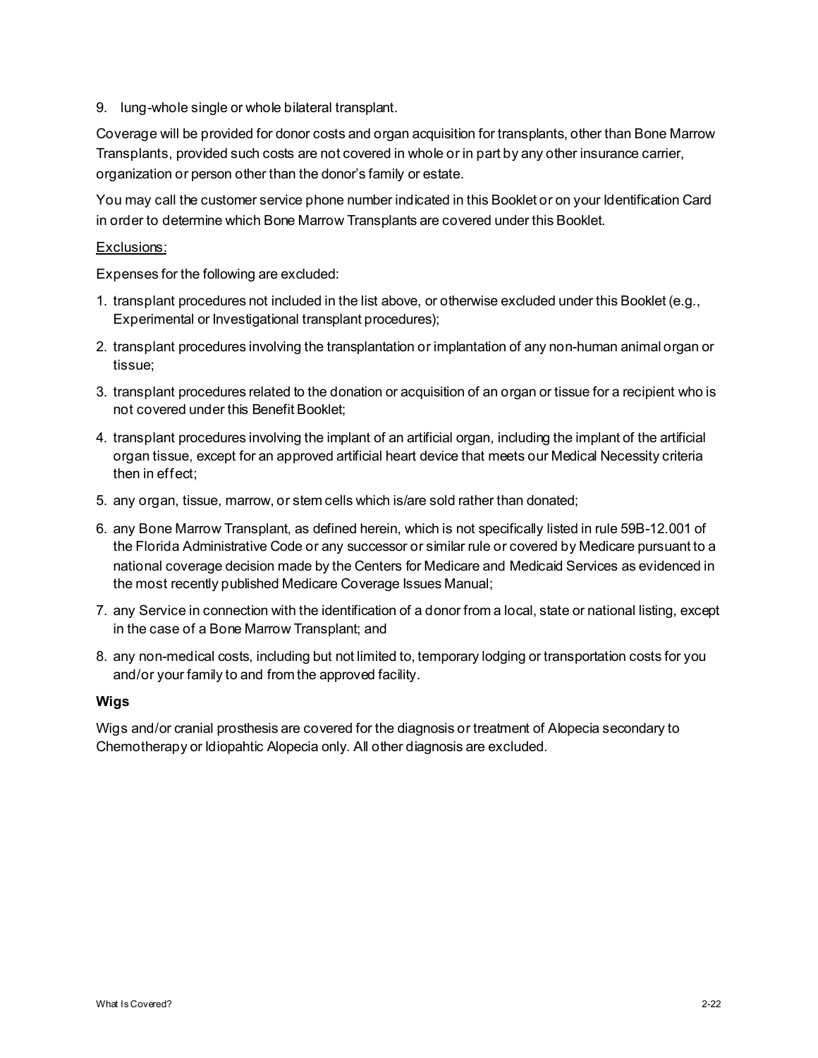9. lung-whole single or whole bilateral transplant.

Coverage will be provided for donor costs and organ acquisition for transplants, other than Bone Marrow Transplants, provided such costs are not covered in whole or in part by any other insurance carrier, organization or person other than the donor's family or estate.

You may call the customer service phone number indicated in this Booklet or on your Identification Card in order to determine which Bone Marrow Transplants are covered under this Booklet.

<u>Exclusions:</u>

Expenses for the following are excluded:

1. transplant procedures not included in the list above, or otherwise excluded under this Booklet (e.g., Experimental or Investigational transplant procedures);
2. transplant procedures involving the transplantation or implantation of any non-human animal organ or tissue;
3. transplant procedures related to the donation or acquisition of an organ or tissue for a recipient who is not covered under this Benefit Booklet;
4. transplant procedures involving the implant of an artificial organ, including the implant of the artificial organ tissue, except for an approved artificial heart device that meets our Medical Necessity criteria then in effect;
5. any organ, tissue, marrow, or stem cells which is/are sold rather than donated;
6. any Bone Marrow Transplant, as defined herein, which is not specifically listed in rule 59B-12.001 of the Florida Administrative Code or any successor or similar rule or covered by Medicare pursuant to a national coverage decision made by the Centers for Medicare and Medicaid Services as evidenced in the most recently published Medicare Coverage Issues Manual;
7. any Service in connection with the identification of a donor from a local, state or national listing, except in the case of a Bone Marrow Transplant; and
8. any non-medical costs, including but not limited to, temporary lodging or transportation costs for you and/or your family to and from the approved facility.

**Wigs**

Wigs and/or cranial prosthesis are covered for the diagnosis or treatment of Alopecia secondary to Chemotherapy or Idiopahtic Alopecia only. All other diagnosis are excluded.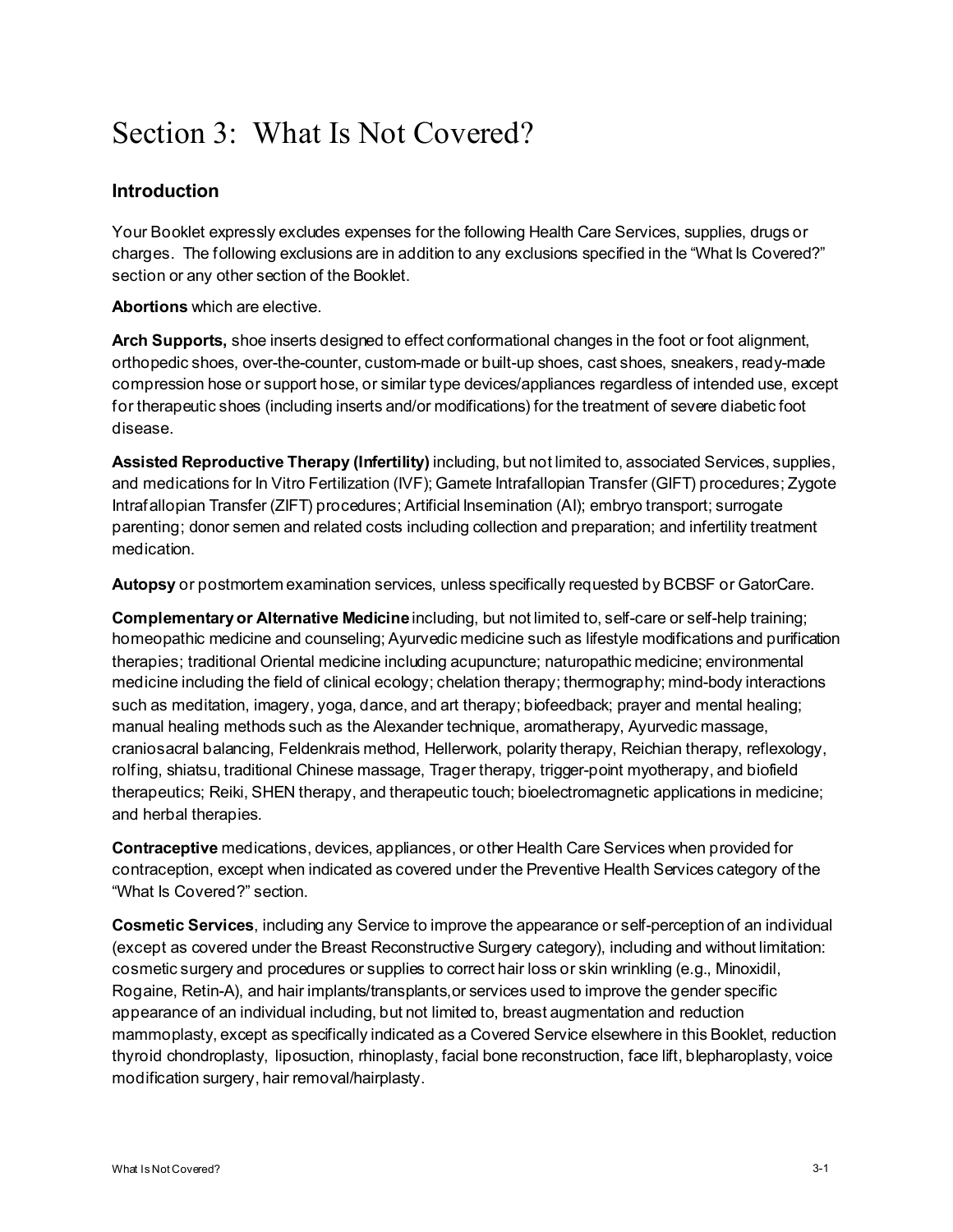# Section 3: What Is Not Covered?

## Introduction

Your Booklet expressly excludes expenses for the following Health Care Services, supplies, drugs or charges. The following exclusions are in addition to any exclusions specified in the "What Is Covered?" section or any other section of the Booklet.

**Abortions** which are elective.

**Arch Supports,** shoe inserts designed to effect conformational changes in the foot or foot alignment, orthopedic shoes, over-the-counter, custom-made or built-up shoes, cast shoes, sneakers, ready-made compression hose or support hose, or similar type devices/appliances regardless of intended use, except for therapeutic shoes (including inserts and/or modifications) for the treatment of severe diabetic foot disease.

**Assisted Reproductive Therapy (Infertility)** including, but not limited to, associated Services, supplies, and medications for In Vitro Fertilization (IVF); Gamete Intrafallopian Transfer (GIFT) procedures; Zygote Intrafallopian Transfer (ZIFT) procedures; Artificial Insemination (AI); embryo transport; surrogate parenting; donor semen and related costs including collection and preparation; and infertility treatment medication.

**Autopsy** or postmortem examination services, unless specifically requested by BCBSF or GatorCare.

**Complementary or Alternative Medicine** including, but not limited to, self-care or self-help training; homeopathic medicine and counseling; Ayurvedic medicine such as lifestyle modifications and purification therapies; traditional Oriental medicine including acupuncture; naturopathic medicine; environmental medicine including the field of clinical ecology; chelation therapy; thermography; mind-body interactions such as meditation, imagery, yoga, dance, and art therapy; biofeedback; prayer and mental healing; manual healing methods such as the Alexander technique, aromatherapy, Ayurvedic massage, craniosacral balancing, Feldenkrais method, Hellerwork, polarity therapy, Reichian therapy, reflexology, rolfing, shiatsu, traditional Chinese massage, Trager therapy, trigger-point myotherapy, and biofield therapeutics; Reiki, SHEN therapy, and therapeutic touch; bioelectromagnetic applications in medicine; and herbal therapies.

**Contraceptive** medications, devices, appliances, or other Health Care Services when provided for contraception, except when indicated as covered under the Preventive Health Services category of the "What Is Covered?" section.

**Cosmetic Services**, including any Service to improve the appearance or self-perception of an individual (except as covered under the Breast Reconstructive Surgery category), including and without limitation: cosmetic surgery and procedures or supplies to correct hair loss or skin wrinkling (e.g., Minoxidil, Rogaine, Retin-A), and hair implants/transplants,or services used to improve the gender specific appearance of an individual including, but not limited to, breast augmentation and reduction mammoplasty, except as specifically indicated as a Covered Service elsewhere in this Booklet, reduction thyroid chondroplasty, liposuction, rhinoplasty, facial bone reconstruction, face lift, blepharoplasty, voice modification surgery, hair removal/hairplasty.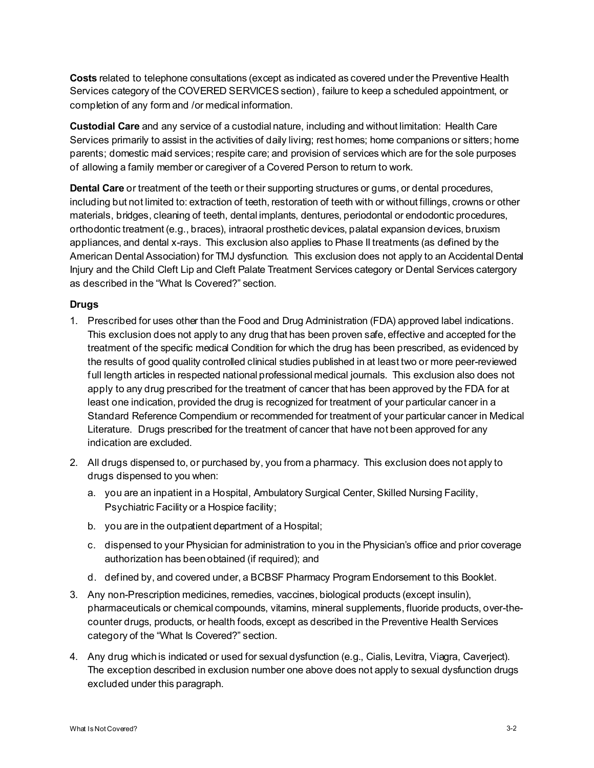**Costs** related to telephone consultations (except as indicated as covered under the Preventive Health Services category of the COVERED SERVICES section), failure to keep a scheduled appointment, or completion of any form and /or medical information.

**Custodial Care** and any service of a custodial nature, including and without limitation: Health Care Services primarily to assist in the activities of daily living; rest homes; home companions or sitters; home parents; domestic maid services; respite care; and provision of services which are for the sole purposes of allowing a family member or caregiver of a Covered Person to return to work.

**Dental Care** or treatment of the teeth or their supporting structures or gums, or dental procedures, including but not limited to: extraction of teeth, restoration of teeth with or without fillings, crowns or other materials, bridges, cleaning of teeth, dental implants, dentures, periodontal or endodontic procedures, orthodontic treatment (e.g., braces), intraoral prosthetic devices, palatal expansion devices, bruxism appliances, and dental x-rays. This exclusion also applies to Phase II treatments (as defined by the American Dental Association) for TMJ dysfunction. This exclusion does not apply to an Accidental Dental Injury and the Child Cleft Lip and Cleft Palate Treatment Services category or Dental Services catergory as described in the "What Is Covered?" section.

**Drugs**

1. Prescribed for uses other than the Food and Drug Administration (FDA) approved label indications. This exclusion does not apply to any drug that has been proven safe, effective and accepted for the treatment of the specific medical Condition for which the drug has been prescribed, as evidenced by the results of good quality controlled clinical studies published in at least two or more peer-reviewed full length articles in respected national professional medical journals. This exclusion also does not apply to any drug prescribed for the treatment of cancer that has been approved by the FDA for at least one indication, provided the drug is recognized for treatment of your particular cancer in a Standard Reference Compendium or recommended for treatment of your particular cancer in Medical Literature. Drugs prescribed for the treatment of cancer that have not been approved for any indication are excluded.
2. All drugs dispensed to, or purchased by, you from a pharmacy. This exclusion does not apply to drugs dispensed to you when:
   a. you are an inpatient in a Hospital, Ambulatory Surgical Center, Skilled Nursing Facility, Psychiatric Facility or a Hospice facility;
   b. you are in the outpatient department of a Hospital;
   c. dispensed to your Physician for administration to you in the Physician's office and prior coverage authorization has been obtained (if required); and
   d. defined by, and covered under, a BCBSF Pharmacy Program Endorsement to this Booklet.
3. Any non-Prescription medicines, remedies, vaccines, biological products (except insulin), pharmaceuticals or chemical compounds, vitamins, mineral supplements, fluoride products, over-the-counter drugs, products, or health foods, except as described in the Preventive Health Services category of the "What Is Covered?" section.
4. Any drug which is indicated or used for sexual dysfunction (e.g., Cialis, Levitra, Viagra, Caverject). The exception described in exclusion number one above does not apply to sexual dysfunction drugs excluded under this paragraph.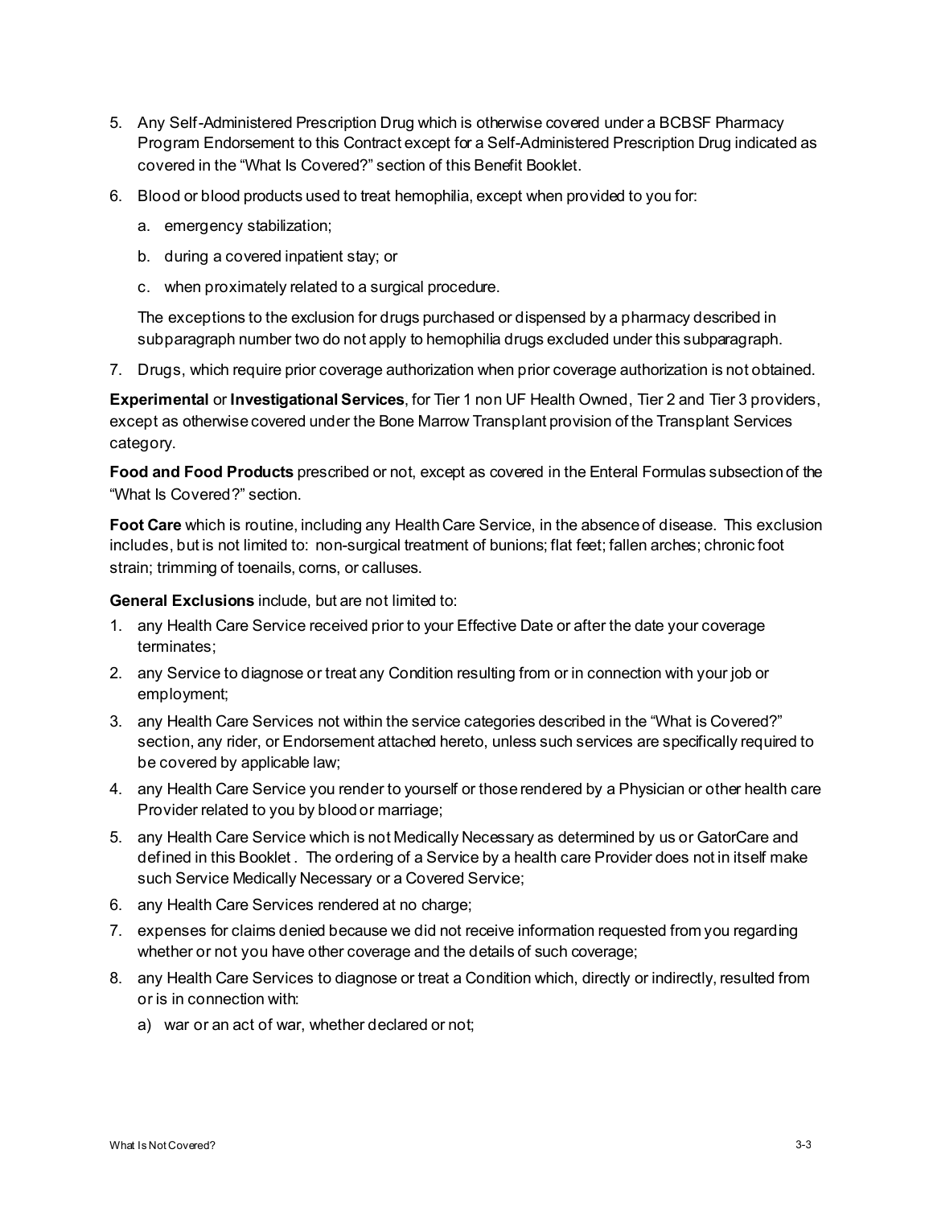5. Any Self-Administered Prescription Drug which is otherwise covered under a BCBSF Pharmacy Program Endorsement to this Contract except for a Self-Administered Prescription Drug indicated as covered in the "What Is Covered?" section of this Benefit Booklet.
6. Blood or blood products used to treat hemophilia, except when provided to you for:
   a. emergency stabilization;
   b. during a covered inpatient stay; or
   c. when proximately related to a surgical procedure.

   The exceptions to the exclusion for drugs purchased or dispensed by a pharmacy described in subparagraph number two do not apply to hemophilia drugs excluded under this subparagraph.
7. Drugs, which require prior coverage authorization when prior coverage authorization is not obtained.

**Experimental** or **Investigational Services**, for Tier 1 non UF Health Owned, Tier 2 and Tier 3 providers, except as otherwise covered under the Bone Marrow Transplant provision of the Transplant Services category.

**Food and Food Products** prescribed or not, except as covered in the Enteral Formulas subsection of the "What Is Covered?" section.

**Foot Care** which is routine, including any Health Care Service, in the absence of disease. This exclusion includes, but is not limited to: non-surgical treatment of bunions; flat feet; fallen arches; chronic foot strain; trimming of toenails, corns, or calluses.

**General Exclusions** include, but are not limited to:

1. any Health Care Service received prior to your Effective Date or after the date your coverage terminates;
2. any Service to diagnose or treat any Condition resulting from or in connection with your job or employment;
3. any Health Care Services not within the service categories described in the "What is Covered?" section, any rider, or Endorsement attached hereto, unless such services are specifically required to be covered by applicable law;
4. any Health Care Service you render to yourself or those rendered by a Physician or other health care Provider related to you by blood or marriage;
5. any Health Care Service which is not Medically Necessary as determined by us or GatorCare and defined in this Booklet . The ordering of a Service by a health care Provider does not in itself make such Service Medically Necessary or a Covered Service;
6. any Health Care Services rendered at no charge;
7. expenses for claims denied because we did not receive information requested from you regarding whether or not you have other coverage and the details of such coverage;
8. any Health Care Services to diagnose or treat a Condition which, directly or indirectly, resulted from or is in connection with:
   a) war or an act of war, whether declared or not;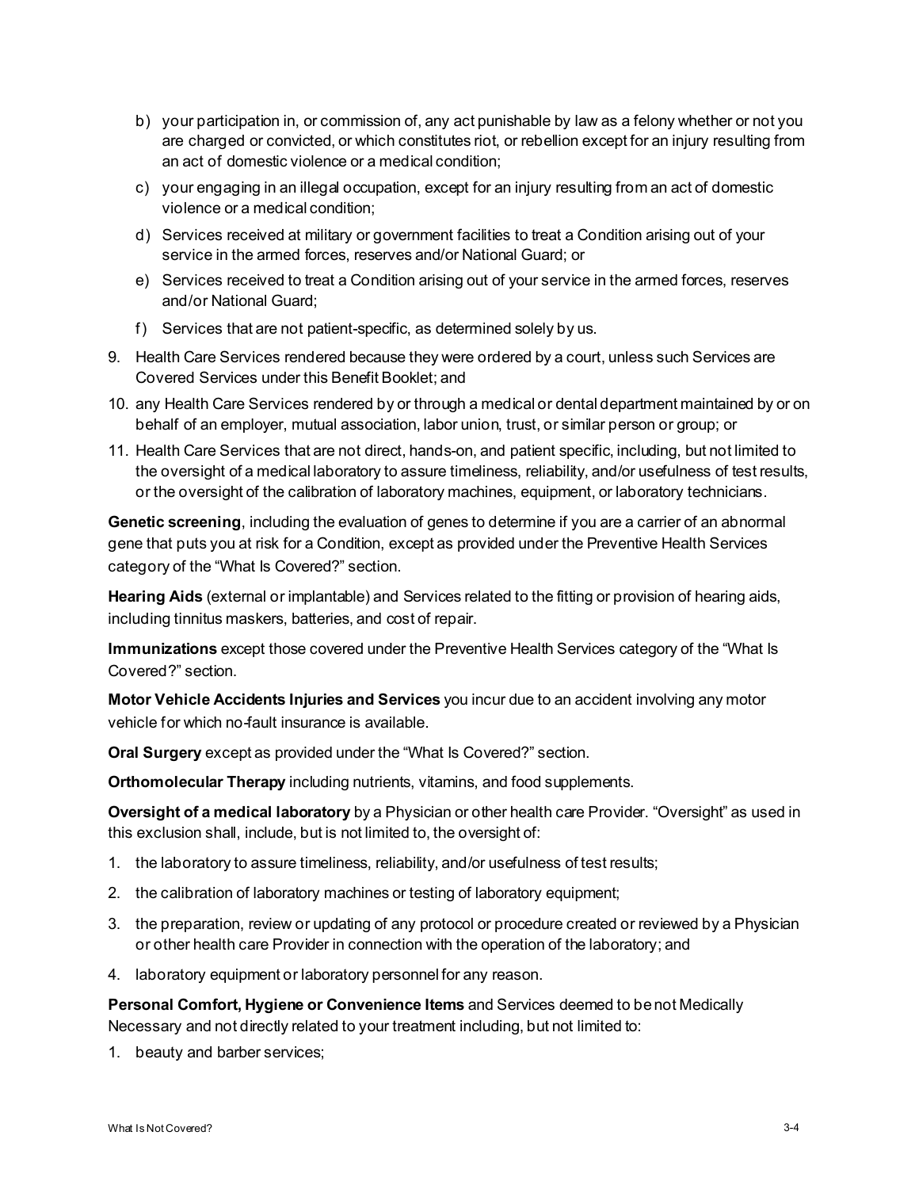b) your participation in, or commission of, any act punishable by law as a felony whether or not you are charged or convicted, or which constitutes riot, or rebellion except for an injury resulting from an act of domestic violence or a medical condition;

c) your engaging in an illegal occupation, except for an injury resulting from an act of domestic violence or a medical condition;

d) Services received at military or government facilities to treat a Condition arising out of your service in the armed forces, reserves and/or National Guard; or

e) Services received to treat a Condition arising out of your service in the armed forces, reserves and/or National Guard;

f) Services that are not patient-specific, as determined solely by us.

9. Health Care Services rendered because they were ordered by a court, unless such Services are Covered Services under this Benefit Booklet; and
10. any Health Care Services rendered by or through a medical or dental department maintained by or on behalf of an employer, mutual association, labor union, trust, or similar person or group; or
11. Health Care Services that are not direct, hands-on, and patient specific, including, but not limited to the oversight of a medical laboratory to assure timeliness, reliability, and/or usefulness of test results, or the oversight of the calibration of laboratory machines, equipment, or laboratory technicians.

**Genetic screening**, including the evaluation of genes to determine if you are a carrier of an abnormal gene that puts you at risk for a Condition, except as provided under the Preventive Health Services category of the "What Is Covered?" section.

**Hearing Aids** (external or implantable) and Services related to the fitting or provision of hearing aids, including tinnitus maskers, batteries, and cost of repair.

**Immunizations** except those covered under the Preventive Health Services category of the "What Is Covered?" section.

**Motor Vehicle Accidents Injuries and Services** you incur due to an accident involving any motor vehicle for which no-fault insurance is available.

**Oral Surgery** except as provided under the "What Is Covered?" section.

**Orthomolecular Therapy** including nutrients, vitamins, and food supplements.

**Oversight of a medical laboratory** by a Physician or other health care Provider. "Oversight" as used in this exclusion shall, include, but is not limited to, the oversight of:

1. the laboratory to assure timeliness, reliability, and/or usefulness of test results;
2. the calibration of laboratory machines or testing of laboratory equipment;
3. the preparation, review or updating of any protocol or procedure created or reviewed by a Physician or other health care Provider in connection with the operation of the laboratory; and
4. laboratory equipment or laboratory personnel for any reason.

**Personal Comfort, Hygiene or Convenience Items** and Services deemed to be not Medically Necessary and not directly related to your treatment including, but not limited to:

1. beauty and barber services;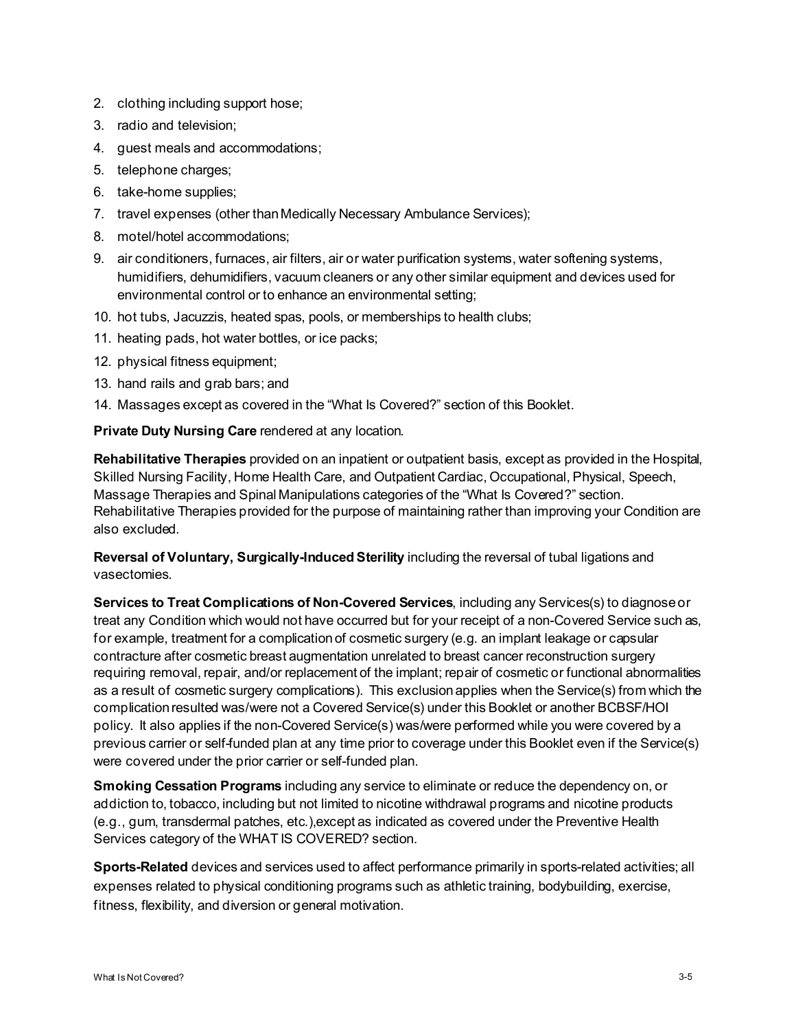2. clothing including support hose;
3. radio and television;
4. guest meals and accommodations;
5. telephone charges;
6. take-home supplies;
7. travel expenses (other than Medically Necessary Ambulance Services);
8. motel/hotel accommodations;
9. air conditioners, furnaces, air filters, air or water purification systems, water softening systems, humidifiers, dehumidifiers, vacuum cleaners or any other similar equipment and devices used for environmental control or to enhance an environmental setting;
10. hot tubs, Jacuzzis, heated spas, pools, or memberships to health clubs;
11. heating pads, hot water bottles, or ice packs;
12. physical fitness equipment;
13. hand rails and grab bars; and
14. Massages except as covered in the "What Is Covered?" section of this Booklet.

**Private Duty Nursing Care** rendered at any location.

**Rehabilitative Therapies** provided on an inpatient or outpatient basis, except as provided in the Hospital, Skilled Nursing Facility, Home Health Care, and Outpatient Cardiac, Occupational, Physical, Speech, Massage Therapies and Spinal Manipulations categories of the "What Is Covered?" section. Rehabilitative Therapies provided for the purpose of maintaining rather than improving your Condition are also excluded.

**Reversal of Voluntary, Surgically-Induced Sterility** including the reversal of tubal ligations and vasectomies.

**Services to Treat Complications of Non-Covered Services**, including any Services(s) to diagnose or treat any Condition which would not have occurred but for your receipt of a non-Covered Service such as, for example, treatment for a complication of cosmetic surgery (e.g. an implant leakage or capsular contracture after cosmetic breast augmentation unrelated to breast cancer reconstruction surgery requiring removal, repair, and/or replacement of the implant; repair of cosmetic or functional abnormalities as a result of cosmetic surgery complications). This exclusion applies when the Service(s) from which the complication resulted was/were not a Covered Service(s) under this Booklet or another BCBSF/HOI policy. It also applies if the non-Covered Service(s) was/were performed while you were covered by a previous carrier or self-funded plan at any time prior to coverage under this Booklet even if the Service(s) were covered under the prior carrier or self-funded plan.

**Smoking Cessation Programs** including any service to eliminate or reduce the dependency on, or addiction to, tobacco, including but not limited to nicotine withdrawal programs and nicotine products (e.g., gum, transdermal patches, etc.),except as indicated as covered under the Preventive Health Services category of the WHAT IS COVERED? section.

**Sports-Related** devices and services used to affect performance primarily in sports-related activities; all expenses related to physical conditioning programs such as athletic training, bodybuilding, exercise, fitness, flexibility, and diversion or general motivation.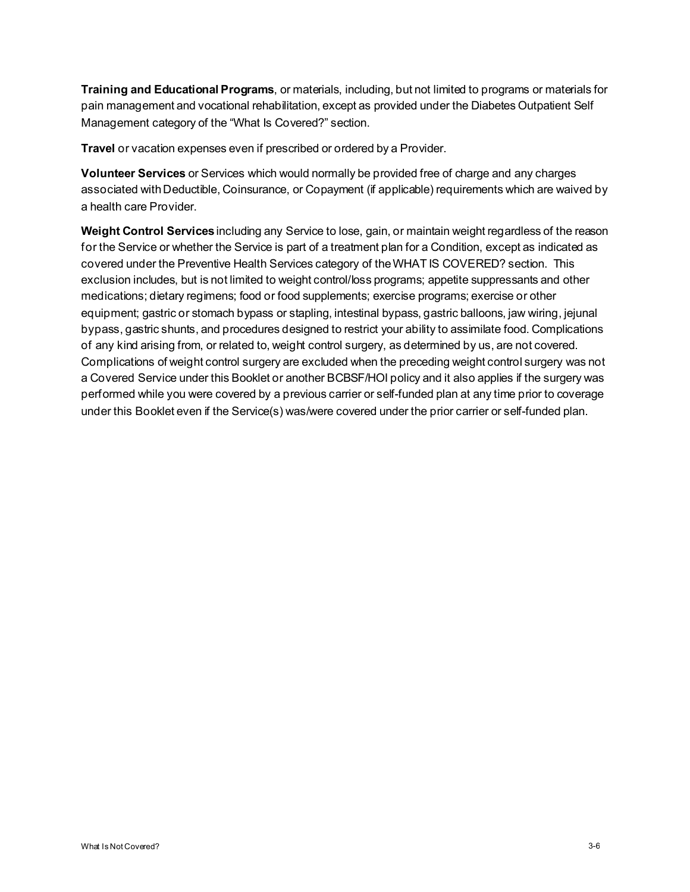**Training and Educational Programs**, or materials, including, but not limited to programs or materials for pain management and vocational rehabilitation, except as provided under the Diabetes Outpatient Self Management category of the "What Is Covered?" section.

**Travel** or vacation expenses even if prescribed or ordered by a Provider.

**Volunteer Services** or Services which would normally be provided free of charge and any charges associated with Deductible, Coinsurance, or Copayment (if applicable) requirements which are waived by a health care Provider.

**Weight Control Services** including any Service to lose, gain, or maintain weight regardless of the reason for the Service or whether the Service is part of a treatment plan for a Condition, except as indicated as covered under the Preventive Health Services category of the WHAT IS COVERED? section. This exclusion includes, but is not limited to weight control/loss programs; appetite suppressants and other medications; dietary regimens; food or food supplements; exercise programs; exercise or other equipment; gastric or stomach bypass or stapling, intestinal bypass, gastric balloons, jaw wiring, jejunal bypass, gastric shunts, and procedures designed to restrict your ability to assimilate food. Complications of any kind arising from, or related to, weight control surgery, as determined by us, are not covered. Complications of weight control surgery are excluded when the preceding weight control surgery was not a Covered Service under this Booklet or another BCBSF/HOI policy and it also applies if the surgery was performed while you were covered by a previous carrier or self-funded plan at any time prior to coverage under this Booklet even if the Service(s) was/were covered under the prior carrier or self-funded plan.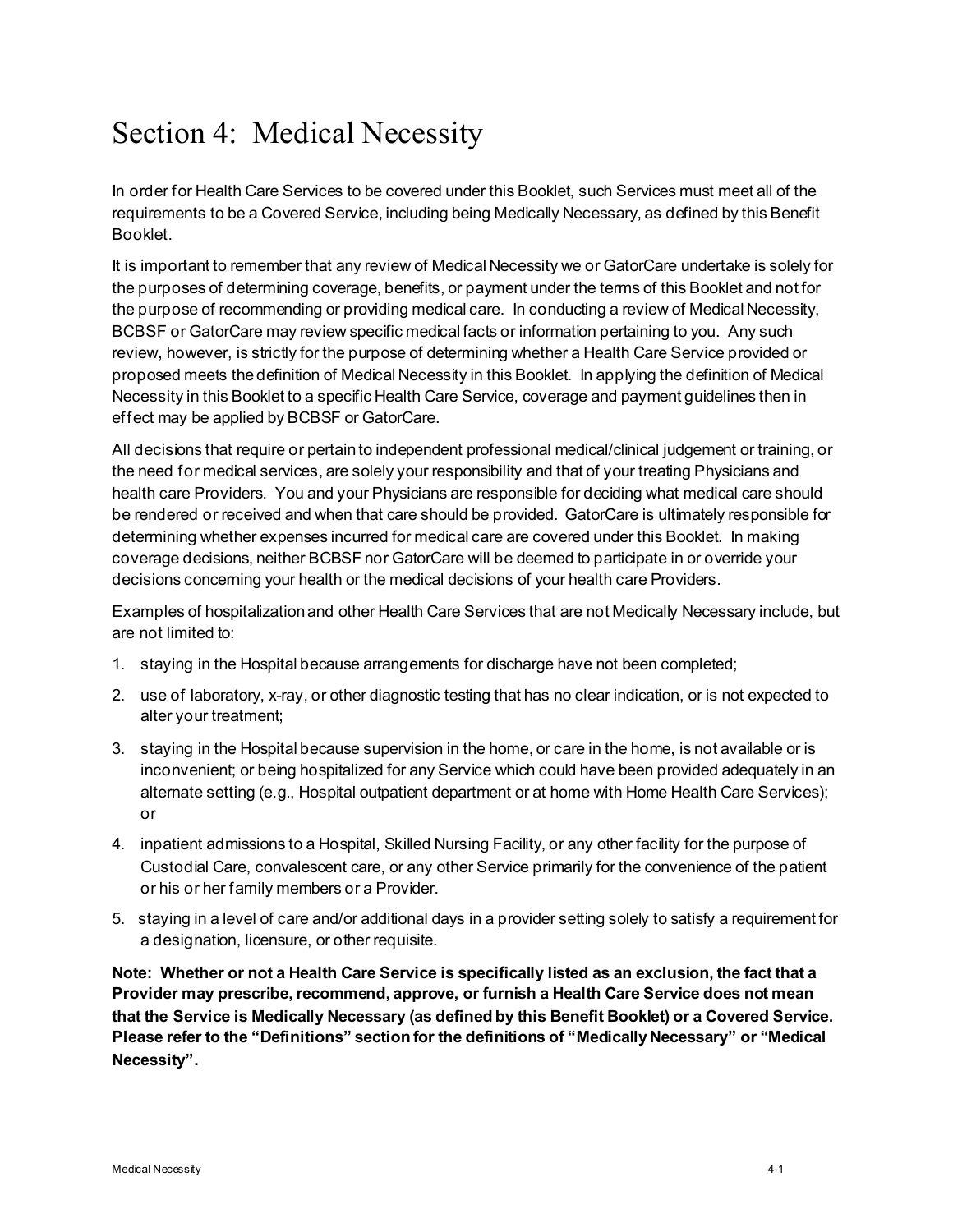# Section 4: Medical Necessity

In order for Health Care Services to be covered under this Booklet, such Services must meet all of the requirements to be a Covered Service, including being Medically Necessary, as defined by this Benefit Booklet.

It is important to remember that any review of Medical Necessity we or GatorCare undertake is solely for the purposes of determining coverage, benefits, or payment under the terms of this Booklet and not for the purpose of recommending or providing medical care. In conducting a review of Medical Necessity, BCBSF or GatorCare may review specific medical facts or information pertaining to you. Any such review, however, is strictly for the purpose of determining whether a Health Care Service provided or proposed meets the definition of Medical Necessity in this Booklet. In applying the definition of Medical Necessity in this Booklet to a specific Health Care Service, coverage and payment guidelines then in effect may be applied by BCBSF or GatorCare.

All decisions that require or pertain to independent professional medical/clinical judgement or training, or the need for medical services, are solely your responsibility and that of your treating Physicians and health care Providers. You and your Physicians are responsible for deciding what medical care should be rendered or received and when that care should be provided. GatorCare is ultimately responsible for determining whether expenses incurred for medical care are covered under this Booklet. In making coverage decisions, neither BCBSF nor GatorCare will be deemed to participate in or override your decisions concerning your health or the medical decisions of your health care Providers.

Examples of hospitalization and other Health Care Services that are not Medically Necessary include, but are not limited to:

1. staying in the Hospital because arrangements for discharge have not been completed;
2. use of laboratory, x-ray, or other diagnostic testing that has no clear indication, or is not expected to alter your treatment;
3. staying in the Hospital because supervision in the home, or care in the home, is not available or is inconvenient; or being hospitalized for any Service which could have been provided adequately in an alternate setting (e.g., Hospital outpatient department or at home with Home Health Care Services); or
4. inpatient admissions to a Hospital, Skilled Nursing Facility, or any other facility for the purpose of Custodial Care, convalescent care, or any other Service primarily for the convenience of the patient or his or her family members or a Provider.
5. staying in a level of care and/or additional days in a provider setting solely to satisfy a requirement for a designation, licensure, or other requisite.

**Note: Whether or not a Health Care Service is specifically listed as an exclusion, the fact that a Provider may prescribe, recommend, approve, or furnish a Health Care Service does not mean that the Service is Medically Necessary (as defined by this Benefit Booklet) or a Covered Service. Please refer to the "Definitions" section for the definitions of "Medically Necessary" or "Medical Necessity".**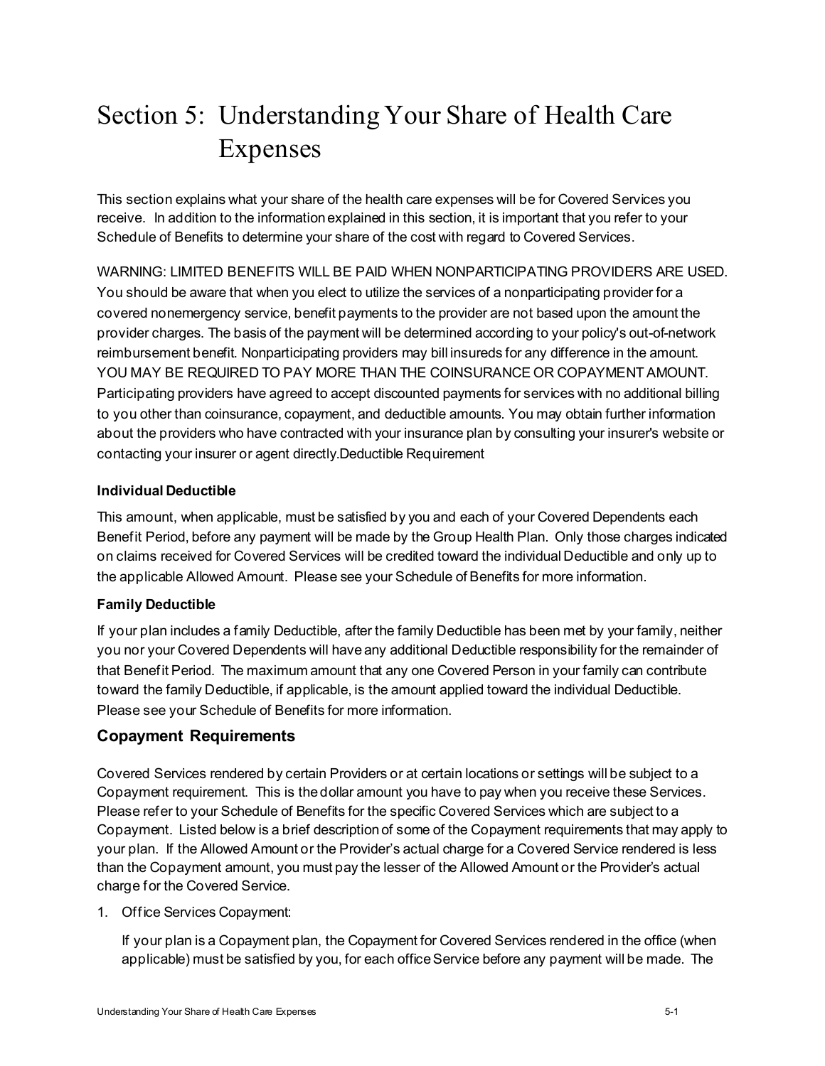# Section 5: Understanding Your Share of Health Care Expenses

This section explains what your share of the health care expenses will be for Covered Services you receive. In addition to the information explained in this section, it is important that you refer to your Schedule of Benefits to determine your share of the cost with regard to Covered Services.

WARNING: LIMITED BENEFITS WILL BE PAID WHEN NONPARTICIPATING PROVIDERS ARE USED. You should be aware that when you elect to utilize the services of a nonparticipating provider for a covered nonemergency service, benefit payments to the provider are not based upon the amount the provider charges. The basis of the payment will be determined according to your policy's out-of-network reimbursement benefit. Nonparticipating providers may bill insureds for any difference in the amount. YOU MAY BE REQUIRED TO PAY MORE THAN THE COINSURANCE OR COPAYMENT AMOUNT. Participating providers have agreed to accept discounted payments for services with no additional billing to you other than coinsurance, copayment, and deductible amounts. You may obtain further information about the providers who have contracted with your insurance plan by consulting your insurer's website or contacting your insurer or agent directly.Deductible Requirement

**Individual Deductible**

This amount, when applicable, must be satisfied by you and each of your Covered Dependents each Benefit Period, before any payment will be made by the Group Health Plan. Only those charges indicated on claims received for Covered Services will be credited toward the individual Deductible and only up to the applicable Allowed Amount. Please see your Schedule of Benefits for more information.

**Family Deductible**

If your plan includes a family Deductible, after the family Deductible has been met by your family, neither you nor your Covered Dependents will have any additional Deductible responsibility for the remainder of that Benefit Period. The maximum amount that any one Covered Person in your family can contribute toward the family Deductible, if applicable, is the amount applied toward the individual Deductible. Please see your Schedule of Benefits for more information.

## Copayment Requirements

Covered Services rendered by certain Providers or at certain locations or settings will be subject to a Copayment requirement. This is the dollar amount you have to pay when you receive these Services. Please refer to your Schedule of Benefits for the specific Covered Services which are subject to a Copayment. Listed below is a brief description of some of the Copayment requirements that may apply to your plan. If the Allowed Amount or the Provider's actual charge for a Covered Service rendered is less than the Copayment amount, you must pay the lesser of the Allowed Amount or the Provider's actual charge for the Covered Service.

1. Office Services Copayment:

   If your plan is a Copayment plan, the Copayment for Covered Services rendered in the office (when applicable) must be satisfied by you, for each office Service before any payment will be made. The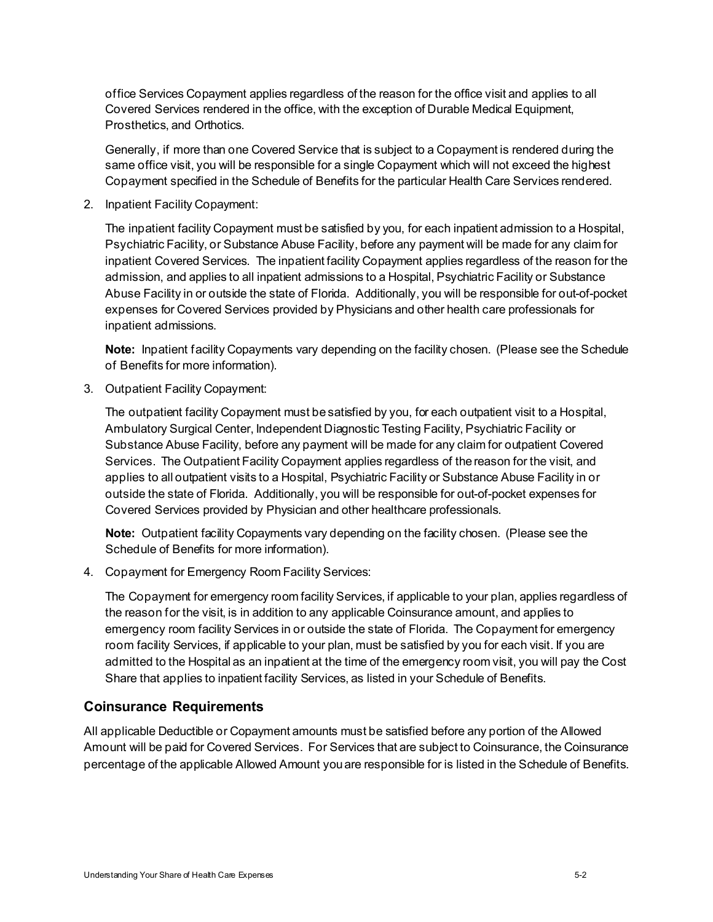office Services Copayment applies regardless of the reason for the office visit and applies to all Covered Services rendered in the office, with the exception of Durable Medical Equipment, Prosthetics, and Orthotics.

Generally, if more than one Covered Service that is subject to a Copayment is rendered during the same office visit, you will be responsible for a single Copayment which will not exceed the highest Copayment specified in the Schedule of Benefits for the particular Health Care Services rendered.

2. Inpatient Facility Copayment:

   The inpatient facility Copayment must be satisfied by you, for each inpatient admission to a Hospital, Psychiatric Facility, or Substance Abuse Facility, before any payment will be made for any claim for inpatient Covered Services. The inpatient facility Copayment applies regardless of the reason for the admission, and applies to all inpatient admissions to a Hospital, Psychiatric Facility or Substance Abuse Facility in or outside the state of Florida. Additionally, you will be responsible for out-of-pocket expenses for Covered Services provided by Physicians and other health care professionals for inpatient admissions.

   **Note:** Inpatient facility Copayments vary depending on the facility chosen. (Please see the Schedule of Benefits for more information).

3. Outpatient Facility Copayment:

   The outpatient facility Copayment must be satisfied by you, for each outpatient visit to a Hospital, Ambulatory Surgical Center, Independent Diagnostic Testing Facility, Psychiatric Facility or Substance Abuse Facility, before any payment will be made for any claim for outpatient Covered Services. The Outpatient Facility Copayment applies regardless of the reason for the visit, and applies to all outpatient visits to a Hospital, Psychiatric Facility or Substance Abuse Facility in or outside the state of Florida. Additionally, you will be responsible for out-of-pocket expenses for Covered Services provided by Physician and other healthcare professionals.

   **Note:** Outpatient facility Copayments vary depending on the facility chosen. (Please see the Schedule of Benefits for more information).

4. Copayment for Emergency Room Facility Services:

   The Copayment for emergency room facility Services, if applicable to your plan, applies regardless of the reason for the visit, is in addition to any applicable Coinsurance amount, and applies to emergency room facility Services in or outside the state of Florida. The Copayment for emergency room facility Services, if applicable to your plan, must be satisfied by you for each visit. If you are admitted to the Hospital as an inpatient at the time of the emergency room visit, you will pay the Cost Share that applies to inpatient facility Services, as listed in your Schedule of Benefits.

## Coinsurance Requirements

All applicable Deductible or Copayment amounts must be satisfied before any portion of the Allowed Amount will be paid for Covered Services. For Services that are subject to Coinsurance, the Coinsurance percentage of the applicable Allowed Amount you are responsible for is listed in the Schedule of Benefits.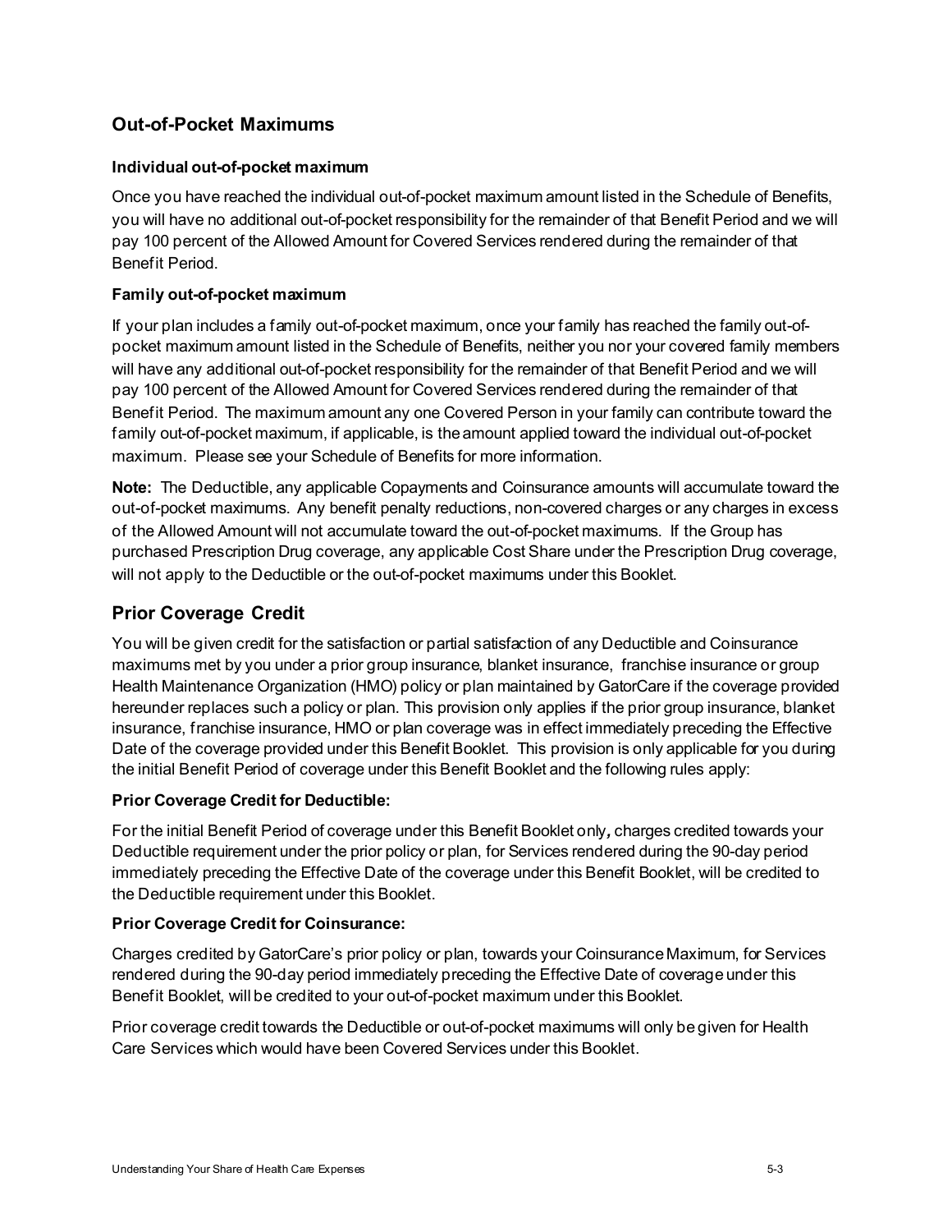## Out-of-Pocket Maximums

### Individual out-of-pocket maximum

Once you have reached the individual out-of-pocket maximum amount listed in the Schedule of Benefits, you will have no additional out-of-pocket responsibility for the remainder of that Benefit Period and we will pay 100 percent of the Allowed Amount for Covered Services rendered during the remainder of that Benefit Period.

### Family out-of-pocket maximum

If your plan includes a family out-of-pocket maximum, once your family has reached the family out-of-pocket maximum amount listed in the Schedule of Benefits, neither you nor your covered family members will have any additional out-of-pocket responsibility for the remainder of that Benefit Period and we will pay 100 percent of the Allowed Amount for Covered Services rendered during the remainder of that Benefit Period. The maximum amount any one Covered Person in your family can contribute toward the family out-of-pocket maximum, if applicable, is the amount applied toward the individual out-of-pocket maximum. Please see your Schedule of Benefits for more information.

**Note:** The Deductible, any applicable Copayments and Coinsurance amounts will accumulate toward the out-of-pocket maximums. Any benefit penalty reductions, non-covered charges or any charges in excess of the Allowed Amount will not accumulate toward the out-of-pocket maximums. If the Group has purchased Prescription Drug coverage, any applicable Cost Share under the Prescription Drug coverage, will not apply to the Deductible or the out-of-pocket maximums under this Booklet.

## Prior Coverage Credit

You will be given credit for the satisfaction or partial satisfaction of any Deductible and Coinsurance maximums met by you under a prior group insurance, blanket insurance, franchise insurance or group Health Maintenance Organization (HMO) policy or plan maintained by GatorCare if the coverage provided hereunder replaces such a policy or plan. This provision only applies if the prior group insurance, blanket insurance, franchise insurance, HMO or plan coverage was in effect immediately preceding the Effective Date of the coverage provided under this Benefit Booklet. This provision is only applicable for you during the initial Benefit Period of coverage under this Benefit Booklet and the following rules apply:

### Prior Coverage Credit for Deductible:

For the initial Benefit Period of coverage under this Benefit Booklet only**,** charges credited towards your Deductible requirement under the prior policy or plan, for Services rendered during the 90-day period immediately preceding the Effective Date of the coverage under this Benefit Booklet, will be credited to the Deductible requirement under this Booklet.

### Prior Coverage Credit for Coinsurance:

Charges credited by GatorCare's prior policy or plan, towards your Coinsurance Maximum, for Services rendered during the 90-day period immediately preceding the Effective Date of coverage under this Benefit Booklet, will be credited to your out-of-pocket maximum under this Booklet.

Prior coverage credit towards the Deductible or out-of-pocket maximums will only be given for Health Care Services which would have been Covered Services under this Booklet.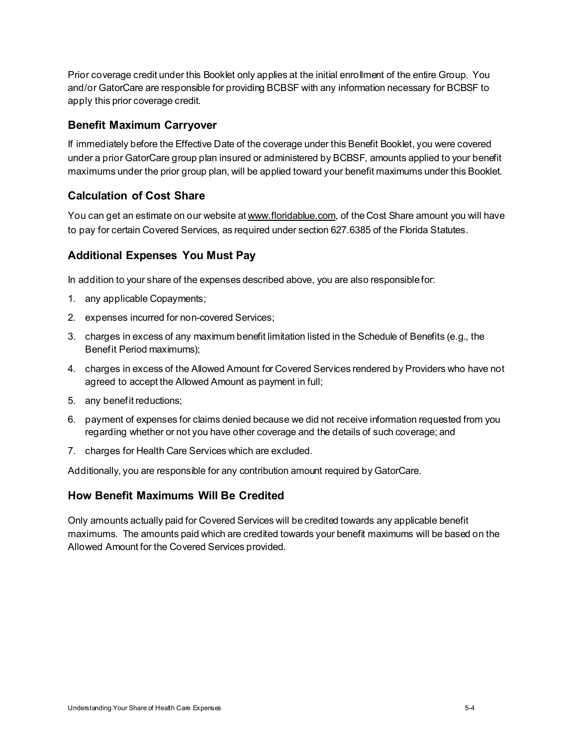Prior coverage credit under this Booklet only applies at the initial enrollment of the entire Group. You and/or GatorCare are responsible for providing BCBSF with any information necessary for BCBSF to apply this prior coverage credit.

### Benefit Maximum Carryover

If immediately before the Effective Date of the coverage under this Benefit Booklet, you were covered under a prior GatorCare group plan insured or administered by BCBSF, amounts applied to your benefit maximums under the prior group plan, will be applied toward your benefit maximums under this Booklet.

### Calculation of Cost Share

You can get an estimate on our website at www.floridablue.com, of the Cost Share amount you will have to pay for certain Covered Services, as required under section 627.6385 of the Florida Statutes.

### Additional Expenses You Must Pay

In addition to your share of the expenses described above, you are also responsible for:

1. any applicable Copayments;
2. expenses incurred for non-covered Services;
3. charges in excess of any maximum benefit limitation listed in the Schedule of Benefits (e.g., the Benefit Period maximums);
4. charges in excess of the Allowed Amount for Covered Services rendered by Providers who have not agreed to accept the Allowed Amount as payment in full;
5. any benefit reductions;
6. payment of expenses for claims denied because we did not receive information requested from you regarding whether or not you have other coverage and the details of such coverage; and
7. charges for Health Care Services which are excluded.

Additionally, you are responsible for any contribution amount required by GatorCare.

### How Benefit Maximums Will Be Credited

Only amounts actually paid for Covered Services will be credited towards any applicable benefit maximums. The amounts paid which are credited towards your benefit maximums will be based on the Allowed Amount for the Covered Services provided.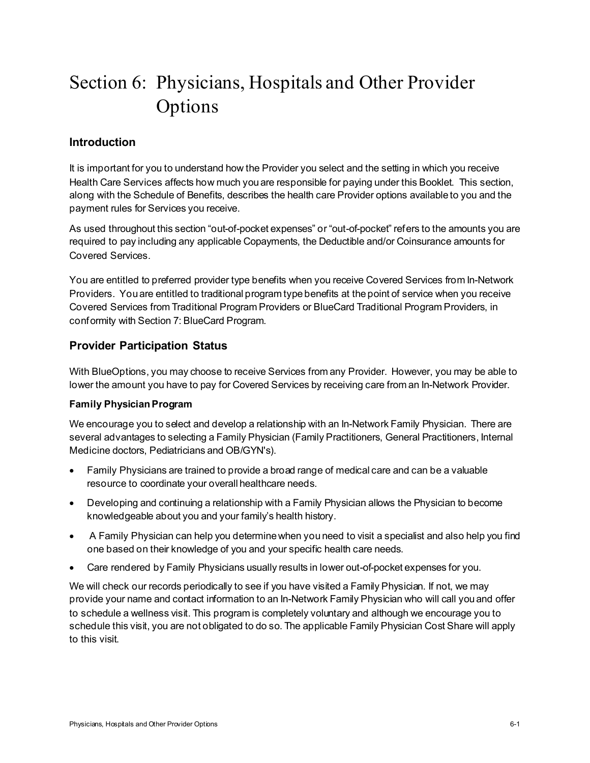# Section 6: Physicians, Hospitals and Other Provider Options

## Introduction

It is important for you to understand how the Provider you select and the setting in which you receive Health Care Services affects how much you are responsible for paying under this Booklet. This section, along with the Schedule of Benefits, describes the health care Provider options available to you and the payment rules for Services you receive.

As used throughout this section "out-of-pocket expenses" or "out-of-pocket" refers to the amounts you are required to pay including any applicable Copayments, the Deductible and/or Coinsurance amounts for Covered Services.

You are entitled to preferred provider type benefits when you receive Covered Services from In-Network Providers. You are entitled to traditional program type benefits at the point of service when you receive Covered Services from Traditional Program Providers or BlueCard Traditional Program Providers, in conformity with Section 7: BlueCard Program.

## Provider Participation Status

With BlueOptions, you may choose to receive Services from any Provider. However, you may be able to lower the amount you have to pay for Covered Services by receiving care from an In-Network Provider.

### Family Physician Program

We encourage you to select and develop a relationship with an In-Network Family Physician. There are several advantages to selecting a Family Physician (Family Practitioners, General Practitioners, Internal Medicine doctors, Pediatricians and OB/GYN's).

- Family Physicians are trained to provide a broad range of medical care and can be a valuable resource to coordinate your overall healthcare needs.
- Developing and continuing a relationship with a Family Physician allows the Physician to become knowledgeable about you and your family's health history.
- A Family Physician can help you determine when you need to visit a specialist and also help you find one based on their knowledge of you and your specific health care needs.
- Care rendered by Family Physicians usually results in lower out-of-pocket expenses for you.

We will check our records periodically to see if you have visited a Family Physician. If not, we may provide your name and contact information to an In-Network Family Physician who will call you and offer to schedule a wellness visit. This program is completely voluntary and although we encourage you to schedule this visit, you are not obligated to do so. The applicable Family Physician Cost Share will apply to this visit.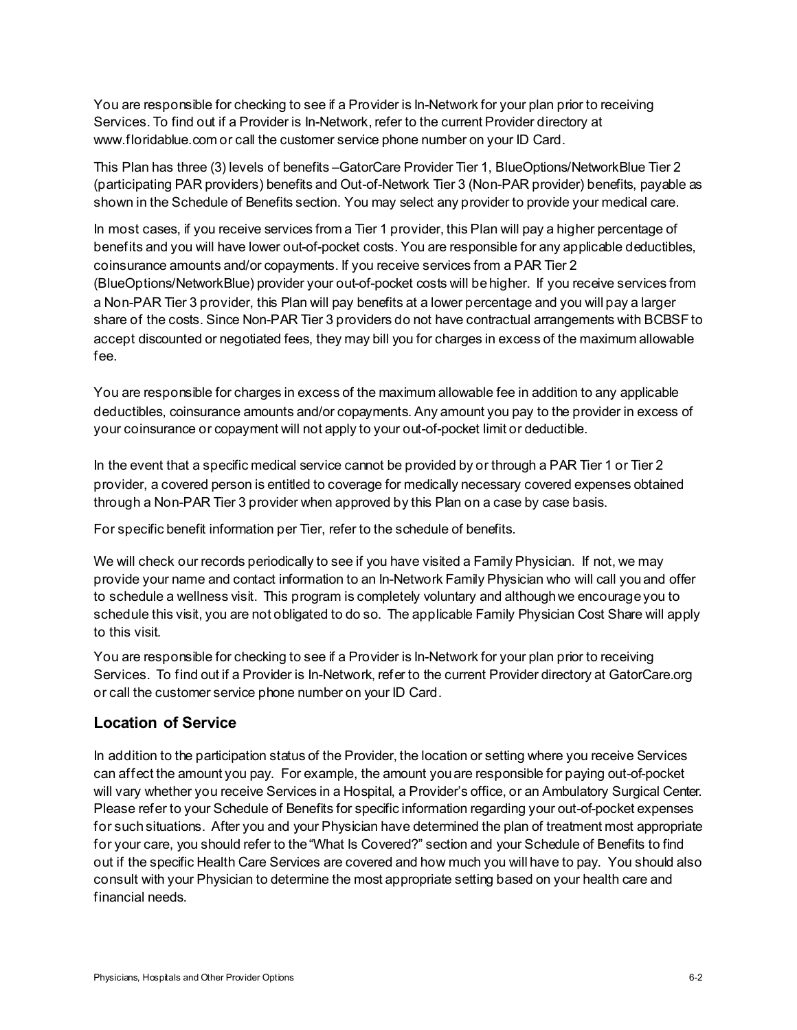You are responsible for checking to see if a Provider is In-Network for your plan prior to receiving Services. To find out if a Provider is In-Network, refer to the current Provider directory at www.floridablue.com or call the customer service phone number on your ID Card.

This Plan has three (3) levels of benefits –GatorCare Provider Tier 1, BlueOptions/NetworkBlue Tier 2 (participating PAR providers) benefits and Out-of-Network Tier 3 (Non-PAR provider) benefits, payable as shown in the Schedule of Benefits section. You may select any provider to provide your medical care.

In most cases, if you receive services from a Tier 1 provider, this Plan will pay a higher percentage of benefits and you will have lower out-of-pocket costs. You are responsible for any applicable deductibles, coinsurance amounts and/or copayments. If you receive services from a PAR Tier 2 (BlueOptions/NetworkBlue) provider your out-of-pocket costs will be higher. If you receive services from a Non-PAR Tier 3 provider, this Plan will pay benefits at a lower percentage and you will pay a larger share of the costs. Since Non-PAR Tier 3 providers do not have contractual arrangements with BCBSF to accept discounted or negotiated fees, they may bill you for charges in excess of the maximum allowable fee.

You are responsible for charges in excess of the maximum allowable fee in addition to any applicable deductibles, coinsurance amounts and/or copayments. Any amount you pay to the provider in excess of your coinsurance or copayment will not apply to your out-of-pocket limit or deductible.

In the event that a specific medical service cannot be provided by or through a PAR Tier 1 or Tier 2 provider, a covered person is entitled to coverage for medically necessary covered expenses obtained through a Non-PAR Tier 3 provider when approved by this Plan on a case by case basis.

For specific benefit information per Tier, refer to the schedule of benefits.

We will check our records periodically to see if you have visited a Family Physician. If not, we may provide your name and contact information to an In-Network Family Physician who will call you and offer to schedule a wellness visit. This program is completely voluntary and although we encourage you to schedule this visit, you are not obligated to do so. The applicable Family Physician Cost Share will apply to this visit.

You are responsible for checking to see if a Provider is In-Network for your plan prior to receiving Services. To find out if a Provider is In-Network, refer to the current Provider directory at GatorCare.org or call the customer service phone number on your ID Card.

## Location of Service

In addition to the participation status of the Provider, the location or setting where you receive Services can affect the amount you pay. For example, the amount you are responsible for paying out-of-pocket will vary whether you receive Services in a Hospital, a Provider's office, or an Ambulatory Surgical Center. Please refer to your Schedule of Benefits for specific information regarding your out-of-pocket expenses for such situations. After you and your Physician have determined the plan of treatment most appropriate for your care, you should refer to the "What Is Covered?" section and your Schedule of Benefits to find out if the specific Health Care Services are covered and how much you will have to pay. You should also consult with your Physician to determine the most appropriate setting based on your health care and financial needs.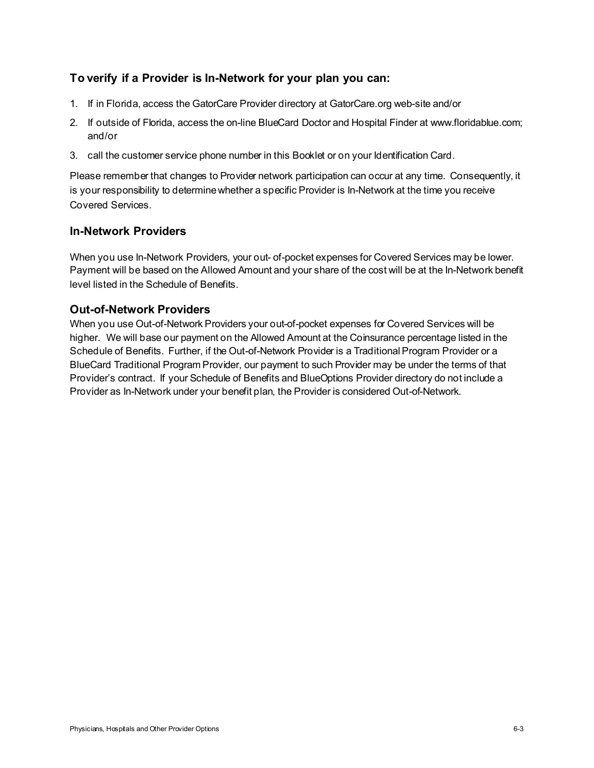### To verify if a Provider is In-Network for your plan you can:

1. If in Florida, access the GatorCare Provider directory at GatorCare.org web-site and/or
2. If outside of Florida, access the on-line BlueCard Doctor and Hospital Finder at www.floridablue.com; and/or
3. call the customer service phone number in this Booklet or on your Identification Card.

Please remember that changes to Provider network participation can occur at any time. Consequently, it is your responsibility to determine whether a specific Provider is In-Network at the time you receive Covered Services.

### In-Network Providers

When you use In-Network Providers, your out- of-pocket expenses for Covered Services may be lower. Payment will be based on the Allowed Amount and your share of the cost will be at the In-Network benefit level listed in the Schedule of Benefits.

### Out-of-Network Providers

When you use Out-of-Network Providers your out-of-pocket expenses for Covered Services will be higher. We will base our payment on the Allowed Amount at the Coinsurance percentage listed in the Schedule of Benefits. Further, if the Out-of-Network Provider is a Traditional Program Provider or a BlueCard Traditional Program Provider, our payment to such Provider may be under the terms of that Provider's contract. If your Schedule of Benefits and BlueOptions Provider directory do not include a Provider as In-Network under your benefit plan, the Provider is considered Out-of-Network.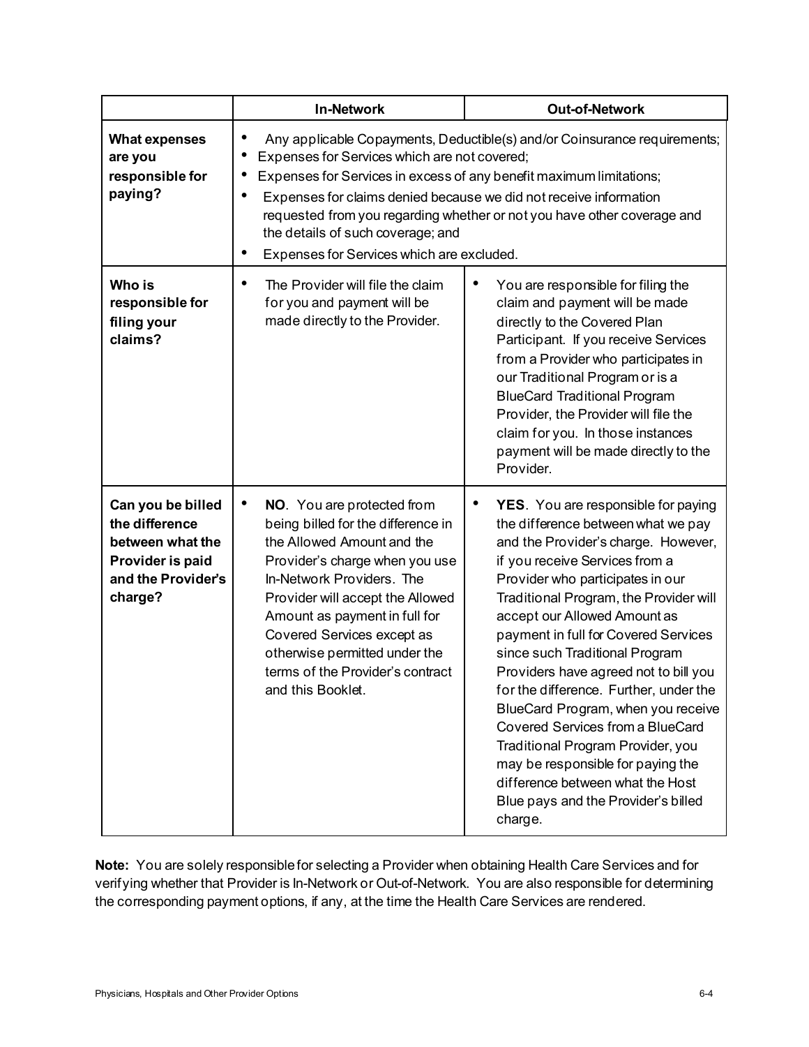| | In-Network | Out-of-Network |
|---|---|---|
| **What expenses are you responsible for paying?** | • Any applicable Copayments, Deductible(s) and/or Coinsurance requirements;<br>• Expenses for Services which are not covered;<br>• Expenses for Services in excess of any benefit maximum limitations;<br>• Expenses for claims denied because we did not receive information requested from you regarding whether or not you have other coverage and the details of such coverage; and<br>• Expenses for Services which are excluded. | |
| **Who is responsible for filing your claims?** | • The Provider will file the claim for you and payment will be made directly to the Provider. | • You are responsible for filing the claim and payment will be made directly to the Covered Plan Participant. If you receive Services from a Provider who participates in our Traditional Program or is a BlueCard Traditional Program Provider, the Provider will file the claim for you. In those instances payment will be made directly to the Provider. |
| **Can you be billed the difference between what the Provider is paid and the Provider's charge?** | • **NO**. You are protected from being billed for the difference in the Allowed Amount and the Provider's charge when you use In-Network Providers. The Provider will accept the Allowed Amount as payment in full for Covered Services except as otherwise permitted under the terms of the Provider's contract and this Booklet. | • **YES**. You are responsible for paying the difference between what we pay and the Provider's charge. However, if you receive Services from a Provider who participates in our Traditional Program, the Provider will accept our Allowed Amount as payment in full for Covered Services since such Traditional Program Providers have agreed not to bill you for the difference. Further, under the BlueCard Program, when you receive Covered Services from a BlueCard Traditional Program Provider, you may be responsible for paying the difference between what the Host Blue pays and the Provider's billed charge. |

**Note:** You are solely responsible for selecting a Provider when obtaining Health Care Services and for verifying whether that Provider is In-Network or Out-of-Network. You are also responsible for determining the corresponding payment options, if any, at the time the Health Care Services are rendered.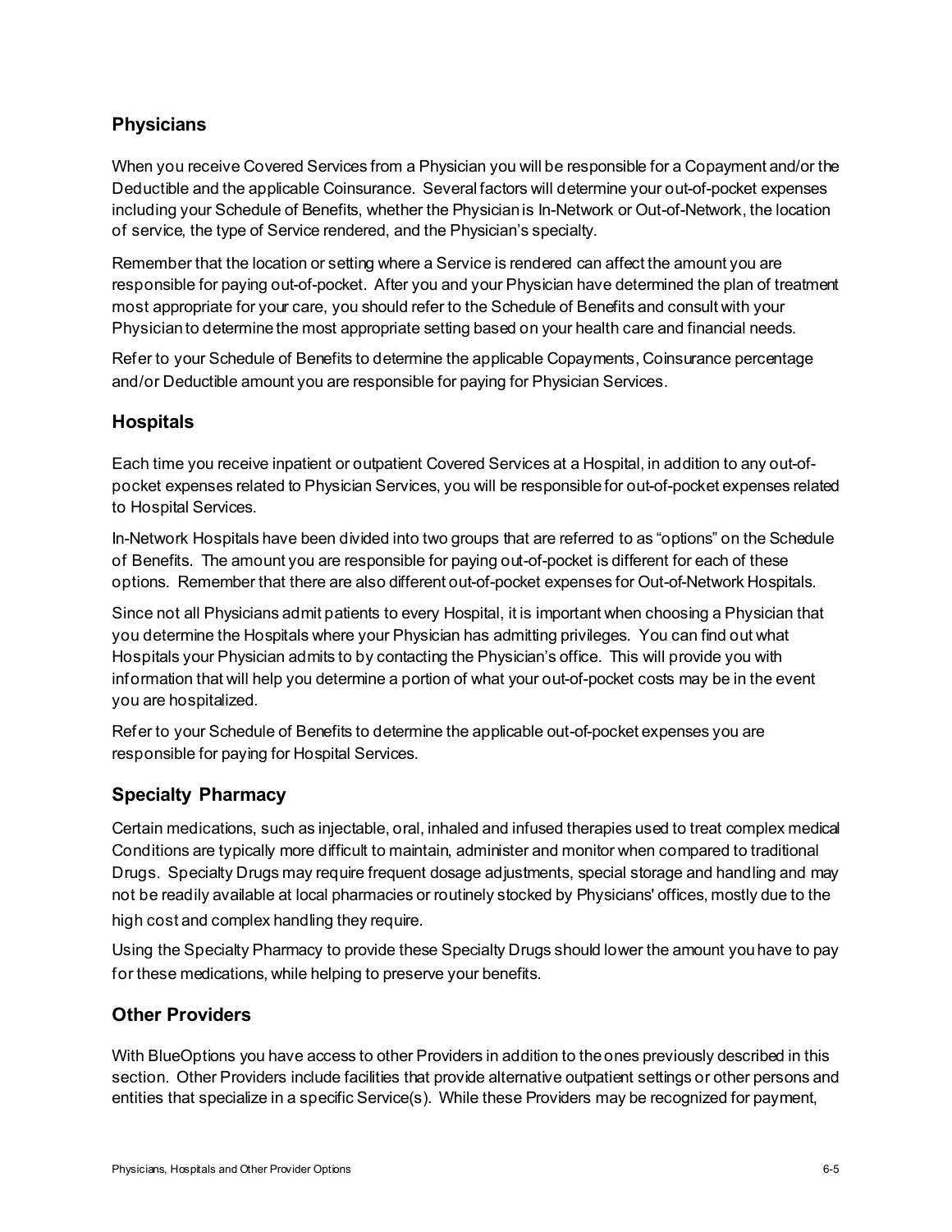## Physicians

When you receive Covered Services from a Physician you will be responsible for a Copayment and/or the Deductible and the applicable Coinsurance. Several factors will determine your out-of-pocket expenses including your Schedule of Benefits, whether the Physician is In-Network or Out-of-Network, the location of service, the type of Service rendered, and the Physician's specialty.

Remember that the location or setting where a Service is rendered can affect the amount you are responsible for paying out-of-pocket. After you and your Physician have determined the plan of treatment most appropriate for your care, you should refer to the Schedule of Benefits and consult with your Physician to determine the most appropriate setting based on your health care and financial needs.

Refer to your Schedule of Benefits to determine the applicable Copayments, Coinsurance percentage and/or Deductible amount you are responsible for paying for Physician Services.

## Hospitals

Each time you receive inpatient or outpatient Covered Services at a Hospital, in addition to any out-of-pocket expenses related to Physician Services, you will be responsible for out-of-pocket expenses related to Hospital Services.

In-Network Hospitals have been divided into two groups that are referred to as "options" on the Schedule of Benefits. The amount you are responsible for paying out-of-pocket is different for each of these options. Remember that there are also different out-of-pocket expenses for Out-of-Network Hospitals.

Since not all Physicians admit patients to every Hospital, it is important when choosing a Physician that you determine the Hospitals where your Physician has admitting privileges. You can find out what Hospitals your Physician admits to by contacting the Physician's office. This will provide you with information that will help you determine a portion of what your out-of-pocket costs may be in the event you are hospitalized.

Refer to your Schedule of Benefits to determine the applicable out-of-pocket expenses you are responsible for paying for Hospital Services.

## Specialty Pharmacy

Certain medications, such as injectable, oral, inhaled and infused therapies used to treat complex medical Conditions are typically more difficult to maintain, administer and monitor when compared to traditional Drugs. Specialty Drugs may require frequent dosage adjustments, special storage and handling and may not be readily available at local pharmacies or routinely stocked by Physicians' offices, mostly due to the high cost and complex handling they require.

Using the Specialty Pharmacy to provide these Specialty Drugs should lower the amount you have to pay for these medications, while helping to preserve your benefits.

## Other Providers

With BlueOptions you have access to other Providers in addition to the ones previously described in this section. Other Providers include facilities that provide alternative outpatient settings or other persons and entities that specialize in a specific Service(s). While these Providers may be recognized for payment,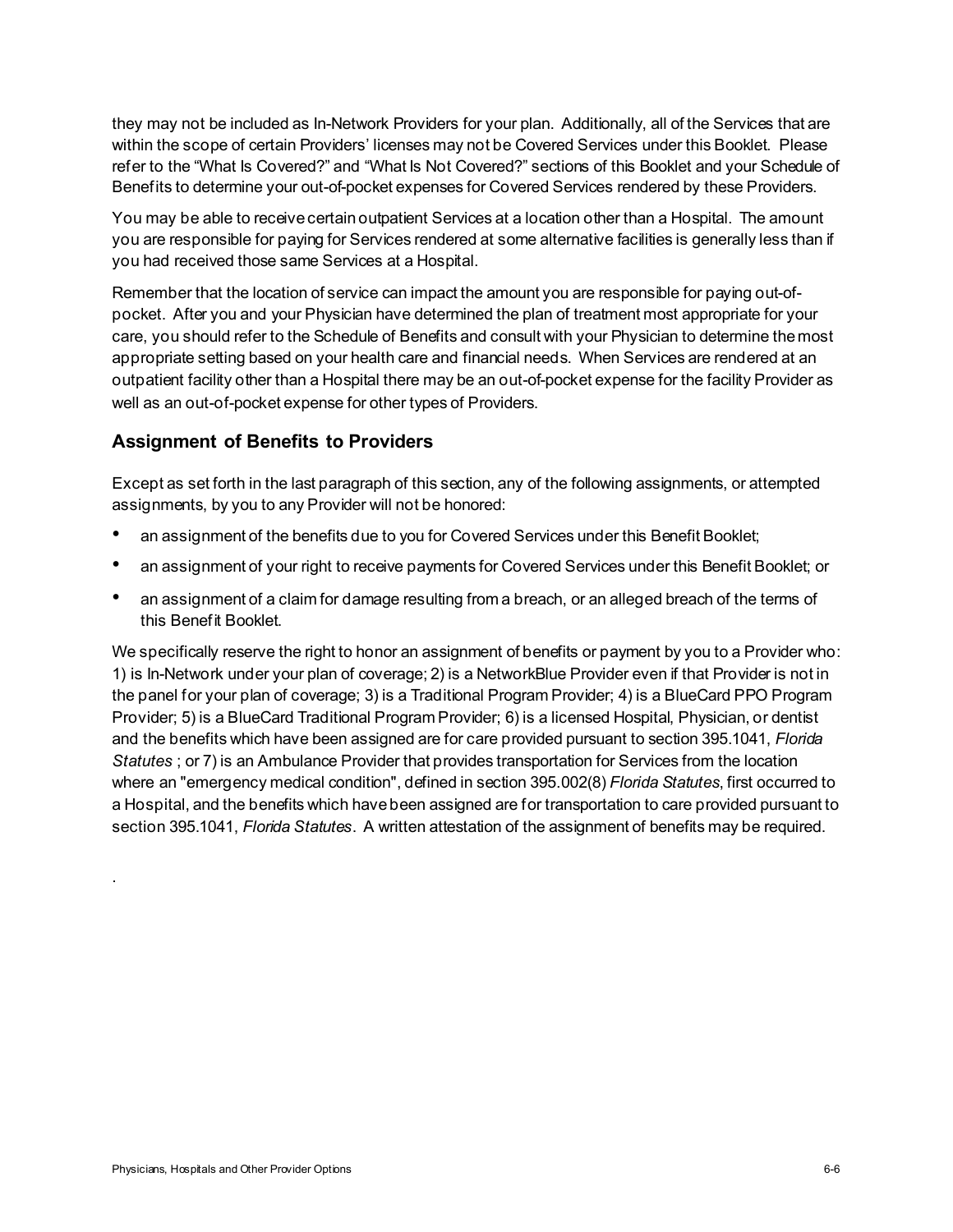they may not be included as In-Network Providers for your plan. Additionally, all of the Services that are within the scope of certain Providers' licenses may not be Covered Services under this Booklet. Please refer to the "What Is Covered?" and "What Is Not Covered?" sections of this Booklet and your Schedule of Benefits to determine your out-of-pocket expenses for Covered Services rendered by these Providers.

You may be able to receive certain outpatient Services at a location other than a Hospital. The amount you are responsible for paying for Services rendered at some alternative facilities is generally less than if you had received those same Services at a Hospital.

Remember that the location of service can impact the amount you are responsible for paying out-of-pocket. After you and your Physician have determined the plan of treatment most appropriate for your care, you should refer to the Schedule of Benefits and consult with your Physician to determine the most appropriate setting based on your health care and financial needs. When Services are rendered at an outpatient facility other than a Hospital there may be an out-of-pocket expense for the facility Provider as well as an out-of-pocket expense for other types of Providers.

## Assignment of Benefits to Providers

Except as set forth in the last paragraph of this section, any of the following assignments, or attempted assignments, by you to any Provider will not be honored:

- an assignment of the benefits due to you for Covered Services under this Benefit Booklet;
- an assignment of your right to receive payments for Covered Services under this Benefit Booklet; or
- an assignment of a claim for damage resulting from a breach, or an alleged breach of the terms of this Benefit Booklet.

We specifically reserve the right to honor an assignment of benefits or payment by you to a Provider who: 1) is In-Network under your plan of coverage; 2) is a NetworkBlue Provider even if that Provider is not in the panel for your plan of coverage; 3) is a Traditional Program Provider; 4) is a BlueCard PPO Program Provider; 5) is a BlueCard Traditional Program Provider; 6) is a licensed Hospital, Physician, or dentist and the benefits which have been assigned are for care provided pursuant to section 395.1041, *Florida Statutes* ; or 7) is an Ambulance Provider that provides transportation for Services from the location where an "emergency medical condition", defined in section 395.002(8) *Florida Statutes*, first occurred to a Hospital, and the benefits which have been assigned are for transportation to care provided pursuant to section 395.1041, *Florida Statutes*. A written attestation of the assignment of benefits may be required.

.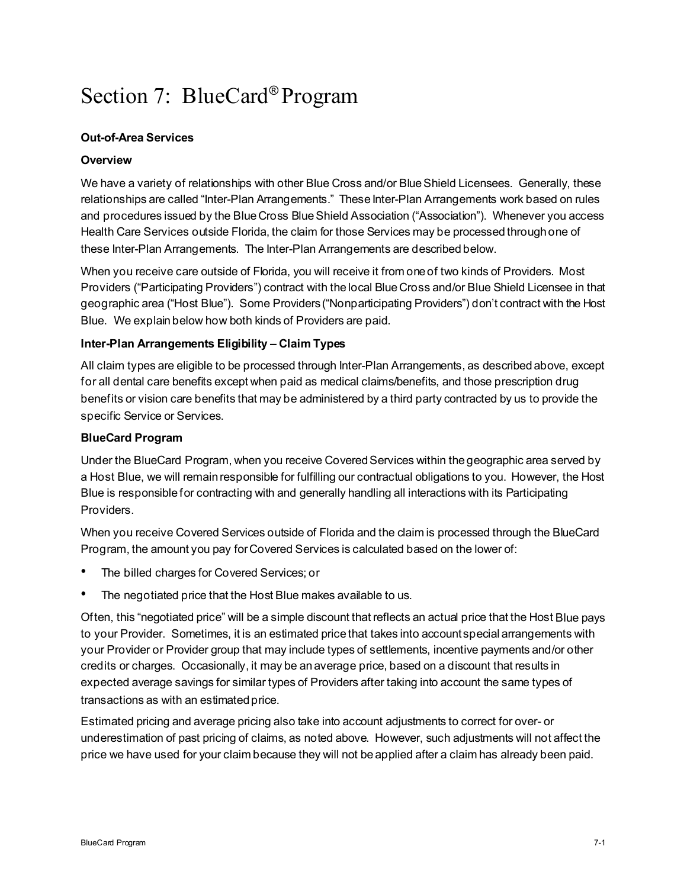# Section 7: BlueCard® Program

**Out-of-Area Services**

**Overview**

We have a variety of relationships with other Blue Cross and/or Blue Shield Licensees. Generally, these relationships are called "Inter-Plan Arrangements." These Inter-Plan Arrangements work based on rules and procedures issued by the Blue Cross Blue Shield Association ("Association"). Whenever you access Health Care Services outside Florida, the claim for those Services may be processed through one of these Inter-Plan Arrangements. The Inter-Plan Arrangements are described below.

When you receive care outside of Florida, you will receive it from one of two kinds of Providers. Most Providers ("Participating Providers") contract with the local Blue Cross and/or Blue Shield Licensee in that geographic area ("Host Blue"). Some Providers ("Nonparticipating Providers") don't contract with the Host Blue. We explain below how both kinds of Providers are paid.

**Inter-Plan Arrangements Eligibility – Claim Types**

All claim types are eligible to be processed through Inter-Plan Arrangements, as described above, except for all dental care benefits except when paid as medical claims/benefits, and those prescription drug benefits or vision care benefits that may be administered by a third party contracted by us to provide the specific Service or Services.

**BlueCard Program**

Under the BlueCard Program, when you receive Covered Services within the geographic area served by a Host Blue, we will remain responsible for fulfilling our contractual obligations to you. However, the Host Blue is responsible for contracting with and generally handling all interactions with its Participating Providers.

When you receive Covered Services outside of Florida and the claim is processed through the BlueCard Program, the amount you pay for Covered Services is calculated based on the lower of:

- The billed charges for Covered Services; or
- The negotiated price that the Host Blue makes available to us.

Often, this "negotiated price" will be a simple discount that reflects an actual price that the Host Blue pays to your Provider. Sometimes, it is an estimated price that takes into account special arrangements with your Provider or Provider group that may include types of settlements, incentive payments and/or other credits or charges. Occasionally, it may be an average price, based on a discount that results in expected average savings for similar types of Providers after taking into account the same types of transactions as with an estimated price.

Estimated pricing and average pricing also take into account adjustments to correct for over- or underestimation of past pricing of claims, as noted above. However, such adjustments will not affect the price we have used for your claim because they will not be applied after a claim has already been paid.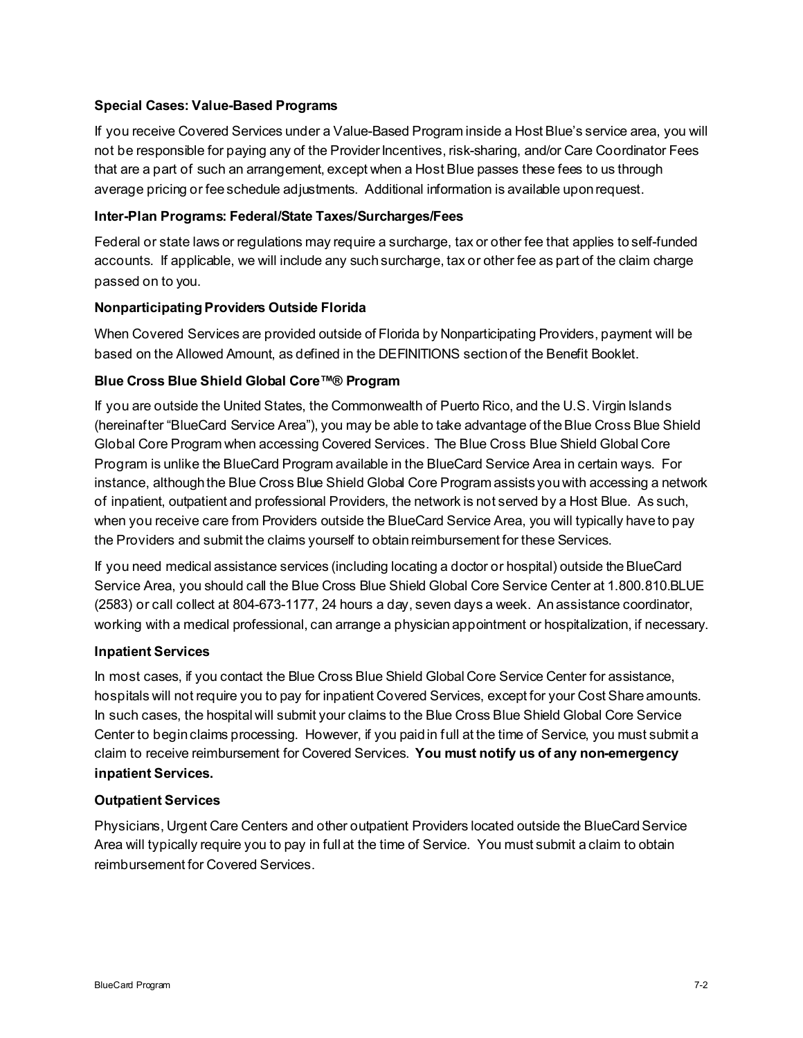**Special Cases: Value-Based Programs**

If you receive Covered Services under a Value-Based Program inside a Host Blue's service area, you will not be responsible for paying any of the Provider Incentives, risk-sharing, and/or Care Coordinator Fees that are a part of such an arrangement, except when a Host Blue passes these fees to us through average pricing or fee schedule adjustments. Additional information is available upon request.

**Inter-Plan Programs: Federal/State Taxes/Surcharges/Fees**

Federal or state laws or regulations may require a surcharge, tax or other fee that applies to self-funded accounts. If applicable, we will include any such surcharge, tax or other fee as part of the claim charge passed on to you.

**Nonparticipating Providers Outside Florida**

When Covered Services are provided outside of Florida by Nonparticipating Providers, payment will be based on the Allowed Amount, as defined in the DEFINITIONS section of the Benefit Booklet.

**Blue Cross Blue Shield Global Core™® Program**

If you are outside the United States, the Commonwealth of Puerto Rico, and the U.S. Virgin Islands (hereinafter "BlueCard Service Area"), you may be able to take advantage of the Blue Cross Blue Shield Global Core Program when accessing Covered Services. The Blue Cross Blue Shield Global Core Program is unlike the BlueCard Program available in the BlueCard Service Area in certain ways. For instance, although the Blue Cross Blue Shield Global Core Program assists you with accessing a network of inpatient, outpatient and professional Providers, the network is not served by a Host Blue. As such, when you receive care from Providers outside the BlueCard Service Area, you will typically have to pay the Providers and submit the claims yourself to obtain reimbursement for these Services.

If you need medical assistance services (including locating a doctor or hospital) outside the BlueCard Service Area, you should call the Blue Cross Blue Shield Global Core Service Center at 1.800.810.BLUE (2583) or call collect at 804-673-1177, 24 hours a day, seven days a week. An assistance coordinator, working with a medical professional, can arrange a physician appointment or hospitalization, if necessary.

**Inpatient Services**

In most cases, if you contact the Blue Cross Blue Shield Global Core Service Center for assistance, hospitals will not require you to pay for inpatient Covered Services, except for your Cost Share amounts. In such cases, the hospital will submit your claims to the Blue Cross Blue Shield Global Core Service Center to begin claims processing. However, if you paid in full at the time of Service, you must submit a claim to receive reimbursement for Covered Services. **You must notify us of any non-emergency inpatient Services.**

**Outpatient Services**

Physicians, Urgent Care Centers and other outpatient Providers located outside the BlueCard Service Area will typically require you to pay in full at the time of Service. You must submit a claim to obtain reimbursement for Covered Services.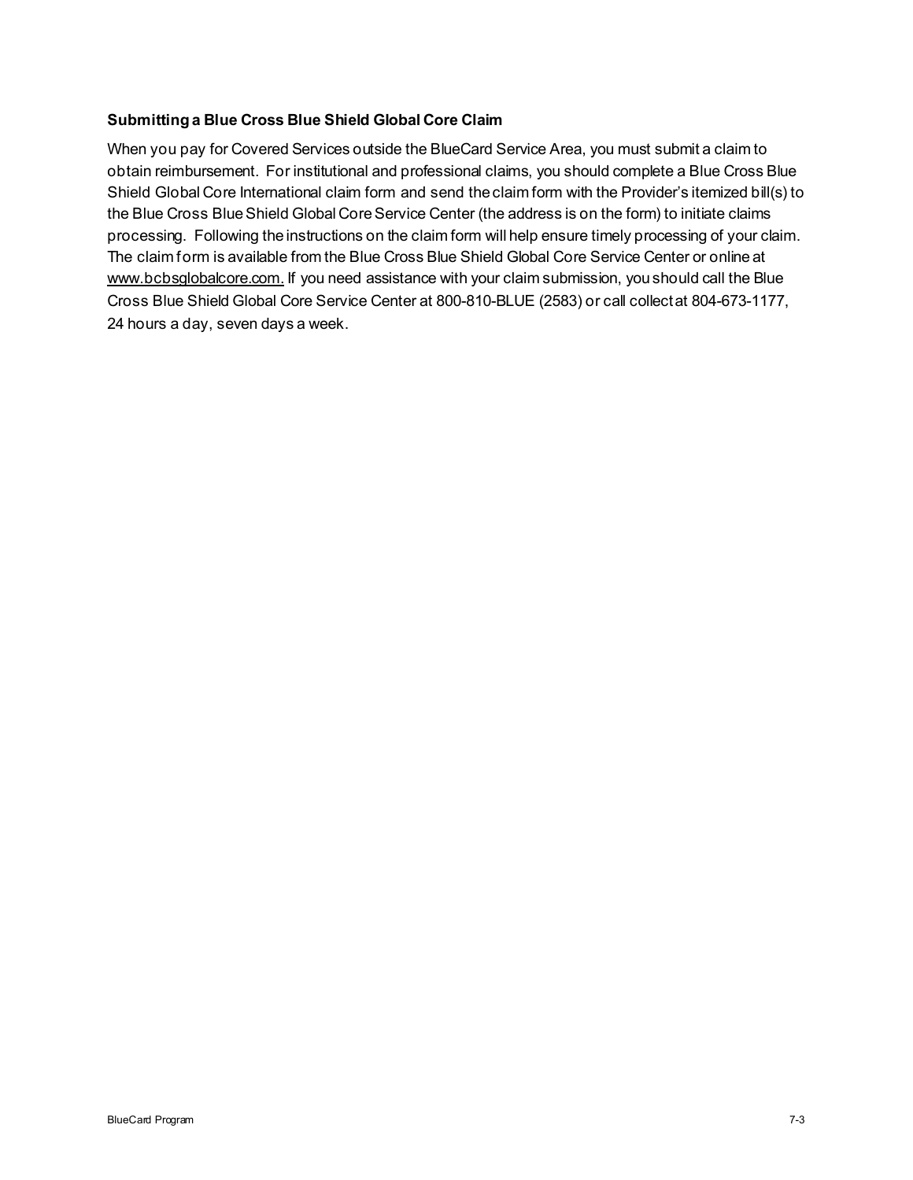**Submitting a Blue Cross Blue Shield Global Core Claim**

When you pay for Covered Services outside the BlueCard Service Area, you must submit a claim to obtain reimbursement. For institutional and professional claims, you should complete a Blue Cross Blue Shield Global Core International claim form and send the claim form with the Provider's itemized bill(s) to the Blue Cross Blue Shield Global Core Service Center (the address is on the form) to initiate claims processing. Following the instructions on the claim form will help ensure timely processing of your claim. The claim form is available from the Blue Cross Blue Shield Global Core Service Center or online at www.bcbsglobalcore.com. If you need assistance with your claim submission, you should call the Blue Cross Blue Shield Global Core Service Center at 800-810-BLUE (2583) or call collect at 804-673-1177, 24 hours a day, seven days a week.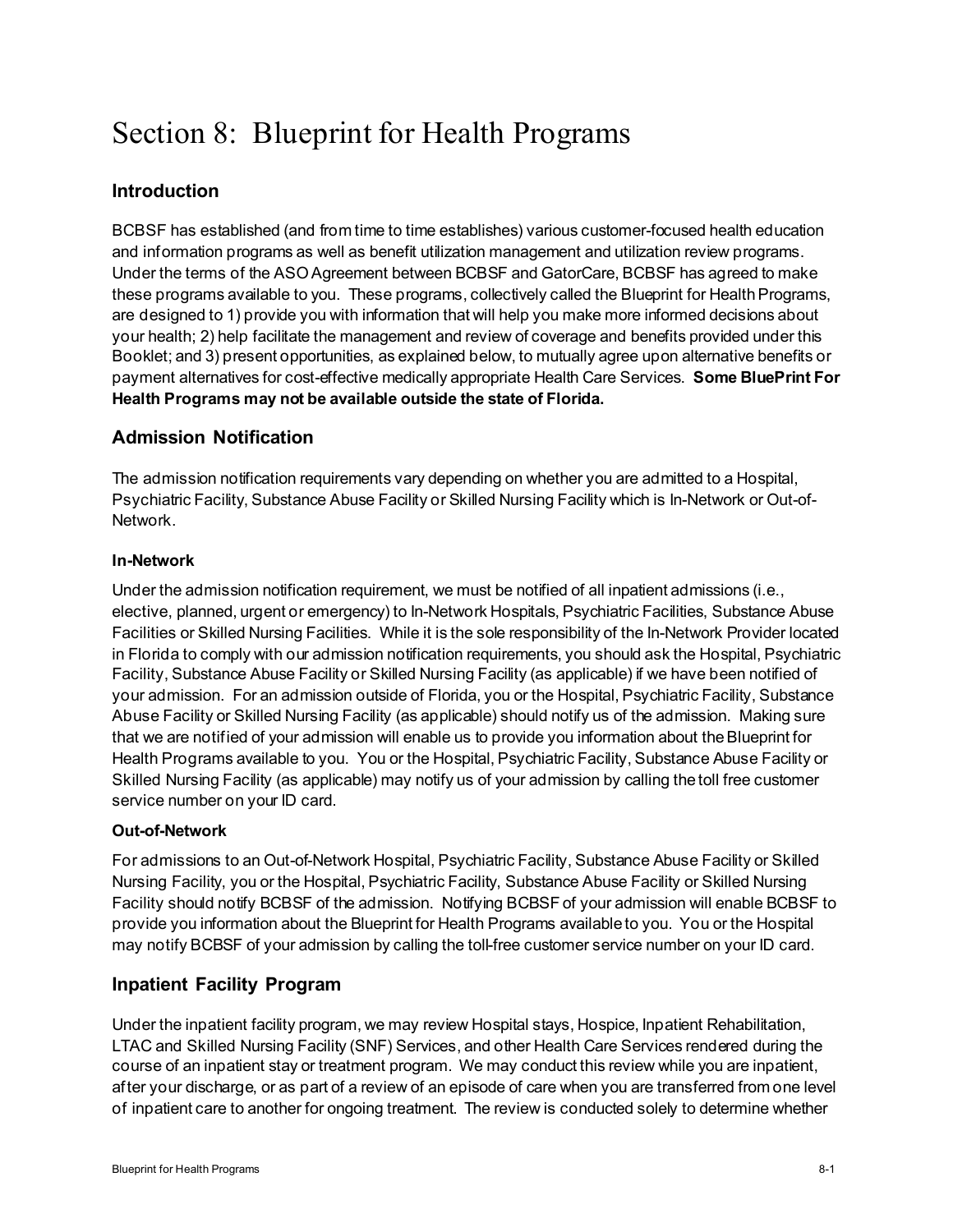# Section 8: Blueprint for Health Programs

## Introduction

BCBSF has established (and from time to time establishes) various customer-focused health education and information programs as well as benefit utilization management and utilization review programs. Under the terms of the ASO Agreement between BCBSF and GatorCare, BCBSF has agreed to make these programs available to you. These programs, collectively called the Blueprint for Health Programs, are designed to 1) provide you with information that will help you make more informed decisions about your health; 2) help facilitate the management and review of coverage and benefits provided under this Booklet; and 3) present opportunities, as explained below, to mutually agree upon alternative benefits or payment alternatives for cost-effective medically appropriate Health Care Services. **Some BluePrint For Health Programs may not be available outside the state of Florida.**

## Admission Notification

The admission notification requirements vary depending on whether you are admitted to a Hospital, Psychiatric Facility, Substance Abuse Facility or Skilled Nursing Facility which is In-Network or Out-of-Network.

### In-Network

Under the admission notification requirement, we must be notified of all inpatient admissions (i.e., elective, planned, urgent or emergency) to In-Network Hospitals, Psychiatric Facilities, Substance Abuse Facilities or Skilled Nursing Facilities. While it is the sole responsibility of the In-Network Provider located in Florida to comply with our admission notification requirements, you should ask the Hospital, Psychiatric Facility, Substance Abuse Facility or Skilled Nursing Facility (as applicable) if we have been notified of your admission. For an admission outside of Florida, you or the Hospital, Psychiatric Facility, Substance Abuse Facility or Skilled Nursing Facility (as applicable) should notify us of the admission. Making sure that we are notified of your admission will enable us to provide you information about the Blueprint for Health Programs available to you. You or the Hospital, Psychiatric Facility, Substance Abuse Facility or Skilled Nursing Facility (as applicable) may notify us of your admission by calling the toll free customer service number on your ID card.

### Out-of-Network

For admissions to an Out-of-Network Hospital, Psychiatric Facility, Substance Abuse Facility or Skilled Nursing Facility, you or the Hospital, Psychiatric Facility, Substance Abuse Facility or Skilled Nursing Facility should notify BCBSF of the admission. Notifying BCBSF of your admission will enable BCBSF to provide you information about the Blueprint for Health Programs available to you. You or the Hospital may notify BCBSF of your admission by calling the toll-free customer service number on your ID card.

## Inpatient Facility Program

Under the inpatient facility program, we may review Hospital stays, Hospice, Inpatient Rehabilitation, LTAC and Skilled Nursing Facility (SNF) Services, and other Health Care Services rendered during the course of an inpatient stay or treatment program. We may conduct this review while you are inpatient, after your discharge, or as part of a review of an episode of care when you are transferred from one level of inpatient care to another for ongoing treatment. The review is conducted solely to determine whether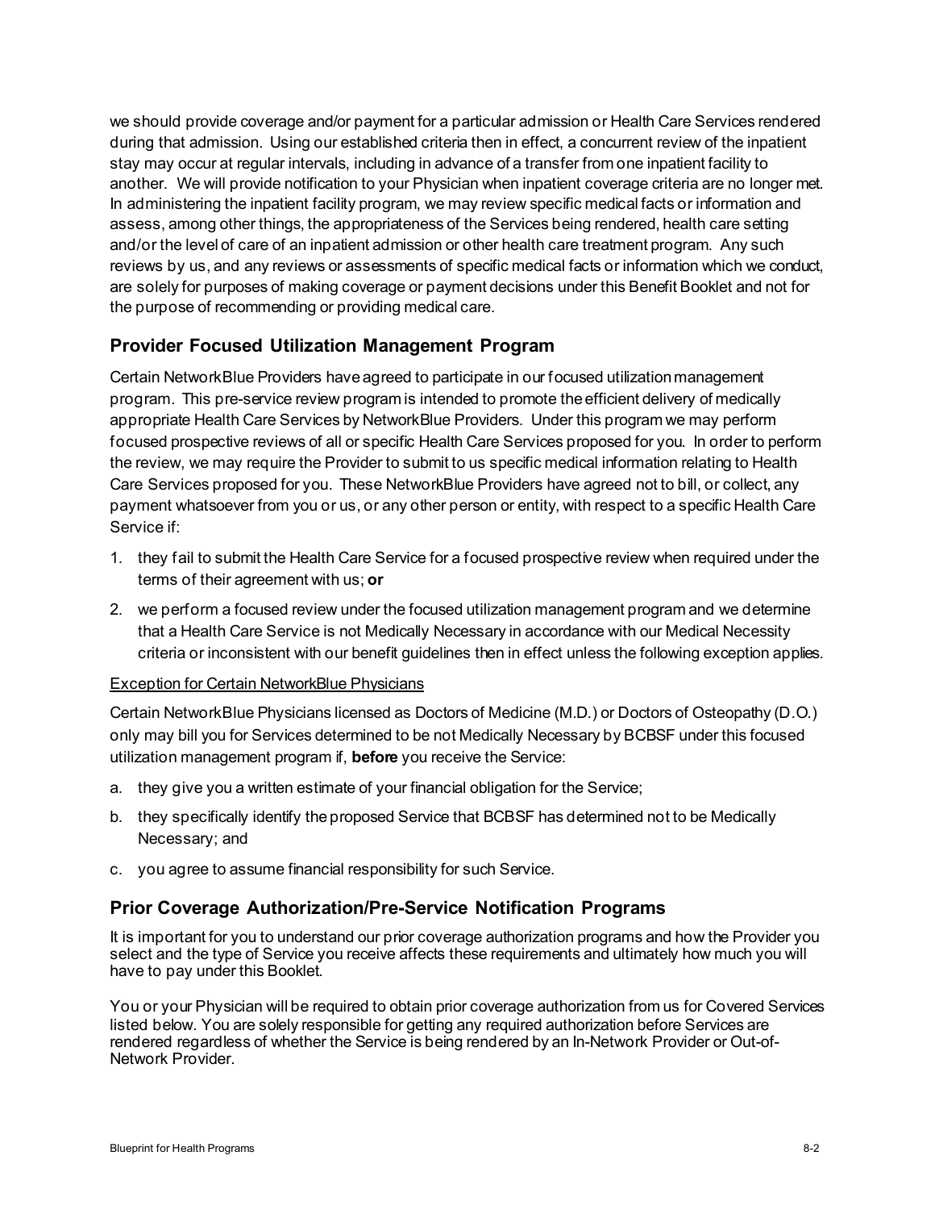we should provide coverage and/or payment for a particular admission or Health Care Services rendered during that admission. Using our established criteria then in effect, a concurrent review of the inpatient stay may occur at regular intervals, including in advance of a transfer from one inpatient facility to another. We will provide notification to your Physician when inpatient coverage criteria are no longer met. In administering the inpatient facility program, we may review specific medical facts or information and assess, among other things, the appropriateness of the Services being rendered, health care setting and/or the level of care of an inpatient admission or other health care treatment program. Any such reviews by us, and any reviews or assessments of specific medical facts or information which we conduct, are solely for purposes of making coverage or payment decisions under this Benefit Booklet and not for the purpose of recommending or providing medical care.

## Provider Focused Utilization Management Program

Certain NetworkBlue Providers have agreed to participate in our focused utilization management program. This pre-service review program is intended to promote the efficient delivery of medically appropriate Health Care Services by NetworkBlue Providers. Under this program we may perform focused prospective reviews of all or specific Health Care Services proposed for you. In order to perform the review, we may require the Provider to submit to us specific medical information relating to Health Care Services proposed for you. These NetworkBlue Providers have agreed not to bill, or collect, any payment whatsoever from you or us, or any other person or entity, with respect to a specific Health Care Service if:

1. they fail to submit the Health Care Service for a focused prospective review when required under the terms of their agreement with us; **or**
2. we perform a focused review under the focused utilization management program and we determine that a Health Care Service is not Medically Necessary in accordance with our Medical Necessity criteria or inconsistent with our benefit guidelines then in effect unless the following exception applies.

<u>Exception for Certain NetworkBlue Physicians</u>

Certain NetworkBlue Physicians licensed as Doctors of Medicine (M.D.) or Doctors of Osteopathy (D.O.) only may bill you for Services determined to be not Medically Necessary by BCBSF under this focused utilization management program if, **before** you receive the Service:

a. they give you a written estimate of your financial obligation for the Service;
b. they specifically identify the proposed Service that BCBSF has determined not to be Medically Necessary; and
c. you agree to assume financial responsibility for such Service.

## Prior Coverage Authorization/Pre-Service Notification Programs

It is important for you to understand our prior coverage authorization programs and how the Provider you select and the type of Service you receive affects these requirements and ultimately how much you will have to pay under this Booklet.

You or your Physician will be required to obtain prior coverage authorization from us for Covered Services listed below. You are solely responsible for getting any required authorization before Services are rendered regardless of whether the Service is being rendered by an In-Network Provider or Out-of-Network Provider.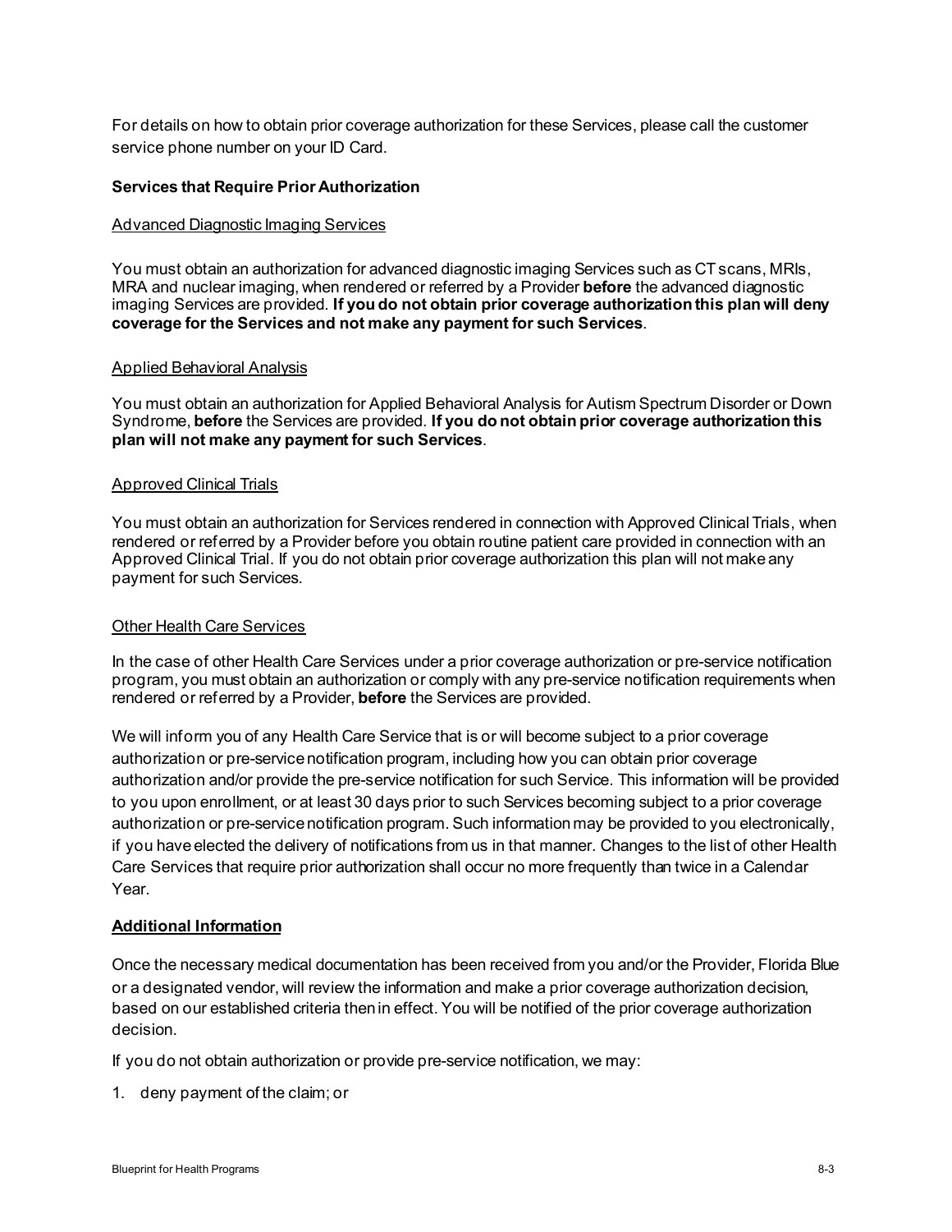For details on how to obtain prior coverage authorization for these Services, please call the customer service phone number on your ID Card.

**Services that Require Prior Authorization**

Advanced Diagnostic Imaging Services

You must obtain an authorization for advanced diagnostic imaging Services such as CT scans, MRIs, MRA and nuclear imaging, when rendered or referred by a Provider **before** the advanced diagnostic imaging Services are provided. **If you do not obtain prior coverage authorization this plan will deny coverage for the Services and not make any payment for such Services**.

Applied Behavioral Analysis

You must obtain an authorization for Applied Behavioral Analysis for Autism Spectrum Disorder or Down Syndrome, **before** the Services are provided. **If you do not obtain prior coverage authorization this plan will not make any payment for such Services**.

Approved Clinical Trials

You must obtain an authorization for Services rendered in connection with Approved Clinical Trials, when rendered or referred by a Provider before you obtain routine patient care provided in connection with an Approved Clinical Trial. If you do not obtain prior coverage authorization this plan will not make any payment for such Services.

Other Health Care Services

In the case of other Health Care Services under a prior coverage authorization or pre-service notification program, you must obtain an authorization or comply with any pre-service notification requirements when rendered or referred by a Provider, **before** the Services are provided.

We will inform you of any Health Care Service that is or will become subject to a prior coverage authorization or pre-service notification program, including how you can obtain prior coverage authorization and/or provide the pre-service notification for such Service. This information will be provided to you upon enrollment, or at least 30 days prior to such Services becoming subject to a prior coverage authorization or pre-service notification program. Such information may be provided to you electronically, if you have elected the delivery of notifications from us in that manner. Changes to the list of other Health Care Services that require prior authorization shall occur no more frequently than twice in a Calendar Year.

**Additional Information**

Once the necessary medical documentation has been received from you and/or the Provider, Florida Blue or a designated vendor, will review the information and make a prior coverage authorization decision, based on our established criteria then in effect. You will be notified of the prior coverage authorization decision.

If you do not obtain authorization or provide pre-service notification, we may:

1. deny payment of the claim; or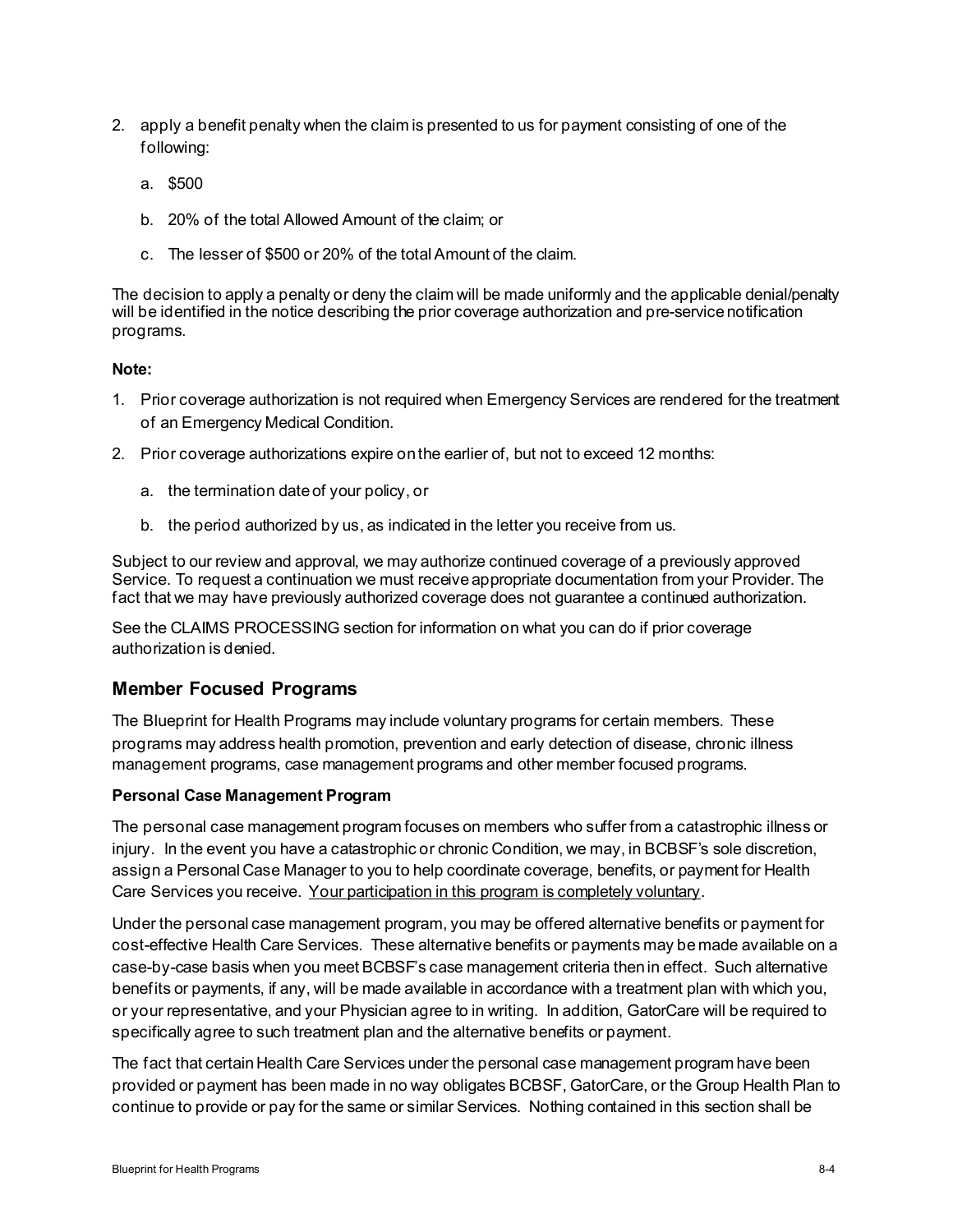2. apply a benefit penalty when the claim is presented to us for payment consisting of one of the following:

   a. $500

   b. 20% of the total Allowed Amount of the claim; or

   c. The lesser of $500 or 20% of the total Amount of the claim.

The decision to apply a penalty or deny the claim will be made uniformly and the applicable denial/penalty will be identified in the notice describing the prior coverage authorization and pre-service notification programs.

**Note:**

1. Prior coverage authorization is not required when Emergency Services are rendered for the treatment of an Emergency Medical Condition.
2. Prior coverage authorizations expire on the earlier of, but not to exceed 12 months:

   a. the termination date of your policy, or

   b. the period authorized by us, as indicated in the letter you receive from us.

Subject to our review and approval, we may authorize continued coverage of a previously approved Service. To request a continuation we must receive appropriate documentation from your Provider. The fact that we may have previously authorized coverage does not guarantee a continued authorization.

See the CLAIMS PROCESSING section for information on what you can do if prior coverage authorization is denied.

## Member Focused Programs

The Blueprint for Health Programs may include voluntary programs for certain members. These programs may address health promotion, prevention and early detection of disease, chronic illness management programs, case management programs and other member focused programs.

### Personal Case Management Program

The personal case management program focuses on members who suffer from a catastrophic illness or injury. In the event you have a catastrophic or chronic Condition, we may, in BCBSF's sole discretion, assign a Personal Case Manager to you to help coordinate coverage, benefits, or payment for Health Care Services you receive. <u>Your participation in this program is completely voluntary</u>.

Under the personal case management program, you may be offered alternative benefits or payment for cost-effective Health Care Services. These alternative benefits or payments may be made available on a case-by-case basis when you meet BCBSF's case management criteria then in effect. Such alternative benefits or payments, if any, will be made available in accordance with a treatment plan with which you, or your representative, and your Physician agree to in writing. In addition, GatorCare will be required to specifically agree to such treatment plan and the alternative benefits or payment.

The fact that certain Health Care Services under the personal case management program have been provided or payment has been made in no way obligates BCBSF, GatorCare, or the Group Health Plan to continue to provide or pay for the same or similar Services. Nothing contained in this section shall be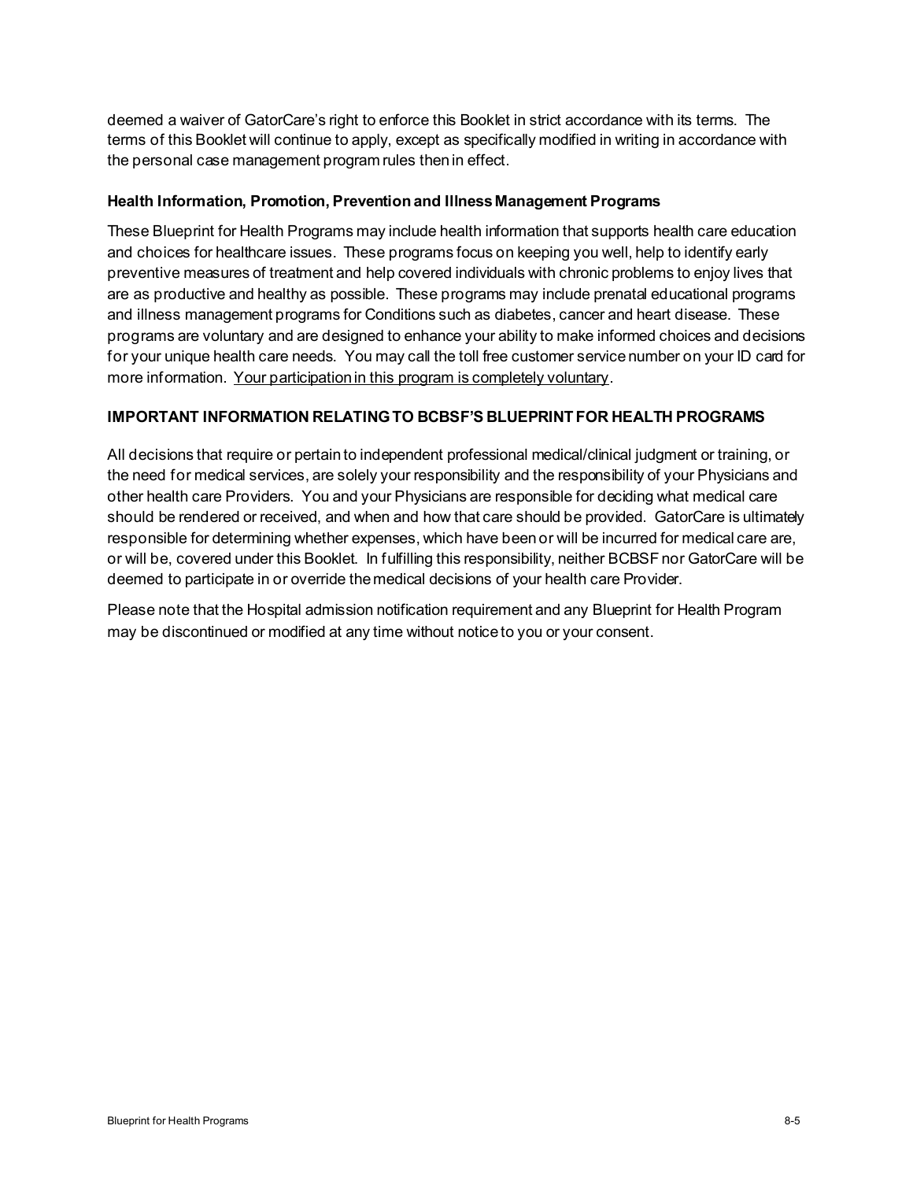deemed a waiver of GatorCare's right to enforce this Booklet in strict accordance with its terms. The terms of this Booklet will continue to apply, except as specifically modified in writing in accordance with the personal case management program rules then in effect.

**Health Information, Promotion, Prevention and Illness Management Programs**

These Blueprint for Health Programs may include health information that supports health care education and choices for healthcare issues. These programs focus on keeping you well, help to identify early preventive measures of treatment and help covered individuals with chronic problems to enjoy lives that are as productive and healthy as possible. These programs may include prenatal educational programs and illness management programs for Conditions such as diabetes, cancer and heart disease. These programs are voluntary and are designed to enhance your ability to make informed choices and decisions for your unique health care needs. You may call the toll free customer service number on your ID card for more information. <u>Your participation in this program is completely voluntary</u>.

**IMPORTANT INFORMATION RELATING TO BCBSF'S BLUEPRINT FOR HEALTH PROGRAMS**

All decisions that require or pertain to independent professional medical/clinical judgment or training, or the need for medical services, are solely your responsibility and the responsibility of your Physicians and other health care Providers. You and your Physicians are responsible for deciding what medical care should be rendered or received, and when and how that care should be provided. GatorCare is ultimately responsible for determining whether expenses, which have been or will be incurred for medical care are, or will be, covered under this Booklet. In fulfilling this responsibility, neither BCBSF nor GatorCare will be deemed to participate in or override the medical decisions of your health care Provider.

Please note that the Hospital admission notification requirement and any Blueprint for Health Program may be discontinued or modified at any time without notice to you or your consent.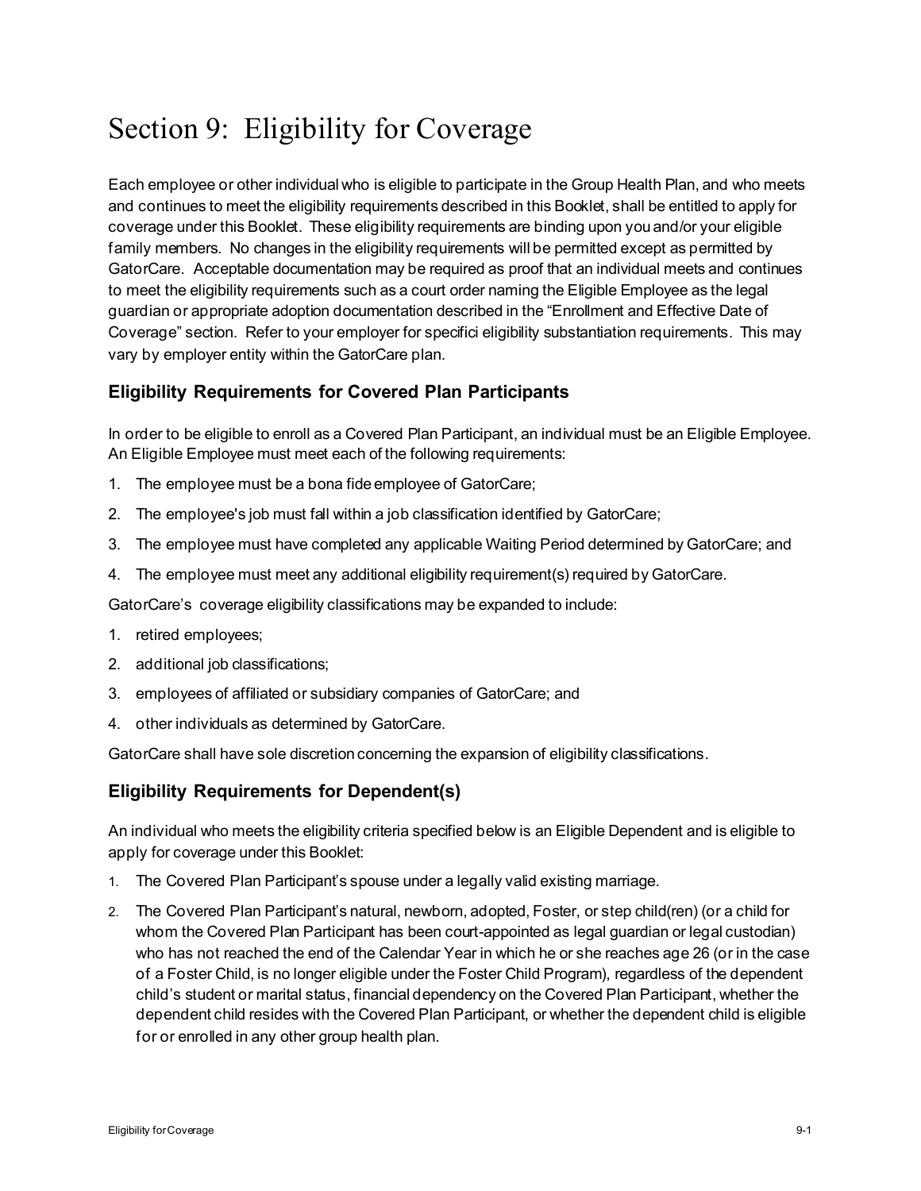# Section 9: Eligibility for Coverage

Each employee or other individual who is eligible to participate in the Group Health Plan, and who meets and continues to meet the eligibility requirements described in this Booklet, shall be entitled to apply for coverage under this Booklet. These eligibility requirements are binding upon you and/or your eligible family members. No changes in the eligibility requirements will be permitted except as permitted by GatorCare. Acceptable documentation may be required as proof that an individual meets and continues to meet the eligibility requirements such as a court order naming the Eligible Employee as the legal guardian or appropriate adoption documentation described in the "Enrollment and Effective Date of Coverage" section. Refer to your employer for specifici eligibility substantiation requirements. This may vary by employer entity within the GatorCare plan.

## Eligibility Requirements for Covered Plan Participants

In order to be eligible to enroll as a Covered Plan Participant, an individual must be an Eligible Employee. An Eligible Employee must meet each of the following requirements:

1. The employee must be a bona fide employee of GatorCare;
2. The employee's job must fall within a job classification identified by GatorCare;
3. The employee must have completed any applicable Waiting Period determined by GatorCare; and
4. The employee must meet any additional eligibility requirement(s) required by GatorCare.

GatorCare's coverage eligibility classifications may be expanded to include:

1. retired employees;
2. additional job classifications;
3. employees of affiliated or subsidiary companies of GatorCare; and
4. other individuals as determined by GatorCare.

GatorCare shall have sole discretion concerning the expansion of eligibility classifications.

## Eligibility Requirements for Dependent(s)

An individual who meets the eligibility criteria specified below is an Eligible Dependent and is eligible to apply for coverage under this Booklet:

1. The Covered Plan Participant's spouse under a legally valid existing marriage.
2. The Covered Plan Participant's natural, newborn, adopted, Foster, or step child(ren) (or a child for whom the Covered Plan Participant has been court-appointed as legal guardian or legal custodian) who has not reached the end of the Calendar Year in which he or she reaches age 26 (or in the case of a Foster Child, is no longer eligible under the Foster Child Program), regardless of the dependent child's student or marital status, financial dependency on the Covered Plan Participant, whether the dependent child resides with the Covered Plan Participant, or whether the dependent child is eligible for or enrolled in any other group health plan.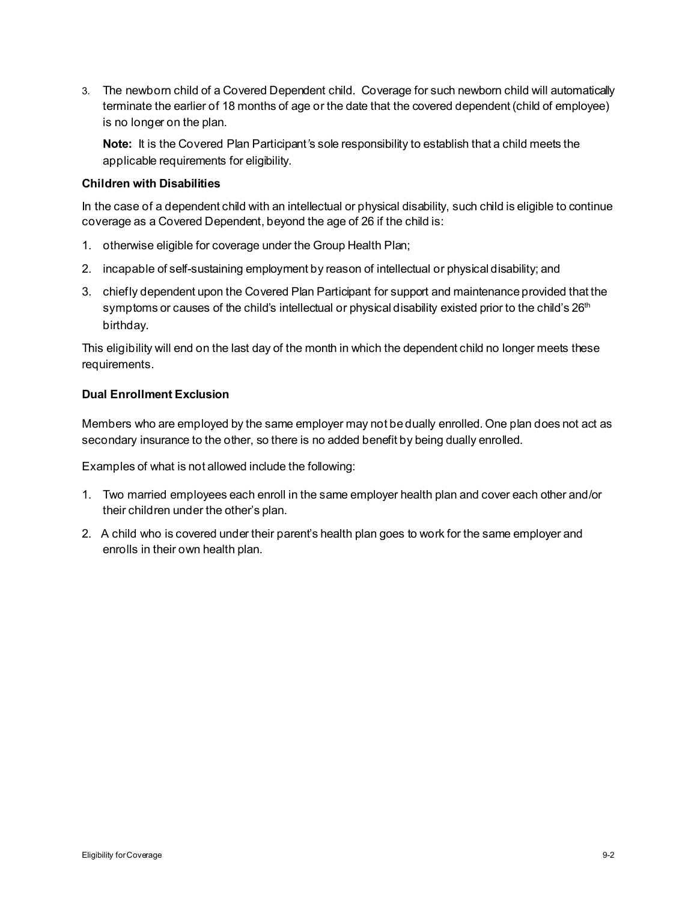3. The newborn child of a Covered Dependent child. Coverage for such newborn child will automatically terminate the earlier of 18 months of age or the date that the covered dependent (child of employee) is no longer on the plan.

   **Note:** It is the Covered Plan Participant's sole responsibility to establish that a child meets the applicable requirements for eligibility.

**Children with Disabilities**

In the case of a dependent child with an intellectual or physical disability, such child is eligible to continue coverage as a Covered Dependent, beyond the age of 26 if the child is:

1. otherwise eligible for coverage under the Group Health Plan;
2. incapable of self-sustaining employment by reason of intellectual or physical disability; and
3. chiefly dependent upon the Covered Plan Participant for support and maintenance provided that the symptoms or causes of the child's intellectual or physical disability existed prior to the child's 26th birthday.

This eligibility will end on the last day of the month in which the dependent child no longer meets these requirements.

**Dual Enrollment Exclusion**

Members who are employed by the same employer may not be dually enrolled. One plan does not act as secondary insurance to the other, so there is no added benefit by being dually enrolled.

Examples of what is not allowed include the following:

1. Two married employees each enroll in the same employer health plan and cover each other and/or their children under the other's plan.
2. A child who is covered under their parent's health plan goes to work for the same employer and enrolls in their own health plan.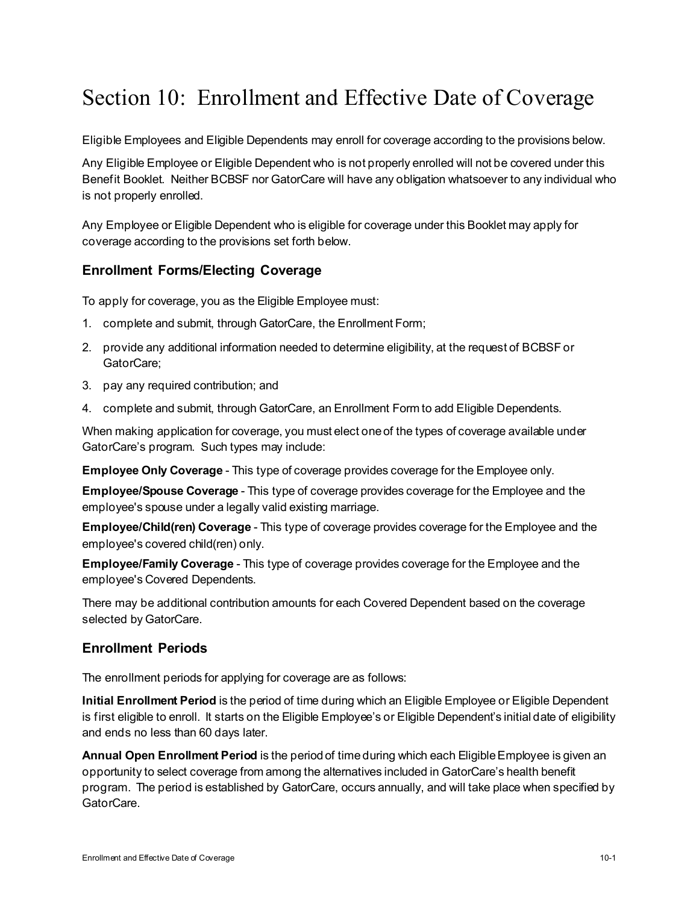# Section 10: Enrollment and Effective Date of Coverage

Eligible Employees and Eligible Dependents may enroll for coverage according to the provisions below.

Any Eligible Employee or Eligible Dependent who is not properly enrolled will not be covered under this Benefit Booklet. Neither BCBSF nor GatorCare will have any obligation whatsoever to any individual who is not properly enrolled.

Any Employee or Eligible Dependent who is eligible for coverage under this Booklet may apply for coverage according to the provisions set forth below.

## Enrollment Forms/Electing Coverage

To apply for coverage, you as the Eligible Employee must:

1. complete and submit, through GatorCare, the Enrollment Form;
2. provide any additional information needed to determine eligibility, at the request of BCBSF or GatorCare;
3. pay any required contribution; and
4. complete and submit, through GatorCare, an Enrollment Form to add Eligible Dependents.

When making application for coverage, you must elect one of the types of coverage available under GatorCare's program. Such types may include:

**Employee Only Coverage** - This type of coverage provides coverage for the Employee only.

**Employee/Spouse Coverage** - This type of coverage provides coverage for the Employee and the employee's spouse under a legally valid existing marriage.

**Employee/Child(ren) Coverage** - This type of coverage provides coverage for the Employee and the employee's covered child(ren) only.

**Employee/Family Coverage** - This type of coverage provides coverage for the Employee and the employee's Covered Dependents.

There may be additional contribution amounts for each Covered Dependent based on the coverage selected by GatorCare.

## Enrollment Periods

The enrollment periods for applying for coverage are as follows:

**Initial Enrollment Period** is the period of time during which an Eligible Employee or Eligible Dependent is first eligible to enroll. It starts on the Eligible Employee's or Eligible Dependent's initial date of eligibility and ends no less than 60 days later.

**Annual Open Enrollment Period** is the period of time during which each Eligible Employee is given an opportunity to select coverage from among the alternatives included in GatorCare's health benefit program. The period is established by GatorCare, occurs annually, and will take place when specified by GatorCare.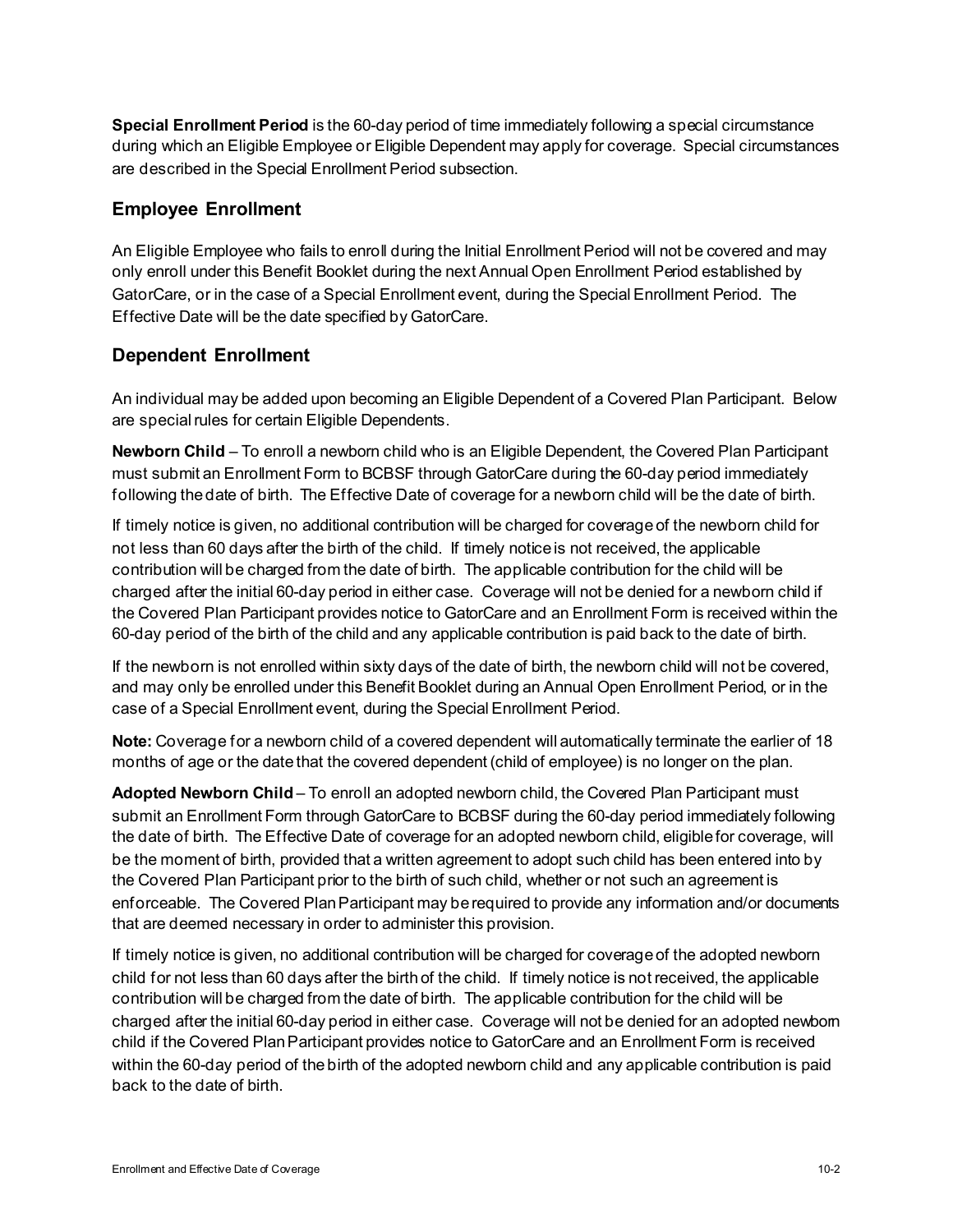**Special Enrollment Period** is the 60-day period of time immediately following a special circumstance during which an Eligible Employee or Eligible Dependent may apply for coverage. Special circumstances are described in the Special Enrollment Period subsection.

## Employee Enrollment

An Eligible Employee who fails to enroll during the Initial Enrollment Period will not be covered and may only enroll under this Benefit Booklet during the next Annual Open Enrollment Period established by GatorCare, or in the case of a Special Enrollment event, during the Special Enrollment Period. The Effective Date will be the date specified by GatorCare.

## Dependent Enrollment

An individual may be added upon becoming an Eligible Dependent of a Covered Plan Participant. Below are special rules for certain Eligible Dependents.

**Newborn Child** – To enroll a newborn child who is an Eligible Dependent, the Covered Plan Participant must submit an Enrollment Form to BCBSF through GatorCare during the 60-day period immediately following the date of birth. The Effective Date of coverage for a newborn child will be the date of birth.

If timely notice is given, no additional contribution will be charged for coverage of the newborn child for not less than 60 days after the birth of the child. If timely notice is not received, the applicable contribution will be charged from the date of birth. The applicable contribution for the child will be charged after the initial 60-day period in either case. Coverage will not be denied for a newborn child if the Covered Plan Participant provides notice to GatorCare and an Enrollment Form is received within the 60-day period of the birth of the child and any applicable contribution is paid back to the date of birth.

If the newborn is not enrolled within sixty days of the date of birth, the newborn child will not be covered, and may only be enrolled under this Benefit Booklet during an Annual Open Enrollment Period, or in the case of a Special Enrollment event, during the Special Enrollment Period.

**Note:** Coverage for a newborn child of a covered dependent will automatically terminate the earlier of 18 months of age or the date that the covered dependent (child of employee) is no longer on the plan.

**Adopted Newborn Child** – To enroll an adopted newborn child, the Covered Plan Participant must submit an Enrollment Form through GatorCare to BCBSF during the 60-day period immediately following the date of birth. The Effective Date of coverage for an adopted newborn child, eligible for coverage, will be the moment of birth, provided that a written agreement to adopt such child has been entered into by the Covered Plan Participant prior to the birth of such child, whether or not such an agreement is enforceable. The Covered Plan Participant may be required to provide any information and/or documents that are deemed necessary in order to administer this provision.

If timely notice is given, no additional contribution will be charged for coverage of the adopted newborn child for not less than 60 days after the birth of the child. If timely notice is not received, the applicable contribution will be charged from the date of birth. The applicable contribution for the child will be charged after the initial 60-day period in either case. Coverage will not be denied for an adopted newborn child if the Covered Plan Participant provides notice to GatorCare and an Enrollment Form is received within the 60-day period of the birth of the adopted newborn child and any applicable contribution is paid back to the date of birth.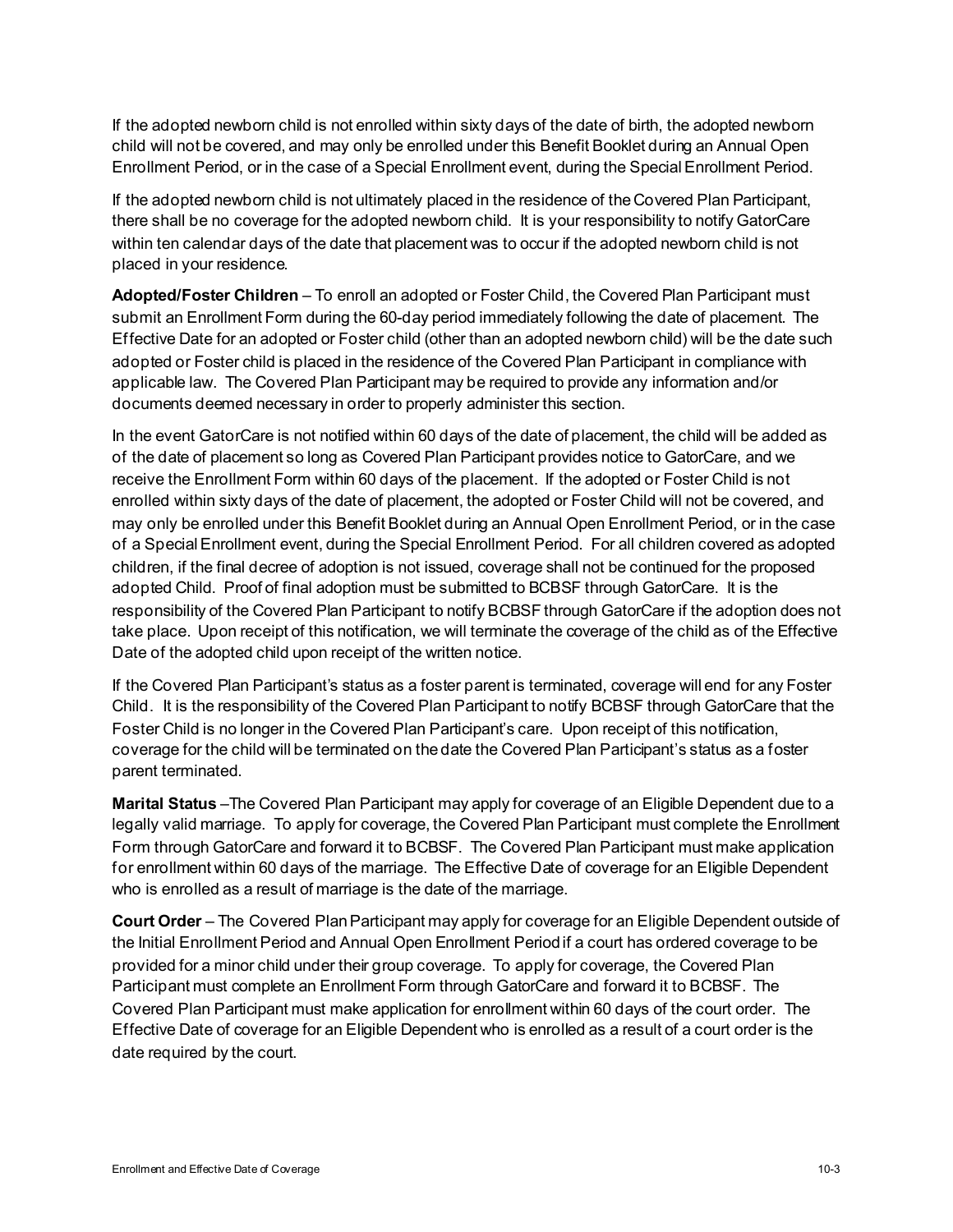If the adopted newborn child is not enrolled within sixty days of the date of birth, the adopted newborn child will not be covered, and may only be enrolled under this Benefit Booklet during an Annual Open Enrollment Period, or in the case of a Special Enrollment event, during the Special Enrollment Period.

If the adopted newborn child is not ultimately placed in the residence of the Covered Plan Participant, there shall be no coverage for the adopted newborn child. It is your responsibility to notify GatorCare within ten calendar days of the date that placement was to occur if the adopted newborn child is not placed in your residence.

**Adopted/Foster Children** – To enroll an adopted or Foster Child, the Covered Plan Participant must submit an Enrollment Form during the 60-day period immediately following the date of placement. The Effective Date for an adopted or Foster child (other than an adopted newborn child) will be the date such adopted or Foster child is placed in the residence of the Covered Plan Participant in compliance with applicable law. The Covered Plan Participant may be required to provide any information and/or documents deemed necessary in order to properly administer this section.

In the event GatorCare is not notified within 60 days of the date of placement, the child will be added as of the date of placement so long as Covered Plan Participant provides notice to GatorCare, and we receive the Enrollment Form within 60 days of the placement. If the adopted or Foster Child is not enrolled within sixty days of the date of placement, the adopted or Foster Child will not be covered, and may only be enrolled under this Benefit Booklet during an Annual Open Enrollment Period, or in the case of a Special Enrollment event, during the Special Enrollment Period. For all children covered as adopted children, if the final decree of adoption is not issued, coverage shall not be continued for the proposed adopted Child. Proof of final adoption must be submitted to BCBSF through GatorCare. It is the responsibility of the Covered Plan Participant to notify BCBSF through GatorCare if the adoption does not take place. Upon receipt of this notification, we will terminate the coverage of the child as of the Effective Date of the adopted child upon receipt of the written notice.

If the Covered Plan Participant's status as a foster parent is terminated, coverage will end for any Foster Child. It is the responsibility of the Covered Plan Participant to notify BCBSF through GatorCare that the Foster Child is no longer in the Covered Plan Participant's care. Upon receipt of this notification, coverage for the child will be terminated on the date the Covered Plan Participant's status as a foster parent terminated.

**Marital Status** –The Covered Plan Participant may apply for coverage of an Eligible Dependent due to a legally valid marriage. To apply for coverage, the Covered Plan Participant must complete the Enrollment Form through GatorCare and forward it to BCBSF. The Covered Plan Participant must make application for enrollment within 60 days of the marriage. The Effective Date of coverage for an Eligible Dependent who is enrolled as a result of marriage is the date of the marriage.

**Court Order** – The Covered Plan Participant may apply for coverage for an Eligible Dependent outside of the Initial Enrollment Period and Annual Open Enrollment Period if a court has ordered coverage to be provided for a minor child under their group coverage. To apply for coverage, the Covered Plan Participant must complete an Enrollment Form through GatorCare and forward it to BCBSF. The Covered Plan Participant must make application for enrollment within 60 days of the court order. The Effective Date of coverage for an Eligible Dependent who is enrolled as a result of a court order is the date required by the court.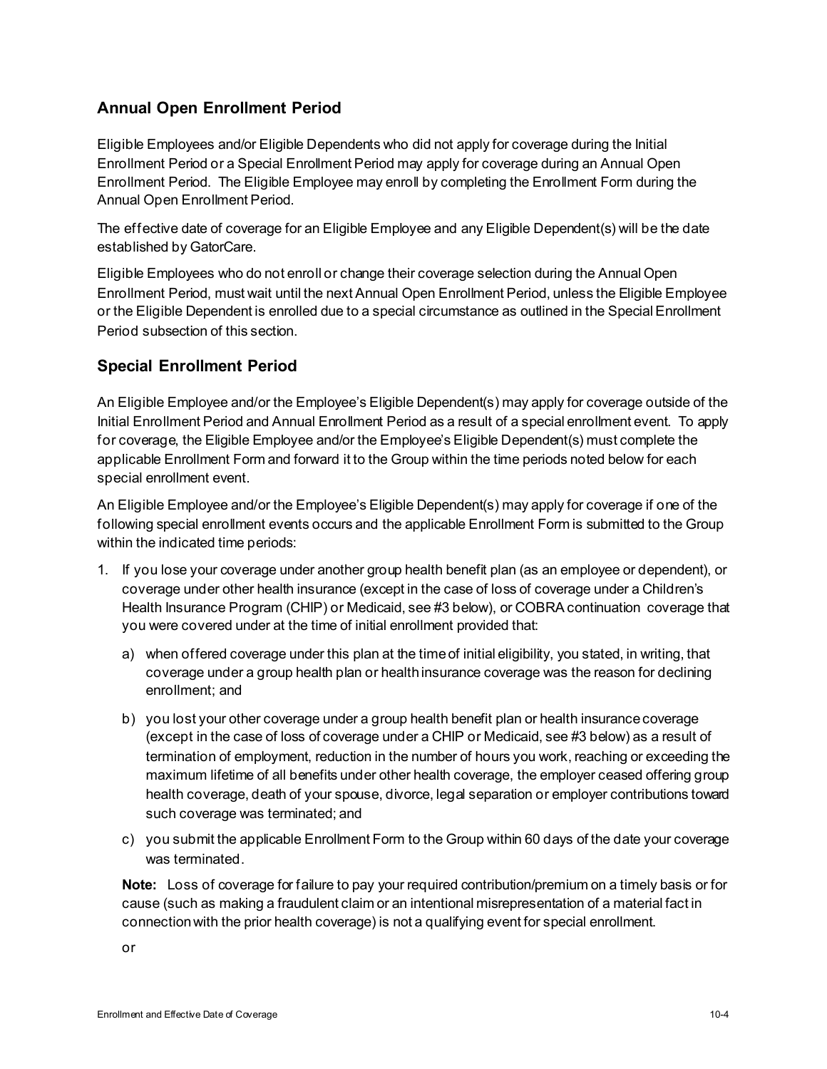## Annual Open Enrollment Period

Eligible Employees and/or Eligible Dependents who did not apply for coverage during the Initial Enrollment Period or a Special Enrollment Period may apply for coverage during an Annual Open Enrollment Period. The Eligible Employee may enroll by completing the Enrollment Form during the Annual Open Enrollment Period.

The effective date of coverage for an Eligible Employee and any Eligible Dependent(s) will be the date established by GatorCare.

Eligible Employees who do not enroll or change their coverage selection during the Annual Open Enrollment Period, must wait until the next Annual Open Enrollment Period, unless the Eligible Employee or the Eligible Dependent is enrolled due to a special circumstance as outlined in the Special Enrollment Period subsection of this section.

## Special Enrollment Period

An Eligible Employee and/or the Employee's Eligible Dependent(s) may apply for coverage outside of the Initial Enrollment Period and Annual Enrollment Period as a result of a special enrollment event. To apply for coverage, the Eligible Employee and/or the Employee's Eligible Dependent(s) must complete the applicable Enrollment Form and forward it to the Group within the time periods noted below for each special enrollment event.

An Eligible Employee and/or the Employee's Eligible Dependent(s) may apply for coverage if one of the following special enrollment events occurs and the applicable Enrollment Form is submitted to the Group within the indicated time periods:

1. If you lose your coverage under another group health benefit plan (as an employee or dependent), or coverage under other health insurance (except in the case of loss of coverage under a Children's Health Insurance Program (CHIP) or Medicaid, see #3 below), or COBRA continuation coverage that you were covered under at the time of initial enrollment provided that:

   a) when offered coverage under this plan at the time of initial eligibility, you stated, in writing, that coverage under a group health plan or health insurance coverage was the reason for declining enrollment; and

   b) you lost your other coverage under a group health benefit plan or health insurance coverage (except in the case of loss of coverage under a CHIP or Medicaid, see #3 below) as a result of termination of employment, reduction in the number of hours you work, reaching or exceeding the maximum lifetime of all benefits under other health coverage, the employer ceased offering group health coverage, death of your spouse, divorce, legal separation or employer contributions toward such coverage was terminated; and

   c) you submit the applicable Enrollment Form to the Group within 60 days of the date your coverage was terminated.

   **Note:** Loss of coverage for failure to pay your required contribution/premium on a timely basis or for cause (such as making a fraudulent claim or an intentional misrepresentation of a material fact in connection with the prior health coverage) is not a qualifying event for special enrollment.

   or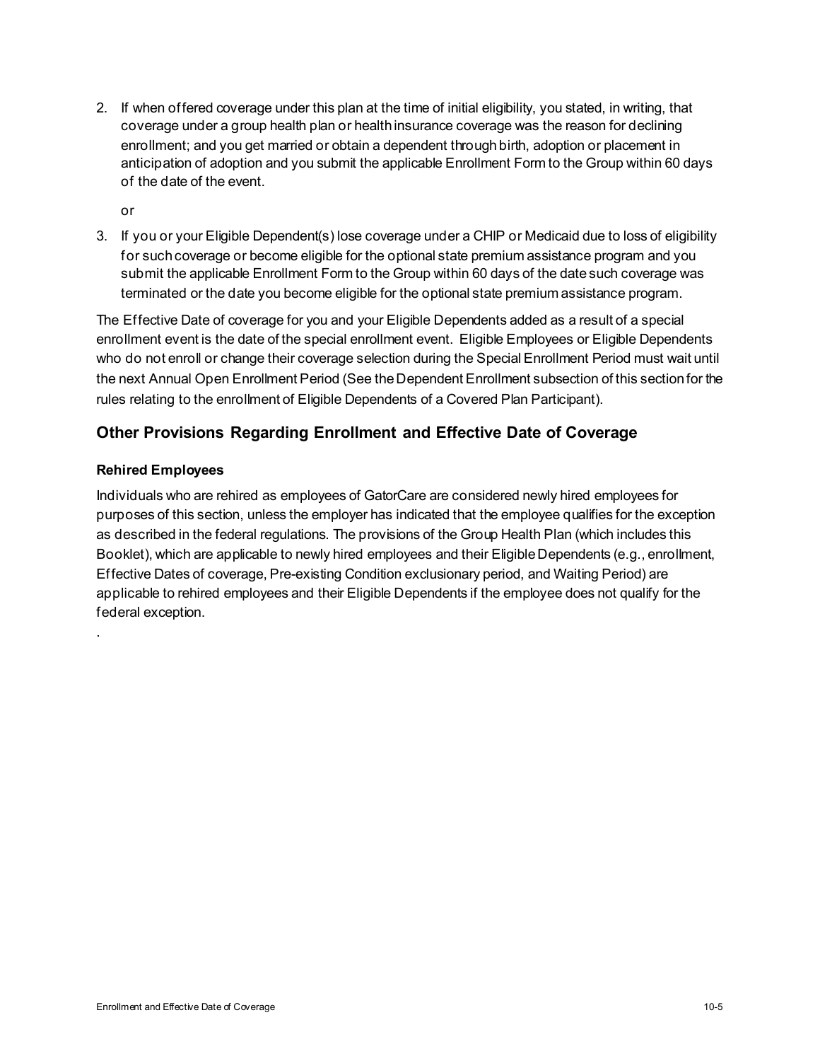2. If when offered coverage under this plan at the time of initial eligibility, you stated, in writing, that coverage under a group health plan or health insurance coverage was the reason for declining enrollment; and you get married or obtain a dependent through birth, adoption or placement in anticipation of adoption and you submit the applicable Enrollment Form to the Group within 60 days of the date of the event.

   or

3. If you or your Eligible Dependent(s) lose coverage under a CHIP or Medicaid due to loss of eligibility for such coverage or become eligible for the optional state premium assistance program and you submit the applicable Enrollment Form to the Group within 60 days of the date such coverage was terminated or the date you become eligible for the optional state premium assistance program.

The Effective Date of coverage for you and your Eligible Dependents added as a result of a special enrollment event is the date of the special enrollment event. Eligible Employees or Eligible Dependents who do not enroll or change their coverage selection during the Special Enrollment Period must wait until the next Annual Open Enrollment Period (See the Dependent Enrollment subsection of this section for the rules relating to the enrollment of Eligible Dependents of a Covered Plan Participant).

## Other Provisions Regarding Enrollment and Effective Date of Coverage

### Rehired Employees

Individuals who are rehired as employees of GatorCare are considered newly hired employees for purposes of this section, unless the employer has indicated that the employee qualifies for the exception as described in the federal regulations. The provisions of the Group Health Plan (which includes this Booklet), which are applicable to newly hired employees and their Eligible Dependents (e.g., enrollment, Effective Dates of coverage, Pre-existing Condition exclusionary period, and Waiting Period) are applicable to rehired employees and their Eligible Dependents if the employee does not qualify for the federal exception.

.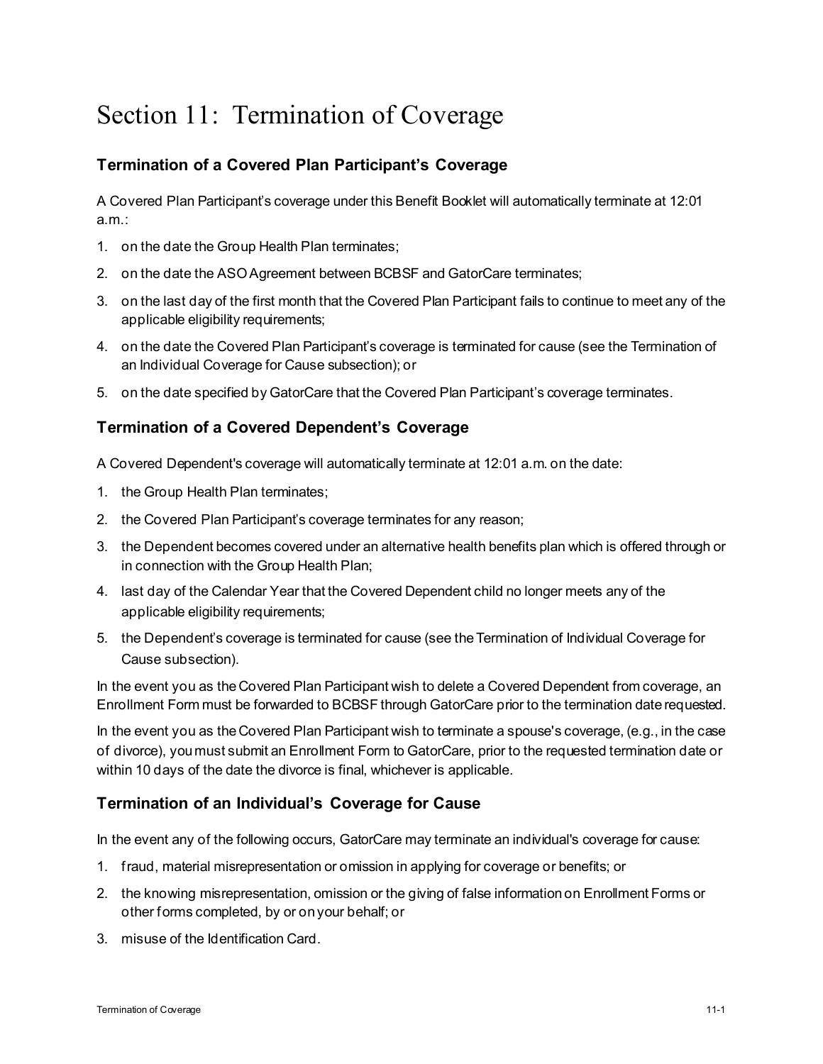# Section 11: Termination of Coverage

## Termination of a Covered Plan Participant's Coverage

A Covered Plan Participant's coverage under this Benefit Booklet will automatically terminate at 12:01 a.m.:

1. on the date the Group Health Plan terminates;
2. on the date the ASO Agreement between BCBSF and GatorCare terminates;
3. on the last day of the first month that the Covered Plan Participant fails to continue to meet any of the applicable eligibility requirements;
4. on the date the Covered Plan Participant's coverage is terminated for cause (see the Termination of an Individual Coverage for Cause subsection); or
5. on the date specified by GatorCare that the Covered Plan Participant's coverage terminates.

## Termination of a Covered Dependent's Coverage

A Covered Dependent's coverage will automatically terminate at 12:01 a.m. on the date:

1. the Group Health Plan terminates;
2. the Covered Plan Participant's coverage terminates for any reason;
3. the Dependent becomes covered under an alternative health benefits plan which is offered through or in connection with the Group Health Plan;
4. last day of the Calendar Year that the Covered Dependent child no longer meets any of the applicable eligibility requirements;
5. the Dependent's coverage is terminated for cause (see the Termination of Individual Coverage for Cause subsection).

In the event you as the Covered Plan Participant wish to delete a Covered Dependent from coverage, an Enrollment Form must be forwarded to BCBSF through GatorCare prior to the termination date requested.

In the event you as the Covered Plan Participant wish to terminate a spouse's coverage, (e.g., in the case of divorce), you must submit an Enrollment Form to GatorCare, prior to the requested termination date or within 10 days of the date the divorce is final, whichever is applicable.

## Termination of an Individual's Coverage for Cause

In the event any of the following occurs, GatorCare may terminate an individual's coverage for cause:

1. fraud, material misrepresentation or omission in applying for coverage or benefits; or
2. the knowing misrepresentation, omission or the giving of false information on Enrollment Forms or other forms completed, by or on your behalf; or
3. misuse of the Identification Card.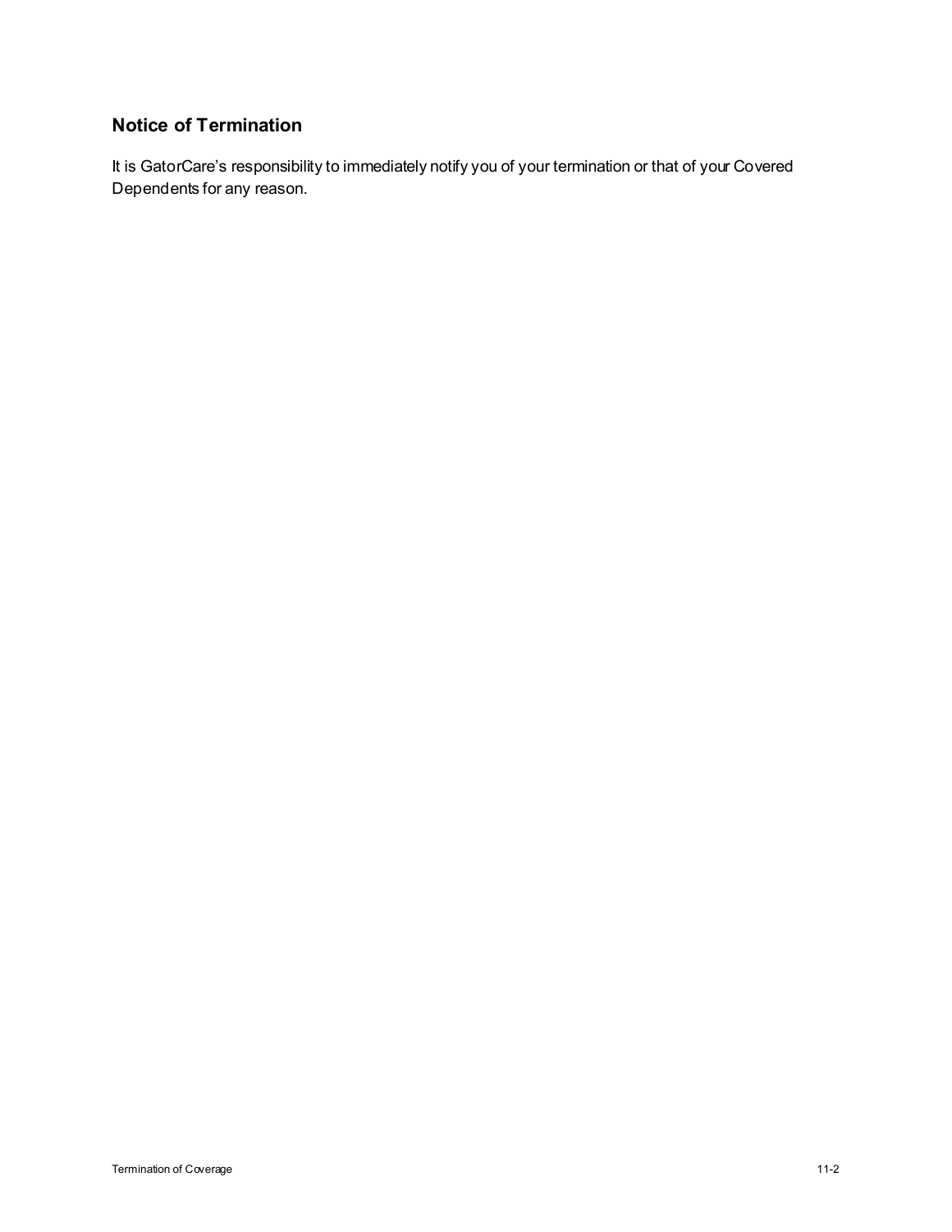## Notice of Termination

It is GatorCare's responsibility to immediately notify you of your termination or that of your Covered Dependents for any reason.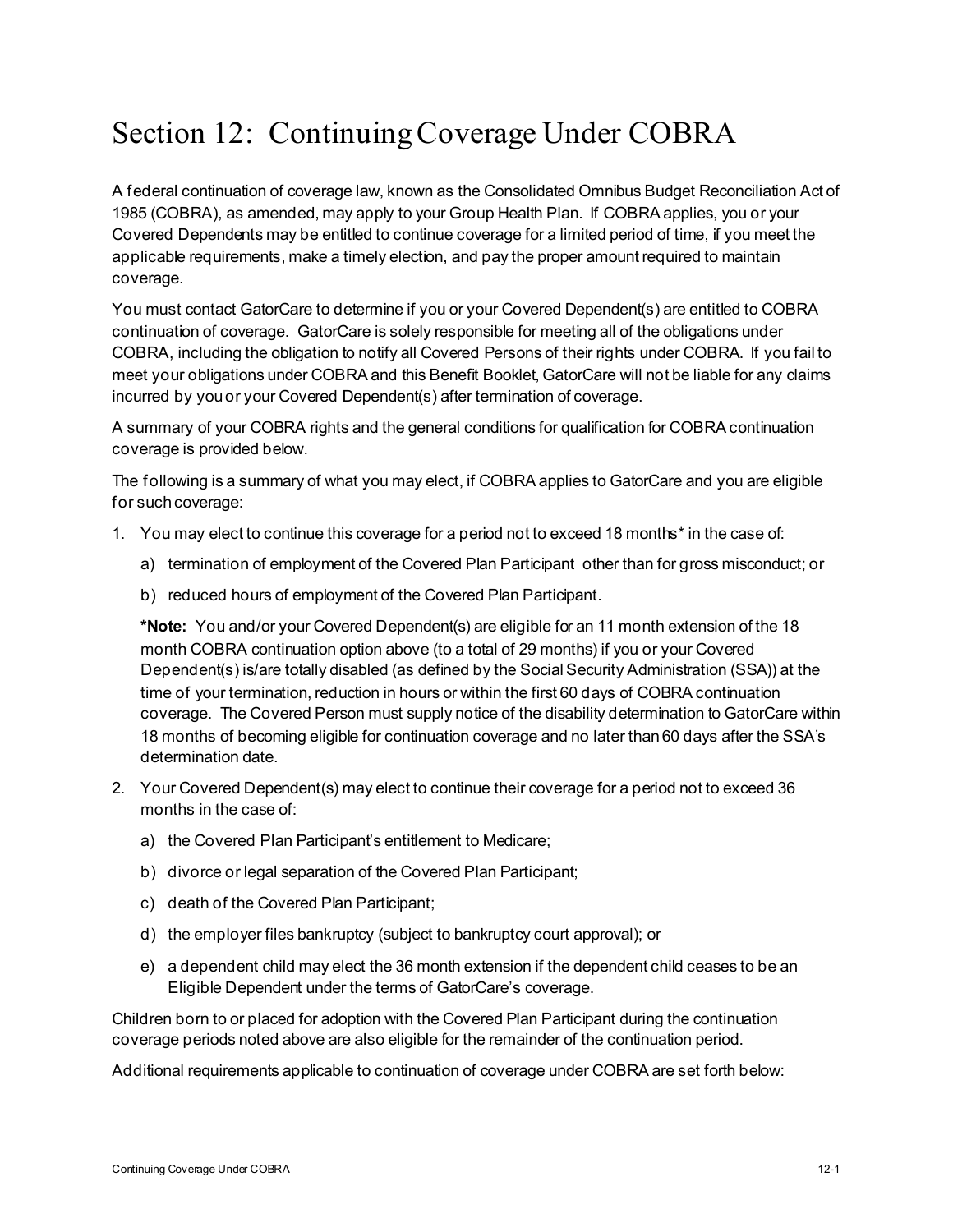# Section 12: Continuing Coverage Under COBRA

A federal continuation of coverage law, known as the Consolidated Omnibus Budget Reconciliation Act of 1985 (COBRA), as amended, may apply to your Group Health Plan. If COBRA applies, you or your Covered Dependents may be entitled to continue coverage for a limited period of time, if you meet the applicable requirements, make a timely election, and pay the proper amount required to maintain coverage.

You must contact GatorCare to determine if you or your Covered Dependent(s) are entitled to COBRA continuation of coverage. GatorCare is solely responsible for meeting all of the obligations under COBRA, including the obligation to notify all Covered Persons of their rights under COBRA. If you fail to meet your obligations under COBRA and this Benefit Booklet, GatorCare will not be liable for any claims incurred by you or your Covered Dependent(s) after termination of coverage.

A summary of your COBRA rights and the general conditions for qualification for COBRA continuation coverage is provided below.

The following is a summary of what you may elect, if COBRA applies to GatorCare and you are eligible for such coverage:

1. You may elect to continue this coverage for a period not to exceed 18 months* in the case of:
   a) termination of employment of the Covered Plan Participant other than for gross misconduct; or
   b) reduced hours of employment of the Covered Plan Participant.

   **\*Note:** You and/or your Covered Dependent(s) are eligible for an 11 month extension of the 18 month COBRA continuation option above (to a total of 29 months) if you or your Covered Dependent(s) is/are totally disabled (as defined by the Social Security Administration (SSA)) at the time of your termination, reduction in hours or within the first 60 days of COBRA continuation coverage. The Covered Person must supply notice of the disability determination to GatorCare within 18 months of becoming eligible for continuation coverage and no later than 60 days after the SSA's determination date.

2. Your Covered Dependent(s) may elect to continue their coverage for a period not to exceed 36 months in the case of:
   a) the Covered Plan Participant's entitlement to Medicare;
   b) divorce or legal separation of the Covered Plan Participant;
   c) death of the Covered Plan Participant;
   d) the employer files bankruptcy (subject to bankruptcy court approval); or
   e) a dependent child may elect the 36 month extension if the dependent child ceases to be an Eligible Dependent under the terms of GatorCare's coverage.

Children born to or placed for adoption with the Covered Plan Participant during the continuation coverage periods noted above are also eligible for the remainder of the continuation period.

Additional requirements applicable to continuation of coverage under COBRA are set forth below: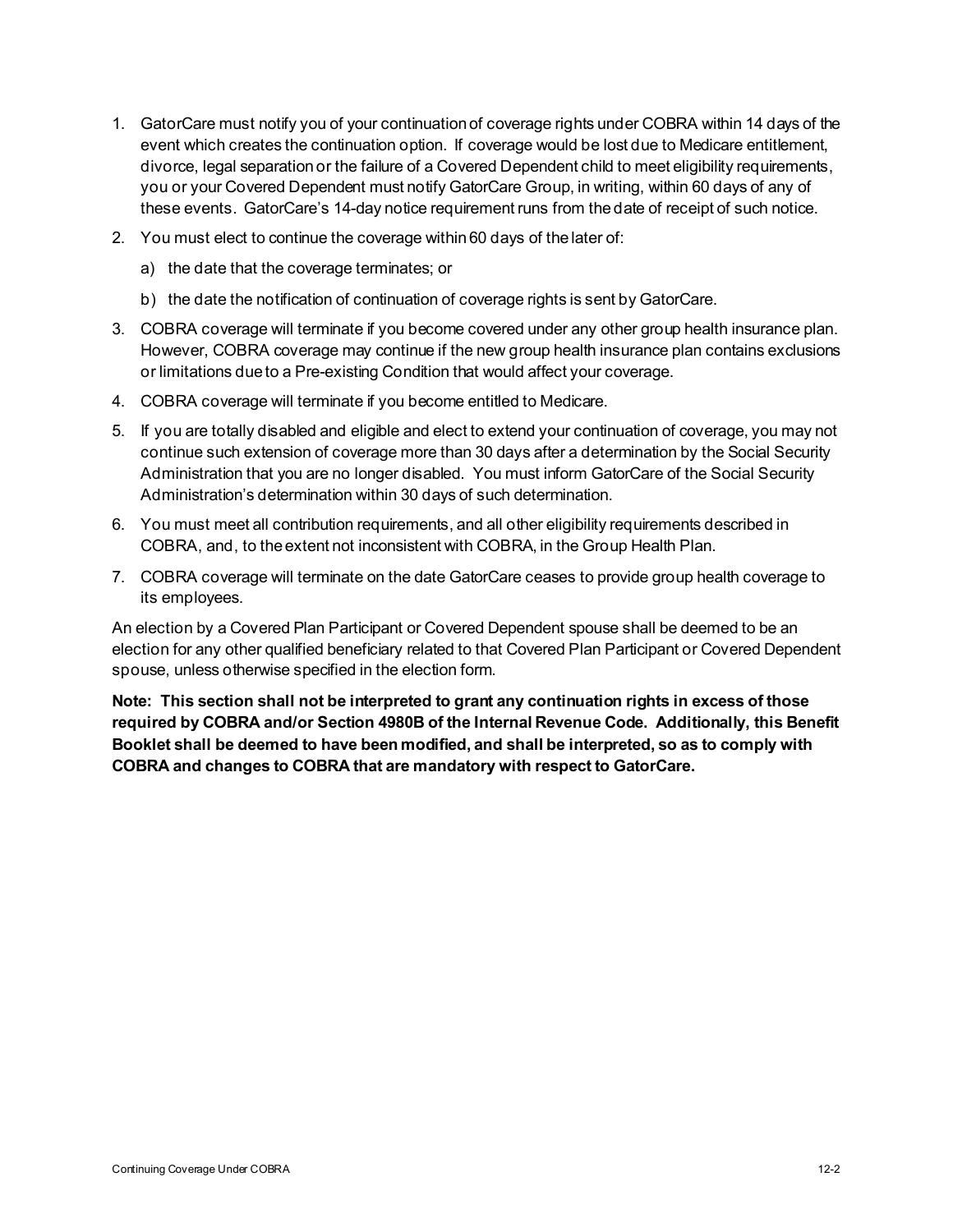1. GatorCare must notify you of your continuation of coverage rights under COBRA within 14 days of the event which creates the continuation option. If coverage would be lost due to Medicare entitlement, divorce, legal separation or the failure of a Covered Dependent child to meet eligibility requirements, you or your Covered Dependent must notify GatorCare Group, in writing, within 60 days of any of these events. GatorCare's 14-day notice requirement runs from the date of receipt of such notice.
2. You must elect to continue the coverage within 60 days of the later of:
   a) the date that the coverage terminates; or
   b) the date the notification of continuation of coverage rights is sent by GatorCare.
3. COBRA coverage will terminate if you become covered under any other group health insurance plan. However, COBRA coverage may continue if the new group health insurance plan contains exclusions or limitations due to a Pre-existing Condition that would affect your coverage.
4. COBRA coverage will terminate if you become entitled to Medicare.
5. If you are totally disabled and eligible and elect to extend your continuation of coverage, you may not continue such extension of coverage more than 30 days after a determination by the Social Security Administration that you are no longer disabled. You must inform GatorCare of the Social Security Administration's determination within 30 days of such determination.
6. You must meet all contribution requirements, and all other eligibility requirements described in COBRA, and, to the extent not inconsistent with COBRA, in the Group Health Plan.
7. COBRA coverage will terminate on the date GatorCare ceases to provide group health coverage to its employees.

An election by a Covered Plan Participant or Covered Dependent spouse shall be deemed to be an election for any other qualified beneficiary related to that Covered Plan Participant or Covered Dependent spouse, unless otherwise specified in the election form.

**Note: This section shall not be interpreted to grant any continuation rights in excess of those required by COBRA and/or Section 4980B of the Internal Revenue Code. Additionally, this Benefit Booklet shall be deemed to have been modified, and shall be interpreted, so as to comply with COBRA and changes to COBRA that are mandatory with respect to GatorCare.**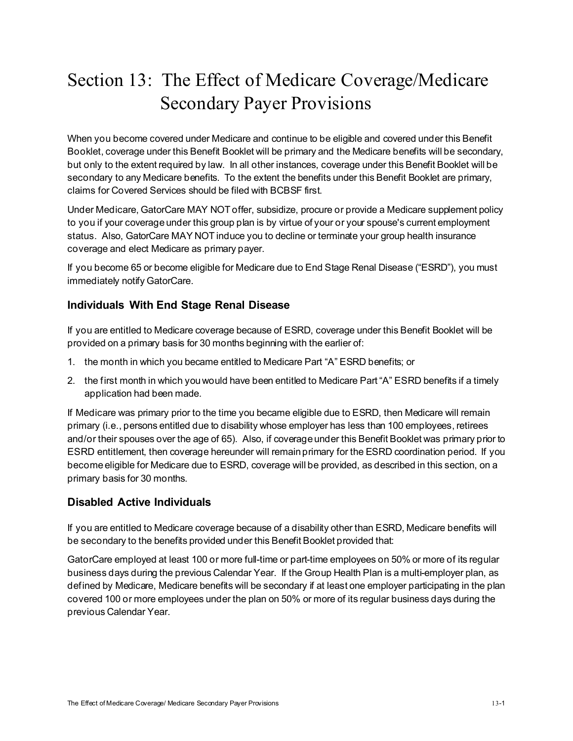# Section 13: The Effect of Medicare Coverage/Medicare Secondary Payer Provisions

When you become covered under Medicare and continue to be eligible and covered under this Benefit Booklet, coverage under this Benefit Booklet will be primary and the Medicare benefits will be secondary, but only to the extent required by law. In all other instances, coverage under this Benefit Booklet will be secondary to any Medicare benefits. To the extent the benefits under this Benefit Booklet are primary, claims for Covered Services should be filed with BCBSF first.

Under Medicare, GatorCare MAY NOT offer, subsidize, procure or provide a Medicare supplement policy to you if your coverage under this group plan is by virtue of your or your spouse's current employment status. Also, GatorCare MAY NOT induce you to decline or terminate your group health insurance coverage and elect Medicare as primary payer.

If you become 65 or become eligible for Medicare due to End Stage Renal Disease ("ESRD"), you must immediately notify GatorCare.

## Individuals With End Stage Renal Disease

If you are entitled to Medicare coverage because of ESRD, coverage under this Benefit Booklet will be provided on a primary basis for 30 months beginning with the earlier of:

1. the month in which you became entitled to Medicare Part "A" ESRD benefits; or
2. the first month in which you would have been entitled to Medicare Part "A" ESRD benefits if a timely application had been made.

If Medicare was primary prior to the time you became eligible due to ESRD, then Medicare will remain primary (i.e., persons entitled due to disability whose employer has less than 100 employees, retirees and/or their spouses over the age of 65). Also, if coverage under this Benefit Booklet was primary prior to ESRD entitlement, then coverage hereunder will remain primary for the ESRD coordination period. If you become eligible for Medicare due to ESRD, coverage will be provided, as described in this section, on a primary basis for 30 months.

## Disabled Active Individuals

If you are entitled to Medicare coverage because of a disability other than ESRD, Medicare benefits will be secondary to the benefits provided under this Benefit Booklet provided that:

GatorCare employed at least 100 or more full-time or part-time employees on 50% or more of its regular business days during the previous Calendar Year. If the Group Health Plan is a multi-employer plan, as defined by Medicare, Medicare benefits will be secondary if at least one employer participating in the plan covered 100 or more employees under the plan on 50% or more of its regular business days during the previous Calendar Year.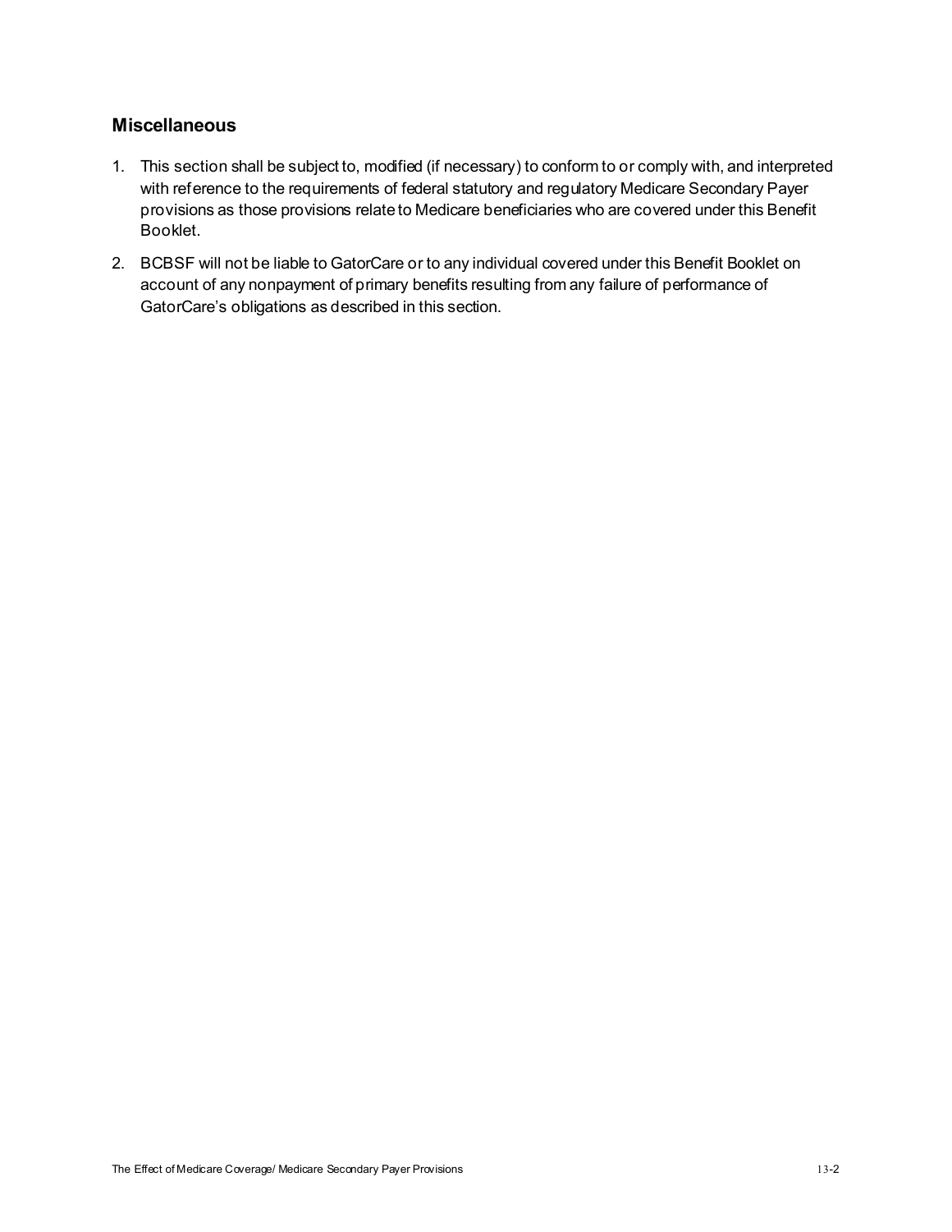## Miscellaneous

1. This section shall be subject to, modified (if necessary) to conform to or comply with, and interpreted with reference to the requirements of federal statutory and regulatory Medicare Secondary Payer provisions as those provisions relate to Medicare beneficiaries who are covered under this Benefit Booklet.
2. BCBSF will not be liable to GatorCare or to any individual covered under this Benefit Booklet on account of any nonpayment of primary benefits resulting from any failure of performance of GatorCare's obligations as described in this section.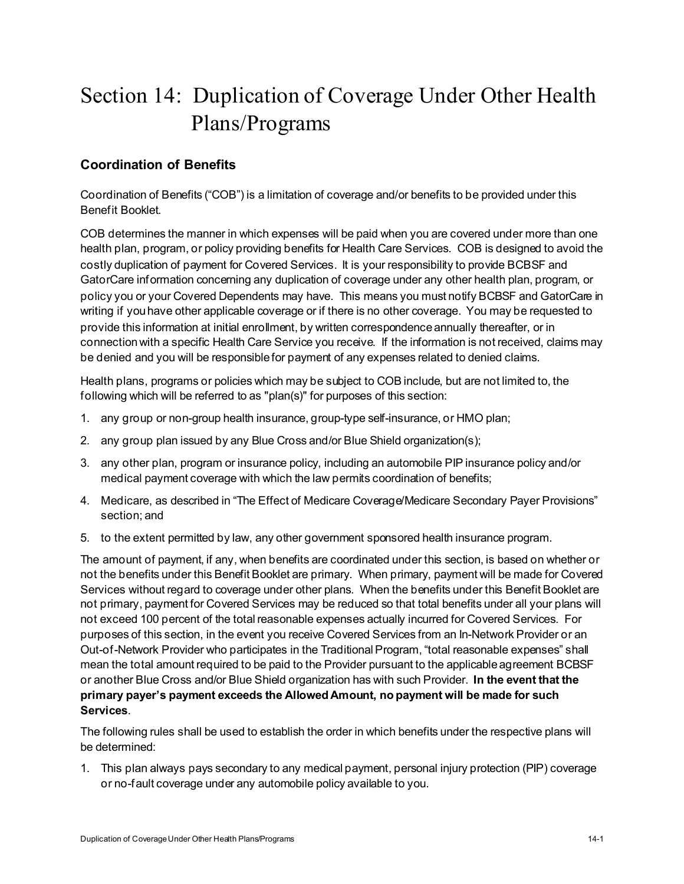# Section 14: Duplication of Coverage Under Other Health Plans/Programs

## Coordination of Benefits

Coordination of Benefits ("COB") is a limitation of coverage and/or benefits to be provided under this Benefit Booklet.

COB determines the manner in which expenses will be paid when you are covered under more than one health plan, program, or policy providing benefits for Health Care Services. COB is designed to avoid the costly duplication of payment for Covered Services. It is your responsibility to provide BCBSF and GatorCare information concerning any duplication of coverage under any other health plan, program, or policy you or your Covered Dependents may have. This means you must notify BCBSF and GatorCare in writing if you have other applicable coverage or if there is no other coverage. You may be requested to provide this information at initial enrollment, by written correspondence annually thereafter, or in connection with a specific Health Care Service you receive. If the information is not received, claims may be denied and you will be responsible for payment of any expenses related to denied claims.

Health plans, programs or policies which may be subject to COB include, but are not limited to, the following which will be referred to as "plan(s)" for purposes of this section:

1. any group or non-group health insurance, group-type self-insurance, or HMO plan;
2. any group plan issued by any Blue Cross and/or Blue Shield organization(s);
3. any other plan, program or insurance policy, including an automobile PIP insurance policy and/or medical payment coverage with which the law permits coordination of benefits;
4. Medicare, as described in "The Effect of Medicare Coverage/Medicare Secondary Payer Provisions" section; and
5. to the extent permitted by law, any other government sponsored health insurance program.

The amount of payment, if any, when benefits are coordinated under this section, is based on whether or not the benefits under this Benefit Booklet are primary. When primary, payment will be made for Covered Services without regard to coverage under other plans. When the benefits under this Benefit Booklet are not primary, payment for Covered Services may be reduced so that total benefits under all your plans will not exceed 100 percent of the total reasonable expenses actually incurred for Covered Services. For purposes of this section, in the event you receive Covered Services from an In-Network Provider or an Out-of-Network Provider who participates in the Traditional Program, "total reasonable expenses" shall mean the total amount required to be paid to the Provider pursuant to the applicable agreement BCBSF or another Blue Cross and/or Blue Shield organization has with such Provider. **In the event that the primary payer's payment exceeds the Allowed Amount, no payment will be made for such Services**.

The following rules shall be used to establish the order in which benefits under the respective plans will be determined:

1. This plan always pays secondary to any medical payment, personal injury protection (PIP) coverage or no-fault coverage under any automobile policy available to you.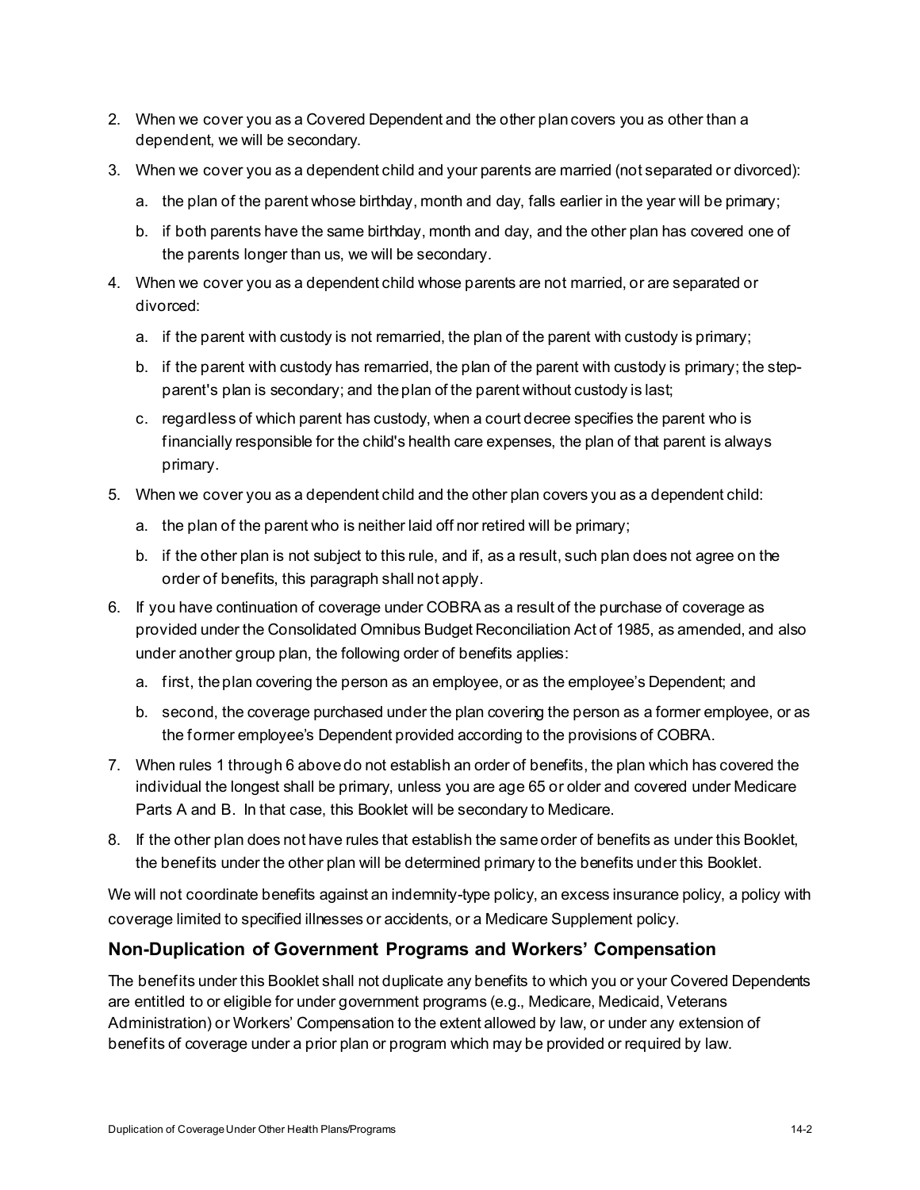2. When we cover you as a Covered Dependent and the other plan covers you as other than a dependent, we will be secondary.
3. When we cover you as a dependent child and your parents are married (not separated or divorced):
   a. the plan of the parent whose birthday, month and day, falls earlier in the year will be primary;
   b. if both parents have the same birthday, month and day, and the other plan has covered one of the parents longer than us, we will be secondary.
4. When we cover you as a dependent child whose parents are not married, or are separated or divorced:
   a. if the parent with custody is not remarried, the plan of the parent with custody is primary;
   b. if the parent with custody has remarried, the plan of the parent with custody is primary; the step-parent's plan is secondary; and the plan of the parent without custody is last;
   c. regardless of which parent has custody, when a court decree specifies the parent who is financially responsible for the child's health care expenses, the plan of that parent is always primary.
5. When we cover you as a dependent child and the other plan covers you as a dependent child:
   a. the plan of the parent who is neither laid off nor retired will be primary;
   b. if the other plan is not subject to this rule, and if, as a result, such plan does not agree on the order of benefits, this paragraph shall not apply.
6. If you have continuation of coverage under COBRA as a result of the purchase of coverage as provided under the Consolidated Omnibus Budget Reconciliation Act of 1985, as amended, and also under another group plan, the following order of benefits applies:
   a. first, the plan covering the person as an employee, or as the employee's Dependent; and
   b. second, the coverage purchased under the plan covering the person as a former employee, or as the former employee's Dependent provided according to the provisions of COBRA.
7. When rules 1 through 6 above do not establish an order of benefits, the plan which has covered the individual the longest shall be primary, unless you are age 65 or older and covered under Medicare Parts A and B. In that case, this Booklet will be secondary to Medicare.
8. If the other plan does not have rules that establish the same order of benefits as under this Booklet, the benefits under the other plan will be determined primary to the benefits under this Booklet.

We will not coordinate benefits against an indemnity-type policy, an excess insurance policy, a policy with coverage limited to specified illnesses or accidents, or a Medicare Supplement policy.

## Non-Duplication of Government Programs and Workers' Compensation

The benefits under this Booklet shall not duplicate any benefits to which you or your Covered Dependents are entitled to or eligible for under government programs (e.g., Medicare, Medicaid, Veterans Administration) or Workers' Compensation to the extent allowed by law, or under any extension of benefits of coverage under a prior plan or program which may be provided or required by law.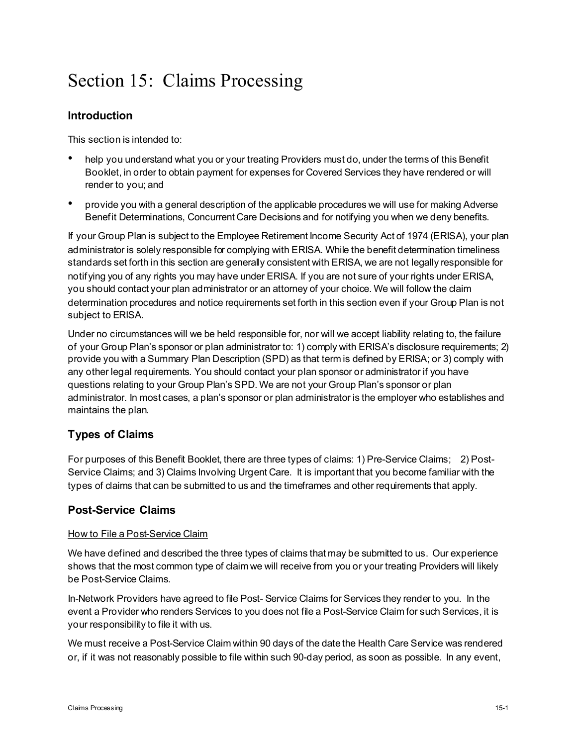# Section 15: Claims Processing

## Introduction

This section is intended to:

- help you understand what you or your treating Providers must do, under the terms of this Benefit Booklet, in order to obtain payment for expenses for Covered Services they have rendered or will render to you; and
- provide you with a general description of the applicable procedures we will use for making Adverse Benefit Determinations, Concurrent Care Decisions and for notifying you when we deny benefits.

If your Group Plan is subject to the Employee Retirement Income Security Act of 1974 (ERISA), your plan administrator is solely responsible for complying with ERISA. While the benefit determination timeliness standards set forth in this section are generally consistent with ERISA, we are not legally responsible for notifying you of any rights you may have under ERISA. If you are not sure of your rights under ERISA, you should contact your plan administrator or an attorney of your choice. We will follow the claim determination procedures and notice requirements set forth in this section even if your Group Plan is not subject to ERISA.

Under no circumstances will we be held responsible for, nor will we accept liability relating to, the failure of your Group Plan's sponsor or plan administrator to: 1) comply with ERISA's disclosure requirements; 2) provide you with a Summary Plan Description (SPD) as that term is defined by ERISA; or 3) comply with any other legal requirements. You should contact your plan sponsor or administrator if you have questions relating to your Group Plan's SPD. We are not your Group Plan's sponsor or plan administrator. In most cases, a plan's sponsor or plan administrator is the employer who establishes and maintains the plan.

## Types of Claims

For purposes of this Benefit Booklet, there are three types of claims: 1) Pre-Service Claims; 2) Post-Service Claims; and 3) Claims Involving Urgent Care. It is important that you become familiar with the types of claims that can be submitted to us and the timeframes and other requirements that apply.

## Post-Service Claims

How to File a Post-Service Claim

We have defined and described the three types of claims that may be submitted to us. Our experience shows that the most common type of claim we will receive from you or your treating Providers will likely be Post-Service Claims.

In-Network Providers have agreed to file Post- Service Claims for Services they render to you. In the event a Provider who renders Services to you does not file a Post-Service Claim for such Services, it is your responsibility to file it with us.

We must receive a Post-Service Claim within 90 days of the date the Health Care Service was rendered or, if it was not reasonably possible to file within such 90-day period, as soon as possible. In any event,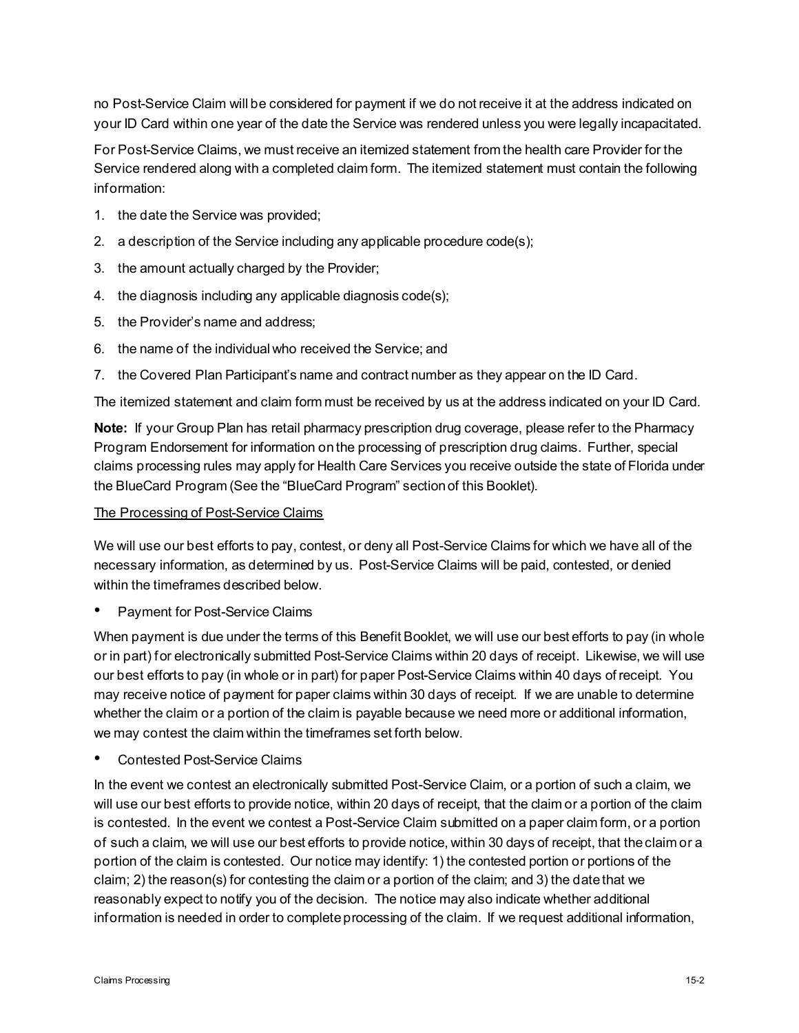no Post-Service Claim will be considered for payment if we do not receive it at the address indicated on your ID Card within one year of the date the Service was rendered unless you were legally incapacitated.

For Post-Service Claims, we must receive an itemized statement from the health care Provider for the Service rendered along with a completed claim form. The itemized statement must contain the following information:

1. the date the Service was provided;
2. a description of the Service including any applicable procedure code(s);
3. the amount actually charged by the Provider;
4. the diagnosis including any applicable diagnosis code(s);
5. the Provider's name and address;
6. the name of the individual who received the Service; and
7. the Covered Plan Participant's name and contract number as they appear on the ID Card.

The itemized statement and claim form must be received by us at the address indicated on your ID Card.

**Note:** If your Group Plan has retail pharmacy prescription drug coverage, please refer to the Pharmacy Program Endorsement for information on the processing of prescription drug claims. Further, special claims processing rules may apply for Health Care Services you receive outside the state of Florida under the BlueCard Program (See the "BlueCard Program" section of this Booklet).

<u>The Processing of Post-Service Claims</u>

We will use our best efforts to pay, contest, or deny all Post-Service Claims for which we have all of the necessary information, as determined by us. Post-Service Claims will be paid, contested, or denied within the timeframes described below.

- Payment for Post-Service Claims

When payment is due under the terms of this Benefit Booklet, we will use our best efforts to pay (in whole or in part) for electronically submitted Post-Service Claims within 20 days of receipt. Likewise, we will use our best efforts to pay (in whole or in part) for paper Post-Service Claims within 40 days of receipt. You may receive notice of payment for paper claims within 30 days of receipt. If we are unable to determine whether the claim or a portion of the claim is payable because we need more or additional information, we may contest the claim within the timeframes set forth below.

- Contested Post-Service Claims

In the event we contest an electronically submitted Post-Service Claim, or a portion of such a claim, we will use our best efforts to provide notice, within 20 days of receipt, that the claim or a portion of the claim is contested. In the event we contest a Post-Service Claim submitted on a paper claim form, or a portion of such a claim, we will use our best efforts to provide notice, within 30 days of receipt, that the claim or a portion of the claim is contested. Our notice may identify: 1) the contested portion or portions of the claim; 2) the reason(s) for contesting the claim or a portion of the claim; and 3) the date that we reasonably expect to notify you of the decision. The notice may also indicate whether additional information is needed in order to complete processing of the claim. If we request additional information,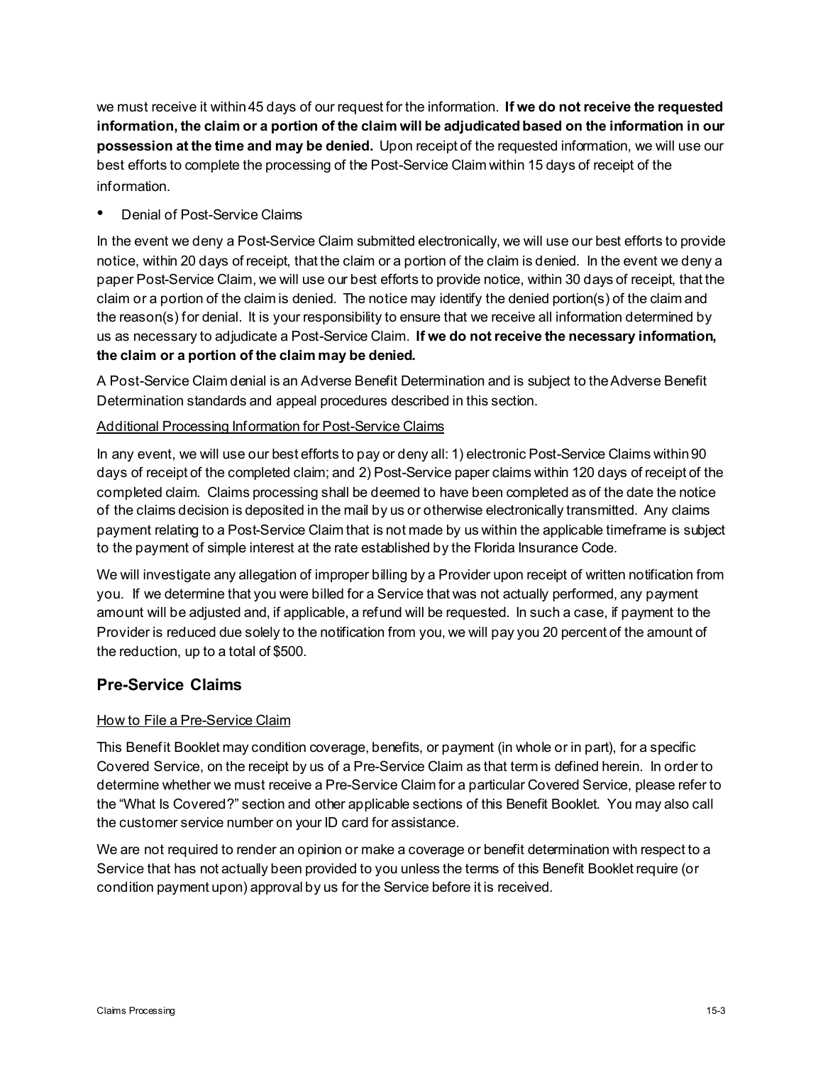we must receive it within 45 days of our request for the information. **If we do not receive the requested information, the claim or a portion of the claim will be adjudicated based on the information in our possession at the time and may be denied.** Upon receipt of the requested information, we will use our best efforts to complete the processing of the Post-Service Claim within 15 days of receipt of the information.

- Denial of Post-Service Claims

In the event we deny a Post-Service Claim submitted electronically, we will use our best efforts to provide notice, within 20 days of receipt, that the claim or a portion of the claim is denied. In the event we deny a paper Post-Service Claim, we will use our best efforts to provide notice, within 30 days of receipt, that the claim or a portion of the claim is denied. The notice may identify the denied portion(s) of the claim and the reason(s) for denial. It is your responsibility to ensure that we receive all information determined by us as necessary to adjudicate a Post-Service Claim. **If we do not receive the necessary information, the claim or a portion of the claim may be denied.**

A Post-Service Claim denial is an Adverse Benefit Determination and is subject to the Adverse Benefit Determination standards and appeal procedures described in this section.

<u>Additional Processing Information for Post-Service Claims</u>

In any event, we will use our best efforts to pay or deny all: 1) electronic Post-Service Claims within 90 days of receipt of the completed claim; and 2) Post-Service paper claims within 120 days of receipt of the completed claim. Claims processing shall be deemed to have been completed as of the date the notice of the claims decision is deposited in the mail by us or otherwise electronically transmitted. Any claims payment relating to a Post-Service Claim that is not made by us within the applicable timeframe is subject to the payment of simple interest at the rate established by the Florida Insurance Code.

We will investigate any allegation of improper billing by a Provider upon receipt of written notification from you. If we determine that you were billed for a Service that was not actually performed, any payment amount will be adjusted and, if applicable, a refund will be requested. In such a case, if payment to the Provider is reduced due solely to the notification from you, we will pay you 20 percent of the amount of the reduction, up to a total of $500.

## Pre-Service Claims

<u>How to File a Pre-Service Claim</u>

This Benefit Booklet may condition coverage, benefits, or payment (in whole or in part), for a specific Covered Service, on the receipt by us of a Pre-Service Claim as that term is defined herein. In order to determine whether we must receive a Pre-Service Claim for a particular Covered Service, please refer to the "What Is Covered?" section and other applicable sections of this Benefit Booklet. You may also call the customer service number on your ID card for assistance.

We are not required to render an opinion or make a coverage or benefit determination with respect to a Service that has not actually been provided to you unless the terms of this Benefit Booklet require (or condition payment upon) approval by us for the Service before it is received.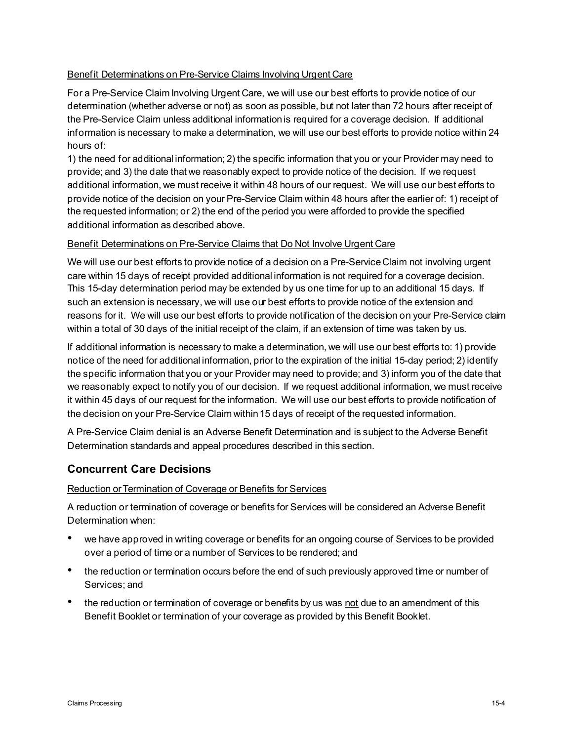<u>Benefit Determinations on Pre-Service Claims Involving Urgent Care</u>

For a Pre-Service Claim Involving Urgent Care, we will use our best efforts to provide notice of our determination (whether adverse or not) as soon as possible, but not later than 72 hours after receipt of the Pre-Service Claim unless additional information is required for a coverage decision. If additional information is necessary to make a determination, we will use our best efforts to provide notice within 24 hours of:
1) the need for additional information; 2) the specific information that you or your Provider may need to provide; and 3) the date that we reasonably expect to provide notice of the decision. If we request additional information, we must receive it within 48 hours of our request. We will use our best efforts to provide notice of the decision on your Pre-Service Claim within 48 hours after the earlier of: 1) receipt of the requested information; or 2) the end of the period you were afforded to provide the specified additional information as described above.

<u>Benefit Determinations on Pre-Service Claims that Do Not Involve Urgent Care</u>

We will use our best efforts to provide notice of a decision on a Pre-Service Claim not involving urgent care within 15 days of receipt provided additional information is not required for a coverage decision. This 15-day determination period may be extended by us one time for up to an additional 15 days. If such an extension is necessary, we will use our best efforts to provide notice of the extension and reasons for it. We will use our best efforts to provide notification of the decision on your Pre-Service claim within a total of 30 days of the initial receipt of the claim, if an extension of time was taken by us.

If additional information is necessary to make a determination, we will use our best efforts to: 1) provide notice of the need for additional information, prior to the expiration of the initial 15-day period; 2) identify the specific information that you or your Provider may need to provide; and 3) inform you of the date that we reasonably expect to notify you of our decision. If we request additional information, we must receive it within 45 days of our request for the information. We will use our best efforts to provide notification of the decision on your Pre-Service Claim within 15 days of receipt of the requested information.

A Pre-Service Claim denial is an Adverse Benefit Determination and is subject to the Adverse Benefit Determination standards and appeal procedures described in this section.

## Concurrent Care Decisions

<u>Reduction or Termination of Coverage or Benefits for Services</u>

A reduction or termination of coverage or benefits for Services will be considered an Adverse Benefit Determination when:

- we have approved in writing coverage or benefits for an ongoing course of Services to be provided over a period of time or a number of Services to be rendered; and
- the reduction or termination occurs before the end of such previously approved time or number of Services; and
- the reduction or termination of coverage or benefits by us was <u>not</u> due to an amendment of this Benefit Booklet or termination of your coverage as provided by this Benefit Booklet.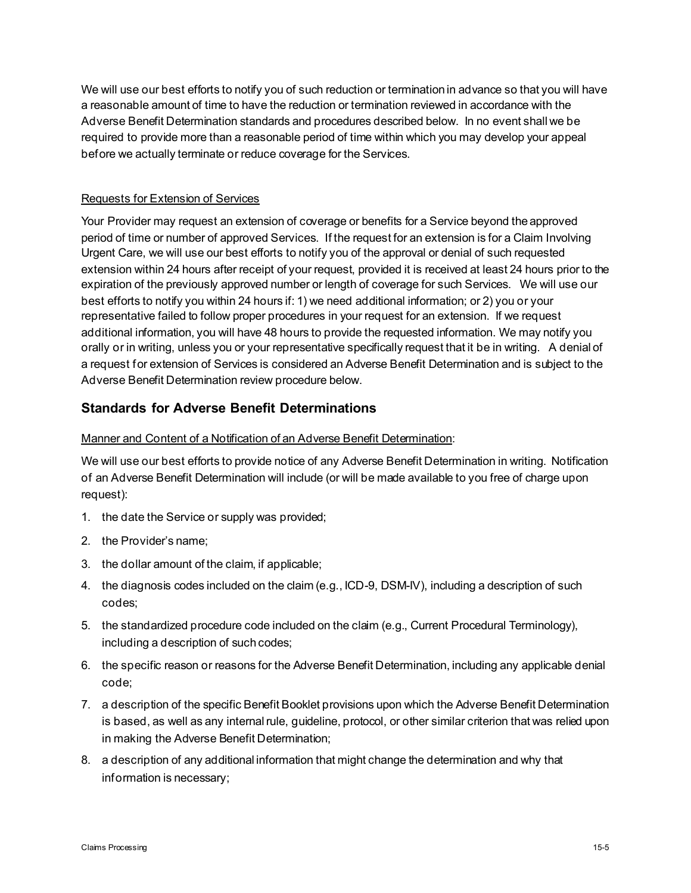We will use our best efforts to notify you of such reduction or termination in advance so that you will have a reasonable amount of time to have the reduction or termination reviewed in accordance with the Adverse Benefit Determination standards and procedures described below. In no event shall we be required to provide more than a reasonable period of time within which you may develop your appeal before we actually terminate or reduce coverage for the Services.

<u>Requests for Extension of Services</u>

Your Provider may request an extension of coverage or benefits for a Service beyond the approved period of time or number of approved Services. If the request for an extension is for a Claim Involving Urgent Care, we will use our best efforts to notify you of the approval or denial of such requested extension within 24 hours after receipt of your request, provided it is received at least 24 hours prior to the expiration of the previously approved number or length of coverage for such Services. We will use our best efforts to notify you within 24 hours if: 1) we need additional information; or 2) you or your representative failed to follow proper procedures in your request for an extension. If we request additional information, you will have 48 hours to provide the requested information. We may notify you orally or in writing, unless you or your representative specifically request that it be in writing. A denial of a request for extension of Services is considered an Adverse Benefit Determination and is subject to the Adverse Benefit Determination review procedure below.

## Standards for Adverse Benefit Determinations

<u>Manner and Content of a Notification of an Adverse Benefit Determination</u>:

We will use our best efforts to provide notice of any Adverse Benefit Determination in writing. Notification of an Adverse Benefit Determination will include (or will be made available to you free of charge upon request):

1. the date the Service or supply was provided;
2. the Provider's name;
3. the dollar amount of the claim, if applicable;
4. the diagnosis codes included on the claim (e.g., ICD-9, DSM-IV), including a description of such codes;
5. the standardized procedure code included on the claim (e.g., Current Procedural Terminology), including a description of such codes;
6. the specific reason or reasons for the Adverse Benefit Determination, including any applicable denial code;
7. a description of the specific Benefit Booklet provisions upon which the Adverse Benefit Determination is based, as well as any internal rule, guideline, protocol, or other similar criterion that was relied upon in making the Adverse Benefit Determination;
8. a description of any additional information that might change the determination and why that information is necessary;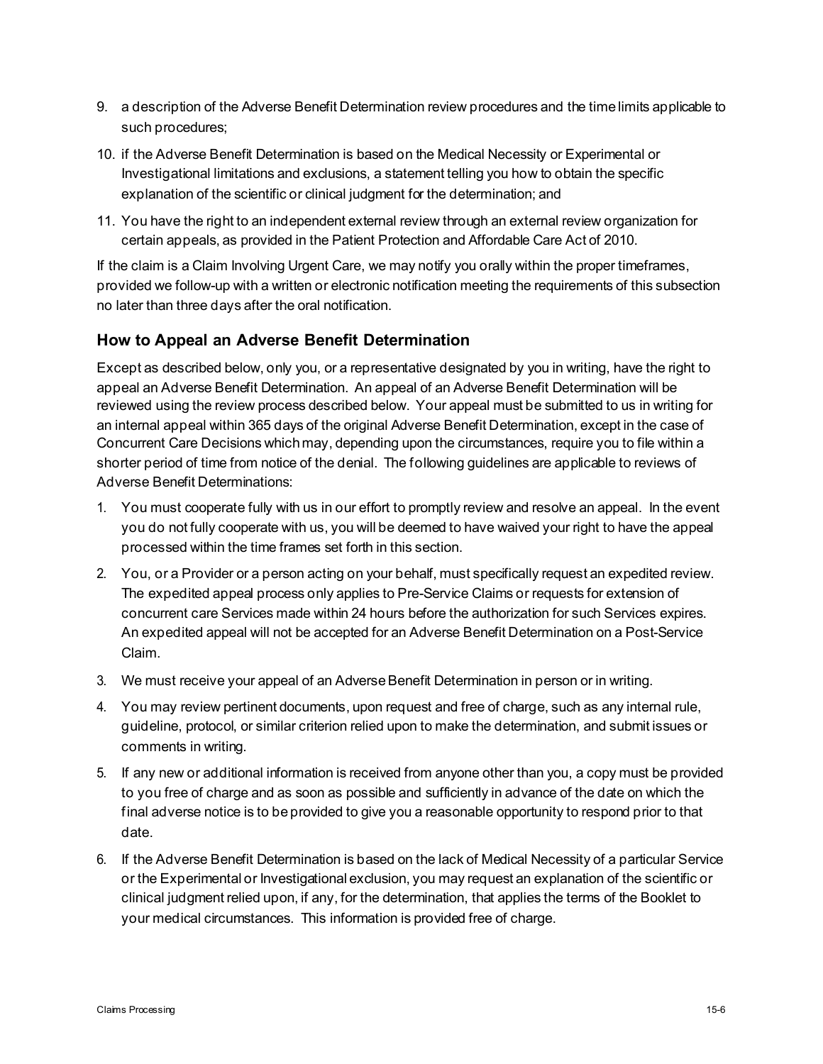9. a description of the Adverse Benefit Determination review procedures and the time limits applicable to such procedures;
10. if the Adverse Benefit Determination is based on the Medical Necessity or Experimental or Investigational limitations and exclusions, a statement telling you how to obtain the specific explanation of the scientific or clinical judgment for the determination; and
11. You have the right to an independent external review through an external review organization for certain appeals, as provided in the Patient Protection and Affordable Care Act of 2010.

If the claim is a Claim Involving Urgent Care, we may notify you orally within the proper timeframes, provided we follow-up with a written or electronic notification meeting the requirements of this subsection no later than three days after the oral notification.

## How to Appeal an Adverse Benefit Determination

Except as described below, only you, or a representative designated by you in writing, have the right to appeal an Adverse Benefit Determination. An appeal of an Adverse Benefit Determination will be reviewed using the review process described below. Your appeal must be submitted to us in writing for an internal appeal within 365 days of the original Adverse Benefit Determination, except in the case of Concurrent Care Decisions which may, depending upon the circumstances, require you to file within a shorter period of time from notice of the denial. The following guidelines are applicable to reviews of Adverse Benefit Determinations:

1. You must cooperate fully with us in our effort to promptly review and resolve an appeal. In the event you do not fully cooperate with us, you will be deemed to have waived your right to have the appeal processed within the time frames set forth in this section.
2. You, or a Provider or a person acting on your behalf, must specifically request an expedited review. The expedited appeal process only applies to Pre-Service Claims or requests for extension of concurrent care Services made within 24 hours before the authorization for such Services expires. An expedited appeal will not be accepted for an Adverse Benefit Determination on a Post-Service Claim.
3. We must receive your appeal of an Adverse Benefit Determination in person or in writing.
4. You may review pertinent documents, upon request and free of charge, such as any internal rule, guideline, protocol, or similar criterion relied upon to make the determination, and submit issues or comments in writing.
5. If any new or additional information is received from anyone other than you, a copy must be provided to you free of charge and as soon as possible and sufficiently in advance of the date on which the final adverse notice is to be provided to give you a reasonable opportunity to respond prior to that date.
6. If the Adverse Benefit Determination is based on the lack of Medical Necessity of a particular Service or the Experimental or Investigational exclusion, you may request an explanation of the scientific or clinical judgment relied upon, if any, for the determination, that applies the terms of the Booklet to your medical circumstances. This information is provided free of charge.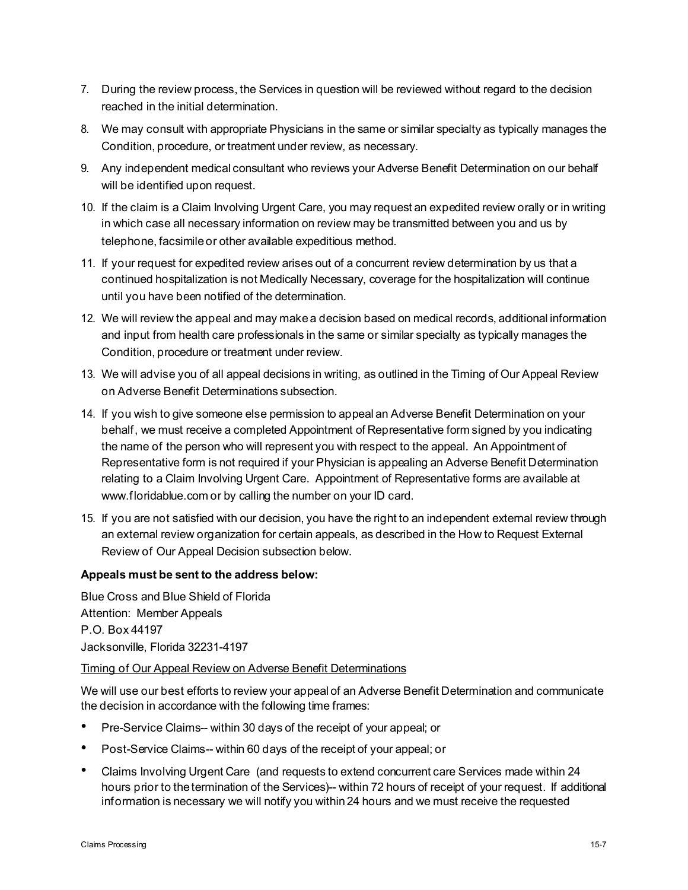7. During the review process, the Services in question will be reviewed without regard to the decision reached in the initial determination.
8. We may consult with appropriate Physicians in the same or similar specialty as typically manages the Condition, procedure, or treatment under review, as necessary.
9. Any independent medical consultant who reviews your Adverse Benefit Determination on our behalf will be identified upon request.
10. If the claim is a Claim Involving Urgent Care, you may request an expedited review orally or in writing in which case all necessary information on review may be transmitted between you and us by telephone, facsimile or other available expeditious method.
11. If your request for expedited review arises out of a concurrent review determination by us that a continued hospitalization is not Medically Necessary, coverage for the hospitalization will continue until you have been notified of the determination.
12. We will review the appeal and may make a decision based on medical records, additional information and input from health care professionals in the same or similar specialty as typically manages the Condition, procedure or treatment under review.
13. We will advise you of all appeal decisions in writing, as outlined in the Timing of Our Appeal Review on Adverse Benefit Determinations subsection.
14. If you wish to give someone else permission to appeal an Adverse Benefit Determination on your behalf, we must receive a completed Appointment of Representative form signed by you indicating the name of the person who will represent you with respect to the appeal. An Appointment of Representative form is not required if your Physician is appealing an Adverse Benefit Determination relating to a Claim Involving Urgent Care. Appointment of Representative forms are available at www.floridablue.com or by calling the number on your ID card.
15. If you are not satisfied with our decision, you have the right to an independent external review through an external review organization for certain appeals, as described in the How to Request External Review of Our Appeal Decision subsection below.

**Appeals must be sent to the address below:**

Blue Cross and Blue Shield of Florida
Attention: Member Appeals
P.O. Box 44197
Jacksonville, Florida 32231-4197

<u>Timing of Our Appeal Review on Adverse Benefit Determinations</u>

We will use our best efforts to review your appeal of an Adverse Benefit Determination and communicate the decision in accordance with the following time frames:

- Pre-Service Claims-- within 30 days of the receipt of your appeal; or
- Post-Service Claims-- within 60 days of the receipt of your appeal; or
- Claims Involving Urgent Care (and requests to extend concurrent care Services made within 24 hours prior to the termination of the Services)-- within 72 hours of receipt of your request. If additional information is necessary we will notify you within 24 hours and we must receive the requested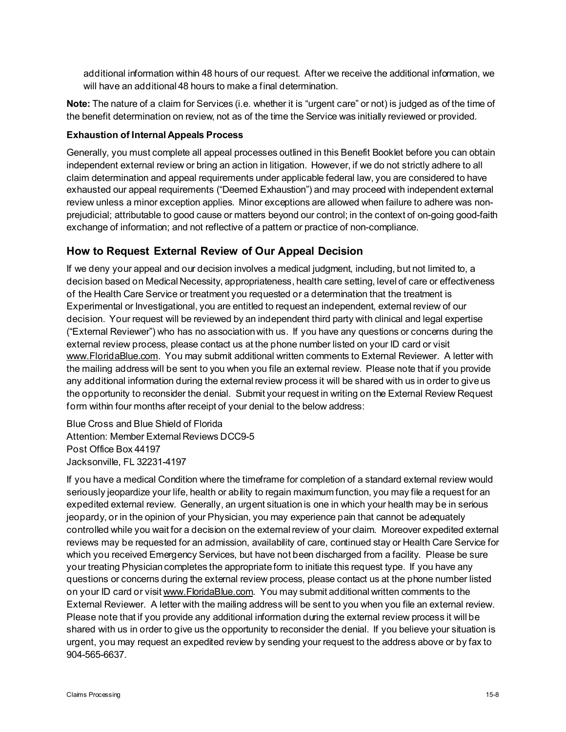additional information within 48 hours of our request. After we receive the additional information, we will have an additional 48 hours to make a final determination.

**Note:** The nature of a claim for Services (i.e. whether it is "urgent care" or not) is judged as of the time of the benefit determination on review, not as of the time the Service was initially reviewed or provided.

**Exhaustion of Internal Appeals Process**

Generally, you must complete all appeal processes outlined in this Benefit Booklet before you can obtain independent external review or bring an action in litigation. However, if we do not strictly adhere to all claim determination and appeal requirements under applicable federal law, you are considered to have exhausted our appeal requirements ("Deemed Exhaustion") and may proceed with independent external review unless a minor exception applies. Minor exceptions are allowed when failure to adhere was non-prejudicial; attributable to good cause or matters beyond our control; in the context of on-going good-faith exchange of information; and not reflective of a pattern or practice of non-compliance.

## How to Request External Review of Our Appeal Decision

If we deny your appeal and our decision involves a medical judgment, including, but not limited to, a decision based on Medical Necessity, appropriateness, health care setting, level of care or effectiveness of the Health Care Service or treatment you requested or a determination that the treatment is Experimental or Investigational, you are entitled to request an independent, external review of our decision. Your request will be reviewed by an independent third party with clinical and legal expertise ("External Reviewer") who has no association with us. If you have any questions or concerns during the external review process, please contact us at the phone number listed on your ID card or visit www.FloridaBlue.com. You may submit additional written comments to External Reviewer. A letter with the mailing address will be sent to you when you file an external review. Please note that if you provide any additional information during the external review process it will be shared with us in order to give us the opportunity to reconsider the denial. Submit your request in writing on the External Review Request form within four months after receipt of your denial to the below address:

Blue Cross and Blue Shield of Florida
Attention: Member External Reviews DCC9-5
Post Office Box 44197
Jacksonville, FL 32231-4197

If you have a medical Condition where the timeframe for completion of a standard external review would seriously jeopardize your life, health or ability to regain maximum function, you may file a request for an expedited external review. Generally, an urgent situation is one in which your health may be in serious jeopardy, or in the opinion of your Physician, you may experience pain that cannot be adequately controlled while you wait for a decision on the external review of your claim. Moreover expedited external reviews may be requested for an admission, availability of care, continued stay or Health Care Service for which you received Emergency Services, but have not been discharged from a facility. Please be sure your treating Physician completes the appropriate form to initiate this request type. If you have any questions or concerns during the external review process, please contact us at the phone number listed on your ID card or visit www.FloridaBlue.com. You may submit additional written comments to the External Reviewer. A letter with the mailing address will be sent to you when you file an external review. Please note that if you provide any additional information during the external review process it will be shared with us in order to give us the opportunity to reconsider the denial. If you believe your situation is urgent, you may request an expedited review by sending your request to the address above or by fax to 904-565-6637.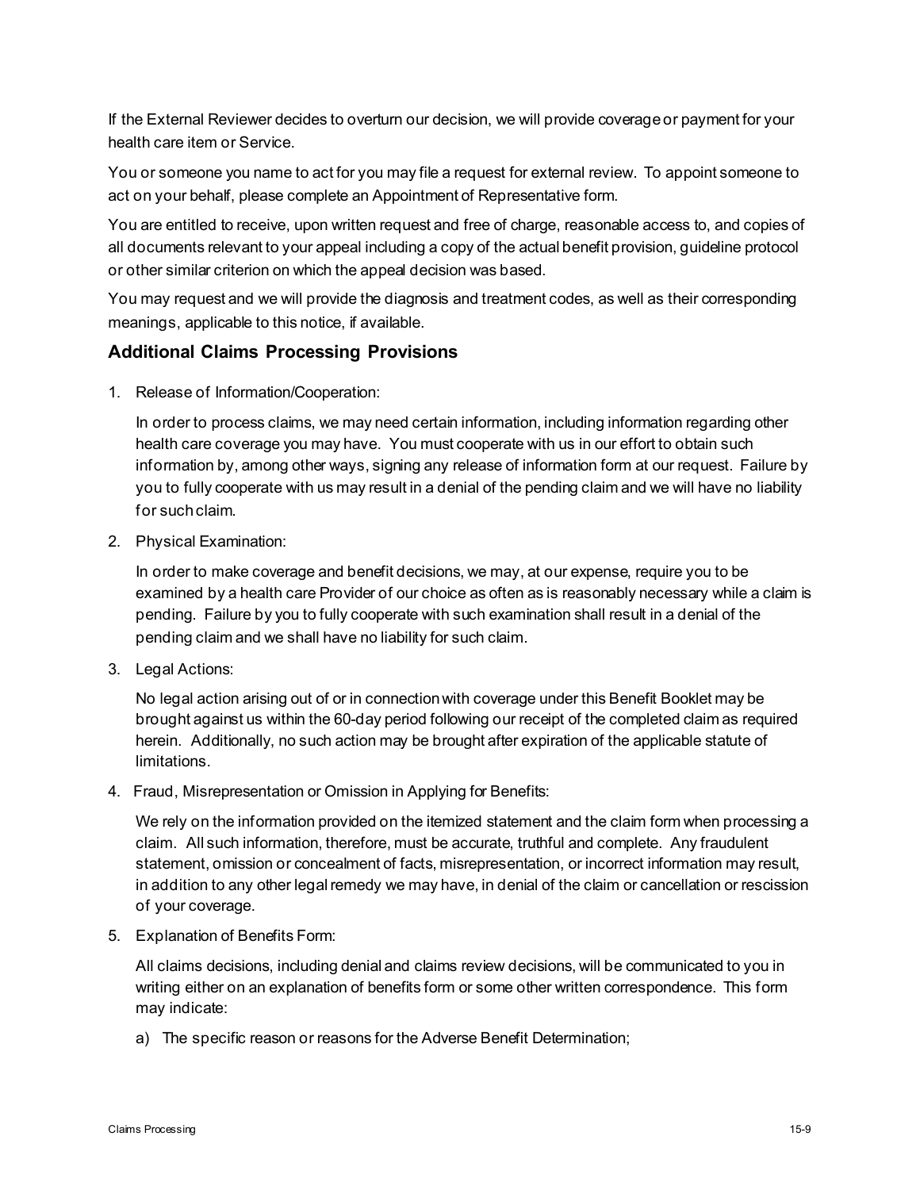If the External Reviewer decides to overturn our decision, we will provide coverage or payment for your health care item or Service.

You or someone you name to act for you may file a request for external review. To appoint someone to act on your behalf, please complete an Appointment of Representative form.

You are entitled to receive, upon written request and free of charge, reasonable access to, and copies of all documents relevant to your appeal including a copy of the actual benefit provision, guideline protocol or other similar criterion on which the appeal decision was based.

You may request and we will provide the diagnosis and treatment codes, as well as their corresponding meanings, applicable to this notice, if available.

## Additional Claims Processing Provisions

1. Release of Information/Cooperation:

   In order to process claims, we may need certain information, including information regarding other health care coverage you may have. You must cooperate with us in our effort to obtain such information by, among other ways, signing any release of information form at our request. Failure by you to fully cooperate with us may result in a denial of the pending claim and we will have no liability for such claim.

2. Physical Examination:

   In order to make coverage and benefit decisions, we may, at our expense, require you to be examined by a health care Provider of our choice as often as is reasonably necessary while a claim is pending. Failure by you to fully cooperate with such examination shall result in a denial of the pending claim and we shall have no liability for such claim.

3. Legal Actions:

   No legal action arising out of or in connection with coverage under this Benefit Booklet may be brought against us within the 60-day period following our receipt of the completed claim as required herein. Additionally, no such action may be brought after expiration of the applicable statute of limitations.

4. Fraud, Misrepresentation or Omission in Applying for Benefits:

   We rely on the information provided on the itemized statement and the claim form when processing a claim. All such information, therefore, must be accurate, truthful and complete. Any fraudulent statement, omission or concealment of facts, misrepresentation, or incorrect information may result, in addition to any other legal remedy we may have, in denial of the claim or cancellation or rescission of your coverage.

5. Explanation of Benefits Form:

   All claims decisions, including denial and claims review decisions, will be communicated to you in writing either on an explanation of benefits form or some other written correspondence. This form may indicate:

   a) The specific reason or reasons for the Adverse Benefit Determination;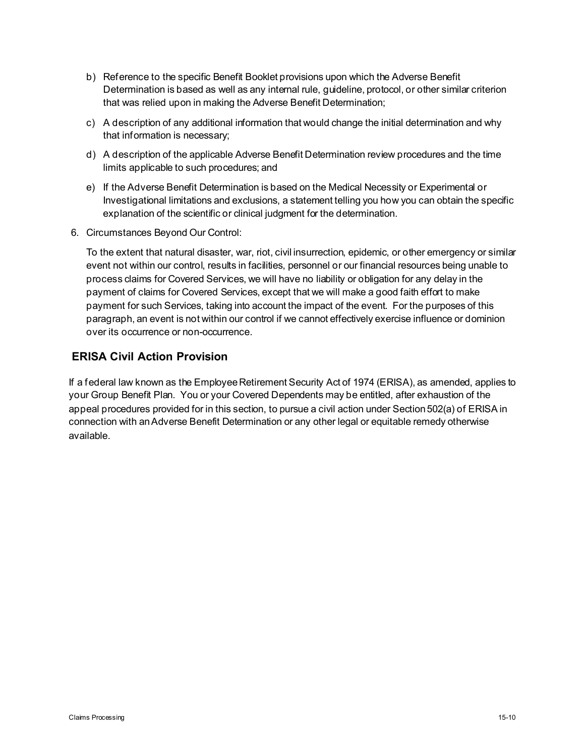b) Reference to the specific Benefit Booklet provisions upon which the Adverse Benefit Determination is based as well as any internal rule, guideline, protocol, or other similar criterion that was relied upon in making the Adverse Benefit Determination;

c) A description of any additional information that would change the initial determination and why that information is necessary;

d) A description of the applicable Adverse Benefit Determination review procedures and the time limits applicable to such procedures; and

e) If the Adverse Benefit Determination is based on the Medical Necessity or Experimental or Investigational limitations and exclusions, a statement telling you how you can obtain the specific explanation of the scientific or clinical judgment for the determination.

6. Circumstances Beyond Our Control:

   To the extent that natural disaster, war, riot, civil insurrection, epidemic, or other emergency or similar event not within our control, results in facilities, personnel or our financial resources being unable to process claims for Covered Services, we will have no liability or obligation for any delay in the payment of claims for Covered Services, except that we will make a good faith effort to make payment for such Services, taking into account the impact of the event. For the purposes of this paragraph, an event is not within our control if we cannot effectively exercise influence or dominion over its occurrence or non-occurrence.

## ERISA Civil Action Provision

If a federal law known as the Employee Retirement Security Act of 1974 (ERISA), as amended, applies to your Group Benefit Plan. You or your Covered Dependents may be entitled, after exhaustion of the appeal procedures provided for in this section, to pursue a civil action under Section 502(a) of ERISA in connection with an Adverse Benefit Determination or any other legal or equitable remedy otherwise available.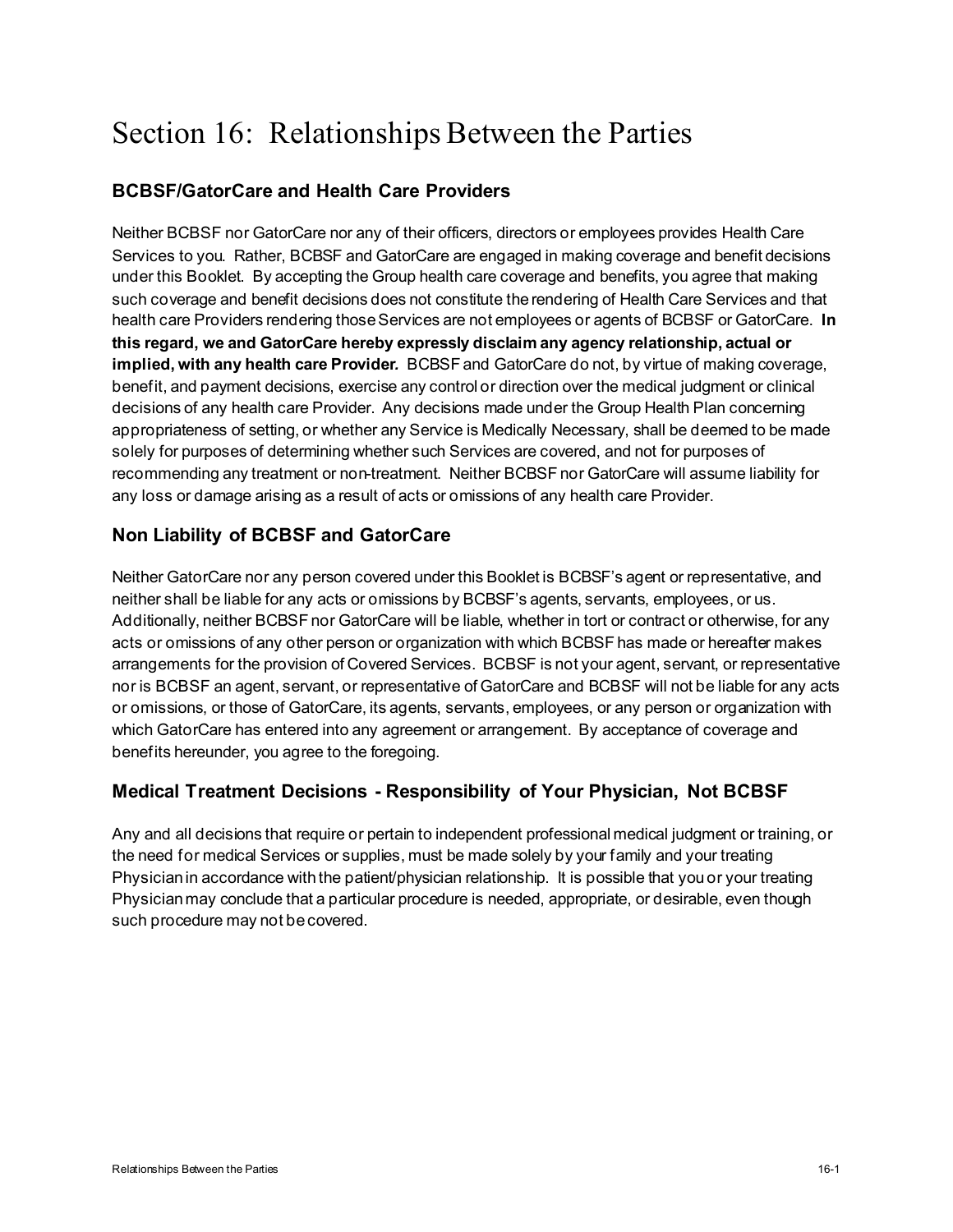# Section 16: Relationships Between the Parties

## BCBSF/GatorCare and Health Care Providers

Neither BCBSF nor GatorCare nor any of their officers, directors or employees provides Health Care Services to you. Rather, BCBSF and GatorCare are engaged in making coverage and benefit decisions under this Booklet. By accepting the Group health care coverage and benefits, you agree that making such coverage and benefit decisions does not constitute the rendering of Health Care Services and that health care Providers rendering those Services are not employees or agents of BCBSF or GatorCare. **In this regard, we and GatorCare hereby expressly disclaim any agency relationship, actual or implied, with any health care Provider.** BCBSF and GatorCare do not, by virtue of making coverage, benefit, and payment decisions, exercise any control or direction over the medical judgment or clinical decisions of any health care Provider. Any decisions made under the Group Health Plan concerning appropriateness of setting, or whether any Service is Medically Necessary, shall be deemed to be made solely for purposes of determining whether such Services are covered, and not for purposes of recommending any treatment or non-treatment. Neither BCBSF nor GatorCare will assume liability for any loss or damage arising as a result of acts or omissions of any health care Provider.

## Non Liability of BCBSF and GatorCare

Neither GatorCare nor any person covered under this Booklet is BCBSF's agent or representative, and neither shall be liable for any acts or omissions by BCBSF's agents, servants, employees, or us. Additionally, neither BCBSF nor GatorCare will be liable, whether in tort or contract or otherwise, for any acts or omissions of any other person or organization with which BCBSF has made or hereafter makes arrangements for the provision of Covered Services. BCBSF is not your agent, servant, or representative nor is BCBSF an agent, servant, or representative of GatorCare and BCBSF will not be liable for any acts or omissions, or those of GatorCare, its agents, servants, employees, or any person or organization with which GatorCare has entered into any agreement or arrangement. By acceptance of coverage and benefits hereunder, you agree to the foregoing.

## Medical Treatment Decisions - Responsibility of Your Physician, Not BCBSF

Any and all decisions that require or pertain to independent professional medical judgment or training, or the need for medical Services or supplies, must be made solely by your family and your treating Physician in accordance with the patient/physician relationship. It is possible that you or your treating Physician may conclude that a particular procedure is needed, appropriate, or desirable, even though such procedure may not be covered.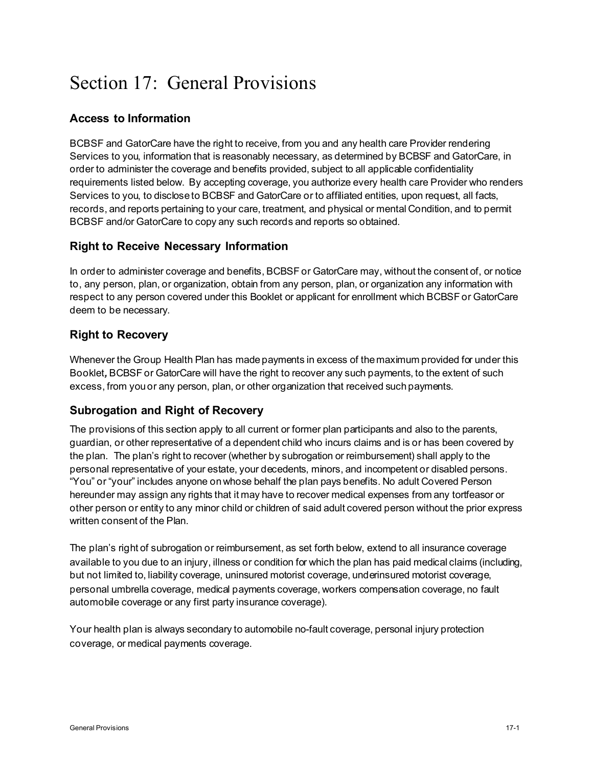# Section 17: General Provisions

## Access to Information

BCBSF and GatorCare have the right to receive, from you and any health care Provider rendering Services to you, information that is reasonably necessary, as determined by BCBSF and GatorCare, in order to administer the coverage and benefits provided, subject to all applicable confidentiality requirements listed below. By accepting coverage, you authorize every health care Provider who renders Services to you, to disclose to BCBSF and GatorCare or to affiliated entities, upon request, all facts, records, and reports pertaining to your care, treatment, and physical or mental Condition, and to permit BCBSF and/or GatorCare to copy any such records and reports so obtained.

## Right to Receive Necessary Information

In order to administer coverage and benefits, BCBSF or GatorCare may, without the consent of, or notice to, any person, plan, or organization, obtain from any person, plan, or organization any information with respect to any person covered under this Booklet or applicant for enrollment which BCBSF or GatorCare deem to be necessary.

## Right to Recovery

Whenever the Group Health Plan has made payments in excess of the maximum provided for under this Booklet*,* BCBSF or GatorCare will have the right to recover any such payments, to the extent of such excess, from you or any person, plan, or other organization that received such payments.

## Subrogation and Right of Recovery

The provisions of this section apply to all current or former plan participants and also to the parents, guardian, or other representative of a dependent child who incurs claims and is or has been covered by the plan. The plan's right to recover (whether by subrogation or reimbursement) shall apply to the personal representative of your estate, your decedents, minors, and incompetent or disabled persons. "You" or "your" includes anyone on whose behalf the plan pays benefits. No adult Covered Person hereunder may assign any rights that it may have to recover medical expenses from any tortfeasor or other person or entity to any minor child or children of said adult covered person without the prior express written consent of the Plan.

The plan's right of subrogation or reimbursement, as set forth below, extend to all insurance coverage available to you due to an injury, illness or condition for which the plan has paid medical claims (including, but not limited to, liability coverage, uninsured motorist coverage, underinsured motorist coverage, personal umbrella coverage, medical payments coverage, workers compensation coverage, no fault automobile coverage or any first party insurance coverage).

Your health plan is always secondary to automobile no-fault coverage, personal injury protection coverage, or medical payments coverage.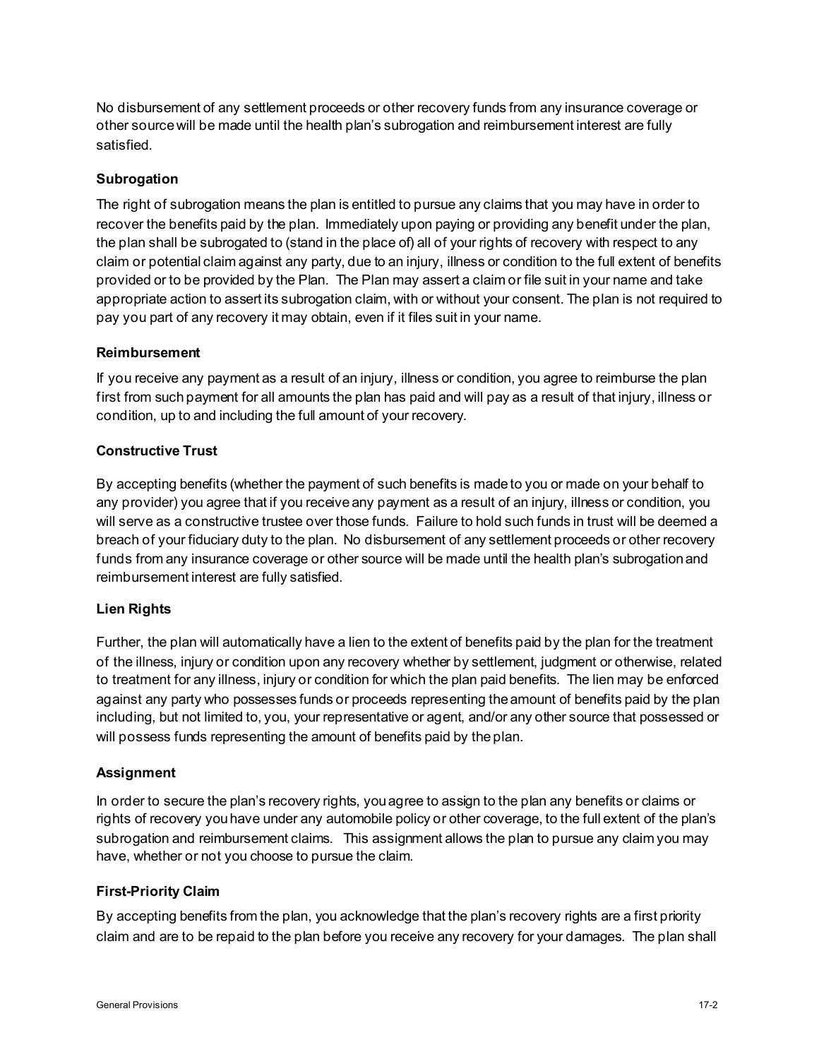No disbursement of any settlement proceeds or other recovery funds from any insurance coverage or other source will be made until the health plan's subrogation and reimbursement interest are fully satisfied.

### Subrogation

The right of subrogation means the plan is entitled to pursue any claims that you may have in order to recover the benefits paid by the plan. Immediately upon paying or providing any benefit under the plan, the plan shall be subrogated to (stand in the place of) all of your rights of recovery with respect to any claim or potential claim against any party, due to an injury, illness or condition to the full extent of benefits provided or to be provided by the Plan. The Plan may assert a claim or file suit in your name and take appropriate action to assert its subrogation claim, with or without your consent. The plan is not required to pay you part of any recovery it may obtain, even if it files suit in your name.

### Reimbursement

If you receive any payment as a result of an injury, illness or condition, you agree to reimburse the plan first from such payment for all amounts the plan has paid and will pay as a result of that injury, illness or condition, up to and including the full amount of your recovery.

### Constructive Trust

By accepting benefits (whether the payment of such benefits is made to you or made on your behalf to any provider) you agree that if you receive any payment as a result of an injury, illness or condition, you will serve as a constructive trustee over those funds. Failure to hold such funds in trust will be deemed a breach of your fiduciary duty to the plan. No disbursement of any settlement proceeds or other recovery funds from any insurance coverage or other source will be made until the health plan's subrogation and reimbursement interest are fully satisfied.

### Lien Rights

Further, the plan will automatically have a lien to the extent of benefits paid by the plan for the treatment of the illness, injury or condition upon any recovery whether by settlement, judgment or otherwise, related to treatment for any illness, injury or condition for which the plan paid benefits. The lien may be enforced against any party who possesses funds or proceeds representing the amount of benefits paid by the plan including, but not limited to, you, your representative or agent, and/or any other source that possessed or will possess funds representing the amount of benefits paid by the plan.

### Assignment

In order to secure the plan's recovery rights, you agree to assign to the plan any benefits or claims or rights of recovery you have under any automobile policy or other coverage, to the full extent of the plan's subrogation and reimbursement claims. This assignment allows the plan to pursue any claim you may have, whether or not you choose to pursue the claim.

### First-Priority Claim

By accepting benefits from the plan, you acknowledge that the plan's recovery rights are a first priority claim and are to be repaid to the plan before you receive any recovery for your damages. The plan shall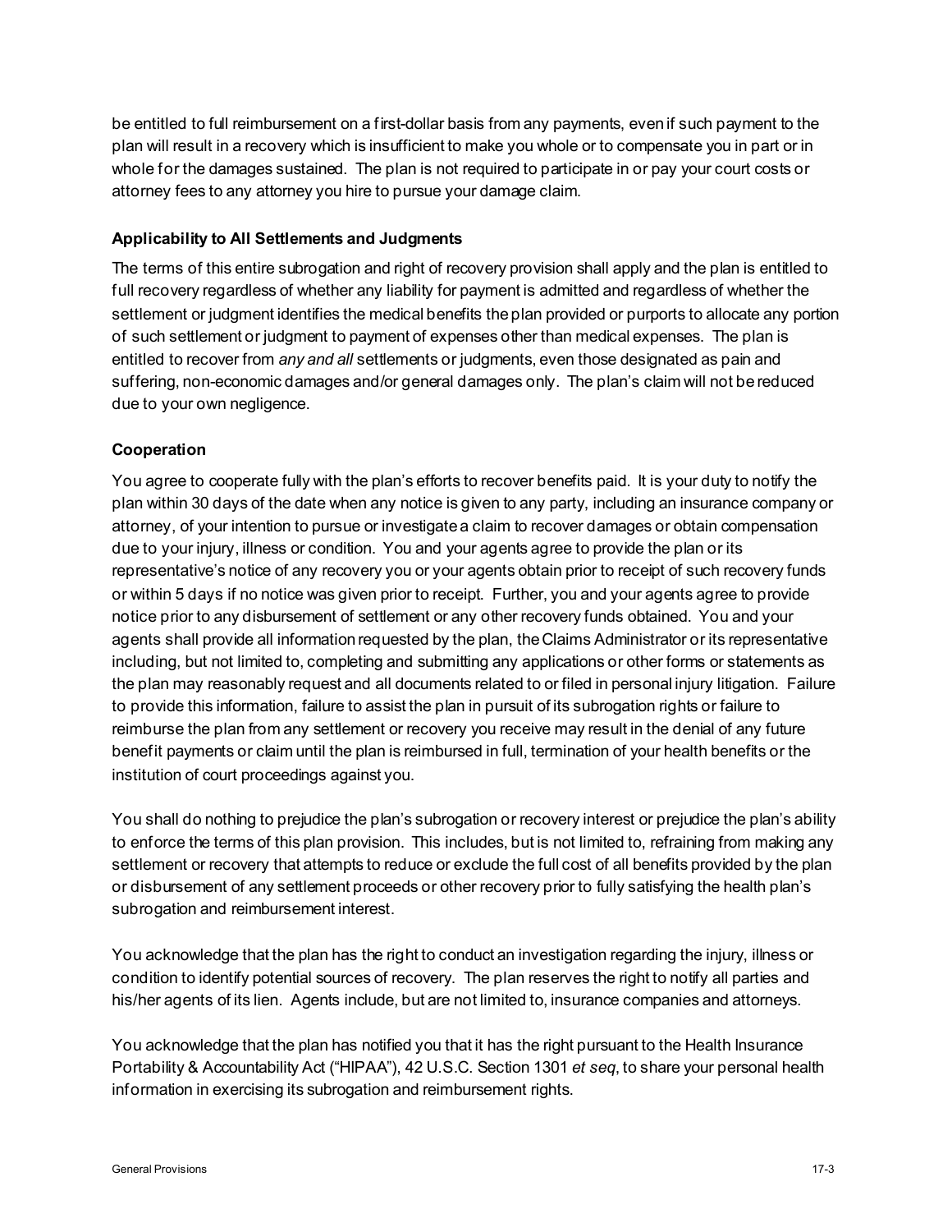be entitled to full reimbursement on a first-dollar basis from any payments, even if such payment to the plan will result in a recovery which is insufficient to make you whole or to compensate you in part or in whole for the damages sustained. The plan is not required to participate in or pay your court costs or attorney fees to any attorney you hire to pursue your damage claim.

**Applicability to All Settlements and Judgments**

The terms of this entire subrogation and right of recovery provision shall apply and the plan is entitled to full recovery regardless of whether any liability for payment is admitted and regardless of whether the settlement or judgment identifies the medical benefits the plan provided or purports to allocate any portion of such settlement or judgment to payment of expenses other than medical expenses. The plan is entitled to recover from *any and all* settlements or judgments, even those designated as pain and suffering, non-economic damages and/or general damages only. The plan's claim will not be reduced due to your own negligence.

**Cooperation**

You agree to cooperate fully with the plan's efforts to recover benefits paid. It is your duty to notify the plan within 30 days of the date when any notice is given to any party, including an insurance company or attorney, of your intention to pursue or investigate a claim to recover damages or obtain compensation due to your injury, illness or condition. You and your agents agree to provide the plan or its representative's notice of any recovery you or your agents obtain prior to receipt of such recovery funds or within 5 days if no notice was given prior to receipt. Further, you and your agents agree to provide notice prior to any disbursement of settlement or any other recovery funds obtained. You and your agents shall provide all information requested by the plan, the Claims Administrator or its representative including, but not limited to, completing and submitting any applications or other forms or statements as the plan may reasonably request and all documents related to or filed in personal injury litigation. Failure to provide this information, failure to assist the plan in pursuit of its subrogation rights or failure to reimburse the plan from any settlement or recovery you receive may result in the denial of any future benefit payments or claim until the plan is reimbursed in full, termination of your health benefits or the institution of court proceedings against you.

You shall do nothing to prejudice the plan's subrogation or recovery interest or prejudice the plan's ability to enforce the terms of this plan provision. This includes, but is not limited to, refraining from making any settlement or recovery that attempts to reduce or exclude the full cost of all benefits provided by the plan or disbursement of any settlement proceeds or other recovery prior to fully satisfying the health plan's subrogation and reimbursement interest.

You acknowledge that the plan has the right to conduct an investigation regarding the injury, illness or condition to identify potential sources of recovery. The plan reserves the right to notify all parties and his/her agents of its lien. Agents include, but are not limited to, insurance companies and attorneys.

You acknowledge that the plan has notified you that it has the right pursuant to the Health Insurance Portability & Accountability Act ("HIPAA"), 42 U.S.C. Section 1301 *et seq*, to share your personal health information in exercising its subrogation and reimbursement rights.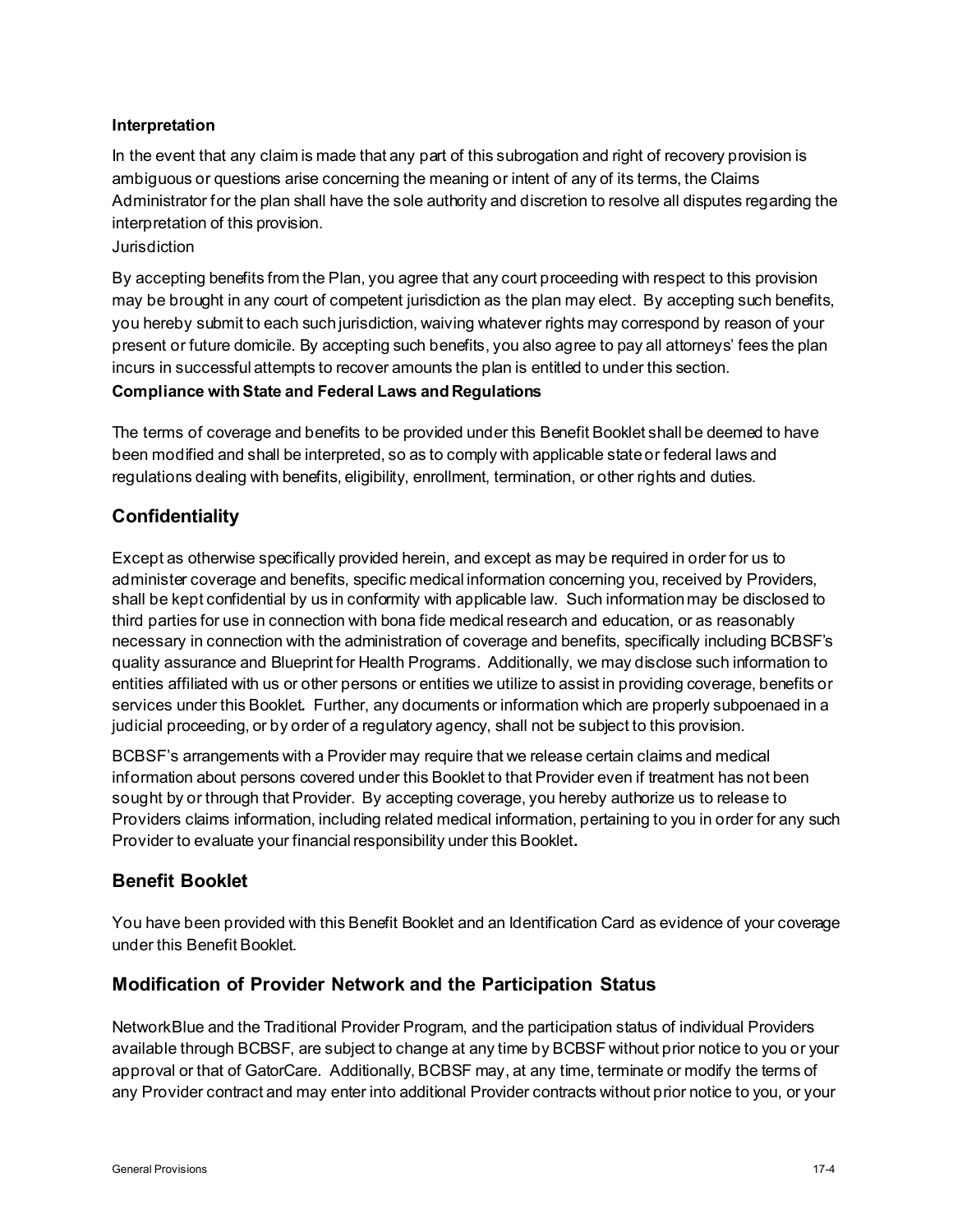**Interpretation**

In the event that any claim is made that any part of this subrogation and right of recovery provision is ambiguous or questions arise concerning the meaning or intent of any of its terms, the Claims Administrator for the plan shall have the sole authority and discretion to resolve all disputes regarding the interpretation of this provision.

Jurisdiction

By accepting benefits from the Plan, you agree that any court proceeding with respect to this provision may be brought in any court of competent jurisdiction as the plan may elect. By accepting such benefits, you hereby submit to each such jurisdiction, waiving whatever rights may correspond by reason of your present or future domicile. By accepting such benefits, you also agree to pay all attorneys' fees the plan incurs in successful attempts to recover amounts the plan is entitled to under this section.

**Compliance with State and Federal Laws and Regulations**

The terms of coverage and benefits to be provided under this Benefit Booklet shall be deemed to have been modified and shall be interpreted, so as to comply with applicable state or federal laws and regulations dealing with benefits, eligibility, enrollment, termination, or other rights and duties.

## Confidentiality

Except as otherwise specifically provided herein, and except as may be required in order for us to administer coverage and benefits, specific medical information concerning you, received by Providers, shall be kept confidential by us in conformity with applicable law. Such information may be disclosed to third parties for use in connection with bona fide medical research and education, or as reasonably necessary in connection with the administration of coverage and benefits, specifically including BCBSF's quality assurance and Blueprint for Health Programs. Additionally, we may disclose such information to entities affiliated with us or other persons or entities we utilize to assist in providing coverage, benefits or services under this Booklet**.** Further, any documents or information which are properly subpoenaed in a judicial proceeding, or by order of a regulatory agency, shall not be subject to this provision.

BCBSF's arrangements with a Provider may require that we release certain claims and medical information about persons covered under this Booklet to that Provider even if treatment has not been sought by or through that Provider. By accepting coverage, you hereby authorize us to release to Providers claims information, including related medical information, pertaining to you in order for any such Provider to evaluate your financial responsibility under this Booklet**.**

## Benefit Booklet

You have been provided with this Benefit Booklet and an Identification Card as evidence of your coverage under this Benefit Booklet.

## Modification of Provider Network and the Participation Status

NetworkBlue and the Traditional Provider Program, and the participation status of individual Providers available through BCBSF, are subject to change at any time by BCBSF without prior notice to you or your approval or that of GatorCare. Additionally, BCBSF may, at any time, terminate or modify the terms of any Provider contract and may enter into additional Provider contracts without prior notice to you, or your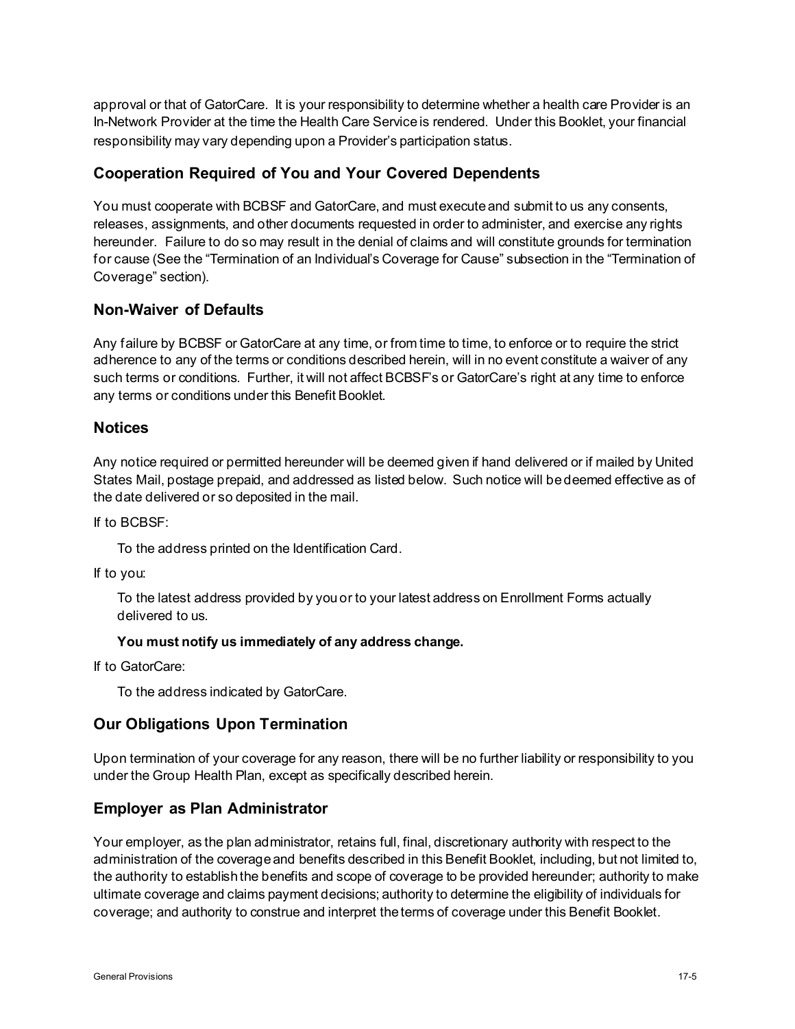approval or that of GatorCare. It is your responsibility to determine whether a health care Provider is an In-Network Provider at the time the Health Care Service is rendered. Under this Booklet, your financial responsibility may vary depending upon a Provider's participation status.

### Cooperation Required of You and Your Covered Dependents

You must cooperate with BCBSF and GatorCare, and must execute and submit to us any consents, releases, assignments, and other documents requested in order to administer, and exercise any rights hereunder. Failure to do so may result in the denial of claims and will constitute grounds for termination for cause (See the "Termination of an Individual's Coverage for Cause" subsection in the "Termination of Coverage" section).

### Non-Waiver of Defaults

Any failure by BCBSF or GatorCare at any time, or from time to time, to enforce or to require the strict adherence to any of the terms or conditions described herein, will in no event constitute a waiver of any such terms or conditions. Further, it will not affect BCBSF's or GatorCare's right at any time to enforce any terms or conditions under this Benefit Booklet.

### Notices

Any notice required or permitted hereunder will be deemed given if hand delivered or if mailed by United States Mail, postage prepaid, and addressed as listed below. Such notice will be deemed effective as of the date delivered or so deposited in the mail.

If to BCBSF:

To the address printed on the Identification Card.

If to you:

To the latest address provided by you or to your latest address on Enrollment Forms actually delivered to us.

**You must notify us immediately of any address change.**

If to GatorCare:

To the address indicated by GatorCare.

### Our Obligations Upon Termination

Upon termination of your coverage for any reason, there will be no further liability or responsibility to you under the Group Health Plan, except as specifically described herein.

### Employer as Plan Administrator

Your employer, as the plan administrator, retains full, final, discretionary authority with respect to the administration of the coverage and benefits described in this Benefit Booklet, including, but not limited to, the authority to establish the benefits and scope of coverage to be provided hereunder; authority to make ultimate coverage and claims payment decisions; authority to determine the eligibility of individuals for coverage; and authority to construe and interpret the terms of coverage under this Benefit Booklet.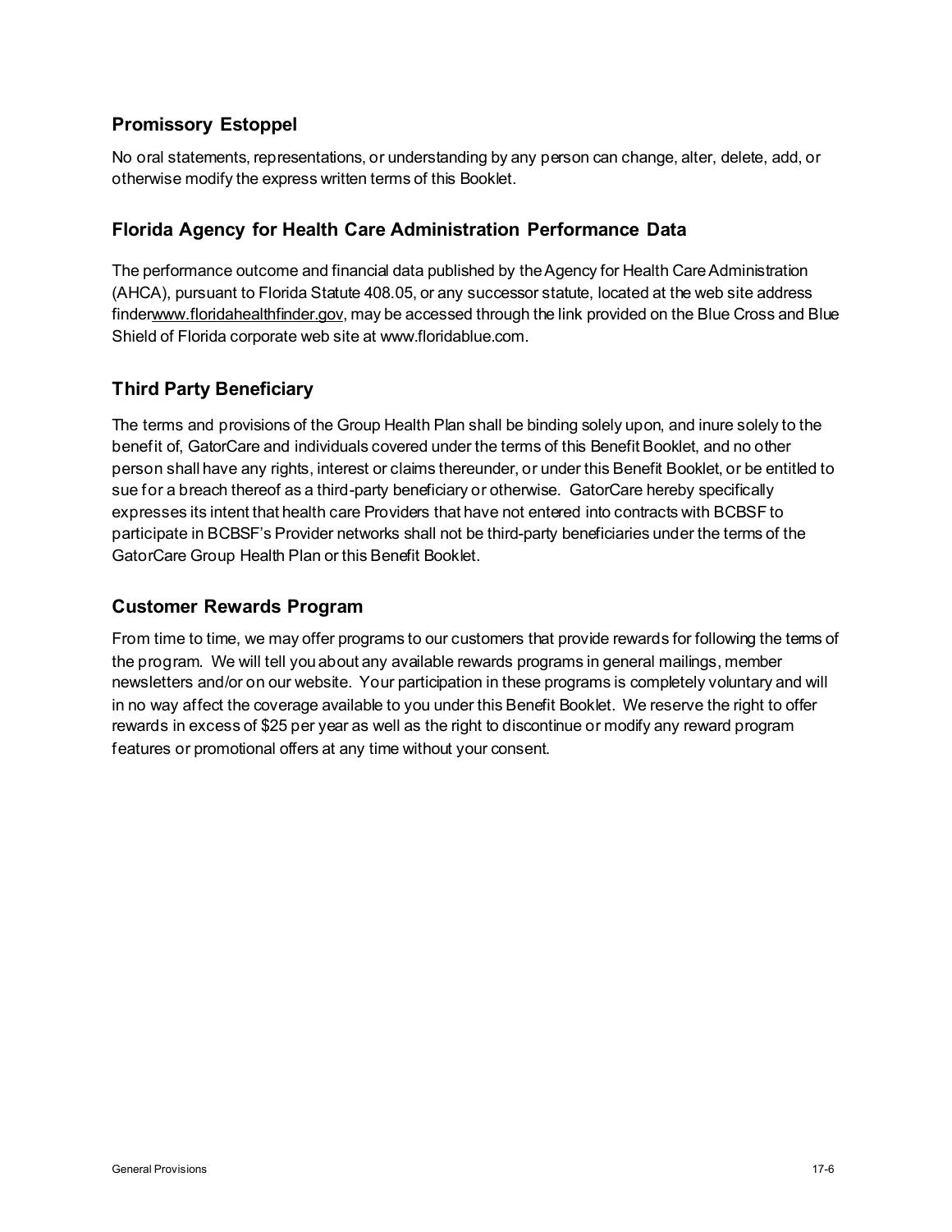## Promissory Estoppel

No oral statements, representations, or understanding by any person can change, alter, delete, add, or otherwise modify the express written terms of this Booklet.

## Florida Agency for Health Care Administration Performance Data

The performance outcome and financial data published by the Agency for Health Care Administration (AHCA), pursuant to Florida Statute 408.05, or any successor statute, located at the web site address finderwww.floridahealthfinder.gov, may be accessed through the link provided on the Blue Cross and Blue Shield of Florida corporate web site at www.floridablue.com.

## Third Party Beneficiary

The terms and provisions of the Group Health Plan shall be binding solely upon, and inure solely to the benefit of, GatorCare and individuals covered under the terms of this Benefit Booklet, and no other person shall have any rights, interest or claims thereunder, or under this Benefit Booklet, or be entitled to sue for a breach thereof as a third-party beneficiary or otherwise. GatorCare hereby specifically expresses its intent that health care Providers that have not entered into contracts with BCBSF to participate in BCBSF's Provider networks shall not be third-party beneficiaries under the terms of the GatorCare Group Health Plan or this Benefit Booklet.

## Customer Rewards Program

From time to time, we may offer programs to our customers that provide rewards for following the terms of the program. We will tell you about any available rewards programs in general mailings, member newsletters and/or on our website. Your participation in these programs is completely voluntary and will in no way affect the coverage available to you under this Benefit Booklet. We reserve the right to offer rewards in excess of $25 per year as well as the right to discontinue or modify any reward program features or promotional offers at any time without your consent.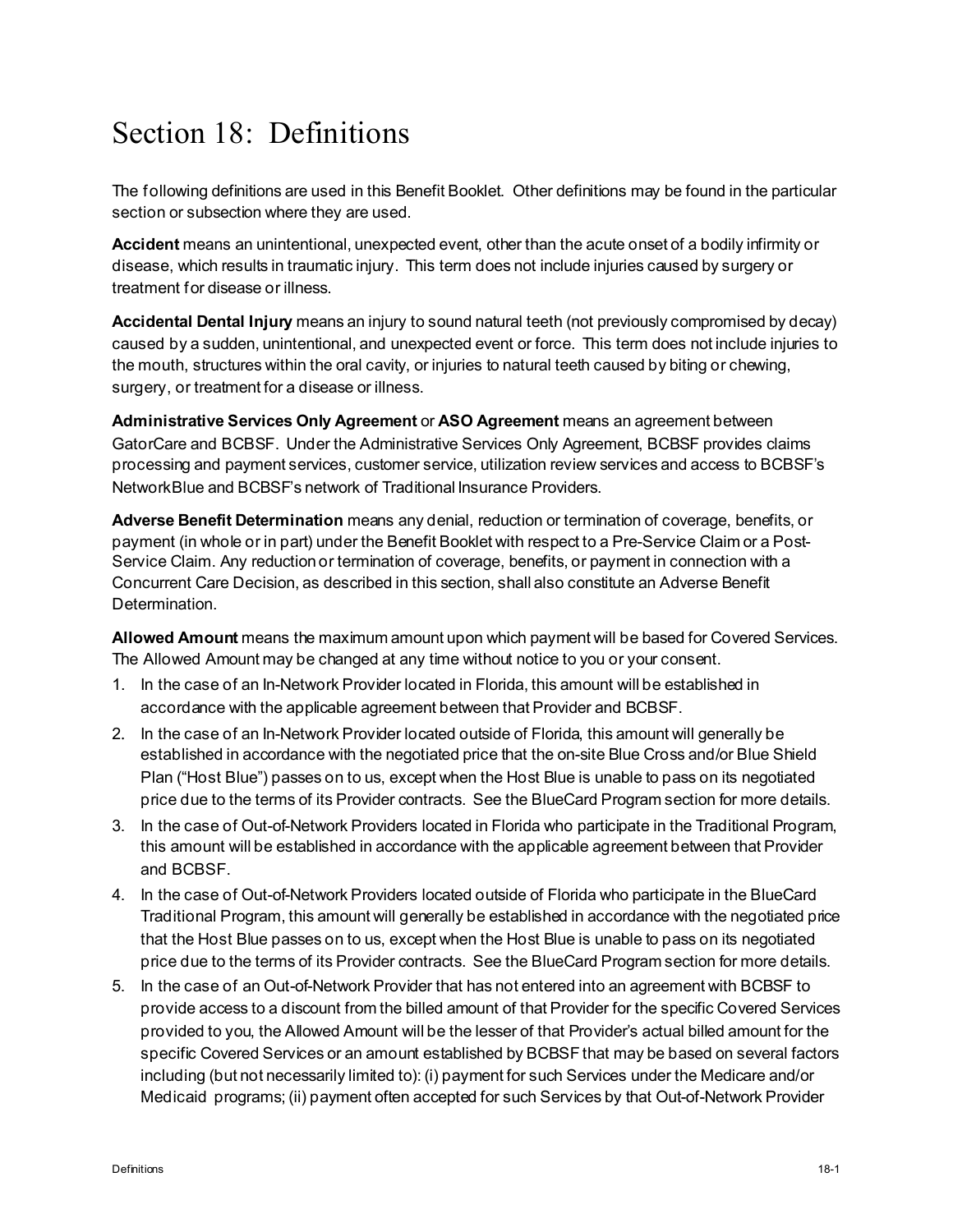# Section 18: Definitions

The following definitions are used in this Benefit Booklet. Other definitions may be found in the particular section or subsection where they are used.

**Accident** means an unintentional, unexpected event, other than the acute onset of a bodily infirmity or disease, which results in traumatic injury. This term does not include injuries caused by surgery or treatment for disease or illness.

**Accidental Dental Injury** means an injury to sound natural teeth (not previously compromised by decay) caused by a sudden, unintentional, and unexpected event or force. This term does not include injuries to the mouth, structures within the oral cavity, or injuries to natural teeth caused by biting or chewing, surgery, or treatment for a disease or illness.

**Administrative Services Only Agreement** or **ASO Agreement** means an agreement between GatorCare and BCBSF. Under the Administrative Services Only Agreement, BCBSF provides claims processing and payment services, customer service, utilization review services and access to BCBSF's NetworkBlue and BCBSF's network of Traditional Insurance Providers.

**Adverse Benefit Determination** means any denial, reduction or termination of coverage, benefits, or payment (in whole or in part) under the Benefit Booklet with respect to a Pre-Service Claim or a Post-Service Claim. Any reduction or termination of coverage, benefits, or payment in connection with a Concurrent Care Decision, as described in this section, shall also constitute an Adverse Benefit Determination.

**Allowed Amount** means the maximum amount upon which payment will be based for Covered Services. The Allowed Amount may be changed at any time without notice to you or your consent.

1. In the case of an In-Network Provider located in Florida, this amount will be established in accordance with the applicable agreement between that Provider and BCBSF.
2. In the case of an In-Network Provider located outside of Florida, this amount will generally be established in accordance with the negotiated price that the on-site Blue Cross and/or Blue Shield Plan ("Host Blue") passes on to us, except when the Host Blue is unable to pass on its negotiated price due to the terms of its Provider contracts. See the BlueCard Program section for more details.
3. In the case of Out-of-Network Providers located in Florida who participate in the Traditional Program, this amount will be established in accordance with the applicable agreement between that Provider and BCBSF.
4. In the case of Out-of-Network Providers located outside of Florida who participate in the BlueCard Traditional Program, this amount will generally be established in accordance with the negotiated price that the Host Blue passes on to us, except when the Host Blue is unable to pass on its negotiated price due to the terms of its Provider contracts. See the BlueCard Program section for more details.
5. In the case of an Out-of-Network Provider that has not entered into an agreement with BCBSF to provide access to a discount from the billed amount of that Provider for the specific Covered Services provided to you, the Allowed Amount will be the lesser of that Provider's actual billed amount for the specific Covered Services or an amount established by BCBSF that may be based on several factors including (but not necessarily limited to): (i) payment for such Services under the Medicare and/or Medicaid programs; (ii) payment often accepted for such Services by that Out-of-Network Provider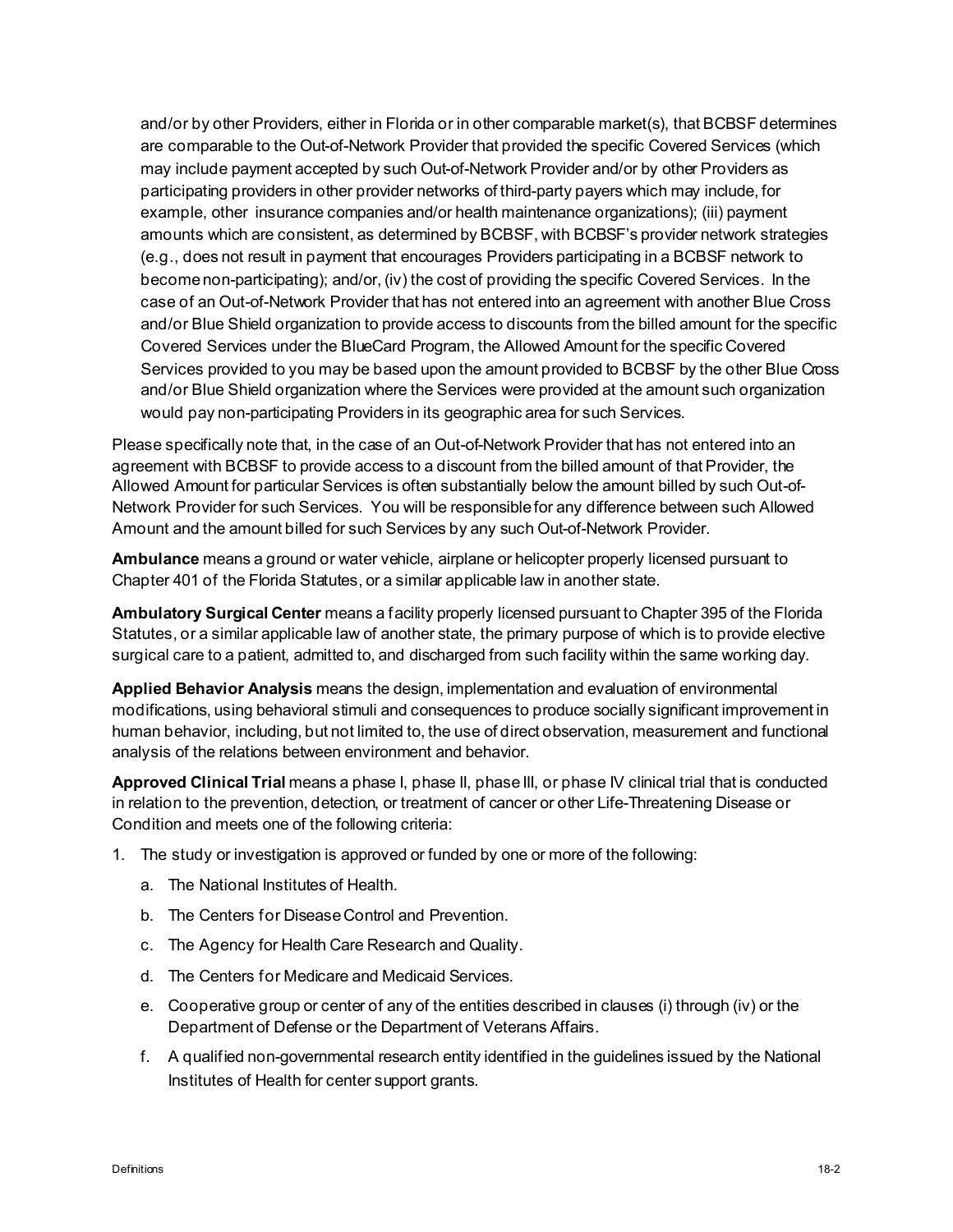and/or by other Providers, either in Florida or in other comparable market(s), that BCBSF determines are comparable to the Out-of-Network Provider that provided the specific Covered Services (which may include payment accepted by such Out-of-Network Provider and/or by other Providers as participating providers in other provider networks of third-party payers which may include, for example, other insurance companies and/or health maintenance organizations); (iii) payment amounts which are consistent, as determined by BCBSF, with BCBSF's provider network strategies (e.g., does not result in payment that encourages Providers participating in a BCBSF network to become non-participating); and/or, (iv) the cost of providing the specific Covered Services. In the case of an Out-of-Network Provider that has not entered into an agreement with another Blue Cross and/or Blue Shield organization to provide access to discounts from the billed amount for the specific Covered Services under the BlueCard Program, the Allowed Amount for the specific Covered Services provided to you may be based upon the amount provided to BCBSF by the other Blue Cross and/or Blue Shield organization where the Services were provided at the amount such organization would pay non-participating Providers in its geographic area for such Services.

Please specifically note that, in the case of an Out-of-Network Provider that has not entered into an agreement with BCBSF to provide access to a discount from the billed amount of that Provider, the Allowed Amount for particular Services is often substantially below the amount billed by such Out-of-Network Provider for such Services. You will be responsible for any difference between such Allowed Amount and the amount billed for such Services by any such Out-of-Network Provider.

**Ambulance** means a ground or water vehicle, airplane or helicopter properly licensed pursuant to Chapter 401 of the Florida Statutes, or a similar applicable law in another state.

**Ambulatory Surgical Center** means a facility properly licensed pursuant to Chapter 395 of the Florida Statutes, or a similar applicable law of another state, the primary purpose of which is to provide elective surgical care to a patient, admitted to, and discharged from such facility within the same working day.

**Applied Behavior Analysis** means the design, implementation and evaluation of environmental modifications, using behavioral stimuli and consequences to produce socially significant improvement in human behavior, including, but not limited to, the use of direct observation, measurement and functional analysis of the relations between environment and behavior.

**Approved Clinical Trial** means a phase I, phase II, phase III, or phase IV clinical trial that is conducted in relation to the prevention, detection, or treatment of cancer or other Life-Threatening Disease or Condition and meets one of the following criteria:

1. The study or investigation is approved or funded by one or more of the following:
   a. The National Institutes of Health.
   b. The Centers for Disease Control and Prevention.
   c. The Agency for Health Care Research and Quality.
   d. The Centers for Medicare and Medicaid Services.
   e. Cooperative group or center of any of the entities described in clauses (i) through (iv) or the Department of Defense or the Department of Veterans Affairs.
   f. A qualified non-governmental research entity identified in the guidelines issued by the National Institutes of Health for center support grants.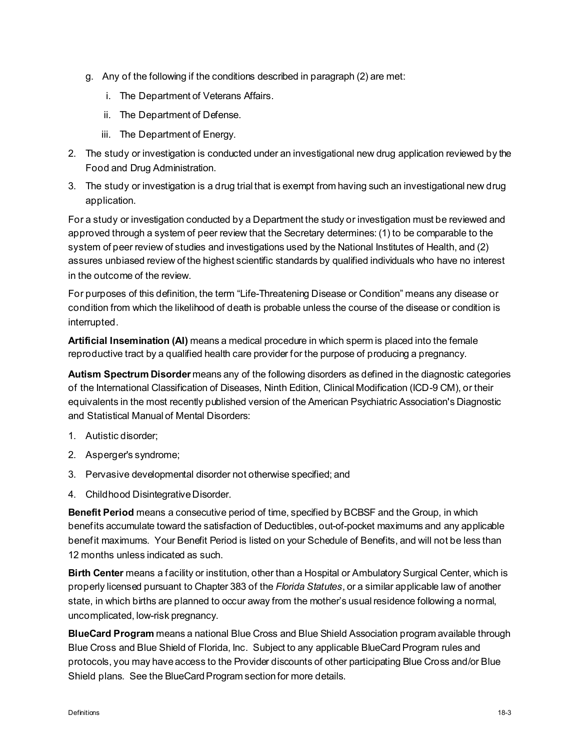g. Any of the following if the conditions described in paragraph (2) are met:

   i. The Department of Veterans Affairs.

   ii. The Department of Defense.

   iii. The Department of Energy.

2. The study or investigation is conducted under an investigational new drug application reviewed by the Food and Drug Administration.

3. The study or investigation is a drug trial that is exempt from having such an investigational new drug application.

For a study or investigation conducted by a Department the study or investigation must be reviewed and approved through a system of peer review that the Secretary determines: (1) to be comparable to the system of peer review of studies and investigations used by the National Institutes of Health, and (2) assures unbiased review of the highest scientific standards by qualified individuals who have no interest in the outcome of the review.

For purposes of this definition, the term "Life-Threatening Disease or Condition" means any disease or condition from which the likelihood of death is probable unless the course of the disease or condition is interrupted.

**Artificial Insemination (AI)** means a medical procedure in which sperm is placed into the female reproductive tract by a qualified health care provider for the purpose of producing a pregnancy.

**Autism Spectrum Disorder** means any of the following disorders as defined in the diagnostic categories of the International Classification of Diseases, Ninth Edition, Clinical Modification (ICD-9 CM), or their equivalents in the most recently published version of the American Psychiatric Association's Diagnostic and Statistical Manual of Mental Disorders:

1. Autistic disorder;
2. Asperger's syndrome;
3. Pervasive developmental disorder not otherwise specified; and
4. Childhood Disintegrative Disorder.

**Benefit Period** means a consecutive period of time, specified by BCBSF and the Group, in which benefits accumulate toward the satisfaction of Deductibles, out-of-pocket maximums and any applicable benefit maximums. Your Benefit Period is listed on your Schedule of Benefits, and will not be less than 12 months unless indicated as such.

**Birth Center** means a facility or institution, other than a Hospital or Ambulatory Surgical Center, which is properly licensed pursuant to Chapter 383 of the *Florida Statutes*, or a similar applicable law of another state, in which births are planned to occur away from the mother's usual residence following a normal, uncomplicated, low-risk pregnancy.

**BlueCard Program** means a national Blue Cross and Blue Shield Association program available through Blue Cross and Blue Shield of Florida, Inc. Subject to any applicable BlueCard Program rules and protocols, you may have access to the Provider discounts of other participating Blue Cross and/or Blue Shield plans. See the BlueCard Program section for more details.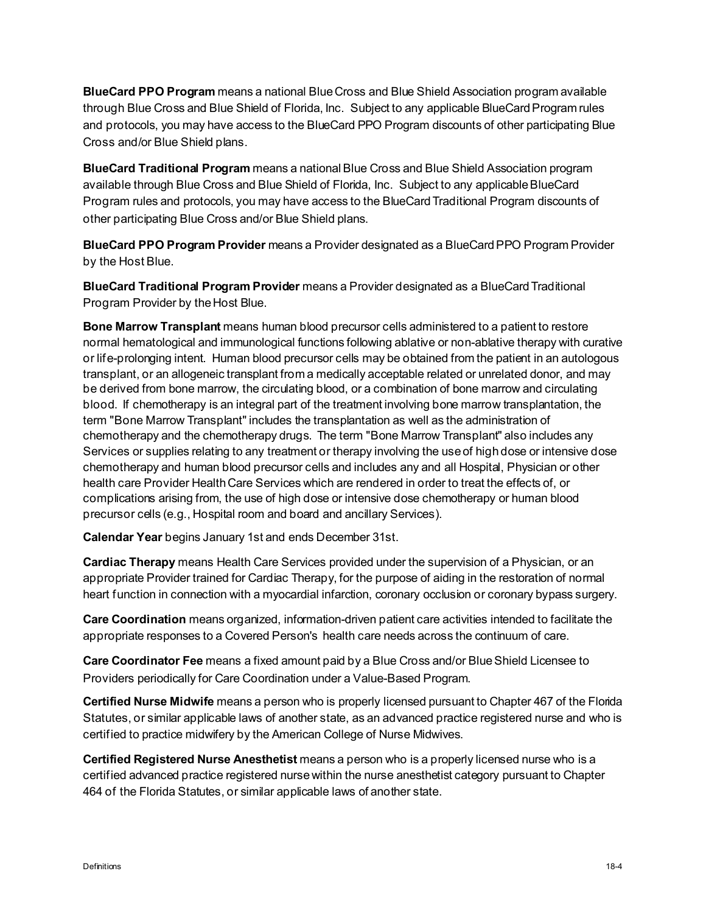**BlueCard PPO Program** means a national Blue Cross and Blue Shield Association program available through Blue Cross and Blue Shield of Florida, Inc. Subject to any applicable BlueCard Program rules and protocols, you may have access to the BlueCard PPO Program discounts of other participating Blue Cross and/or Blue Shield plans.

**BlueCard Traditional Program** means a national Blue Cross and Blue Shield Association program available through Blue Cross and Blue Shield of Florida, Inc. Subject to any applicable BlueCard Program rules and protocols, you may have access to the BlueCard Traditional Program discounts of other participating Blue Cross and/or Blue Shield plans.

**BlueCard PPO Program Provider** means a Provider designated as a BlueCard PPO Program Provider by the Host Blue.

**BlueCard Traditional Program Provider** means a Provider designated as a BlueCard Traditional Program Provider by the Host Blue.

**Bone Marrow Transplant** means human blood precursor cells administered to a patient to restore normal hematological and immunological functions following ablative or non-ablative therapy with curative or life-prolonging intent. Human blood precursor cells may be obtained from the patient in an autologous transplant, or an allogeneic transplant from a medically acceptable related or unrelated donor, and may be derived from bone marrow, the circulating blood, or a combination of bone marrow and circulating blood. If chemotherapy is an integral part of the treatment involving bone marrow transplantation, the term "Bone Marrow Transplant" includes the transplantation as well as the administration of chemotherapy and the chemotherapy drugs. The term "Bone Marrow Transplant" also includes any Services or supplies relating to any treatment or therapy involving the use of high dose or intensive dose chemotherapy and human blood precursor cells and includes any and all Hospital, Physician or other health care Provider Health Care Services which are rendered in order to treat the effects of, or complications arising from, the use of high dose or intensive dose chemotherapy or human blood precursor cells (e.g., Hospital room and board and ancillary Services).

**Calendar Year** begins January 1st and ends December 31st.

**Cardiac Therapy** means Health Care Services provided under the supervision of a Physician, or an appropriate Provider trained for Cardiac Therapy, for the purpose of aiding in the restoration of normal heart function in connection with a myocardial infarction, coronary occlusion or coronary bypass surgery.

**Care Coordination** means organized, information-driven patient care activities intended to facilitate the appropriate responses to a Covered Person's health care needs across the continuum of care.

**Care Coordinator Fee** means a fixed amount paid by a Blue Cross and/or Blue Shield Licensee to Providers periodically for Care Coordination under a Value-Based Program.

**Certified Nurse Midwife** means a person who is properly licensed pursuant to Chapter 467 of the Florida Statutes, or similar applicable laws of another state, as an advanced practice registered nurse and who is certified to practice midwifery by the American College of Nurse Midwives.

**Certified Registered Nurse Anesthetist** means a person who is a properly licensed nurse who is a certified advanced practice registered nurse within the nurse anesthetist category pursuant to Chapter 464 of the Florida Statutes, or similar applicable laws of another state.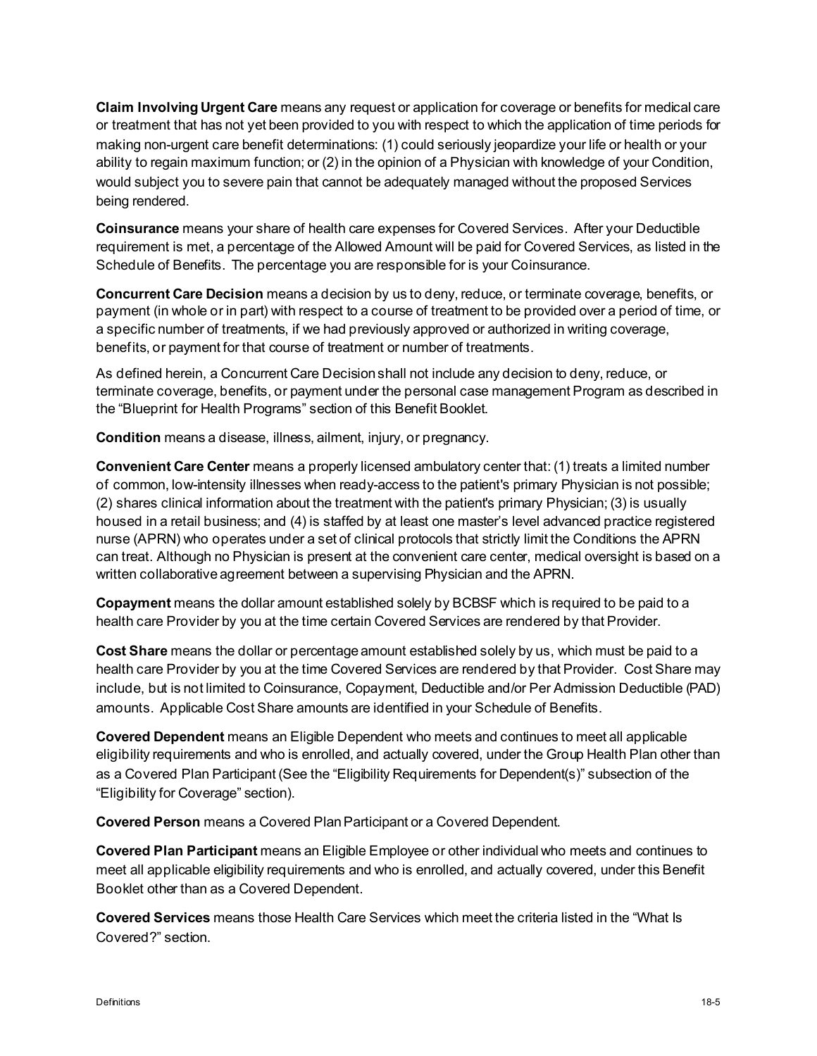**Claim Involving Urgent Care** means any request or application for coverage or benefits for medical care or treatment that has not yet been provided to you with respect to which the application of time periods for making non-urgent care benefit determinations: (1) could seriously jeopardize your life or health or your ability to regain maximum function; or (2) in the opinion of a Physician with knowledge of your Condition, would subject you to severe pain that cannot be adequately managed without the proposed Services being rendered.

**Coinsurance** means your share of health care expenses for Covered Services. After your Deductible requirement is met, a percentage of the Allowed Amount will be paid for Covered Services, as listed in the Schedule of Benefits. The percentage you are responsible for is your Coinsurance.

**Concurrent Care Decision** means a decision by us to deny, reduce, or terminate coverage, benefits, or payment (in whole or in part) with respect to a course of treatment to be provided over a period of time, or a specific number of treatments, if we had previously approved or authorized in writing coverage, benefits, or payment for that course of treatment or number of treatments.

As defined herein, a Concurrent Care Decision shall not include any decision to deny, reduce, or terminate coverage, benefits, or payment under the personal case management Program as described in the "Blueprint for Health Programs" section of this Benefit Booklet.

**Condition** means a disease, illness, ailment, injury, or pregnancy.

**Convenient Care Center** means a properly licensed ambulatory center that: (1) treats a limited number of common, low-intensity illnesses when ready-access to the patient's primary Physician is not possible; (2) shares clinical information about the treatment with the patient's primary Physician; (3) is usually housed in a retail business; and (4) is staffed by at least one master's level advanced practice registered nurse (APRN) who operates under a set of clinical protocols that strictly limit the Conditions the APRN can treat. Although no Physician is present at the convenient care center, medical oversight is based on a written collaborative agreement between a supervising Physician and the APRN.

**Copayment** means the dollar amount established solely by BCBSF which is required to be paid to a health care Provider by you at the time certain Covered Services are rendered by that Provider.

**Cost Share** means the dollar or percentage amount established solely by us, which must be paid to a health care Provider by you at the time Covered Services are rendered by that Provider. Cost Share may include, but is not limited to Coinsurance, Copayment, Deductible and/or Per Admission Deductible (PAD) amounts. Applicable Cost Share amounts are identified in your Schedule of Benefits.

**Covered Dependent** means an Eligible Dependent who meets and continues to meet all applicable eligibility requirements and who is enrolled, and actually covered, under the Group Health Plan other than as a Covered Plan Participant (See the "Eligibility Requirements for Dependent(s)" subsection of the "Eligibility for Coverage" section).

**Covered Person** means a Covered Plan Participant or a Covered Dependent.

**Covered Plan Participant** means an Eligible Employee or other individual who meets and continues to meet all applicable eligibility requirements and who is enrolled, and actually covered, under this Benefit Booklet other than as a Covered Dependent.

**Covered Services** means those Health Care Services which meet the criteria listed in the "What Is Covered?" section.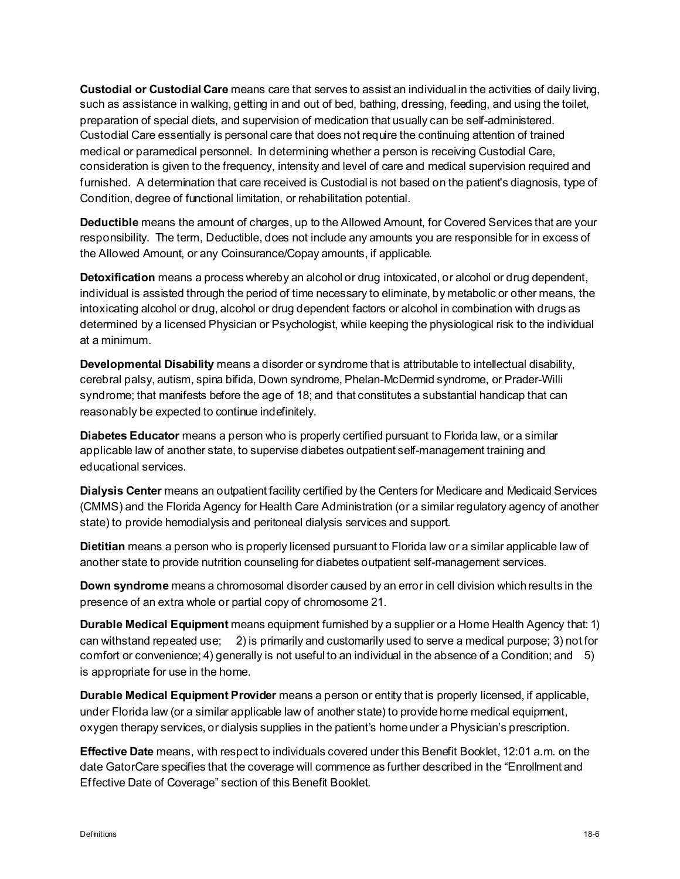**Custodial or Custodial Care** means care that serves to assist an individual in the activities of daily living, such as assistance in walking, getting in and out of bed, bathing, dressing, feeding, and using the toilet, preparation of special diets, and supervision of medication that usually can be self-administered. Custodial Care essentially is personal care that does not require the continuing attention of trained medical or paramedical personnel. In determining whether a person is receiving Custodial Care, consideration is given to the frequency, intensity and level of care and medical supervision required and furnished. A determination that care received is Custodial is not based on the patient's diagnosis, type of Condition, degree of functional limitation, or rehabilitation potential.

**Deductible** means the amount of charges, up to the Allowed Amount, for Covered Services that are your responsibility. The term, Deductible, does not include any amounts you are responsible for in excess of the Allowed Amount, or any Coinsurance/Copay amounts, if applicable.

**Detoxification** means a process whereby an alcohol or drug intoxicated, or alcohol or drug dependent, individual is assisted through the period of time necessary to eliminate, by metabolic or other means, the intoxicating alcohol or drug, alcohol or drug dependent factors or alcohol in combination with drugs as determined by a licensed Physician or Psychologist, while keeping the physiological risk to the individual at a minimum.

**Developmental Disability** means a disorder or syndrome that is attributable to intellectual disability, cerebral palsy, autism, spina bifida, Down syndrome, Phelan-McDermid syndrome, or Prader-Willi syndrome; that manifests before the age of 18; and that constitutes a substantial handicap that can reasonably be expected to continue indefinitely.

**Diabetes Educator** means a person who is properly certified pursuant to Florida law, or a similar applicable law of another state, to supervise diabetes outpatient self-management training and educational services.

**Dialysis Center** means an outpatient facility certified by the Centers for Medicare and Medicaid Services (CMMS) and the Florida Agency for Health Care Administration (or a similar regulatory agency of another state) to provide hemodialysis and peritoneal dialysis services and support.

**Dietitian** means a person who is properly licensed pursuant to Florida law or a similar applicable law of another state to provide nutrition counseling for diabetes outpatient self-management services.

**Down syndrome** means a chromosomal disorder caused by an error in cell division which results in the presence of an extra whole or partial copy of chromosome 21.

**Durable Medical Equipment** means equipment furnished by a supplier or a Home Health Agency that: 1) can withstand repeated use; 2) is primarily and customarily used to serve a medical purpose; 3) not for comfort or convenience; 4) generally is not useful to an individual in the absence of a Condition; and 5) is appropriate for use in the home.

**Durable Medical Equipment Provider** means a person or entity that is properly licensed, if applicable, under Florida law (or a similar applicable law of another state) to provide home medical equipment, oxygen therapy services, or dialysis supplies in the patient's home under a Physician's prescription.

**Effective Date** means, with respect to individuals covered under this Benefit Booklet, 12:01 a.m. on the date GatorCare specifies that the coverage will commence as further described in the "Enrollment and Effective Date of Coverage" section of this Benefit Booklet.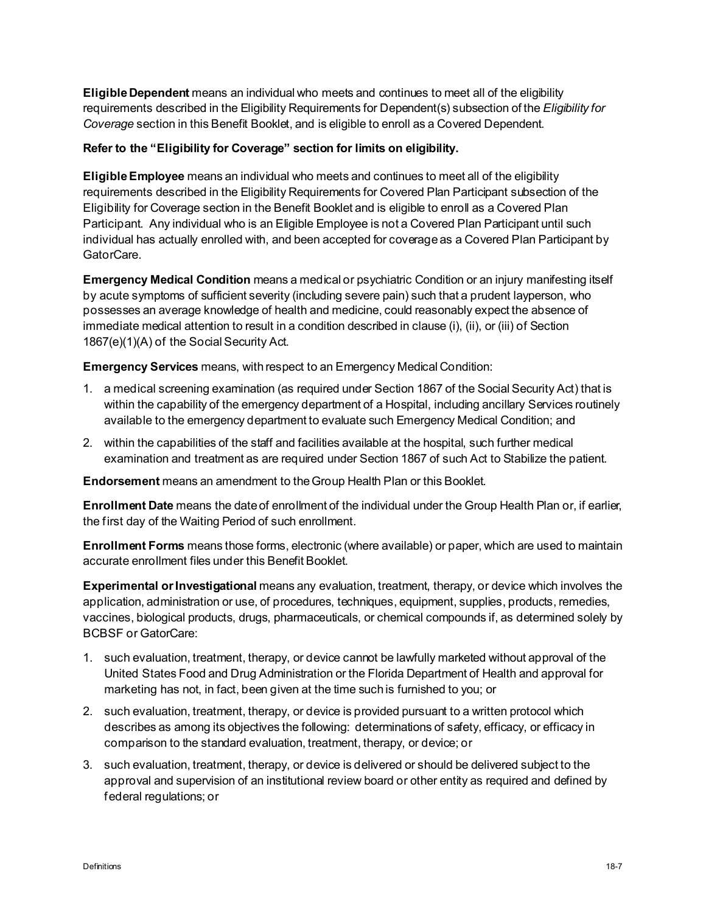**Eligible Dependent** means an individual who meets and continues to meet all of the eligibility requirements described in the Eligibility Requirements for Dependent(s) subsection of the *Eligibility for Coverage* section in this Benefit Booklet, and is eligible to enroll as a Covered Dependent.

**Refer to the "Eligibility for Coverage" section for limits on eligibility.**

**Eligible Employee** means an individual who meets and continues to meet all of the eligibility requirements described in the Eligibility Requirements for Covered Plan Participant subsection of the Eligibility for Coverage section in the Benefit Booklet and is eligible to enroll as a Covered Plan Participant. Any individual who is an Eligible Employee is not a Covered Plan Participant until such individual has actually enrolled with, and been accepted for coverage as a Covered Plan Participant by GatorCare.

**Emergency Medical Condition** means a medical or psychiatric Condition or an injury manifesting itself by acute symptoms of sufficient severity (including severe pain) such that a prudent layperson, who possesses an average knowledge of health and medicine, could reasonably expect the absence of immediate medical attention to result in a condition described in clause (i), (ii), or (iii) of Section 1867(e)(1)(A) of the Social Security Act.

**Emergency Services** means, with respect to an Emergency Medical Condition:

1. a medical screening examination (as required under Section 1867 of the Social Security Act) that is within the capability of the emergency department of a Hospital, including ancillary Services routinely available to the emergency department to evaluate such Emergency Medical Condition; and
2. within the capabilities of the staff and facilities available at the hospital, such further medical examination and treatment as are required under Section 1867 of such Act to Stabilize the patient.

**Endorsement** means an amendment to the Group Health Plan or this Booklet.

**Enrollment Date** means the date of enrollment of the individual under the Group Health Plan or, if earlier, the first day of the Waiting Period of such enrollment.

**Enrollment Forms** means those forms, electronic (where available) or paper, which are used to maintain accurate enrollment files under this Benefit Booklet.

**Experimental or Investigational** means any evaluation, treatment, therapy, or device which involves the application, administration or use, of procedures, techniques, equipment, supplies, products, remedies, vaccines, biological products, drugs, pharmaceuticals, or chemical compounds if, as determined solely by BCBSF or GatorCare:

1. such evaluation, treatment, therapy, or device cannot be lawfully marketed without approval of the United States Food and Drug Administration or the Florida Department of Health and approval for marketing has not, in fact, been given at the time such is furnished to you; or
2. such evaluation, treatment, therapy, or device is provided pursuant to a written protocol which describes as among its objectives the following: determinations of safety, efficacy, or efficacy in comparison to the standard evaluation, treatment, therapy, or device; or
3. such evaluation, treatment, therapy, or device is delivered or should be delivered subject to the approval and supervision of an institutional review board or other entity as required and defined by federal regulations; or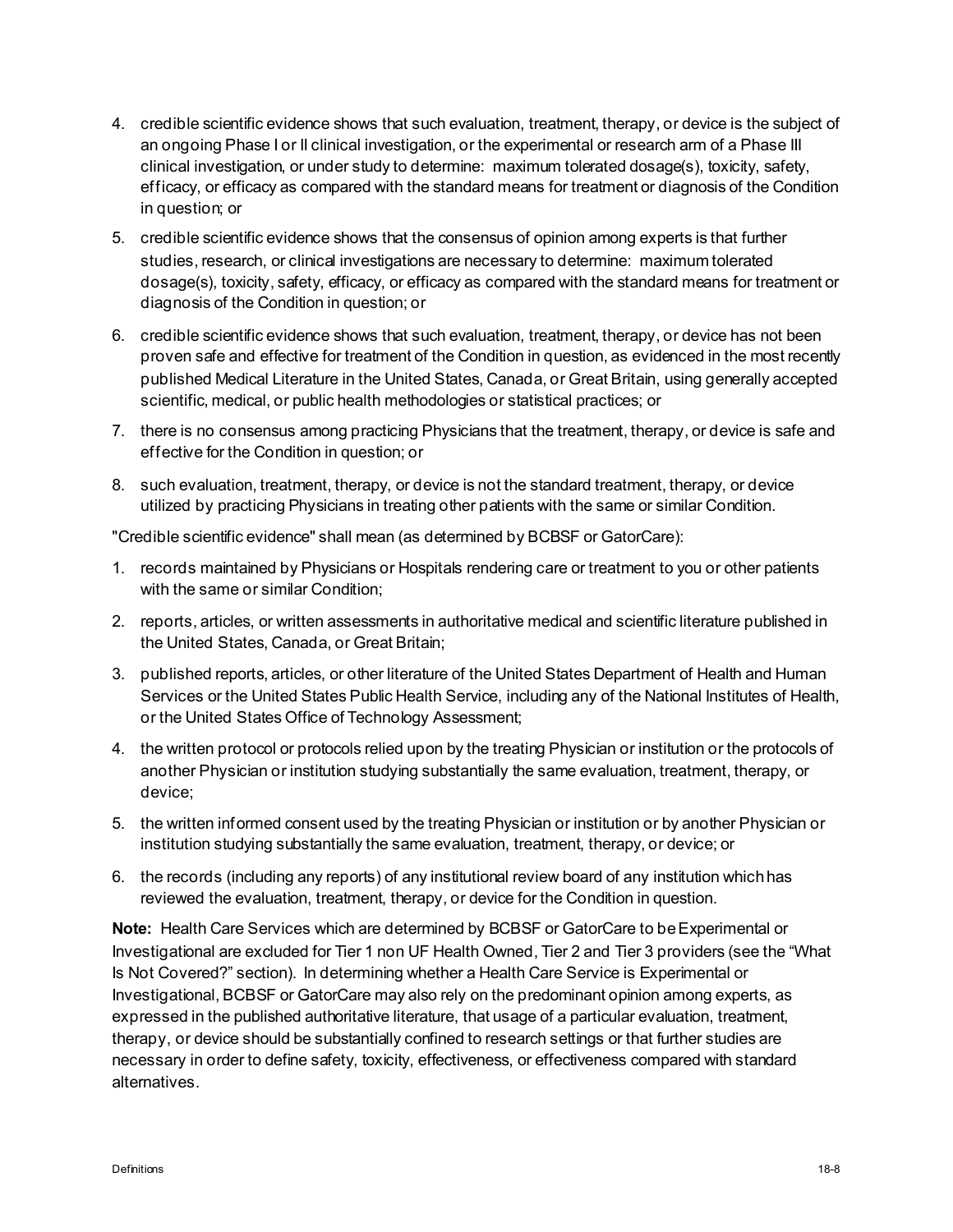4. credible scientific evidence shows that such evaluation, treatment, therapy, or device is the subject of an ongoing Phase I or II clinical investigation, or the experimental or research arm of a Phase III clinical investigation, or under study to determine: maximum tolerated dosage(s), toxicity, safety, efficacy, or efficacy as compared with the standard means for treatment or diagnosis of the Condition in question; or
5. credible scientific evidence shows that the consensus of opinion among experts is that further studies, research, or clinical investigations are necessary to determine: maximum tolerated dosage(s), toxicity, safety, efficacy, or efficacy as compared with the standard means for treatment or diagnosis of the Condition in question; or
6. credible scientific evidence shows that such evaluation, treatment, therapy, or device has not been proven safe and effective for treatment of the Condition in question, as evidenced in the most recently published Medical Literature in the United States, Canada, or Great Britain, using generally accepted scientific, medical, or public health methodologies or statistical practices; or
7. there is no consensus among practicing Physicians that the treatment, therapy, or device is safe and effective for the Condition in question; or
8. such evaluation, treatment, therapy, or device is not the standard treatment, therapy, or device utilized by practicing Physicians in treating other patients with the same or similar Condition.

"Credible scientific evidence" shall mean (as determined by BCBSF or GatorCare):

1. records maintained by Physicians or Hospitals rendering care or treatment to you or other patients with the same or similar Condition;
2. reports, articles, or written assessments in authoritative medical and scientific literature published in the United States, Canada, or Great Britain;
3. published reports, articles, or other literature of the United States Department of Health and Human Services or the United States Public Health Service, including any of the National Institutes of Health, or the United States Office of Technology Assessment;
4. the written protocol or protocols relied upon by the treating Physician or institution or the protocols of another Physician or institution studying substantially the same evaluation, treatment, therapy, or device;
5. the written informed consent used by the treating Physician or institution or by another Physician or institution studying substantially the same evaluation, treatment, therapy, or device; or
6. the records (including any reports) of any institutional review board of any institution which has reviewed the evaluation, treatment, therapy, or device for the Condition in question.

**Note:** Health Care Services which are determined by BCBSF or GatorCare to be Experimental or Investigational are excluded for Tier 1 non UF Health Owned, Tier 2 and Tier 3 providers (see the "What Is Not Covered?" section). In determining whether a Health Care Service is Experimental or Investigational, BCBSF or GatorCare may also rely on the predominant opinion among experts, as expressed in the published authoritative literature, that usage of a particular evaluation, treatment, therapy, or device should be substantially confined to research settings or that further studies are necessary in order to define safety, toxicity, effectiveness, or effectiveness compared with standard alternatives.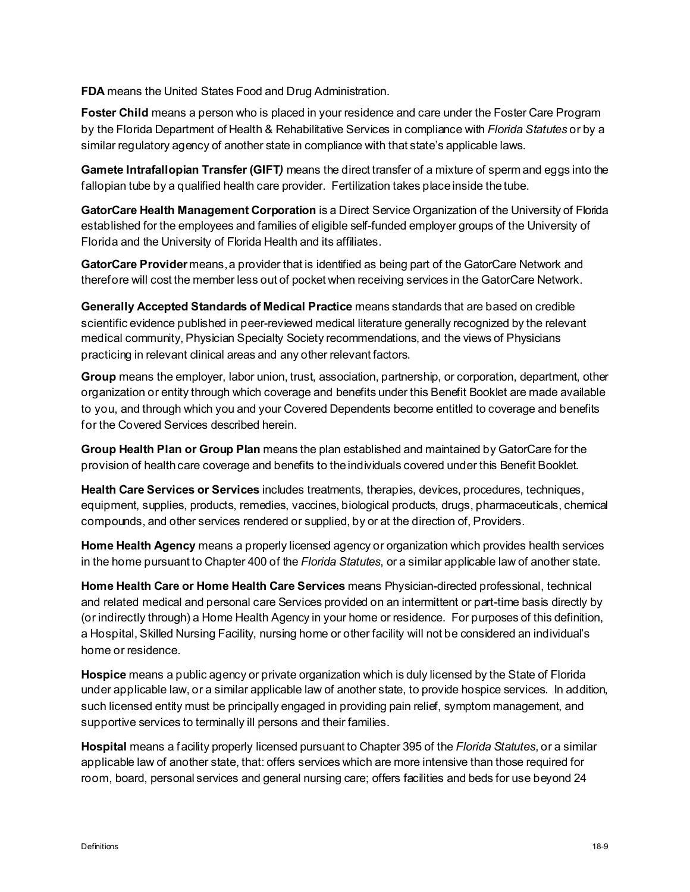**FDA** means the United States Food and Drug Administration.

**Foster Child** means a person who is placed in your residence and care under the Foster Care Program by the Florida Department of Health & Rehabilitative Services in compliance with *Florida Statutes* or by a similar regulatory agency of another state in compliance with that state's applicable laws.

**Gamete Intrafallopian Transfer (GIFT*)*** means the direct transfer of a mixture of sperm and eggs into the fallopian tube by a qualified health care provider. Fertilization takes place inside the tube.

**GatorCare Health Management Corporation** is a Direct Service Organization of the University of Florida established for the employees and families of eligible self-funded employer groups of the University of Florida and the University of Florida Health and its affiliates.

**GatorCare Provider** means, a provider that is identified as being part of the GatorCare Network and therefore will cost the member less out of pocket when receiving services in the GatorCare Network.

**Generally Accepted Standards of Medical Practice** means standards that are based on credible scientific evidence published in peer-reviewed medical literature generally recognized by the relevant medical community, Physician Specialty Society recommendations, and the views of Physicians practicing in relevant clinical areas and any other relevant factors.

**Group** means the employer, labor union, trust, association, partnership, or corporation, department, other organization or entity through which coverage and benefits under this Benefit Booklet are made available to you, and through which you and your Covered Dependents become entitled to coverage and benefits for the Covered Services described herein.

**Group Health Plan or Group Plan** means the plan established and maintained by GatorCare for the provision of health care coverage and benefits to the individuals covered under this Benefit Booklet.

**Health Care Services or Services** includes treatments, therapies, devices, procedures, techniques, equipment, supplies, products, remedies, vaccines, biological products, drugs, pharmaceuticals, chemical compounds, and other services rendered or supplied, by or at the direction of, Providers.

**Home Health Agency** means a properly licensed agency or organization which provides health services in the home pursuant to Chapter 400 of the *Florida Statutes*, or a similar applicable law of another state.

**Home Health Care or Home Health Care Services** means Physician-directed professional, technical and related medical and personal care Services provided on an intermittent or part-time basis directly by (or indirectly through) a Home Health Agency in your home or residence. For purposes of this definition, a Hospital, Skilled Nursing Facility, nursing home or other facility will not be considered an individual's home or residence.

**Hospice** means a public agency or private organization which is duly licensed by the State of Florida under applicable law, or a similar applicable law of another state, to provide hospice services. In addition, such licensed entity must be principally engaged in providing pain relief, symptom management, and supportive services to terminally ill persons and their families.

**Hospital** means a facility properly licensed pursuant to Chapter 395 of the *Florida Statutes*, or a similar applicable law of another state, that: offers services which are more intensive than those required for room, board, personal services and general nursing care; offers facilities and beds for use beyond 24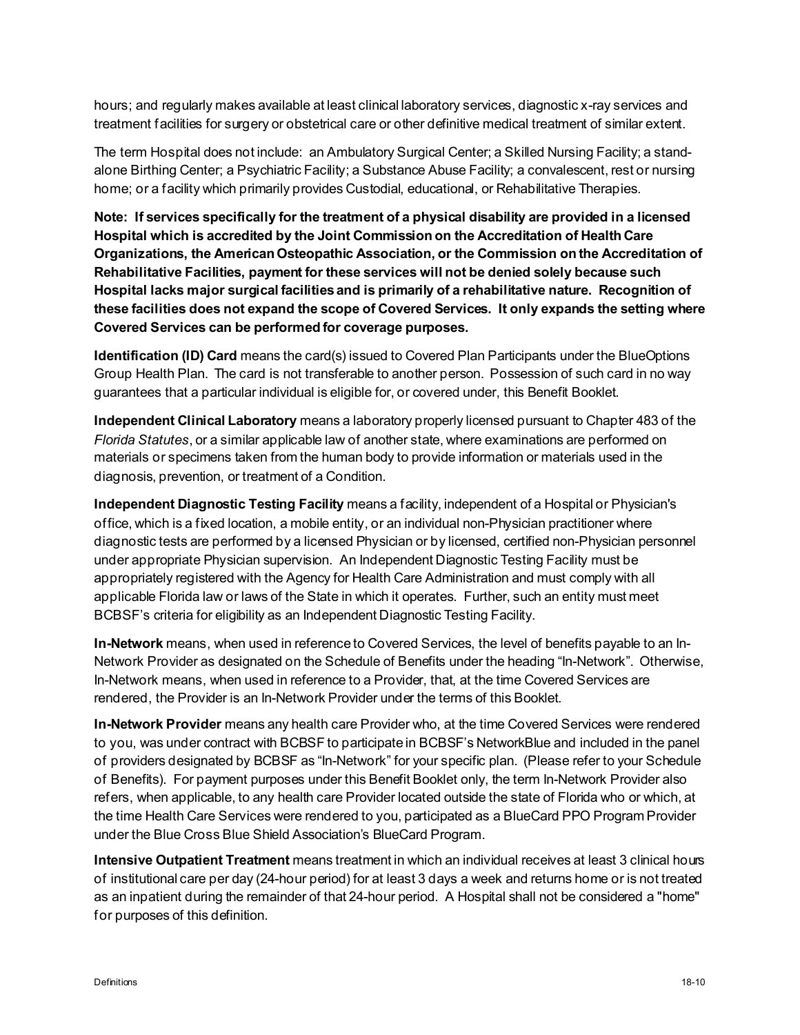hours; and regularly makes available at least clinical laboratory services, diagnostic x-ray services and treatment facilities for surgery or obstetrical care or other definitive medical treatment of similar extent.

The term Hospital does not include: an Ambulatory Surgical Center; a Skilled Nursing Facility; a stand-alone Birthing Center; a Psychiatric Facility; a Substance Abuse Facility; a convalescent, rest or nursing home; or a facility which primarily provides Custodial, educational, or Rehabilitative Therapies.

**Note: If services specifically for the treatment of a physical disability are provided in a licensed Hospital which is accredited by the Joint Commission on the Accreditation of Health Care Organizations, the American Osteopathic Association, or the Commission on the Accreditation of Rehabilitative Facilities, payment for these services will not be denied solely because such Hospital lacks major surgical facilities and is primarily of a rehabilitative nature. Recognition of these facilities does not expand the scope of Covered Services. It only expands the setting where Covered Services can be performed for coverage purposes.**

**Identification (ID) Card** means the card(s) issued to Covered Plan Participants under the BlueOptions Group Health Plan. The card is not transferable to another person. Possession of such card in no way guarantees that a particular individual is eligible for, or covered under, this Benefit Booklet.

**Independent Clinical Laboratory** means a laboratory properly licensed pursuant to Chapter 483 of the *Florida Statutes*, or a similar applicable law of another state, where examinations are performed on materials or specimens taken from the human body to provide information or materials used in the diagnosis, prevention, or treatment of a Condition.

**Independent Diagnostic Testing Facility** means a facility, independent of a Hospital or Physician's office, which is a fixed location, a mobile entity, or an individual non-Physician practitioner where diagnostic tests are performed by a licensed Physician or by licensed, certified non-Physician personnel under appropriate Physician supervision. An Independent Diagnostic Testing Facility must be appropriately registered with the Agency for Health Care Administration and must comply with all applicable Florida law or laws of the State in which it operates. Further, such an entity must meet BCBSF's criteria for eligibility as an Independent Diagnostic Testing Facility.

**In-Network** means, when used in reference to Covered Services, the level of benefits payable to an In-Network Provider as designated on the Schedule of Benefits under the heading "In-Network". Otherwise, In-Network means, when used in reference to a Provider, that, at the time Covered Services are rendered, the Provider is an In-Network Provider under the terms of this Booklet.

**In-Network Provider** means any health care Provider who, at the time Covered Services were rendered to you, was under contract with BCBSF to participate in BCBSF's NetworkBlue and included in the panel of providers designated by BCBSF as "In-Network" for your specific plan. (Please refer to your Schedule of Benefits). For payment purposes under this Benefit Booklet only, the term In-Network Provider also refers, when applicable, to any health care Provider located outside the state of Florida who or which, at the time Health Care Services were rendered to you, participated as a BlueCard PPO Program Provider under the Blue Cross Blue Shield Association's BlueCard Program.

**Intensive Outpatient Treatment** means treatment in which an individual receives at least 3 clinical hours of institutional care per day (24-hour period) for at least 3 days a week and returns home or is not treated as an inpatient during the remainder of that 24-hour period. A Hospital shall not be considered a "home" for purposes of this definition.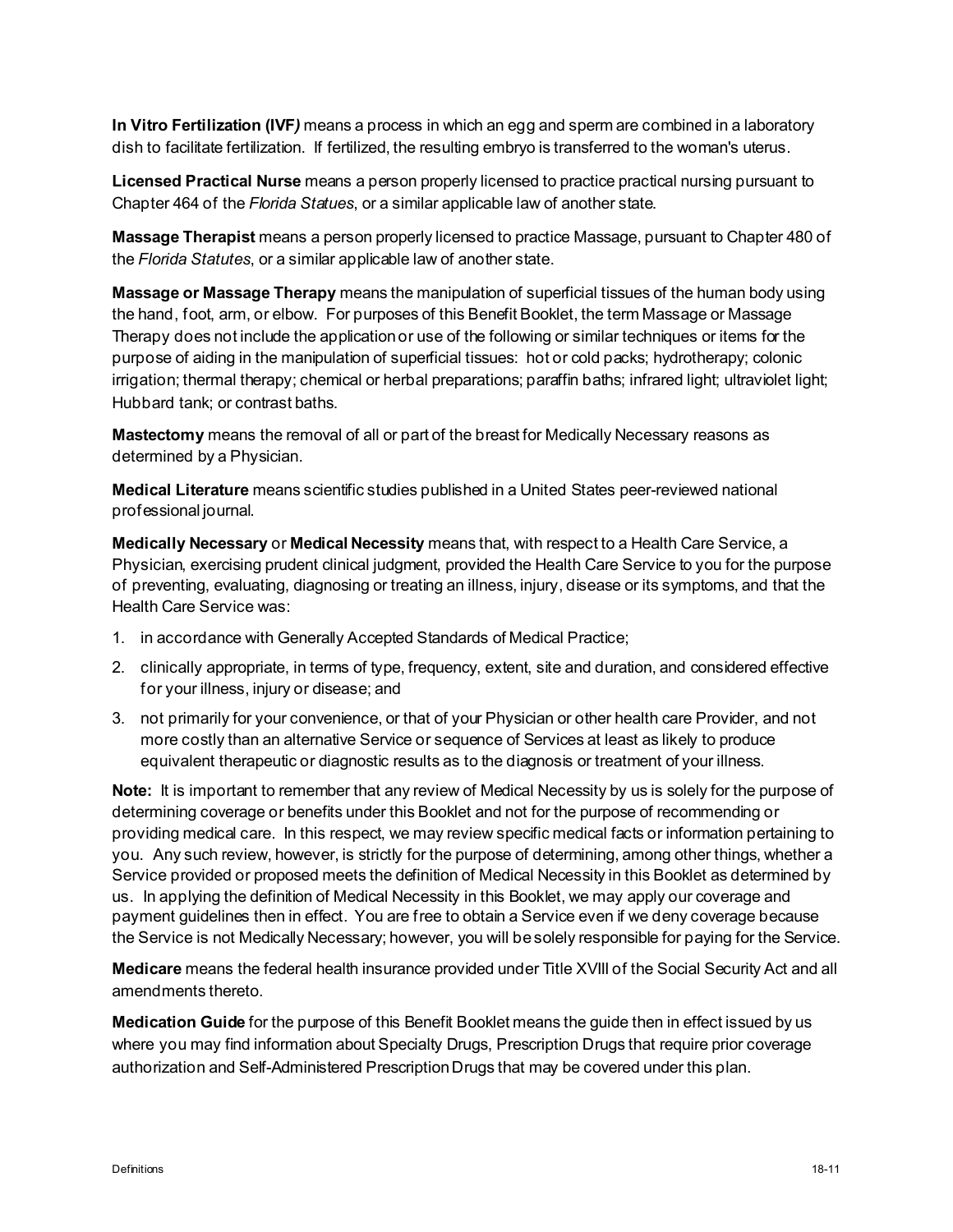**In Vitro Fertilization (IVF*)*** means a process in which an egg and sperm are combined in a laboratory dish to facilitate fertilization. If fertilized, the resulting embryo is transferred to the woman's uterus.

**Licensed Practical Nurse** means a person properly licensed to practice practical nursing pursuant to Chapter 464 of the *Florida Statues*, or a similar applicable law of another state.

**Massage Therapist** means a person properly licensed to practice Massage, pursuant to Chapter 480 of the *Florida Statutes*, or a similar applicable law of another state.

**Massage or Massage Therapy** means the manipulation of superficial tissues of the human body using the hand, foot, arm, or elbow. For purposes of this Benefit Booklet, the term Massage or Massage Therapy does not include the application or use of the following or similar techniques or items for the purpose of aiding in the manipulation of superficial tissues: hot or cold packs; hydrotherapy; colonic irrigation; thermal therapy; chemical or herbal preparations; paraffin baths; infrared light; ultraviolet light; Hubbard tank; or contrast baths.

**Mastectomy** means the removal of all or part of the breast for Medically Necessary reasons as determined by a Physician.

**Medical Literature** means scientific studies published in a United States peer-reviewed national professional journal.

**Medically Necessary** or **Medical Necessity** means that, with respect to a Health Care Service, a Physician, exercising prudent clinical judgment, provided the Health Care Service to you for the purpose of preventing, evaluating, diagnosing or treating an illness, injury, disease or its symptoms, and that the Health Care Service was:

1. in accordance with Generally Accepted Standards of Medical Practice;
2. clinically appropriate, in terms of type, frequency, extent, site and duration, and considered effective for your illness, injury or disease; and
3. not primarily for your convenience, or that of your Physician or other health care Provider, and not more costly than an alternative Service or sequence of Services at least as likely to produce equivalent therapeutic or diagnostic results as to the diagnosis or treatment of your illness.

**Note:** It is important to remember that any review of Medical Necessity by us is solely for the purpose of determining coverage or benefits under this Booklet and not for the purpose of recommending or providing medical care. In this respect, we may review specific medical facts or information pertaining to you. Any such review, however, is strictly for the purpose of determining, among other things, whether a Service provided or proposed meets the definition of Medical Necessity in this Booklet as determined by us. In applying the definition of Medical Necessity in this Booklet, we may apply our coverage and payment guidelines then in effect. You are free to obtain a Service even if we deny coverage because the Service is not Medically Necessary; however, you will be solely responsible for paying for the Service.

**Medicare** means the federal health insurance provided under Title XVIII of the Social Security Act and all amendments thereto.

**Medication Guide** for the purpose of this Benefit Booklet means the guide then in effect issued by us where you may find information about Specialty Drugs, Prescription Drugs that require prior coverage authorization and Self-Administered Prescription Drugs that may be covered under this plan.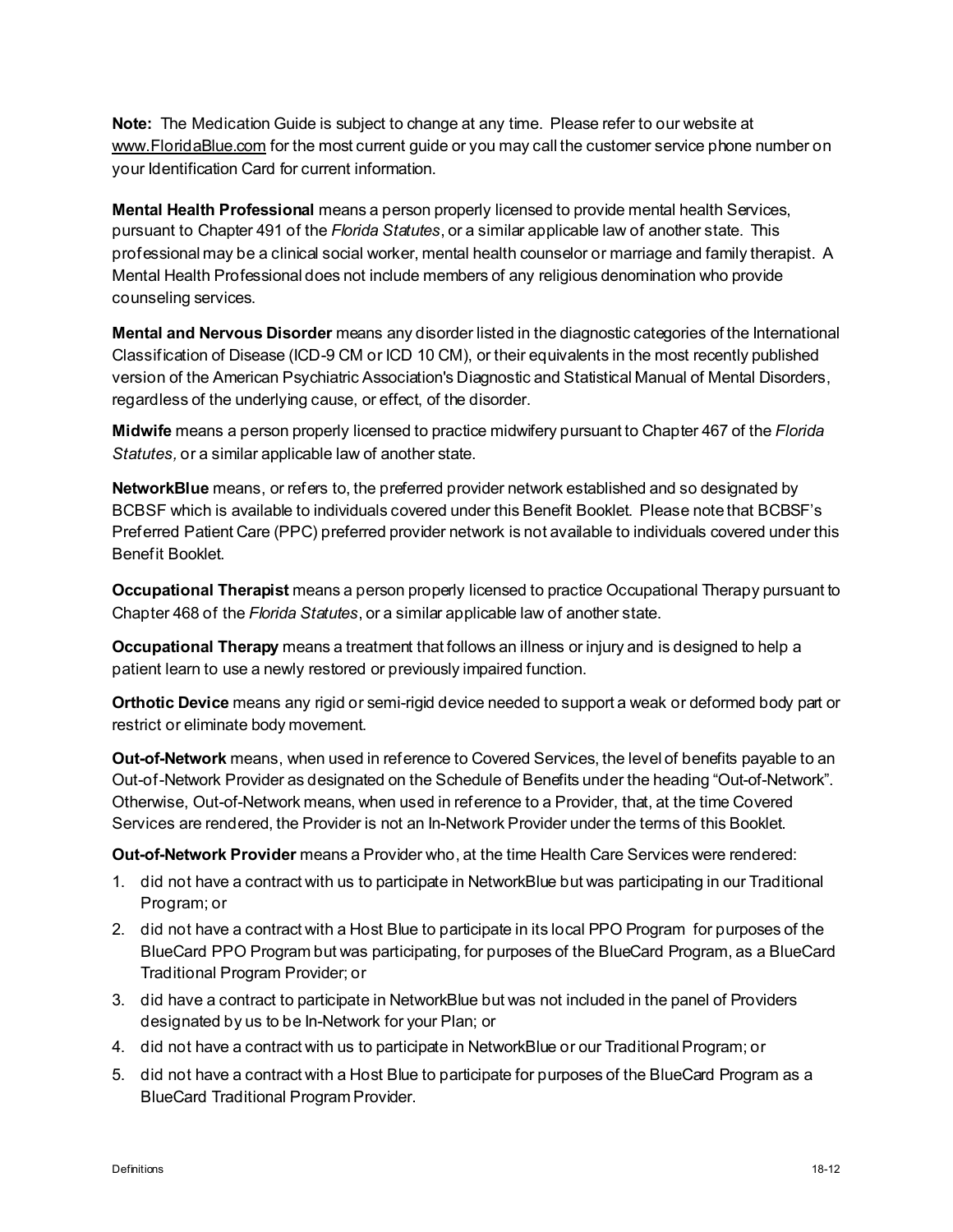**Note:** The Medication Guide is subject to change at any time. Please refer to our website at www.FloridaBlue.com for the most current guide or you may call the customer service phone number on your Identification Card for current information.

**Mental Health Professional** means a person properly licensed to provide mental health Services, pursuant to Chapter 491 of the *Florida Statutes*, or a similar applicable law of another state. This professional may be a clinical social worker, mental health counselor or marriage and family therapist. A Mental Health Professional does not include members of any religious denomination who provide counseling services.

**Mental and Nervous Disorder** means any disorder listed in the diagnostic categories of the International Classification of Disease (ICD-9 CM or ICD 10 CM), or their equivalents in the most recently published version of the American Psychiatric Association's Diagnostic and Statistical Manual of Mental Disorders, regardless of the underlying cause, or effect, of the disorder.

**Midwife** means a person properly licensed to practice midwifery pursuant to Chapter 467 of the *Florida Statutes,* or a similar applicable law of another state.

**NetworkBlue** means, or refers to, the preferred provider network established and so designated by BCBSF which is available to individuals covered under this Benefit Booklet. Please note that BCBSF's Preferred Patient Care (PPC) preferred provider network is not available to individuals covered under this Benefit Booklet.

**Occupational Therapist** means a person properly licensed to practice Occupational Therapy pursuant to Chapter 468 of the *Florida Statutes*, or a similar applicable law of another state.

**Occupational Therapy** means a treatment that follows an illness or injury and is designed to help a patient learn to use a newly restored or previously impaired function.

**Orthotic Device** means any rigid or semi-rigid device needed to support a weak or deformed body part or restrict or eliminate body movement.

**Out-of-Network** means, when used in reference to Covered Services, the level of benefits payable to an Out-of-Network Provider as designated on the Schedule of Benefits under the heading "Out-of-Network". Otherwise, Out-of-Network means, when used in reference to a Provider, that, at the time Covered Services are rendered, the Provider is not an In-Network Provider under the terms of this Booklet.

**Out-of-Network Provider** means a Provider who, at the time Health Care Services were rendered:

1. did not have a contract with us to participate in NetworkBlue but was participating in our Traditional Program; or
2. did not have a contract with a Host Blue to participate in its local PPO Program for purposes of the BlueCard PPO Program but was participating, for purposes of the BlueCard Program, as a BlueCard Traditional Program Provider; or
3. did have a contract to participate in NetworkBlue but was not included in the panel of Providers designated by us to be In-Network for your Plan; or
4. did not have a contract with us to participate in NetworkBlue or our Traditional Program; or
5. did not have a contract with a Host Blue to participate for purposes of the BlueCard Program as a BlueCard Traditional Program Provider.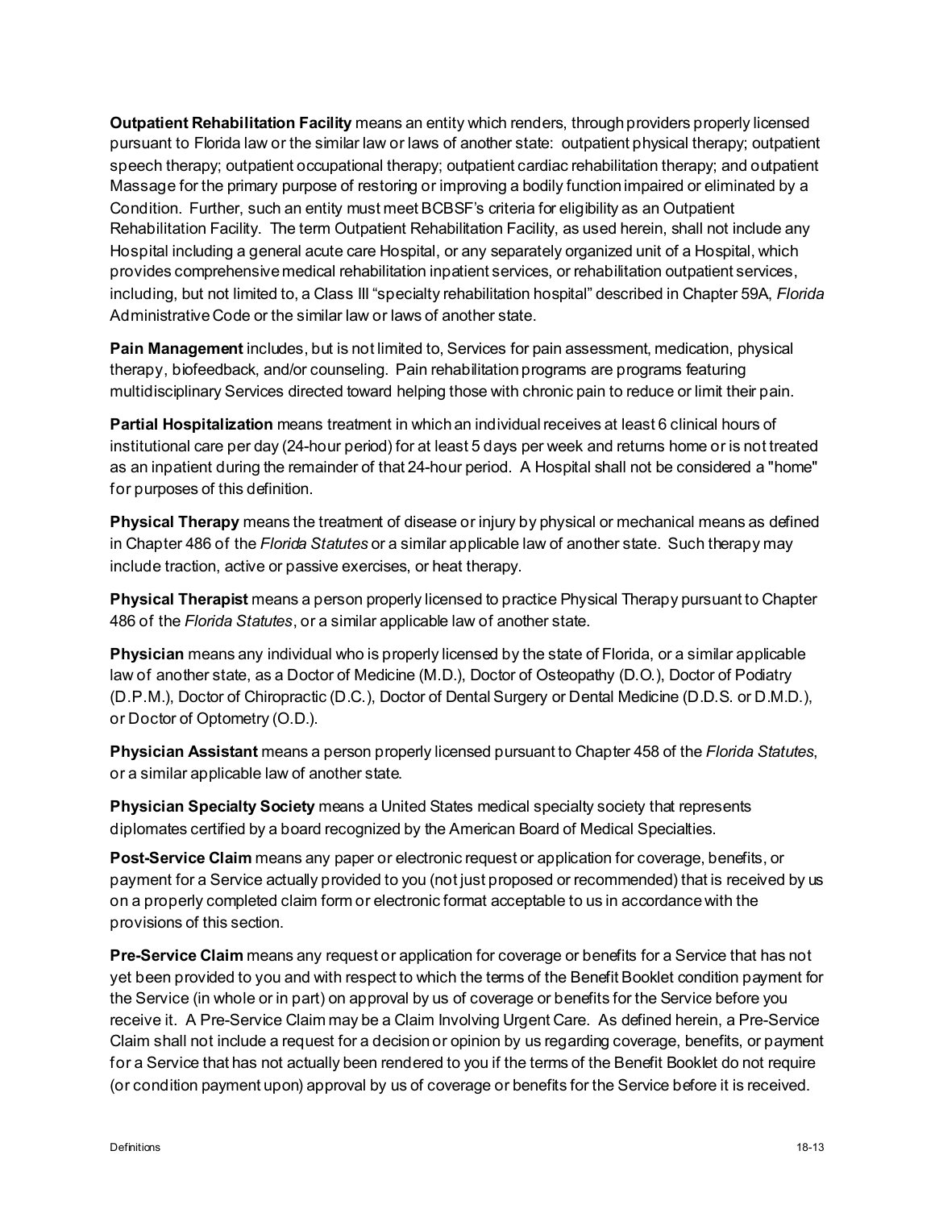**Outpatient Rehabilitation Facility** means an entity which renders, through providers properly licensed pursuant to Florida law or the similar law or laws of another state: outpatient physical therapy; outpatient speech therapy; outpatient occupational therapy; outpatient cardiac rehabilitation therapy; and outpatient Massage for the primary purpose of restoring or improving a bodily function impaired or eliminated by a Condition. Further, such an entity must meet BCBSF's criteria for eligibility as an Outpatient Rehabilitation Facility. The term Outpatient Rehabilitation Facility, as used herein, shall not include any Hospital including a general acute care Hospital, or any separately organized unit of a Hospital, which provides comprehensive medical rehabilitation inpatient services, or rehabilitation outpatient services, including, but not limited to, a Class III "specialty rehabilitation hospital" described in Chapter 59A, *Florida* Administrative Code or the similar law or laws of another state.

**Pain Management** includes, but is not limited to, Services for pain assessment, medication, physical therapy, biofeedback, and/or counseling. Pain rehabilitation programs are programs featuring multidisciplinary Services directed toward helping those with chronic pain to reduce or limit their pain.

**Partial Hospitalization** means treatment in which an individual receives at least 6 clinical hours of institutional care per day (24-hour period) for at least 5 days per week and returns home or is not treated as an inpatient during the remainder of that 24-hour period. A Hospital shall not be considered a "home" for purposes of this definition.

**Physical Therapy** means the treatment of disease or injury by physical or mechanical means as defined in Chapter 486 of the *Florida Statutes* or a similar applicable law of another state. Such therapy may include traction, active or passive exercises, or heat therapy.

**Physical Therapist** means a person properly licensed to practice Physical Therapy pursuant to Chapter 486 of the *Florida Statutes*, or a similar applicable law of another state.

**Physician** means any individual who is properly licensed by the state of Florida, or a similar applicable law of another state, as a Doctor of Medicine (M.D.), Doctor of Osteopathy (D.O.), Doctor of Podiatry (D.P.M.), Doctor of Chiropractic (D.C.), Doctor of Dental Surgery or Dental Medicine (D.D.S. or D.M.D.), or Doctor of Optometry (O.D.).

**Physician Assistant** means a person properly licensed pursuant to Chapter 458 of the *Florida Statutes*, or a similar applicable law of another state.

**Physician Specialty Society** means a United States medical specialty society that represents diplomates certified by a board recognized by the American Board of Medical Specialties.

**Post-Service Claim** means any paper or electronic request or application for coverage, benefits, or payment for a Service actually provided to you (not just proposed or recommended) that is received by us on a properly completed claim form or electronic format acceptable to us in accordance with the provisions of this section.

**Pre-Service Claim** means any request or application for coverage or benefits for a Service that has not yet been provided to you and with respect to which the terms of the Benefit Booklet condition payment for the Service (in whole or in part) on approval by us of coverage or benefits for the Service before you receive it. A Pre-Service Claim may be a Claim Involving Urgent Care. As defined herein, a Pre-Service Claim shall not include a request for a decision or opinion by us regarding coverage, benefits, or payment for a Service that has not actually been rendered to you if the terms of the Benefit Booklet do not require (or condition payment upon) approval by us of coverage or benefits for the Service before it is received.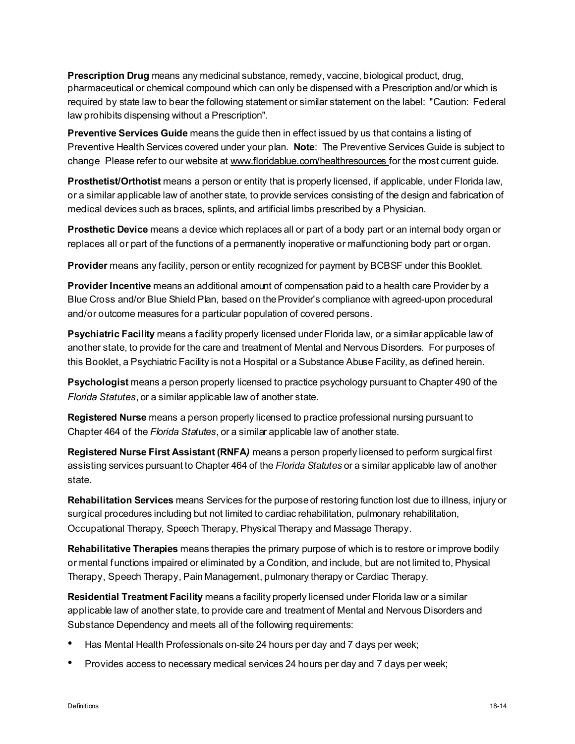**Prescription Drug** means any medicinal substance, remedy, vaccine, biological product, drug, pharmaceutical or chemical compound which can only be dispensed with a Prescription and/or which is required by state law to bear the following statement or similar statement on the label: "Caution: Federal law prohibits dispensing without a Prescription".

**Preventive Services Guide** means the guide then in effect issued by us that contains a listing of Preventive Health Services covered under your plan. **Note**: The Preventive Services Guide is subject to change Please refer to our website at www.floridablue.com/healthresources for the most current guide.

**Prosthetist/Orthotist** means a person or entity that is properly licensed, if applicable, under Florida law, or a similar applicable law of another state, to provide services consisting of the design and fabrication of medical devices such as braces, splints, and artificial limbs prescribed by a Physician.

**Prosthetic Device** means a device which replaces all or part of a body part or an internal body organ or replaces all or part of the functions of a permanently inoperative or malfunctioning body part or organ.

**Provider** means any facility, person or entity recognized for payment by BCBSF under this Booklet.

**Provider Incentive** means an additional amount of compensation paid to a health care Provider by a Blue Cross and/or Blue Shield Plan, based on the Provider's compliance with agreed-upon procedural and/or outcome measures for a particular population of covered persons.

**Psychiatric Facility** means a facility properly licensed under Florida law, or a similar applicable law of another state, to provide for the care and treatment of Mental and Nervous Disorders. For purposes of this Booklet, a Psychiatric Facility is not a Hospital or a Substance Abuse Facility, as defined herein.

**Psychologist** means a person properly licensed to practice psychology pursuant to Chapter 490 of the *Florida Statutes*, or a similar applicable law of another state.

**Registered Nurse** means a person properly licensed to practice professional nursing pursuant to Chapter 464 of the *Florida Statutes*, or a similar applicable law of another state.

**Registered Nurse First Assistant (RNFA*)*** means a person properly licensed to perform surgical first assisting services pursuant to Chapter 464 of the *Florida Statutes* or a similar applicable law of another state.

**Rehabilitation Services** means Services for the purpose of restoring function lost due to illness, injury or surgical procedures including but not limited to cardiac rehabilitation, pulmonary rehabilitation, Occupational Therapy, Speech Therapy, Physical Therapy and Massage Therapy.

**Rehabilitative Therapies** means therapies the primary purpose of which is to restore or improve bodily or mental functions impaired or eliminated by a Condition, and include, but are not limited to, Physical Therapy, Speech Therapy, Pain Management, pulmonary therapy or Cardiac Therapy.

**Residential Treatment Facility** means a facility properly licensed under Florida law or a similar applicable law of another state, to provide care and treatment of Mental and Nervous Disorders and Substance Dependency and meets all of the following requirements:

- Has Mental Health Professionals on-site 24 hours per day and 7 days per week;
- Provides access to necessary medical services 24 hours per day and 7 days per week;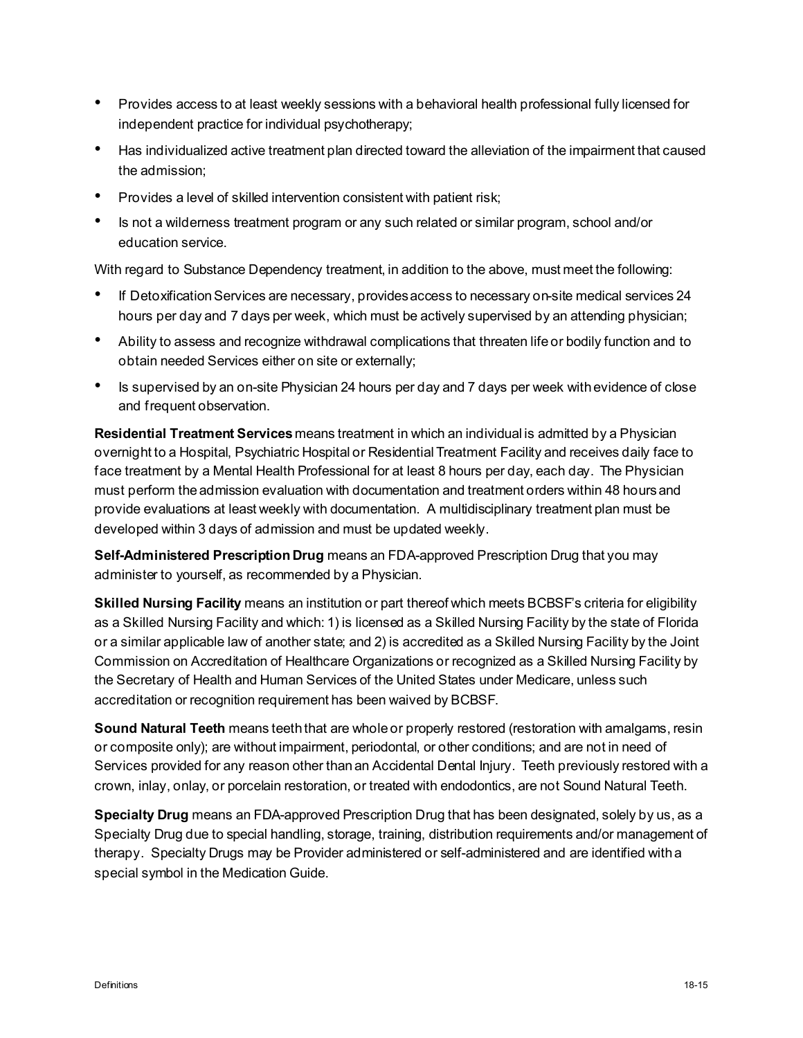- Provides access to at least weekly sessions with a behavioral health professional fully licensed for independent practice for individual psychotherapy;
- Has individualized active treatment plan directed toward the alleviation of the impairment that caused the admission;
- Provides a level of skilled intervention consistent with patient risk;
- Is not a wilderness treatment program or any such related or similar program, school and/or education service.

With regard to Substance Dependency treatment, in addition to the above, must meet the following:

- If Detoxification Services are necessary, provides access to necessary on-site medical services 24 hours per day and 7 days per week, which must be actively supervised by an attending physician;
- Ability to assess and recognize withdrawal complications that threaten life or bodily function and to obtain needed Services either on site or externally;
- Is supervised by an on-site Physician 24 hours per day and 7 days per week with evidence of close and frequent observation.

**Residential Treatment Services** means treatment in which an individual is admitted by a Physician overnight to a Hospital, Psychiatric Hospital or Residential Treatment Facility and receives daily face to face treatment by a Mental Health Professional for at least 8 hours per day, each day. The Physician must perform the admission evaluation with documentation and treatment orders within 48 hours and provide evaluations at least weekly with documentation. A multidisciplinary treatment plan must be developed within 3 days of admission and must be updated weekly.

**Self-Administered Prescription Drug** means an FDA-approved Prescription Drug that you may administer to yourself, as recommended by a Physician.

**Skilled Nursing Facility** means an institution or part thereof which meets BCBSF's criteria for eligibility as a Skilled Nursing Facility and which: 1) is licensed as a Skilled Nursing Facility by the state of Florida or a similar applicable law of another state; and 2) is accredited as a Skilled Nursing Facility by the Joint Commission on Accreditation of Healthcare Organizations or recognized as a Skilled Nursing Facility by the Secretary of Health and Human Services of the United States under Medicare, unless such accreditation or recognition requirement has been waived by BCBSF.

**Sound Natural Teeth** means teeth that are whole or properly restored (restoration with amalgams, resin or composite only); are without impairment, periodontal, or other conditions; and are not in need of Services provided for any reason other than an Accidental Dental Injury. Teeth previously restored with a crown, inlay, onlay, or porcelain restoration, or treated with endodontics, are not Sound Natural Teeth.

**Specialty Drug** means an FDA-approved Prescription Drug that has been designated, solely by us, as a Specialty Drug due to special handling, storage, training, distribution requirements and/or management of therapy. Specialty Drugs may be Provider administered or self-administered and are identified with a special symbol in the Medication Guide.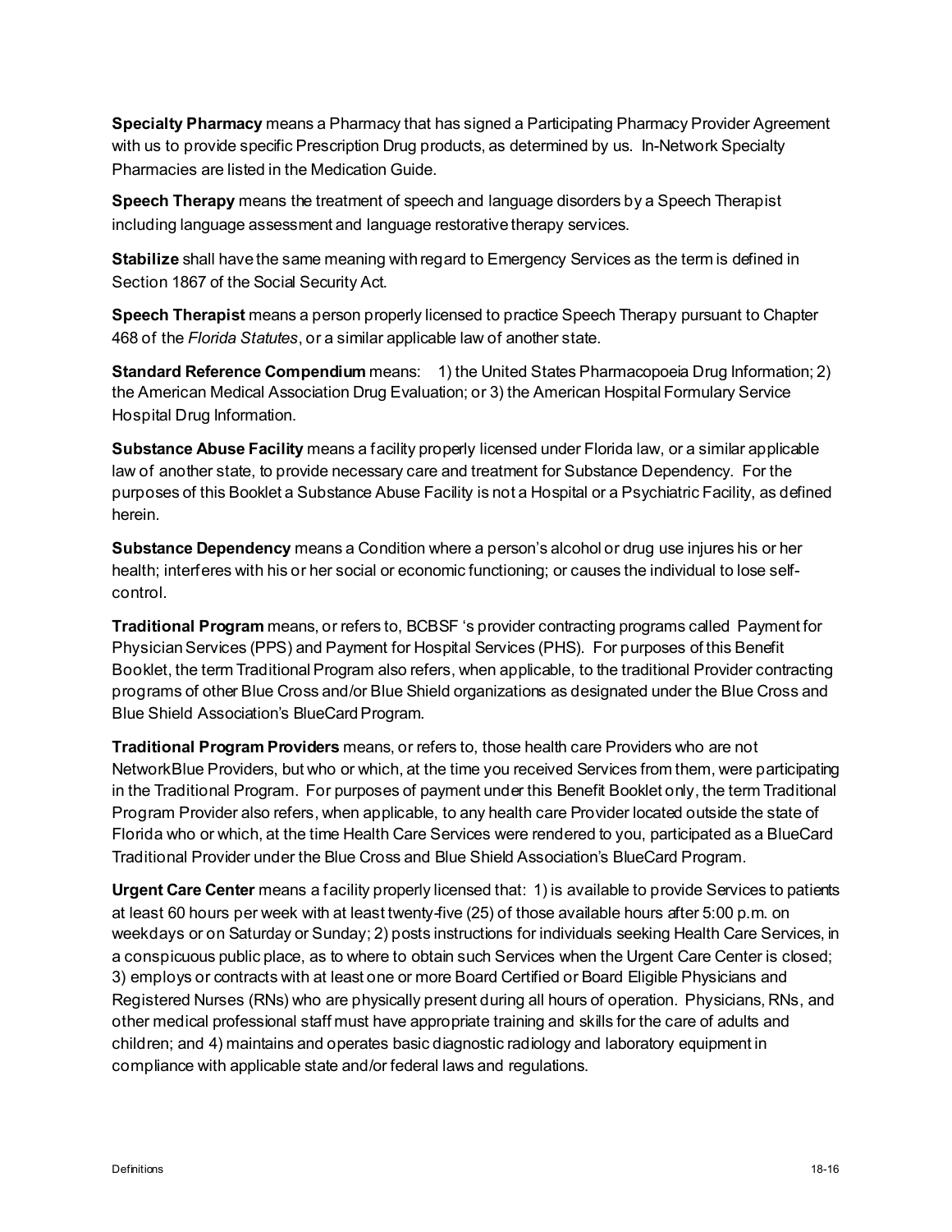**Specialty Pharmacy** means a Pharmacy that has signed a Participating Pharmacy Provider Agreement with us to provide specific Prescription Drug products, as determined by us. In-Network Specialty Pharmacies are listed in the Medication Guide.

**Speech Therapy** means the treatment of speech and language disorders by a Speech Therapist including language assessment and language restorative therapy services.

**Stabilize** shall have the same meaning with regard to Emergency Services as the term is defined in Section 1867 of the Social Security Act.

**Speech Therapist** means a person properly licensed to practice Speech Therapy pursuant to Chapter 468 of the *Florida Statutes*, or a similar applicable law of another state.

**Standard Reference Compendium** means: 1) the United States Pharmacopoeia Drug Information; 2) the American Medical Association Drug Evaluation; or 3) the American Hospital Formulary Service Hospital Drug Information.

**Substance Abuse Facility** means a facility properly licensed under Florida law, or a similar applicable law of another state, to provide necessary care and treatment for Substance Dependency. For the purposes of this Booklet a Substance Abuse Facility is not a Hospital or a Psychiatric Facility, as defined herein.

**Substance Dependency** means a Condition where a person's alcohol or drug use injures his or her health; interferes with his or her social or economic functioning; or causes the individual to lose self-control.

**Traditional Program** means, or refers to, BCBSF 's provider contracting programs called Payment for Physician Services (PPS) and Payment for Hospital Services (PHS). For purposes of this Benefit Booklet, the term Traditional Program also refers, when applicable, to the traditional Provider contracting programs of other Blue Cross and/or Blue Shield organizations as designated under the Blue Cross and Blue Shield Association's BlueCard Program.

**Traditional Program Providers** means, or refers to, those health care Providers who are not NetworkBlue Providers, but who or which, at the time you received Services from them, were participating in the Traditional Program. For purposes of payment under this Benefit Booklet only, the term Traditional Program Provider also refers, when applicable, to any health care Provider located outside the state of Florida who or which, at the time Health Care Services were rendered to you, participated as a BlueCard Traditional Provider under the Blue Cross and Blue Shield Association's BlueCard Program.

**Urgent Care Center** means a facility properly licensed that: 1) is available to provide Services to patients at least 60 hours per week with at least twenty-five (25) of those available hours after 5:00 p.m. on weekdays or on Saturday or Sunday; 2) posts instructions for individuals seeking Health Care Services, in a conspicuous public place, as to where to obtain such Services when the Urgent Care Center is closed; 3) employs or contracts with at least one or more Board Certified or Board Eligible Physicians and Registered Nurses (RNs) who are physically present during all hours of operation. Physicians, RNs, and other medical professional staff must have appropriate training and skills for the care of adults and children; and 4) maintains and operates basic diagnostic radiology and laboratory equipment in compliance with applicable state and/or federal laws and regulations.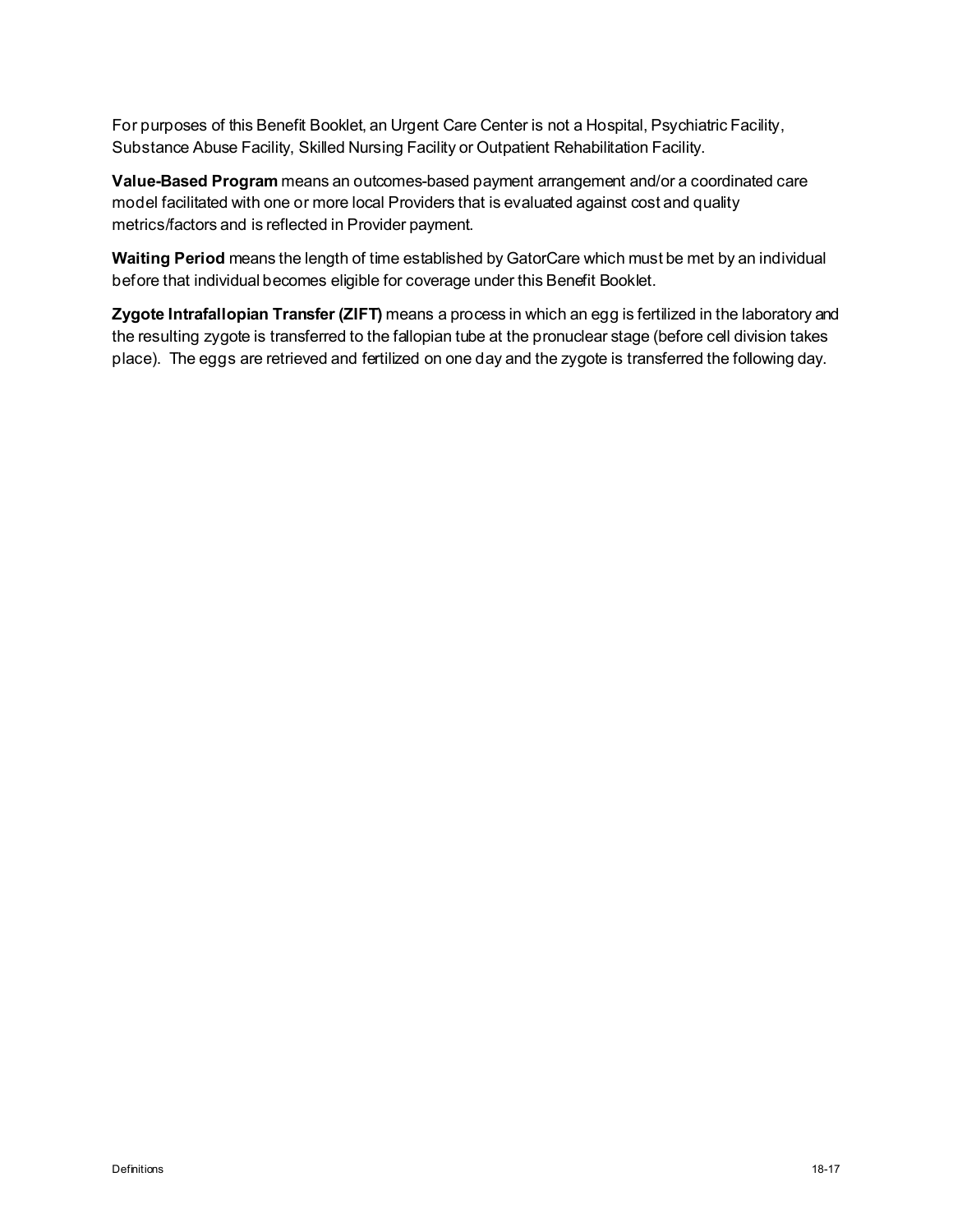For purposes of this Benefit Booklet, an Urgent Care Center is not a Hospital, Psychiatric Facility, Substance Abuse Facility, Skilled Nursing Facility or Outpatient Rehabilitation Facility.

**Value-Based Program** means an outcomes-based payment arrangement and/or a coordinated care model facilitated with one or more local Providers that is evaluated against cost and quality metrics/factors and is reflected in Provider payment.

**Waiting Period** means the length of time established by GatorCare which must be met by an individual before that individual becomes eligible for coverage under this Benefit Booklet.

**Zygote Intrafallopian Transfer (ZIFT)** means a process in which an egg is fertilized in the laboratory and the resulting zygote is transferred to the fallopian tube at the pronuclear stage (before cell division takes place). The eggs are retrieved and fertilized on one day and the zygote is transferred the following day.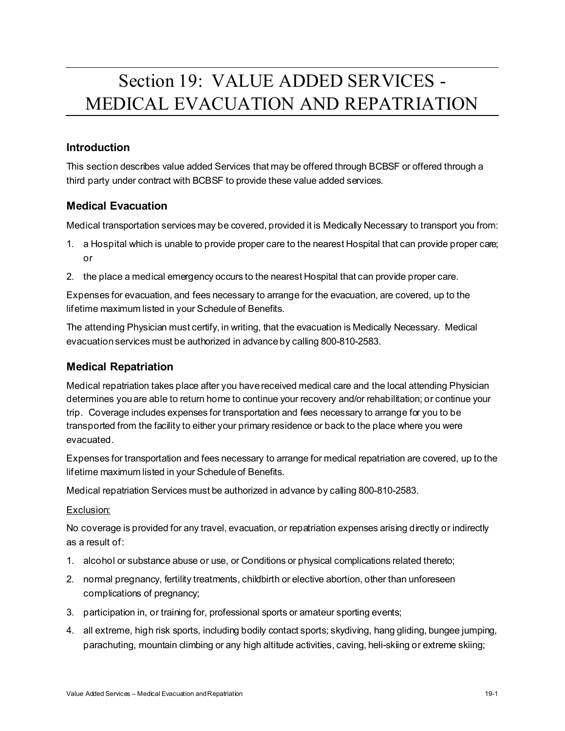# Section 19: VALUE ADDED SERVICES - MEDICAL EVACUATION AND REPATRIATION

## Introduction

This section describes value added Services that may be offered through BCBSF or offered through a third party under contract with BCBSF to provide these value added services.

## Medical Evacuation

Medical transportation services may be covered, provided it is Medically Necessary to transport you from:

1. a Hospital which is unable to provide proper care to the nearest Hospital that can provide proper care; or
2. the place a medical emergency occurs to the nearest Hospital that can provide proper care.

Expenses for evacuation, and fees necessary to arrange for the evacuation, are covered, up to the lifetime maximum listed in your Schedule of Benefits.

The attending Physician must certify, in writing, that the evacuation is Medically Necessary. Medical evacuation services must be authorized in advance by calling 800-810-2583.

## Medical Repatriation

Medical repatriation takes place after you have received medical care and the local attending Physician determines you are able to return home to continue your recovery and/or rehabilitation; or continue your trip. Coverage includes expenses for transportation and fees necessary to arrange for you to be transported from the facility to either your primary residence or back to the place where you were evacuated.

Expenses for transportation and fees necessary to arrange for medical repatriation are covered, up to the lifetime maximum listed in your Schedule of Benefits.

Medical repatriation Services must be authorized in advance by calling 800-810-2583.

<u>Exclusion:</u>

No coverage is provided for any travel, evacuation, or repatriation expenses arising directly or indirectly as a result of:

1. alcohol or substance abuse or use, or Conditions or physical complications related thereto;
2. normal pregnancy, fertility treatments, childbirth or elective abortion, other than unforeseen complications of pregnancy;
3. participation in, or training for, professional sports or amateur sporting events;
4. all extreme, high risk sports, including bodily contact sports; skydiving, hang gliding, bungee jumping, parachuting, mountain climbing or any high altitude activities, caving, heli-skiing or extreme skiing;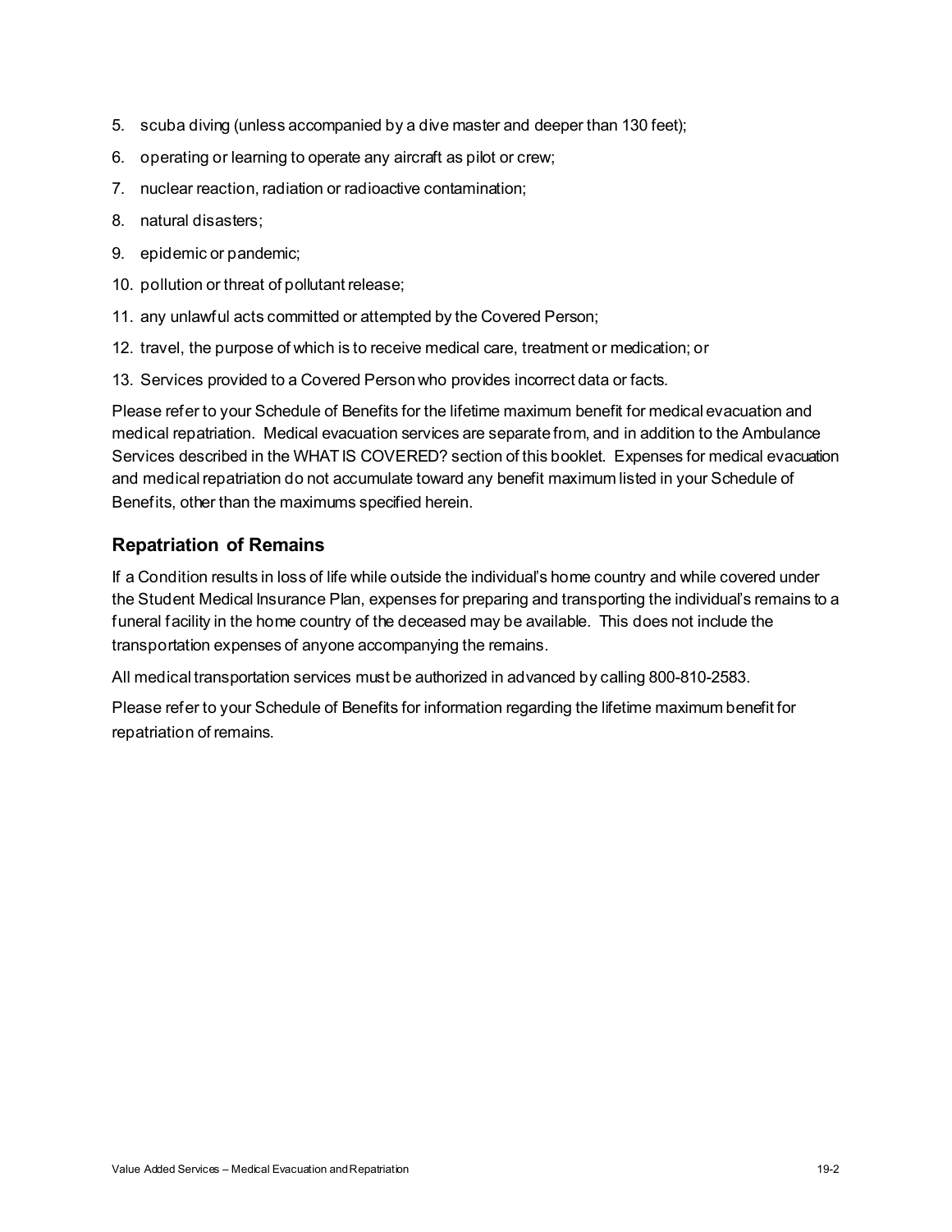5. scuba diving (unless accompanied by a dive master and deeper than 130 feet);
6. operating or learning to operate any aircraft as pilot or crew;
7. nuclear reaction, radiation or radioactive contamination;
8. natural disasters;
9. epidemic or pandemic;
10. pollution or threat of pollutant release;
11. any unlawful acts committed or attempted by the Covered Person;
12. travel, the purpose of which is to receive medical care, treatment or medication; or
13. Services provided to a Covered Person who provides incorrect data or facts.

Please refer to your Schedule of Benefits for the lifetime maximum benefit for medical evacuation and medical repatriation. Medical evacuation services are separate from, and in addition to the Ambulance Services described in the WHAT IS COVERED? section of this booklet. Expenses for medical evacuation and medical repatriation do not accumulate toward any benefit maximum listed in your Schedule of Benefits, other than the maximums specified herein.

## Repatriation of Remains

If a Condition results in loss of life while outside the individual's home country and while covered under the Student Medical Insurance Plan, expenses for preparing and transporting the individual's remains to a funeral facility in the home country of the deceased may be available. This does not include the transportation expenses of anyone accompanying the remains.

All medical transportation services must be authorized in advanced by calling 800-810-2583.

Please refer to your Schedule of Benefits for information regarding the lifetime maximum benefit for repatriation of remains.